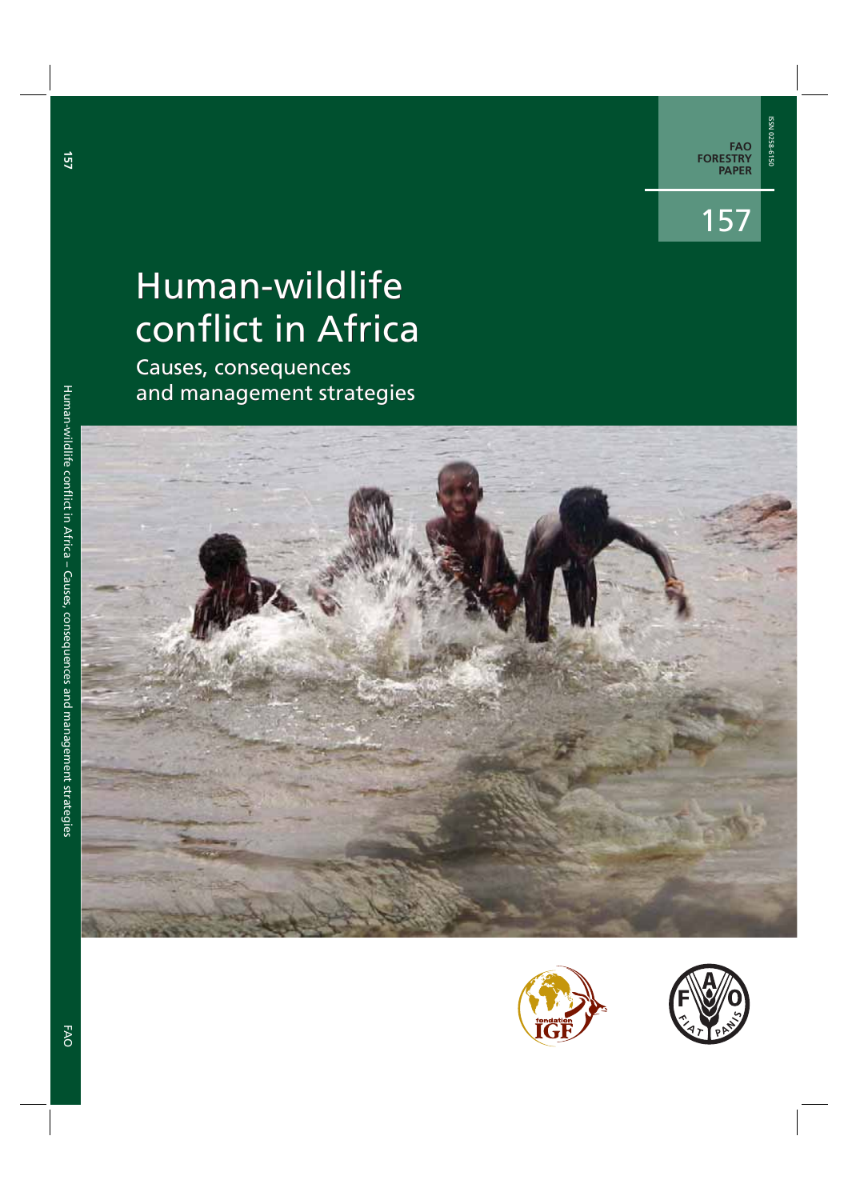FAO FORESTRY PAPER

157

# Human-wildlife conflict in Africa

## Causes, consequences and management strategies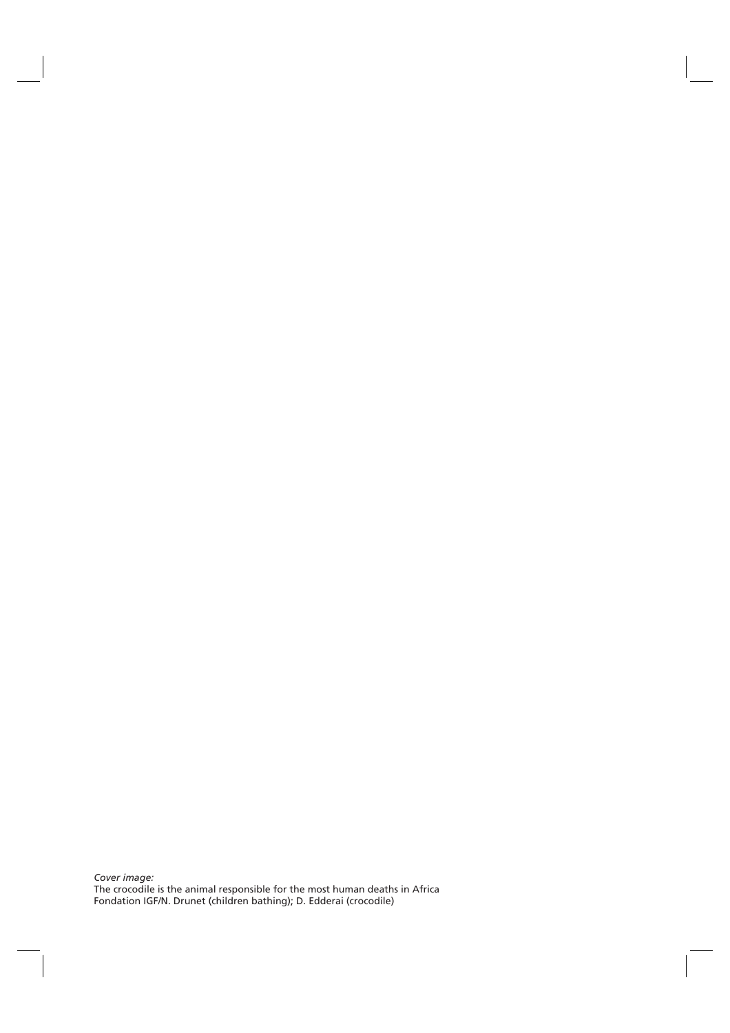*Cover image:*
The crocodile is the animal responsible for the most human deaths in Africa
Fondation IGF/N. Drunet (children bathing); D. Edderai (crocodile)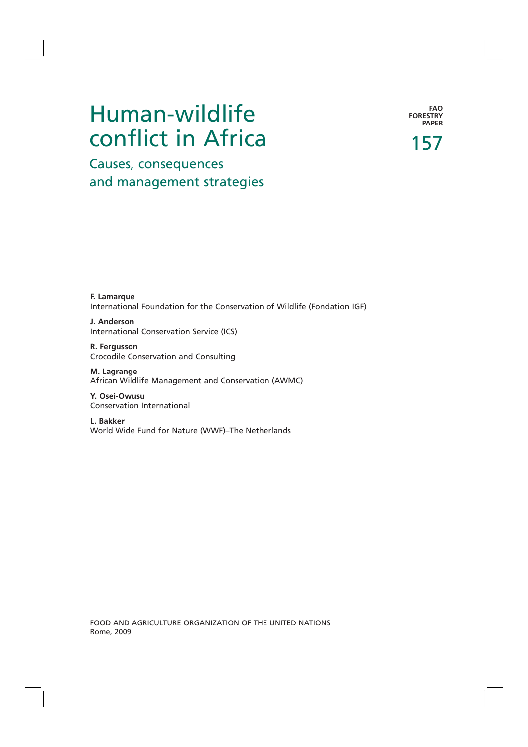# Human-wildlife conflict in Africa

## Causes, consequences and management strategies

FAO FORESTRY PAPER

157

**F. Lamarque**
International Foundation for the Conservation of Wildlife (Fondation IGF)

**J. Anderson**
International Conservation Service (ICS)

**R. Fergusson**
Crocodile Conservation and Consulting

**M. Lagrange**
African Wildlife Management and Conservation (AWMC)

**Y. Osei-Owusu**
Conservation International

**L. Bakker**
World Wide Fund for Nature (WWF)–The Netherlands

FOOD AND AGRICULTURE ORGANIZATION OF THE UNITED NATIONS
Rome, 2009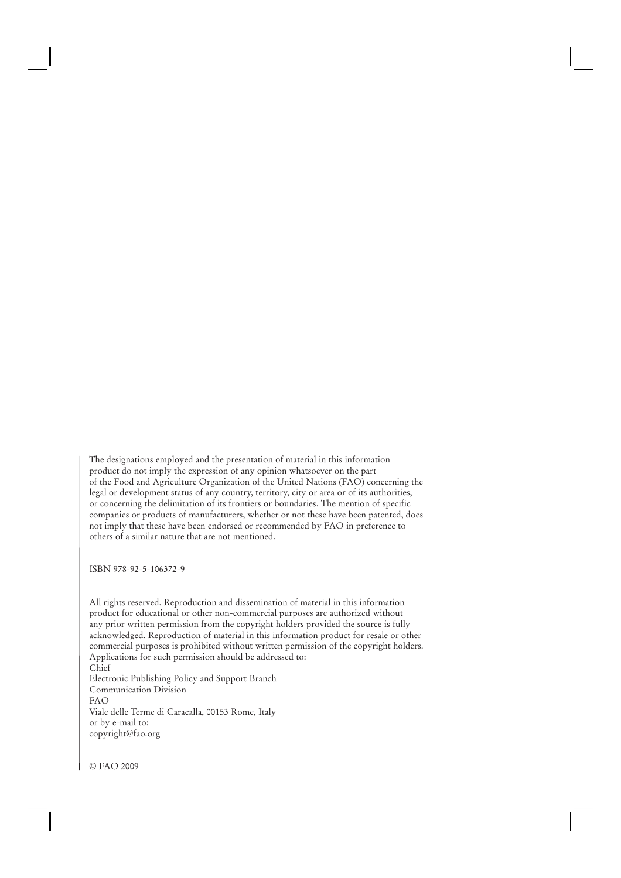The designations employed and the presentation of material in this information product do not imply the expression of any opinion whatsoever on the part of the Food and Agriculture Organization of the United Nations (FAO) concerning the legal or development status of any country, territory, city or area or of its authorities, or concerning the delimitation of its frontiers or boundaries. The mention of specific companies or products of manufacturers, whether or not these have been patented, does not imply that these have been endorsed or recommended by FAO in preference to others of a similar nature that are not mentioned.

ISBN 978-92-5-106372-9

All rights reserved. Reproduction and dissemination of material in this information product for educational or other non-commercial purposes are authorized without any prior written permission from the copyright holders provided the source is fully acknowledged. Reproduction of material in this information product for resale or other commercial purposes is prohibited without written permission of the copyright holders. Applications for such permission should be addressed to:
Chief
Electronic Publishing Policy and Support Branch
Communication Division
FAO
Viale delle Terme di Caracalla, 00153 Rome, Italy
or by e-mail to:
copyright@fao.org

© FAO 2009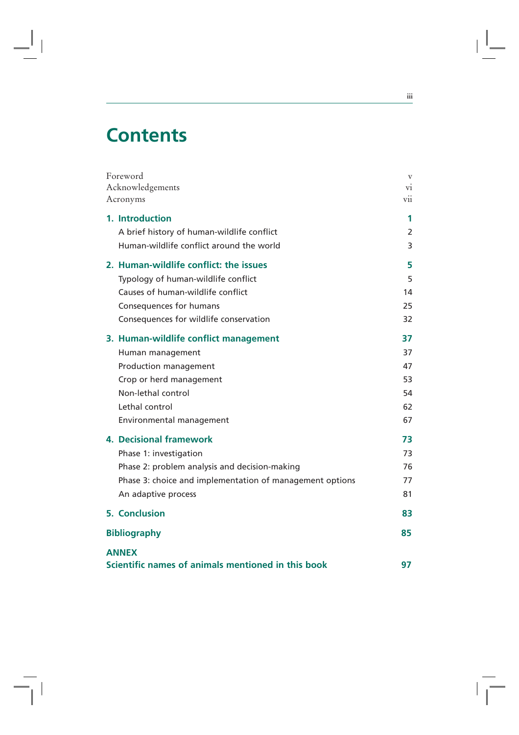# Contents

| | |
|---|---|
| Foreword | v |
| Acknowledgements | vi |
| Acronyms | vii |
| **1. Introduction** | **1** |
| A brief history of human-wildlife conflict | 2 |
| Human-wildlife conflict around the world | 3 |
| **2. Human-wildlife conflict: the issues** | **5** |
| Typology of human-wildlife conflict | 5 |
| Causes of human-wildlife conflict | 14 |
| Consequences for humans | 25 |
| Consequences for wildlife conservation | 32 |
| **3. Human-wildlife conflict management** | **37** |
| Human management | 37 |
| Production management | 47 |
| Crop or herd management | 53 |
| Non-lethal control | 54 |
| Lethal control | 62 |
| Environmental management | 67 |
| **4. Decisional framework** | **73** |
| Phase 1: investigation | 73 |
| Phase 2: problem analysis and decision-making | 76 |
| Phase 3: choice and implementation of management options | 77 |
| An adaptive process | 81 |
| **5. Conclusion** | **83** |
| **Bibliography** | **85** |
| **ANNEX** <br> **Scientific names of animals mentioned in this book** | **97** |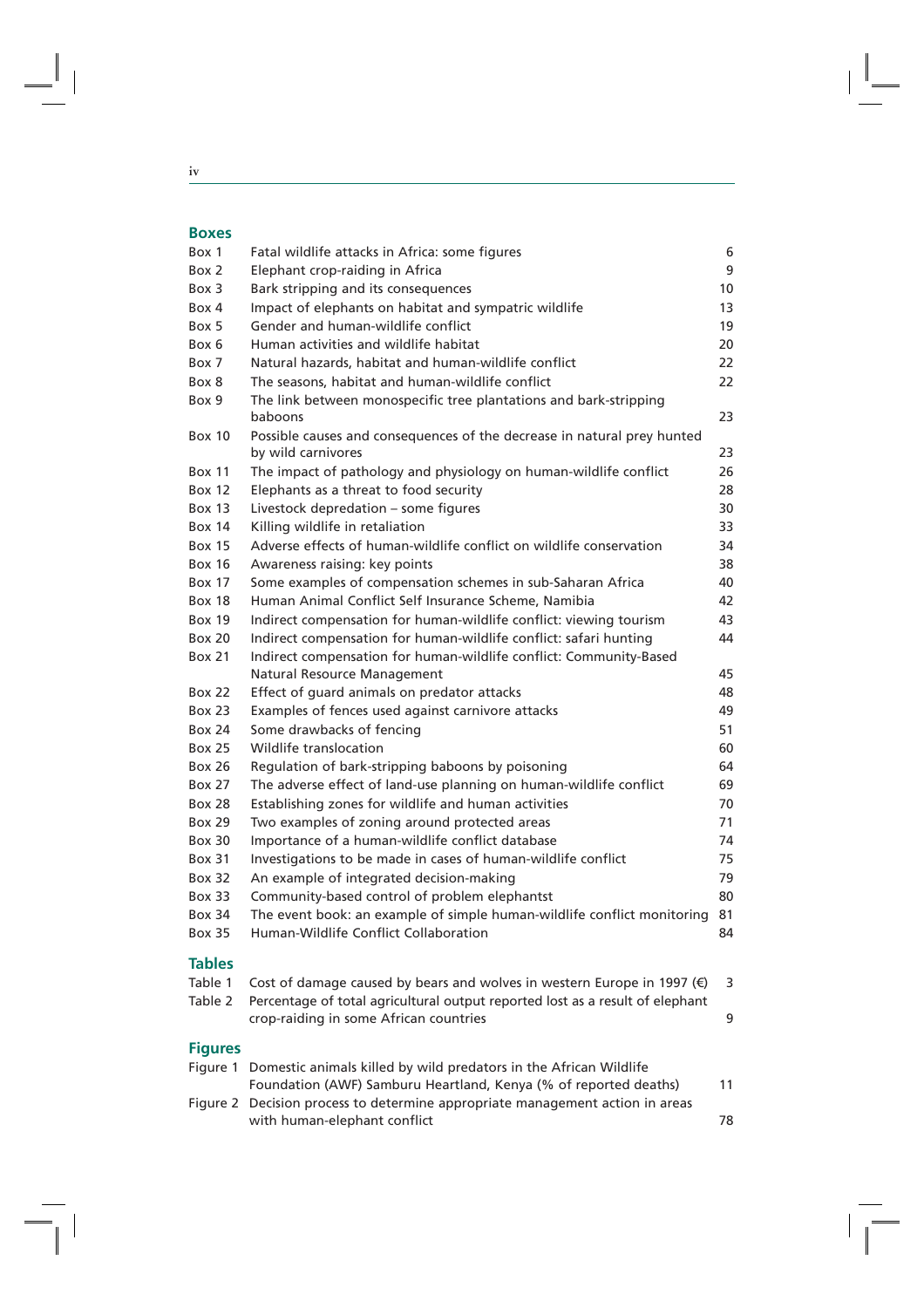## Boxes

| | | |
|---|---|---|
| Box 1 | Fatal wildlife attacks in Africa: some figures | 6 |
| Box 2 | Elephant crop-raiding in Africa | 9 |
| Box 3 | Bark stripping and its consequences | 10 |
| Box 4 | Impact of elephants on habitat and sympatric wildlife | 13 |
| Box 5 | Gender and human-wildlife conflict | 19 |
| Box 6 | Human activities and wildlife habitat | 20 |
| Box 7 | Natural hazards, habitat and human-wildlife conflict | 22 |
| Box 8 | The seasons, habitat and human-wildlife conflict | 22 |
| Box 9 | The link between monospecific tree plantations and bark-stripping baboons | 23 |
| Box 10 | Possible causes and consequences of the decrease in natural prey hunted by wild carnivores | 23 |
| Box 11 | The impact of pathology and physiology on human-wildlife conflict | 26 |
| Box 12 | Elephants as a threat to food security | 28 |
| Box 13 | Livestock depredation – some figures | 30 |
| Box 14 | Killing wildlife in retaliation | 33 |
| Box 15 | Adverse effects of human-wildlife conflict on wildlife conservation | 34 |
| Box 16 | Awareness raising: key points | 38 |
| Box 17 | Some examples of compensation schemes in sub-Saharan Africa | 40 |
| Box 18 | Human Animal Conflict Self Insurance Scheme, Namibia | 42 |
| Box 19 | Indirect compensation for human-wildlife conflict: viewing tourism | 43 |
| Box 20 | Indirect compensation for human-wildlife conflict: safari hunting | 44 |
| Box 21 | Indirect compensation for human-wildlife conflict: Community-Based Natural Resource Management | 45 |
| Box 22 | Effect of guard animals on predator attacks | 48 |
| Box 23 | Examples of fences used against carnivore attacks | 49 |
| Box 24 | Some drawbacks of fencing | 51 |
| Box 25 | Wildlife translocation | 60 |
| Box 26 | Regulation of bark-stripping baboons by poisoning | 64 |
| Box 27 | The adverse effect of land-use planning on human-wildlife conflict | 69 |
| Box 28 | Establishing zones for wildlife and human activities | 70 |
| Box 29 | Two examples of zoning around protected areas | 71 |
| Box 30 | Importance of a human-wildlife conflict database | 74 |
| Box 31 | Investigations to be made in cases of human-wildlife conflict | 75 |
| Box 32 | An example of integrated decision-making | 79 |
| Box 33 | Community-based control of problem elephantst | 80 |
| Box 34 | The event book: an example of simple human-wildlife conflict monitoring | 81 |
| Box 35 | Human-Wildlife Conflict Collaboration | 84 |

## Tables

| | | |
|---|---|---|
| Table 1 | Cost of damage caused by bears and wolves in western Europe in 1997 (€) | 3 |
| Table 2 | Percentage of total agricultural output reported lost as a result of elephant crop-raiding in some African countries | 9 |

## Figures

| | | |
|---|---|---|
| Figure 1 | Domestic animals killed by wild predators in the African Wildlife Foundation (AWF) Samburu Heartland, Kenya (% of reported deaths) | 11 |
| Figure 2 | Decision process to determine appropriate management action in areas with human-elephant conflict | 78 |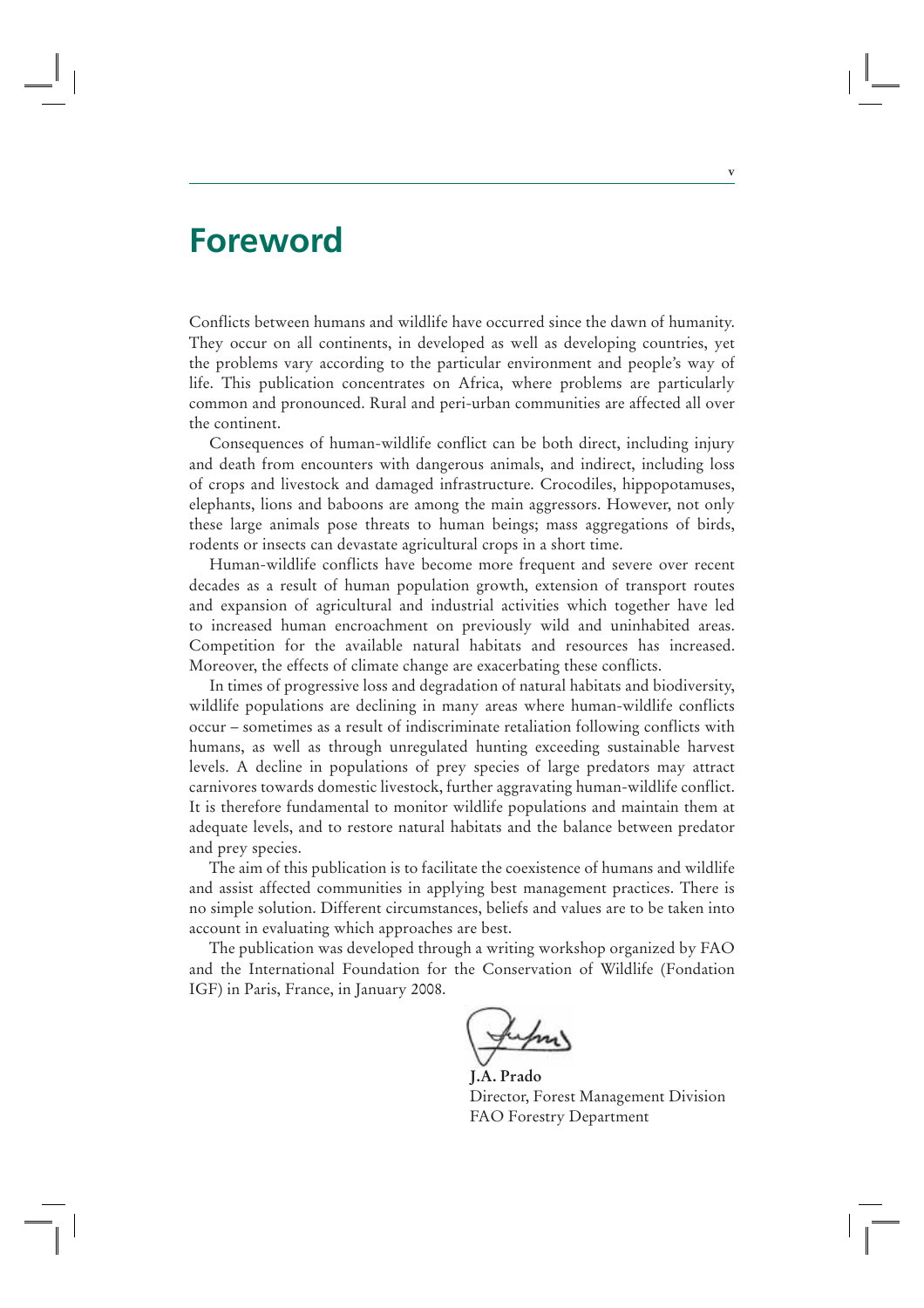# Foreword

Conflicts between humans and wildlife have occurred since the dawn of humanity. They occur on all continents, in developed as well as developing countries, yet the problems vary according to the particular environment and people's way of life. This publication concentrates on Africa, where problems are particularly common and pronounced. Rural and peri-urban communities are affected all over the continent.

Consequences of human-wildlife conflict can be both direct, including injury and death from encounters with dangerous animals, and indirect, including loss of crops and livestock and damaged infrastructure. Crocodiles, hippopotamuses, elephants, lions and baboons are among the main aggressors. However, not only these large animals pose threats to human beings; mass aggregations of birds, rodents or insects can devastate agricultural crops in a short time.

Human-wildlife conflicts have become more frequent and severe over recent decades as a result of human population growth, extension of transport routes and expansion of agricultural and industrial activities which together have led to increased human encroachment on previously wild and uninhabited areas. Competition for the available natural habitats and resources has increased. Moreover, the effects of climate change are exacerbating these conflicts.

In times of progressive loss and degradation of natural habitats and biodiversity, wildlife populations are declining in many areas where human-wildlife conflicts occur – sometimes as a result of indiscriminate retaliation following conflicts with humans, as well as through unregulated hunting exceeding sustainable harvest levels. A decline in populations of prey species of large predators may attract carnivores towards domestic livestock, further aggravating human-wildlife conflict. It is therefore fundamental to monitor wildlife populations and maintain them at adequate levels, and to restore natural habitats and the balance between predator and prey species.

The aim of this publication is to facilitate the coexistence of humans and wildlife and assist affected communities in applying best management practices. There is no simple solution. Different circumstances, beliefs and values are to be taken into account in evaluating which approaches are best.

The publication was developed through a writing workshop organized by FAO and the International Foundation for the Conservation of Wildlife (Fondation IGF) in Paris, France, in January 2008.

**J.A. Prado**
Director, Forest Management Division
FAO Forestry Department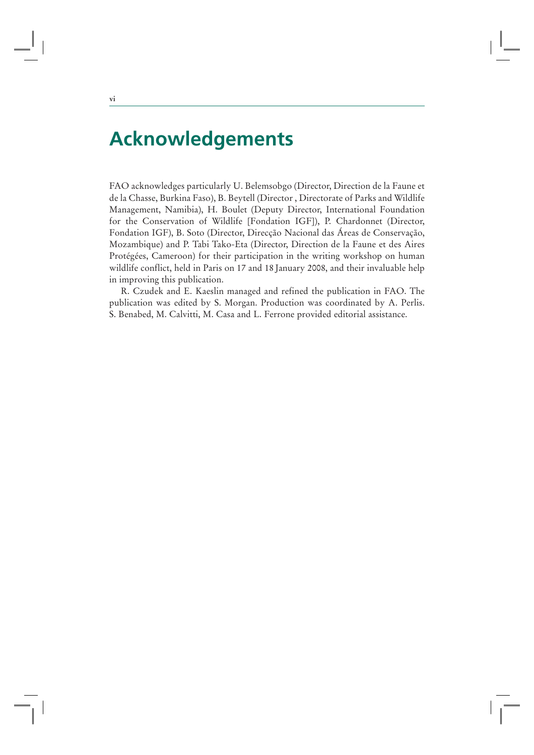# Acknowledgements

FAO acknowledges particularly U. Belemsobgo (Director, Direction de la Faune et de la Chasse, Burkina Faso), B. Beytell (Director , Directorate of Parks and Wildlife Management, Namibia), H. Boulet (Deputy Director, International Foundation for the Conservation of Wildlife [Fondation IGF]), P. Chardonnet (Director, Fondation IGF), B. Soto (Director, Direcção Nacional das Áreas de Conservação, Mozambique) and P. Tabi Tako-Eta (Director, Direction de la Faune et des Aires Protégées, Cameroon) for their participation in the writing workshop on human wildlife conflict, held in Paris on 17 and 18 January 2008, and their invaluable help in improving this publication.

R. Czudek and E. Kaeslin managed and refined the publication in FAO. The publication was edited by S. Morgan. Production was coordinated by A. Perlis. S. Benabed, M. Calvitti, M. Casa and L. Ferrone provided editorial assistance.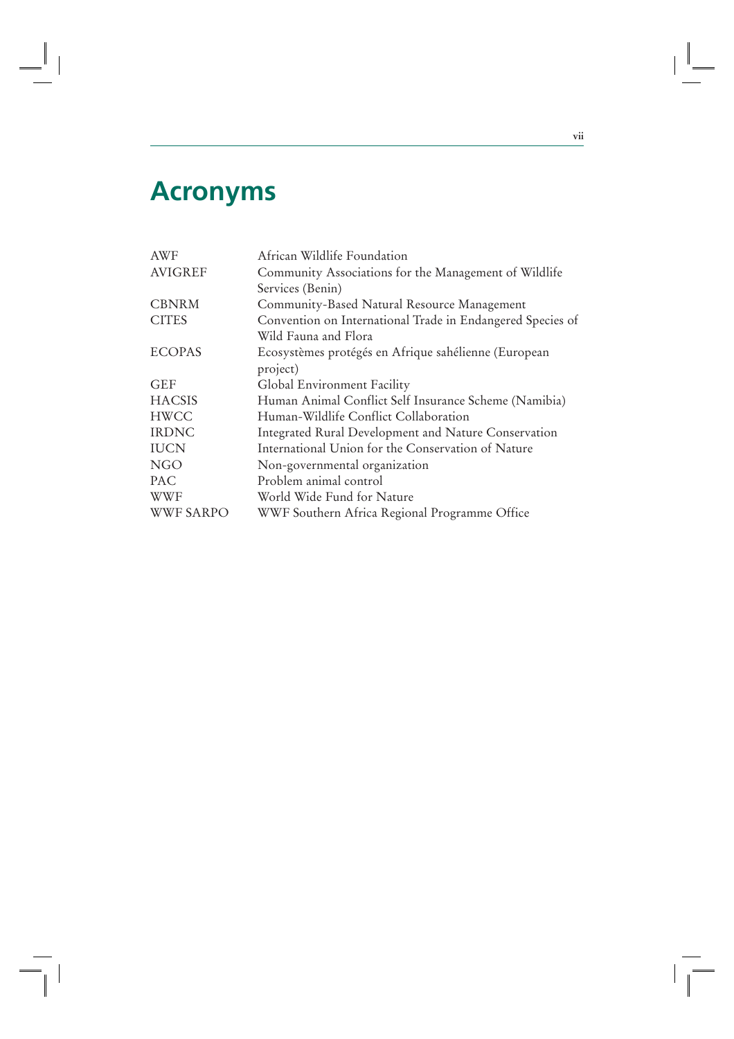# Acronyms

| | |
|---|---|
| AWF | African Wildlife Foundation |
| AVIGREF | Community Associations for the Management of Wildlife Services (Benin) |
| CBNRM | Community-Based Natural Resource Management |
| CITES | Convention on International Trade in Endangered Species of Wild Fauna and Flora |
| ECOPAS | Ecosystèmes protégés en Afrique sahélienne (European project) |
| GEF | Global Environment Facility |
| HACSIS | Human Animal Conflict Self Insurance Scheme (Namibia) |
| HWCC | Human-Wildlife Conflict Collaboration |
| IRDNC | Integrated Rural Development and Nature Conservation |
| IUCN | International Union for the Conservation of Nature |
| NGO | Non-governmental organization |
| PAC | Problem animal control |
| WWF | World Wide Fund for Nature |
| WWF SARPO | WWF Southern Africa Regional Programme Office |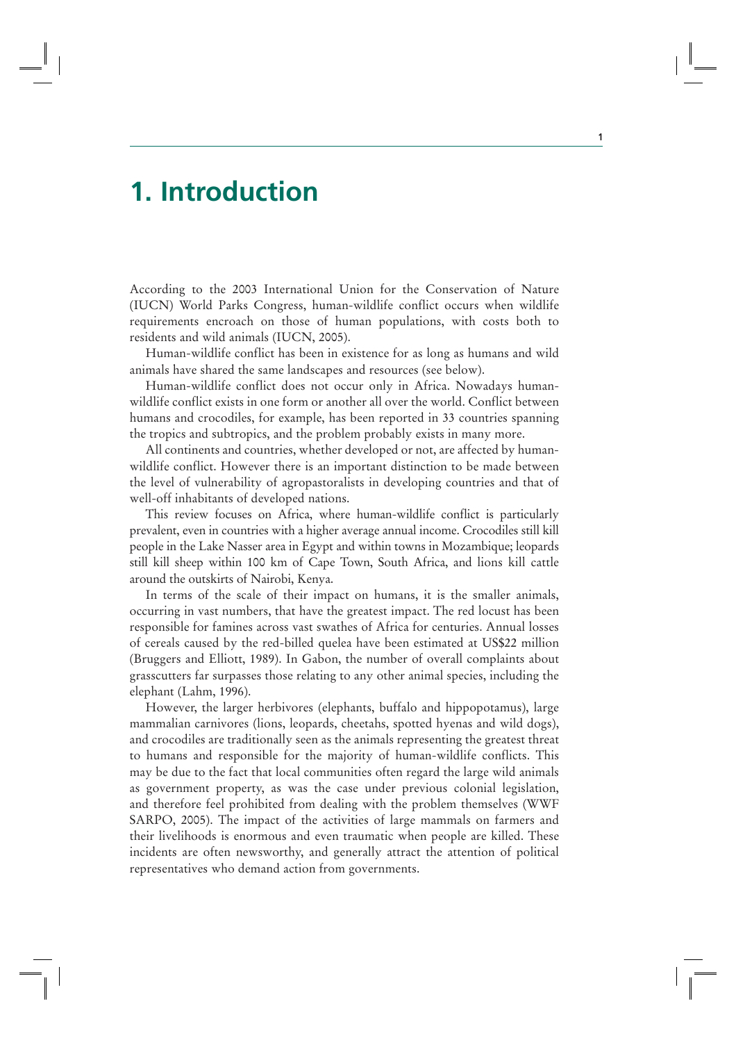# 1. Introduction

According to the 2003 International Union for the Conservation of Nature (IUCN) World Parks Congress, human-wildlife conflict occurs when wildlife requirements encroach on those of human populations, with costs both to residents and wild animals (IUCN, 2005).

Human-wildlife conflict has been in existence for as long as humans and wild animals have shared the same landscapes and resources (see below).

Human-wildlife conflict does not occur only in Africa. Nowadays human-wildlife conflict exists in one form or another all over the world. Conflict between humans and crocodiles, for example, has been reported in 33 countries spanning the tropics and subtropics, and the problem probably exists in many more.

All continents and countries, whether developed or not, are affected by human-wildlife conflict. However there is an important distinction to be made between the level of vulnerability of agropastoralists in developing countries and that of well-off inhabitants of developed nations.

This review focuses on Africa, where human-wildlife conflict is particularly prevalent, even in countries with a higher average annual income. Crocodiles still kill people in the Lake Nasser area in Egypt and within towns in Mozambique; leopards still kill sheep within 100 km of Cape Town, South Africa, and lions kill cattle around the outskirts of Nairobi, Kenya.

In terms of the scale of their impact on humans, it is the smaller animals, occurring in vast numbers, that have the greatest impact. The red locust has been responsible for famines across vast swathes of Africa for centuries. Annual losses of cereals caused by the red-billed quelea have been estimated at US$22 million (Bruggers and Elliott, 1989). In Gabon, the number of overall complaints about grasscutters far surpasses those relating to any other animal species, including the elephant (Lahm, 1996).

However, the larger herbivores (elephants, buffalo and hippopotamus), large mammalian carnivores (lions, leopards, cheetahs, spotted hyenas and wild dogs), and crocodiles are traditionally seen as the animals representing the greatest threat to humans and responsible for the majority of human-wildlife conflicts. This may be due to the fact that local communities often regard the large wild animals as government property, as was the case under previous colonial legislation, and therefore feel prohibited from dealing with the problem themselves (WWF SARPO, 2005). The impact of the activities of large mammals on farmers and their livelihoods is enormous and even traumatic when people are killed. These incidents are often newsworthy, and generally attract the attention of political representatives who demand action from governments.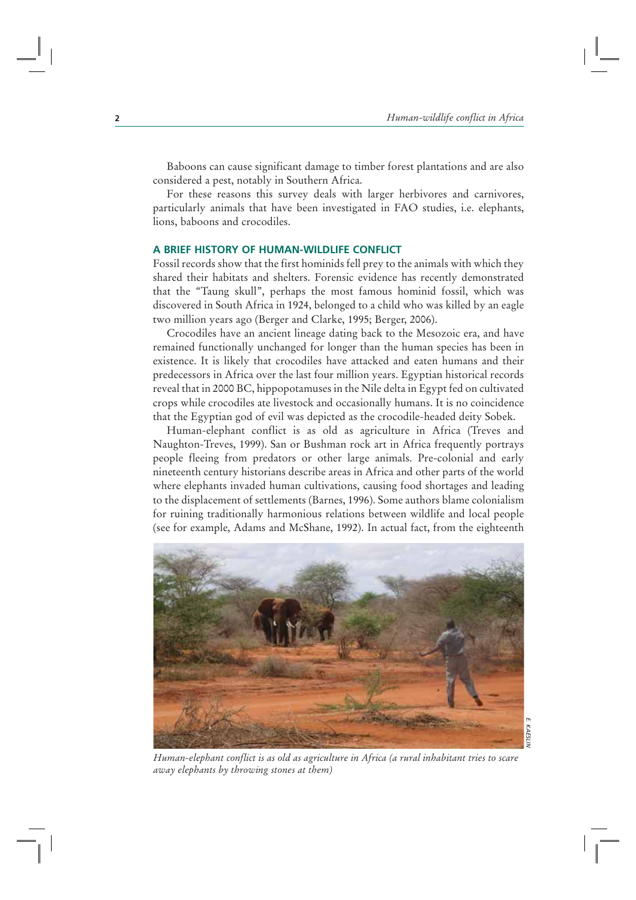Baboons can cause significant damage to timber forest plantations and are also considered a pest, notably in Southern Africa.

For these reasons this survey deals with larger herbivores and carnivores, particularly animals that have been investigated in FAO studies, i.e. elephants, lions, baboons and crocodiles.

## A BRIEF HISTORY OF HUMAN-WILDLIFE CONFLICT

Fossil records show that the first hominids fell prey to the animals with which they shared their habitats and shelters. Forensic evidence has recently demonstrated that the "Taung skull", perhaps the most famous hominid fossil, which was discovered in South Africa in 1924, belonged to a child who was killed by an eagle two million years ago (Berger and Clarke, 1995; Berger, 2006).

Crocodiles have an ancient lineage dating back to the Mesozoic era, and have remained functionally unchanged for longer than the human species has been in existence. It is likely that crocodiles have attacked and eaten humans and their predecessors in Africa over the last four million years. Egyptian historical records reveal that in 2000 BC, hippopotamuses in the Nile delta in Egypt fed on cultivated crops while crocodiles ate livestock and occasionally humans. It is no coincidence that the Egyptian god of evil was depicted as the crocodile-headed deity Sobek.

Human-elephant conflict is as old as agriculture in Africa (Treves and Naughton-Treves, 1999). San or Bushman rock art in Africa frequently portrays people fleeing from predators or other large animals. Pre-colonial and early nineteenth century historians describe areas in Africa and other parts of the world where elephants invaded human cultivations, causing food shortages and leading to the displacement of settlements (Barnes, 1996). Some authors blame colonialism for ruining traditionally harmonious relations between wildlife and local people (see for example, Adams and McShane, 1992). In actual fact, from the eighteenth

E. KAESLIN

*Human-elephant conflict is as old as agriculture in Africa (a rural inhabitant tries to scare away elephants by throwing stones at them)*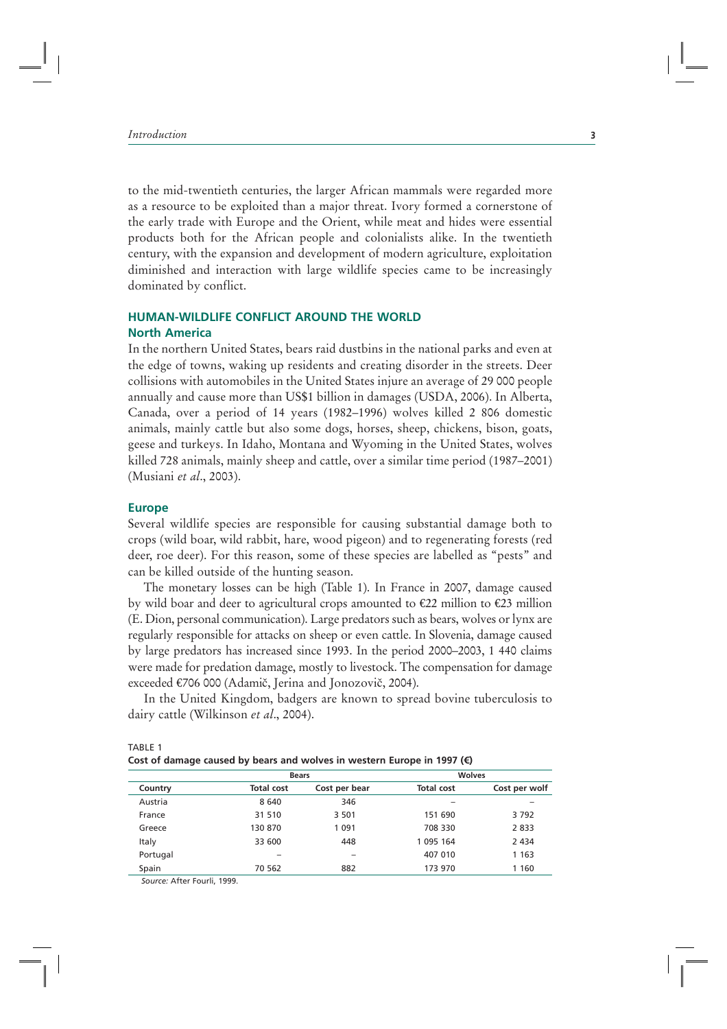to the mid-twentieth centuries, the larger African mammals were regarded more as a resource to be exploited than a major threat. Ivory formed a cornerstone of the early trade with Europe and the Orient, while meat and hides were essential products both for the African people and colonialists alike. In the twentieth century, with the expansion and development of modern agriculture, exploitation diminished and interaction with large wildlife species came to be increasingly dominated by conflict.

## HUMAN-WILDLIFE CONFLICT AROUND THE WORLD

### North America

In the northern United States, bears raid dustbins in the national parks and even at the edge of towns, waking up residents and creating disorder in the streets. Deer collisions with automobiles in the United States injure an average of 29 000 people annually and cause more than US$1 billion in damages (USDA, 2006). In Alberta, Canada, over a period of 14 years (1982–1996) wolves killed 2 806 domestic animals, mainly cattle but also some dogs, horses, sheep, chickens, bison, goats, geese and turkeys. In Idaho, Montana and Wyoming in the United States, wolves killed 728 animals, mainly sheep and cattle, over a similar time period (1987–2001) (Musiani *et al*., 2003).

### Europe

Several wildlife species are responsible for causing substantial damage both to crops (wild boar, wild rabbit, hare, wood pigeon) and to regenerating forests (red deer, roe deer). For this reason, some of these species are labelled as "pests" and can be killed outside of the hunting season.

The monetary losses can be high (Table 1). In France in 2007, damage caused by wild boar and deer to agricultural crops amounted to €22 million to €23 million (E. Dion, personal communication). Large predators such as bears, wolves or lynx are regularly responsible for attacks on sheep or even cattle. In Slovenia, damage caused by large predators has increased since 1993. In the period 2000–2003, 1 440 claims were made for predation damage, mostly to livestock. The compensation for damage exceeded €706 000 (Adamič, Jerina and Jonozovič, 2004).

In the United Kingdom, badgers are known to spread bovine tuberculosis to dairy cattle (Wilkinson *et al*., 2004).

TABLE 1
**Cost of damage caused by bears and wolves in western Europe in 1997 (€)**

| | Bears | | Wolves | |
|---|---|---|---|---|
| Country | Total cost | Cost per bear | Total cost | Cost per wolf |
| Austria | 8 640 | 346 | – | – |
| France | 31 510 | 3 501 | 151 690 | 3 792 |
| Greece | 130 870 | 1 091 | 708 330 | 2 833 |
| Italy | 33 600 | 448 | 1 095 164 | 2 434 |
| Portugal | – | – | 407 010 | 1 163 |
| Spain | 70 562 | 882 | 173 970 | 1 160 |

*Source:* After Fourli, 1999.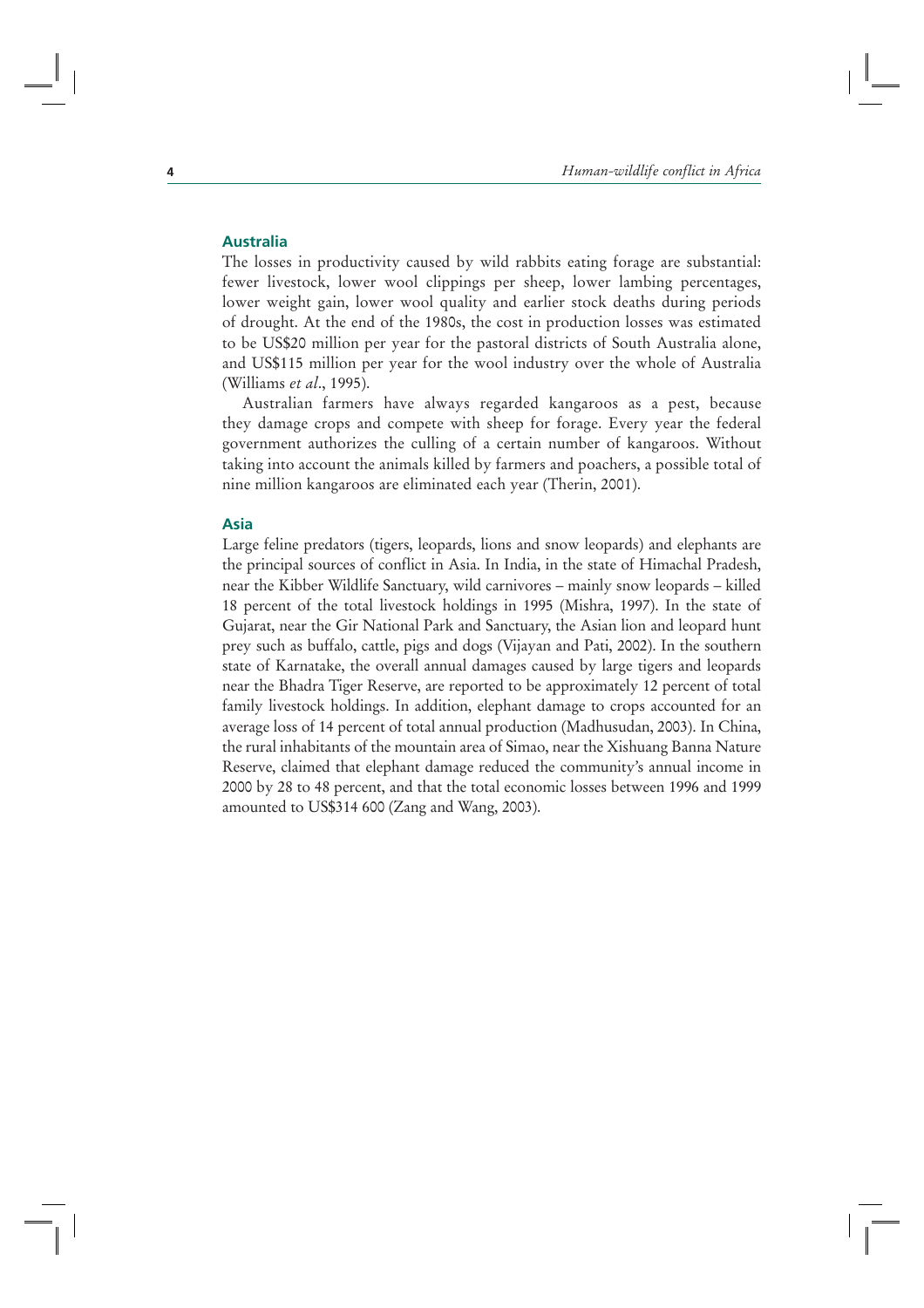## Australia

The losses in productivity caused by wild rabbits eating forage are substantial: fewer livestock, lower wool clippings per sheep, lower lambing percentages, lower weight gain, lower wool quality and earlier stock deaths during periods of drought. At the end of the 1980s, the cost in production losses was estimated to be US$20 million per year for the pastoral districts of South Australia alone, and US$115 million per year for the wool industry over the whole of Australia (Williams *et al*., 1995).

Australian farmers have always regarded kangaroos as a pest, because they damage crops and compete with sheep for forage. Every year the federal government authorizes the culling of a certain number of kangaroos. Without taking into account the animals killed by farmers and poachers, a possible total of nine million kangaroos are eliminated each year (Therin, 2001).

## Asia

Large feline predators (tigers, leopards, lions and snow leopards) and elephants are the principal sources of conflict in Asia. In India, in the state of Himachal Pradesh, near the Kibber Wildlife Sanctuary, wild carnivores – mainly snow leopards – killed 18 percent of the total livestock holdings in 1995 (Mishra, 1997). In the state of Gujarat, near the Gir National Park and Sanctuary, the Asian lion and leopard hunt prey such as buffalo, cattle, pigs and dogs (Vijayan and Pati, 2002). In the southern state of Karnatake, the overall annual damages caused by large tigers and leopards near the Bhadra Tiger Reserve, are reported to be approximately 12 percent of total family livestock holdings. In addition, elephant damage to crops accounted for an average loss of 14 percent of total annual production (Madhusudan, 2003). In China, the rural inhabitants of the mountain area of Simao, near the Xishuang Banna Nature Reserve, claimed that elephant damage reduced the community's annual income in 2000 by 28 to 48 percent, and that the total economic losses between 1996 and 1999 amounted to US$314 600 (Zang and Wang, 2003).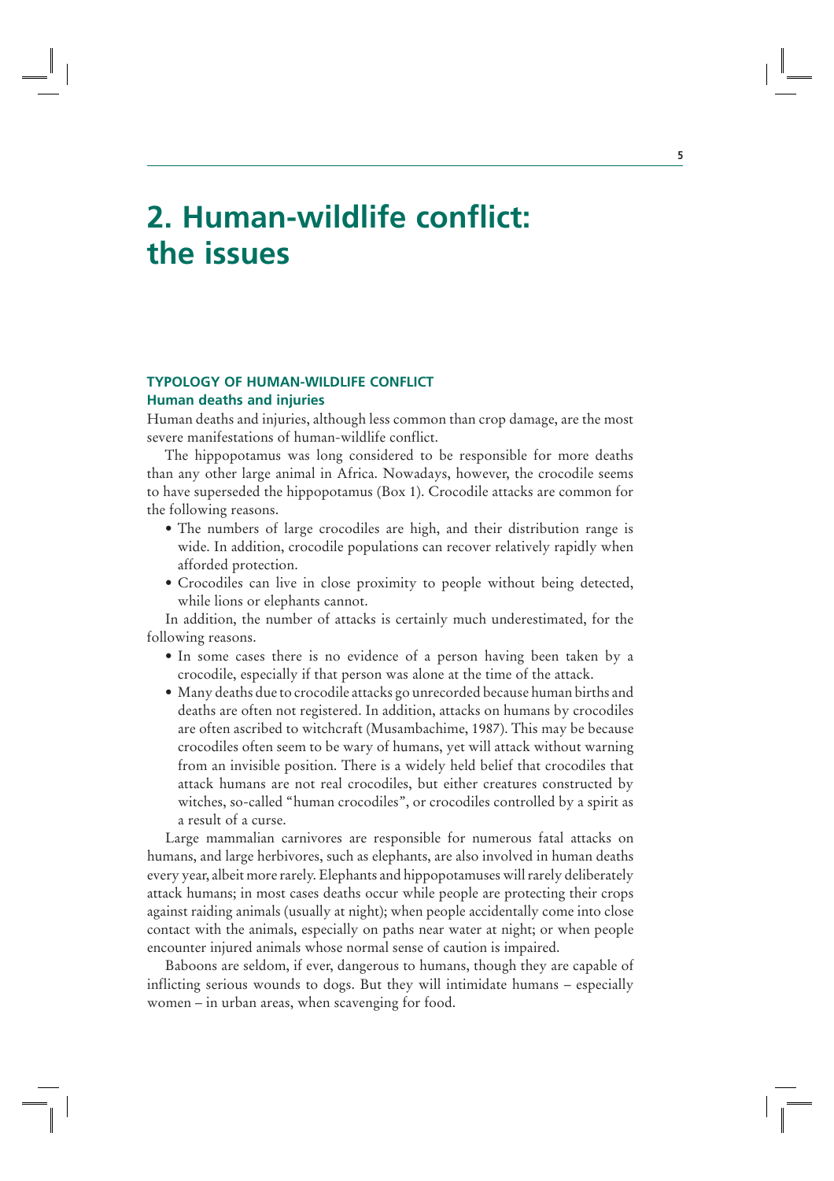# 2. Human-wildlife conflict: the issues

## TYPOLOGY OF HUMAN-WILDLIFE CONFLICT

### Human deaths and injuries

Human deaths and injuries, although less common than crop damage, are the most severe manifestations of human-wildlife conflict.

The hippopotamus was long considered to be responsible for more deaths than any other large animal in Africa. Nowadays, however, the crocodile seems to have superseded the hippopotamus (Box 1). Crocodile attacks are common for the following reasons.

- The numbers of large crocodiles are high, and their distribution range is wide. In addition, crocodile populations can recover relatively rapidly when afforded protection.
- Crocodiles can live in close proximity to people without being detected, while lions or elephants cannot.

In addition, the number of attacks is certainly much underestimated, for the following reasons.

- In some cases there is no evidence of a person having been taken by a crocodile, especially if that person was alone at the time of the attack.
- Many deaths due to crocodile attacks go unrecorded because human births and deaths are often not registered. In addition, attacks on humans by crocodiles are often ascribed to witchcraft (Musambachime, 1987). This may be because crocodiles often seem to be wary of humans, yet will attack without warning from an invisible position. There is a widely held belief that crocodiles that attack humans are not real crocodiles, but either creatures constructed by witches, so-called "human crocodiles", or crocodiles controlled by a spirit as a result of a curse.

Large mammalian carnivores are responsible for numerous fatal attacks on humans, and large herbivores, such as elephants, are also involved in human deaths every year, albeit more rarely. Elephants and hippopotamuses will rarely deliberately attack humans; in most cases deaths occur while people are protecting their crops against raiding animals (usually at night); when people accidentally come into close contact with the animals, especially on paths near water at night; or when people encounter injured animals whose normal sense of caution is impaired.

Baboons are seldom, if ever, dangerous to humans, though they are capable of inflicting serious wounds to dogs. But they will intimidate humans – especially women – in urban areas, when scavenging for food.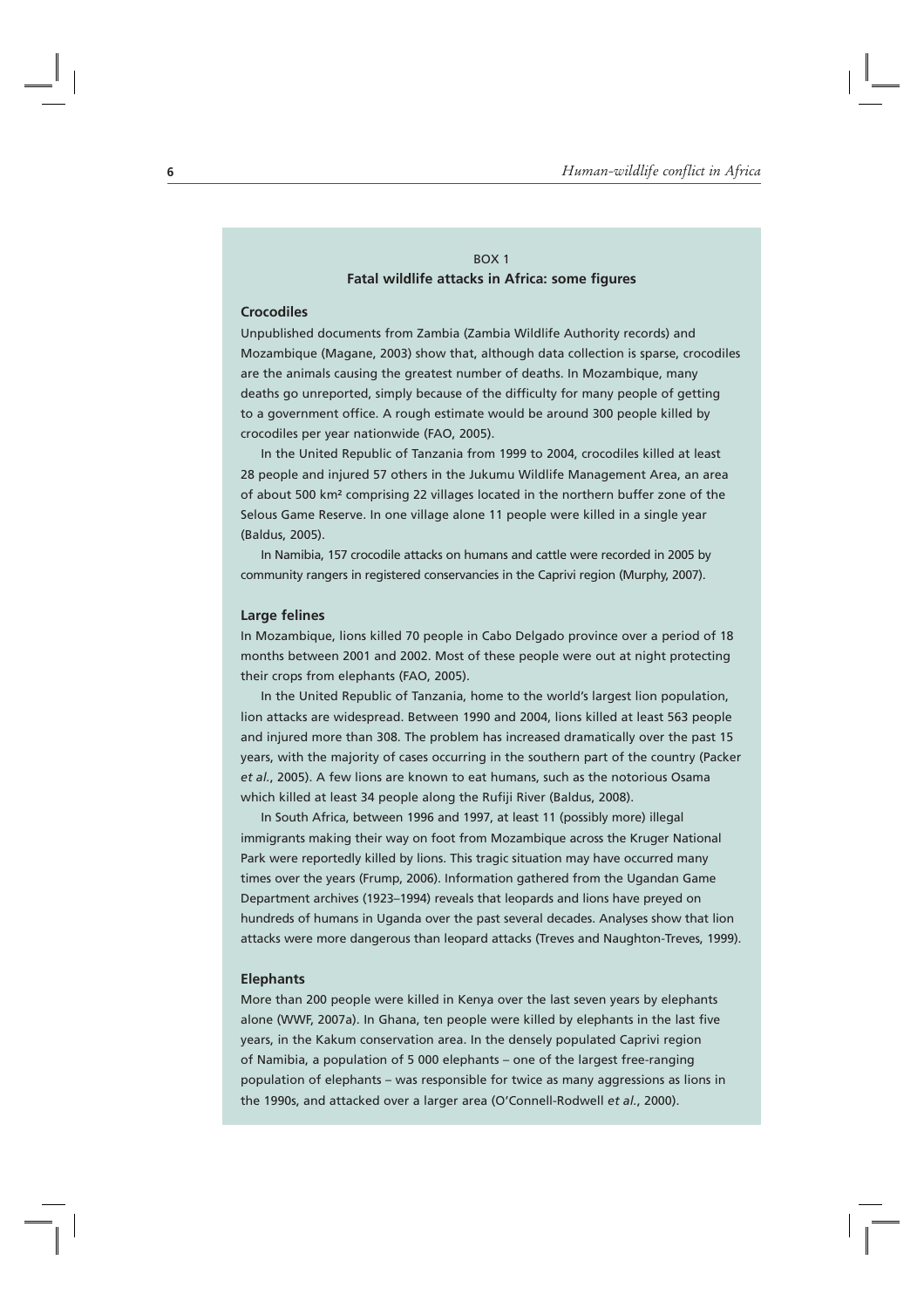BOX 1

**Fatal wildlife attacks in Africa: some figures**

**Crocodiles**

Unpublished documents from Zambia (Zambia Wildlife Authority records) and Mozambique (Magane, 2003) show that, although data collection is sparse, crocodiles are the animals causing the greatest number of deaths. In Mozambique, many deaths go unreported, simply because of the difficulty for many people of getting to a government office. A rough estimate would be around 300 people killed by crocodiles per year nationwide (FAO, 2005).

In the United Republic of Tanzania from 1999 to 2004, crocodiles killed at least 28 people and injured 57 others in the Jukumu Wildlife Management Area, an area of about 500 km² comprising 22 villages located in the northern buffer zone of the Selous Game Reserve. In one village alone 11 people were killed in a single year (Baldus, 2005).

In Namibia, 157 crocodile attacks on humans and cattle were recorded in 2005 by community rangers in registered conservancies in the Caprivi region (Murphy, 2007).

**Large felines**

In Mozambique, lions killed 70 people in Cabo Delgado province over a period of 18 months between 2001 and 2002. Most of these people were out at night protecting their crops from elephants (FAO, 2005).

In the United Republic of Tanzania, home to the world's largest lion population, lion attacks are widespread. Between 1990 and 2004, lions killed at least 563 people and injured more than 308. The problem has increased dramatically over the past 15 years, with the majority of cases occurring in the southern part of the country (Packer *et al.*, 2005). A few lions are known to eat humans, such as the notorious Osama which killed at least 34 people along the Rufiji River (Baldus, 2008).

In South Africa, between 1996 and 1997, at least 11 (possibly more) illegal immigrants making their way on foot from Mozambique across the Kruger National Park were reportedly killed by lions. This tragic situation may have occurred many times over the years (Frump, 2006). Information gathered from the Ugandan Game Department archives (1923–1994) reveals that leopards and lions have preyed on hundreds of humans in Uganda over the past several decades. Analyses show that lion attacks were more dangerous than leopard attacks (Treves and Naughton-Treves, 1999).

**Elephants**

More than 200 people were killed in Kenya over the last seven years by elephants alone (WWF, 2007a). In Ghana, ten people were killed by elephants in the last five years, in the Kakum conservation area. In the densely populated Caprivi region of Namibia, a population of 5 000 elephants – one of the largest free-ranging population of elephants – was responsible for twice as many aggressions as lions in the 1990s, and attacked over a larger area (O'Connell-Rodwell *et al.*, 2000).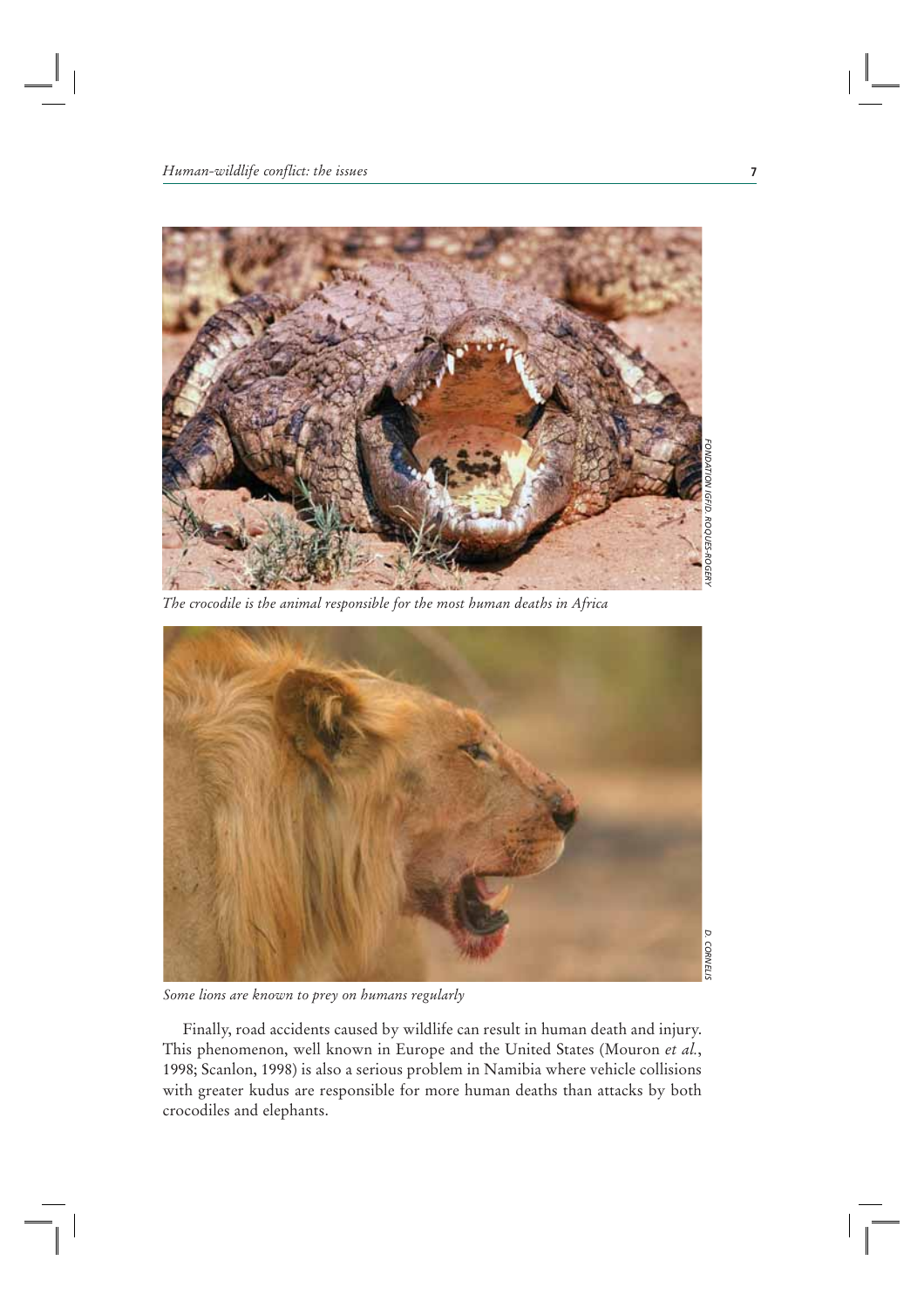The crocodile is the animal responsible for the most human deaths in Africa

Some lions are known to prey on humans regularly

Finally, road accidents caused by wildlife can result in human death and injury. This phenomenon, well known in Europe and the United States (Mouron *et al.*, 1998; Scanlon, 1998) is also a serious problem in Namibia where vehicle collisions with greater kudus are responsible for more human deaths than attacks by both crocodiles and elephants.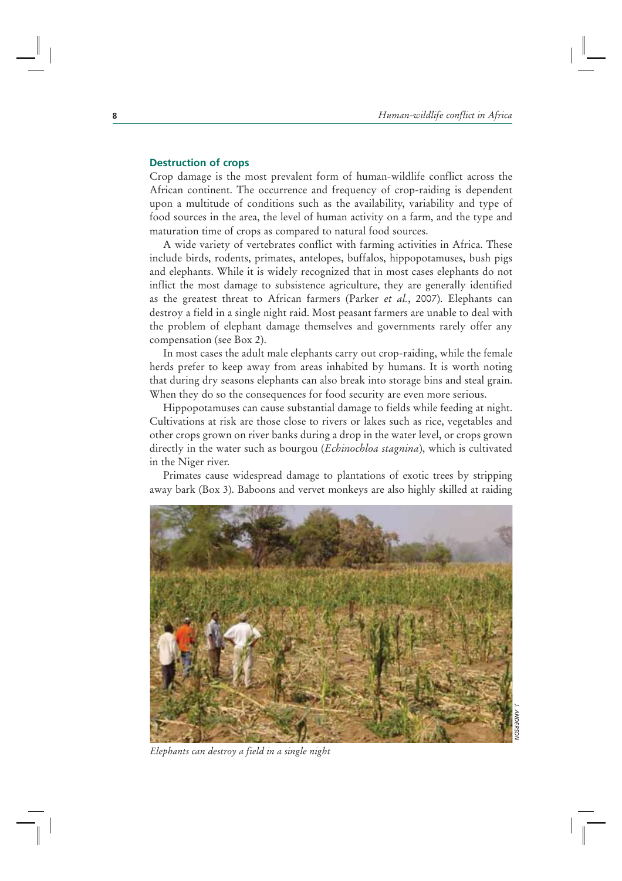### Destruction of crops

Crop damage is the most prevalent form of human-wildlife conflict across the African continent. The occurrence and frequency of crop-raiding is dependent upon a multitude of conditions such as the availability, variability and type of food sources in the area, the level of human activity on a farm, and the type and maturation time of crops as compared to natural food sources.

A wide variety of vertebrates conflict with farming activities in Africa. These include birds, rodents, primates, antelopes, buffalos, hippopotamuses, bush pigs and elephants. While it is widely recognized that in most cases elephants do not inflict the most damage to subsistence agriculture, they are generally identified as the greatest threat to African farmers (Parker *et al.*, 2007). Elephants can destroy a field in a single night raid. Most peasant farmers are unable to deal with the problem of elephant damage themselves and governments rarely offer any compensation (see Box 2).

In most cases the adult male elephants carry out crop-raiding, while the female herds prefer to keep away from areas inhabited by humans. It is worth noting that during dry seasons elephants can also break into storage bins and steal grain. When they do so the consequences for food security are even more serious.

Hippopotamuses can cause substantial damage to fields while feeding at night. Cultivations at risk are those close to rivers or lakes such as rice, vegetables and other crops grown on river banks during a drop in the water level, or crops grown directly in the water such as bourgou (*Echinochloa stagnina*), which is cultivated in the Niger river.

Primates cause widespread damage to plantations of exotic trees by stripping away bark (Box 3). Baboons and vervet monkeys are also highly skilled at raiding

J. ANDERSON

*Elephants can destroy a field in a single night*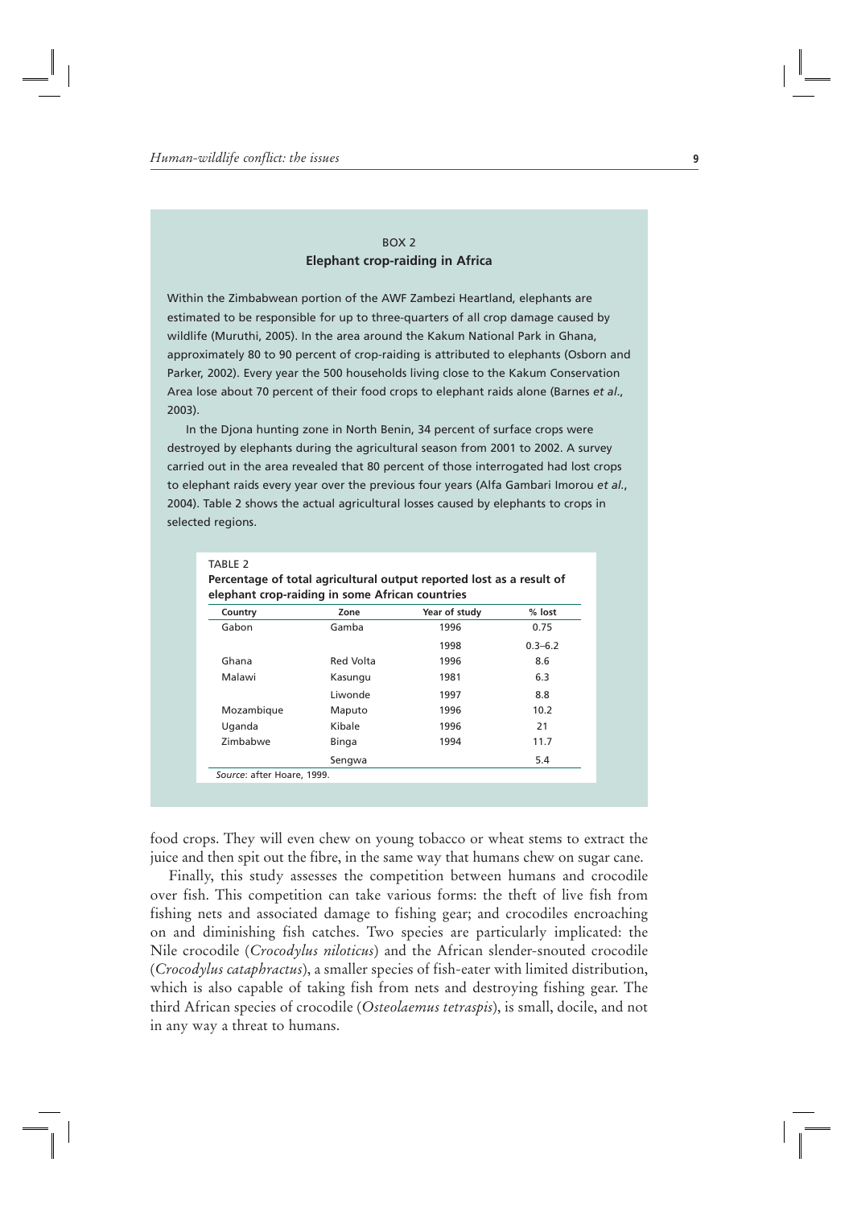BOX 2
**Elephant crop-raiding in Africa**

Within the Zimbabwean portion of the AWF Zambezi Heartland, elephants are estimated to be responsible for up to three-quarters of all crop damage caused by wildlife (Muruthi, 2005). In the area around the Kakum National Park in Ghana, approximately 80 to 90 percent of crop-raiding is attributed to elephants (Osborn and Parker, 2002). Every year the 500 households living close to the Kakum Conservation Area lose about 70 percent of their food crops to elephant raids alone (Barnes *et al*., 2003).

In the Djona hunting zone in North Benin, 34 percent of surface crops were destroyed by elephants during the agricultural season from 2001 to 2002. A survey carried out in the area revealed that 80 percent of those interrogated had lost crops to elephant raids every year over the previous four years (Alfa Gambari Imorou *et al*., 2004). Table 2 shows the actual agricultural losses caused by elephants to crops in selected regions.

TABLE 2
**Percentage of total agricultural output reported lost as a result of elephant crop-raiding in some African countries**

| Country | Zone | Year of study | % lost |
|---|---|---|---|
| Gabon | Gamba | 1996 | 0.75 |
| | | 1998 | 0.3–6.2 |
| Ghana | Red Volta | 1996 | 8.6 |
| Malawi | Kasungu | 1981 | 6.3 |
| | Liwonde | 1997 | 8.8 |
| Mozambique | Maputo | 1996 | 10.2 |
| Uganda | Kibale | 1996 | 21 |
| Zimbabwe | Binga | 1994 | 11.7 |
| | Sengwa | | 5.4 |

*Source*: after Hoare, 1999.

food crops. They will even chew on young tobacco or wheat stems to extract the juice and then spit out the fibre, in the same way that humans chew on sugar cane.

Finally, this study assesses the competition between humans and crocodile over fish. This competition can take various forms: the theft of live fish from fishing nets and associated damage to fishing gear; and crocodiles encroaching on and diminishing fish catches. Two species are particularly implicated: the Nile crocodile (*Crocodylus niloticus*) and the African slender-snouted crocodile (*Crocodylus cataphractus*), a smaller species of fish-eater with limited distribution, which is also capable of taking fish from nets and destroying fishing gear. The third African species of crocodile (*Osteolaemus tetraspis*), is small, docile, and not in any way a threat to humans.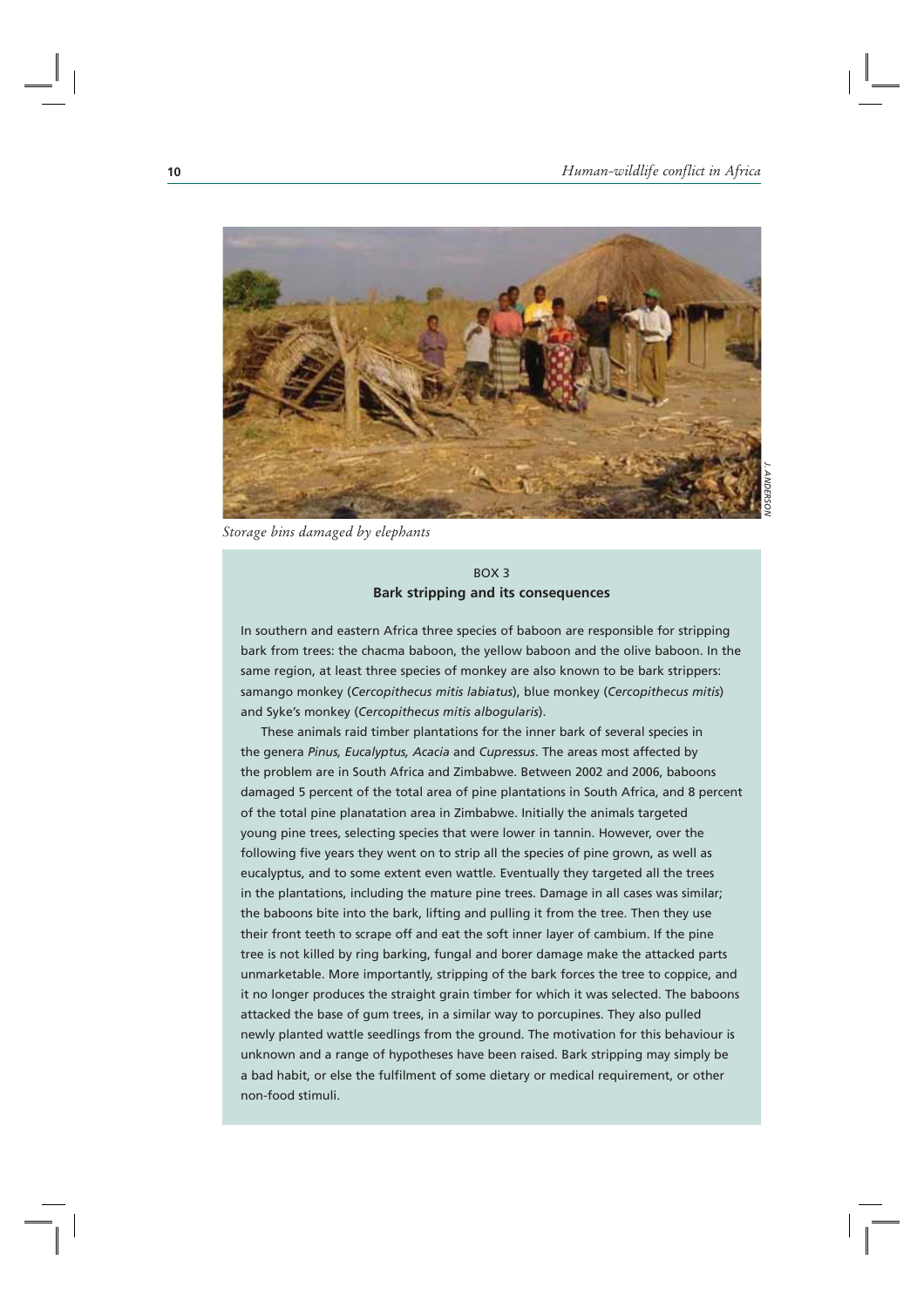Storage bins damaged by elephants

### BOX 3
**Bark stripping and its consequences**

In southern and eastern Africa three species of baboon are responsible for stripping bark from trees: the chacma baboon, the yellow baboon and the olive baboon. In the same region, at least three species of monkey are also known to be bark strippers: samango monkey (*Cercopithecus mitis labiatus*), blue monkey (*Cercopithecus mitis*) and Syke's monkey (*Cercopithecus mitis albogularis*).

These animals raid timber plantations for the inner bark of several species in the genera *Pinus, Eucalyptus, Acacia* and *Cupressus*. The areas most affected by the problem are in South Africa and Zimbabwe. Between 2002 and 2006, baboons damaged 5 percent of the total area of pine plantations in South Africa, and 8 percent of the total pine planatation area in Zimbabwe. Initially the animals targeted young pine trees, selecting species that were lower in tannin. However, over the following five years they went on to strip all the species of pine grown, as well as eucalyptus, and to some extent even wattle. Eventually they targeted all the trees in the plantations, including the mature pine trees. Damage in all cases was similar; the baboons bite into the bark, lifting and pulling it from the tree. Then they use their front teeth to scrape off and eat the soft inner layer of cambium. If the pine tree is not killed by ring barking, fungal and borer damage make the attacked parts unmarketable. More importantly, stripping of the bark forces the tree to coppice, and it no longer produces the straight grain timber for which it was selected. The baboons attacked the base of gum trees, in a similar way to porcupines. They also pulled newly planted wattle seedlings from the ground. The motivation for this behaviour is unknown and a range of hypotheses have been raised. Bark stripping may simply be a bad habit, or else the fulfilment of some dietary or medical requirement, or other non-food stimuli.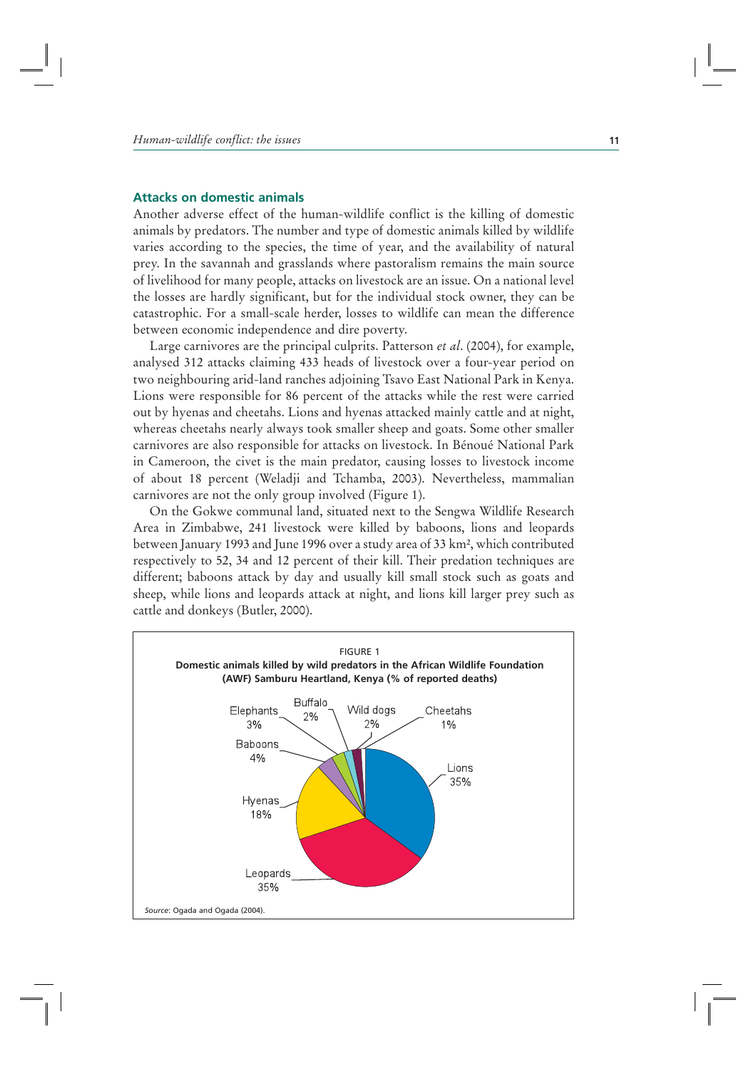## Attacks on domestic animals

Another adverse effect of the human-wildlife conflict is the killing of domestic animals by predators. The number and type of domestic animals killed by wildlife varies according to the species, the time of year, and the availability of natural prey. In the savannah and grasslands where pastoralism remains the main source of livelihood for many people, attacks on livestock are an issue. On a national level the losses are hardly significant, but for the individual stock owner, they can be catastrophic. For a small-scale herder, losses to wildlife can mean the difference between economic independence and dire poverty.

Large carnivores are the principal culprits. Patterson *et al*. (2004), for example, analysed 312 attacks claiming 433 heads of livestock over a four-year period on two neighbouring arid-land ranches adjoining Tsavo East National Park in Kenya. Lions were responsible for 86 percent of the attacks while the rest were carried out by hyenas and cheetahs. Lions and hyenas attacked mainly cattle and at night, whereas cheetahs nearly always took smaller sheep and goats. Some other smaller carnivores are also responsible for attacks on livestock. In Bénoué National Park in Cameroon, the civet is the main predator, causing losses to livestock income of about 18 percent (Weladji and Tchamba, 2003). Nevertheless, mammalian carnivores are not the only group involved (Figure 1).

On the Gokwe communal land, situated next to the Sengwa Wildlife Research Area in Zimbabwe, 241 livestock were killed by baboons, lions and leopards between January 1993 and June 1996 over a study area of 33 km², which contributed respectively to 52, 34 and 12 percent of their kill. Their predation techniques are different; baboons attack by day and usually kill small stock such as goats and sheep, while lions and leopards attack at night, and lions kill larger prey such as cattle and donkeys (Butler, 2000).

FIGURE 1
**Domestic animals killed by wild predators in the African Wildlife Foundation (AWF) Samburu Heartland, Kenya (% of reported deaths)**

| Predator | % |
|---|---|
| Lions | 35% |
| Leopards | 35% |
| Hyenas | 18% |
| Baboons | 4% |
| Elephants | 3% |
| Buffalo | 2% |
| Wild dogs | 2% |
| Cheetahs | 1% |

*Source*: Ogada and Ogada (2004).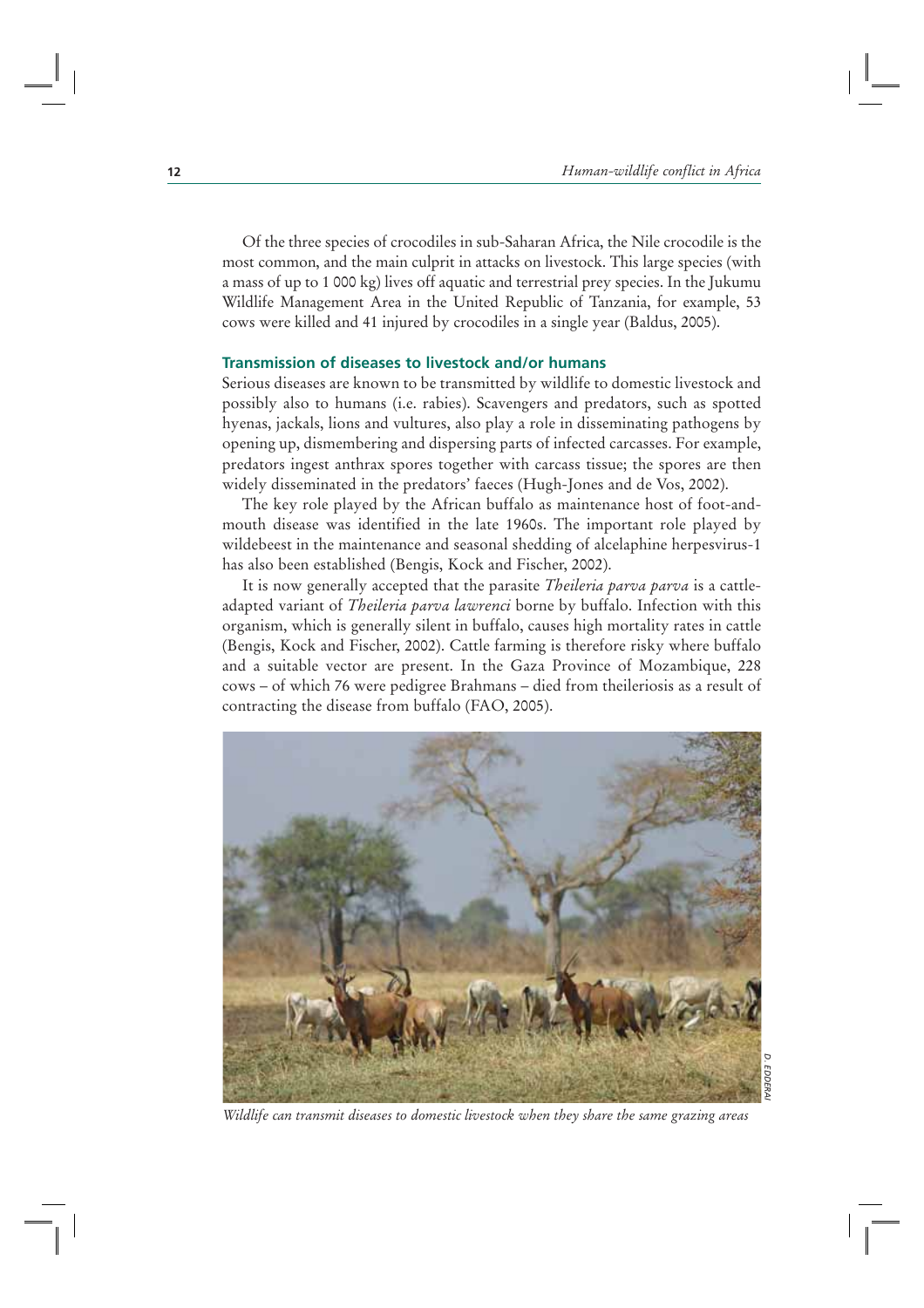Of the three species of crocodiles in sub-Saharan Africa, the Nile crocodile is the most common, and the main culprit in attacks on livestock. This large species (with a mass of up to 1 000 kg) lives off aquatic and terrestrial prey species. In the Jukumu Wildlife Management Area in the United Republic of Tanzania, for example, 53 cows were killed and 41 injured by crocodiles in a single year (Baldus, 2005).

### Transmission of diseases to livestock and/or humans

Serious diseases are known to be transmitted by wildlife to domestic livestock and possibly also to humans (i.e. rabies). Scavengers and predators, such as spotted hyenas, jackals, lions and vultures, also play a role in disseminating pathogens by opening up, dismembering and dispersing parts of infected carcasses. For example, predators ingest anthrax spores together with carcass tissue; the spores are then widely disseminated in the predators' faeces (Hugh-Jones and de Vos, 2002).

The key role played by the African buffalo as maintenance host of foot-and-mouth disease was identified in the late 1960s. The important role played by wildebeest in the maintenance and seasonal shedding of alcelaphine herpesvirus-1 has also been established (Bengis, Kock and Fischer, 2002).

It is now generally accepted that the parasite *Theileria parva parva* is a cattle-adapted variant of *Theileria parva lawrenci* borne by buffalo. Infection with this organism, which is generally silent in buffalo, causes high mortality rates in cattle (Bengis, Kock and Fischer, 2002). Cattle farming is therefore risky where buffalo and a suitable vector are present. In the Gaza Province of Mozambique, 228 cows – of which 76 were pedigree Brahmans – died from theileriosis as a result of contracting the disease from buffalo (FAO, 2005).

D. EDDERAI

*Wildlife can transmit diseases to domestic livestock when they share the same grazing areas*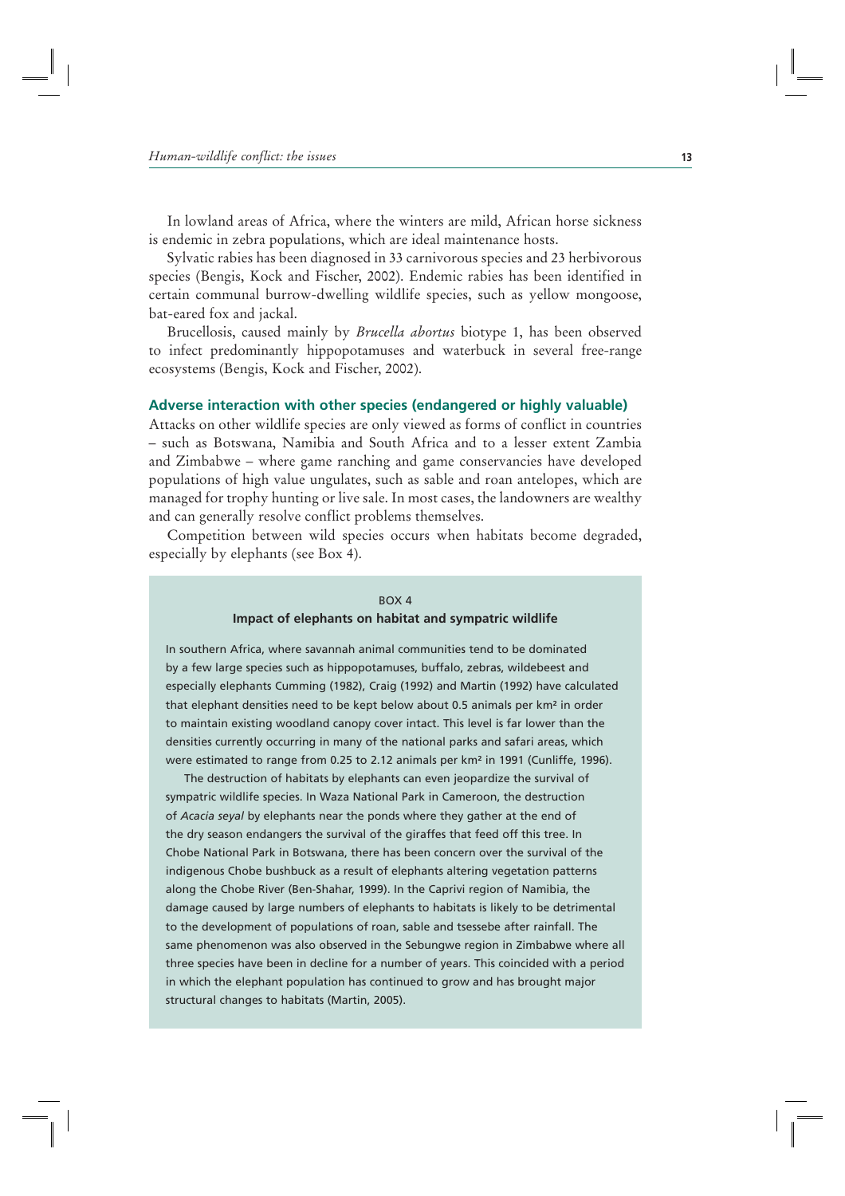In lowland areas of Africa, where the winters are mild, African horse sickness is endemic in zebra populations, which are ideal maintenance hosts.

Sylvatic rabies has been diagnosed in 33 carnivorous species and 23 herbivorous species (Bengis, Kock and Fischer, 2002). Endemic rabies has been identified in certain communal burrow-dwelling wildlife species, such as yellow mongoose, bat-eared fox and jackal.

Brucellosis, caused mainly by *Brucella abortus* biotype 1, has been observed to infect predominantly hippopotamuses and waterbuck in several free-range ecosystems (Bengis, Kock and Fischer, 2002).

### Adverse interaction with other species (endangered or highly valuable)

Attacks on other wildlife species are only viewed as forms of conflict in countries – such as Botswana, Namibia and South Africa and to a lesser extent Zambia and Zimbabwe – where game ranching and game conservancies have developed populations of high value ungulates, such as sable and roan antelopes, which are managed for trophy hunting or live sale. In most cases, the landowners are wealthy and can generally resolve conflict problems themselves.

Competition between wild species occurs when habitats become degraded, especially by elephants (see Box 4).

BOX 4

**Impact of elephants on habitat and sympatric wildlife**

In southern Africa, where savannah animal communities tend to be dominated by a few large species such as hippopotamuses, buffalo, zebras, wildebeest and especially elephants Cumming (1982), Craig (1992) and Martin (1992) have calculated that elephant densities need to be kept below about 0.5 animals per km² in order to maintain existing woodland canopy cover intact. This level is far lower than the densities currently occurring in many of the national parks and safari areas, which were estimated to range from 0.25 to 2.12 animals per km² in 1991 (Cunliffe, 1996).

The destruction of habitats by elephants can even jeopardize the survival of sympatric wildlife species. In Waza National Park in Cameroon, the destruction of *Acacia seyal* by elephants near the ponds where they gather at the end of the dry season endangers the survival of the giraffes that feed off this tree. In Chobe National Park in Botswana, there has been concern over the survival of the indigenous Chobe bushbuck as a result of elephants altering vegetation patterns along the Chobe River (Ben-Shahar, 1999). In the Caprivi region of Namibia, the damage caused by large numbers of elephants to habitats is likely to be detrimental to the development of populations of roan, sable and tsessebe after rainfall. The same phenomenon was also observed in the Sebungwe region in Zimbabwe where all three species have been in decline for a number of years. This coincided with a period in which the elephant population has continued to grow and has brought major structural changes to habitats (Martin, 2005).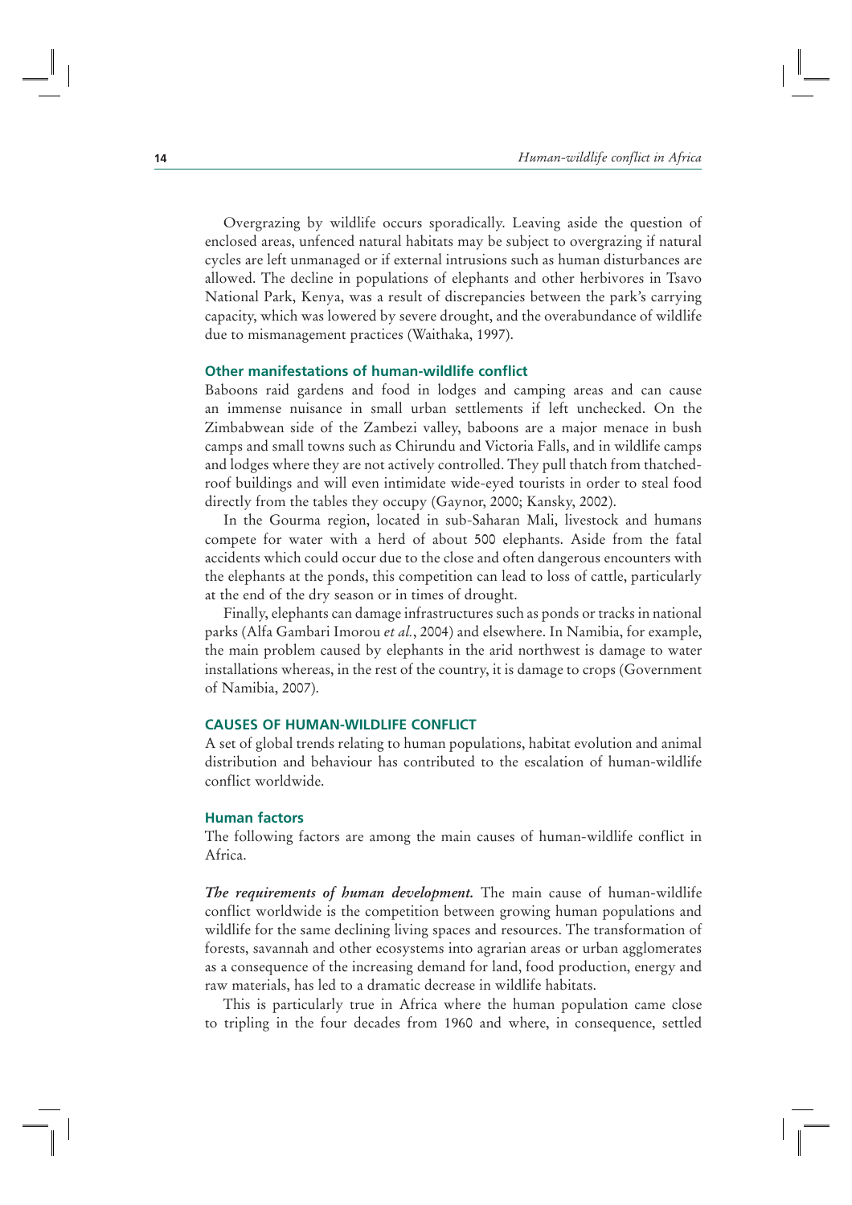Overgrazing by wildlife occurs sporadically. Leaving aside the question of enclosed areas, unfenced natural habitats may be subject to overgrazing if natural cycles are left unmanaged or if external intrusions such as human disturbances are allowed. The decline in populations of elephants and other herbivores in Tsavo National Park, Kenya, was a result of discrepancies between the park's carrying capacity, which was lowered by severe drought, and the overabundance of wildlife due to mismanagement practices (Waithaka, 1997).

### Other manifestations of human-wildlife conflict

Baboons raid gardens and food in lodges and camping areas and can cause an immense nuisance in small urban settlements if left unchecked. On the Zimbabwean side of the Zambezi valley, baboons are a major menace in bush camps and small towns such as Chirundu and Victoria Falls, and in wildlife camps and lodges where they are not actively controlled. They pull thatch from thatched-roof buildings and will even intimidate wide-eyed tourists in order to steal food directly from the tables they occupy (Gaynor, 2000; Kansky, 2002).

In the Gourma region, located in sub-Saharan Mali, livestock and humans compete for water with a herd of about 500 elephants. Aside from the fatal accidents which could occur due to the close and often dangerous encounters with the elephants at the ponds, this competition can lead to loss of cattle, particularly at the end of the dry season or in times of drought.

Finally, elephants can damage infrastructures such as ponds or tracks in national parks (Alfa Gambari Imorou *et al.*, 2004) and elsewhere. In Namibia, for example, the main problem caused by elephants in the arid northwest is damage to water installations whereas, in the rest of the country, it is damage to crops (Government of Namibia, 2007).

## CAUSES OF HUMAN-WILDLIFE CONFLICT

A set of global trends relating to human populations, habitat evolution and animal distribution and behaviour has contributed to the escalation of human-wildlife conflict worldwide.

### Human factors

The following factors are among the main causes of human-wildlife conflict in Africa.

***The requirements of human development.*** The main cause of human-wildlife conflict worldwide is the competition between growing human populations and wildlife for the same declining living spaces and resources. The transformation of forests, savannah and other ecosystems into agrarian areas or urban agglomerates as a consequence of the increasing demand for land, food production, energy and raw materials, has led to a dramatic decrease in wildlife habitats.

This is particularly true in Africa where the human population came close to tripling in the four decades from 1960 and where, in consequence, settled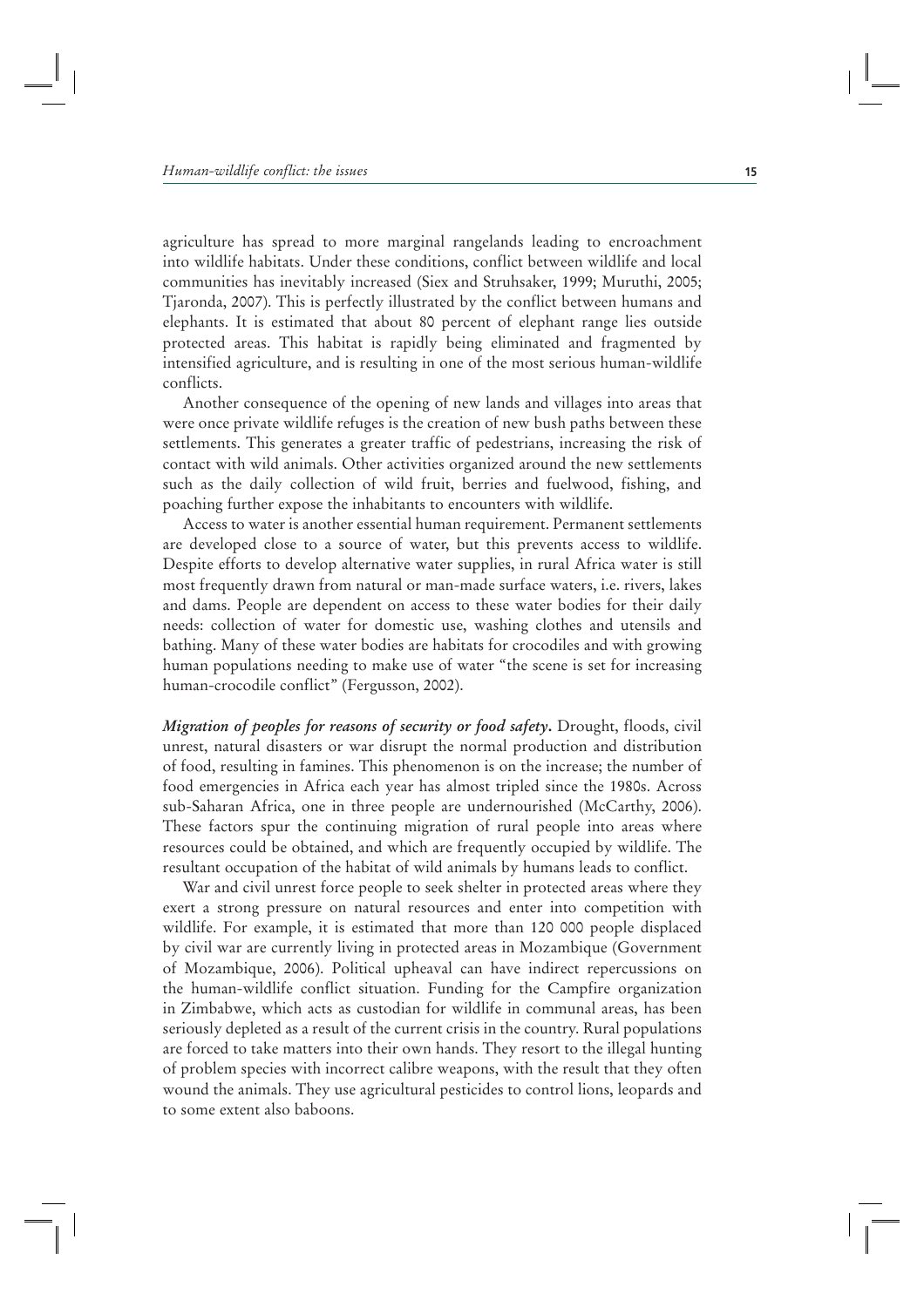agriculture has spread to more marginal rangelands leading to encroachment into wildlife habitats. Under these conditions, conflict between wildlife and local communities has inevitably increased (Siex and Struhsaker, 1999; Muruthi, 2005; Tjaronda, 2007). This is perfectly illustrated by the conflict between humans and elephants. It is estimated that about 80 percent of elephant range lies outside protected areas. This habitat is rapidly being eliminated and fragmented by intensified agriculture, and is resulting in one of the most serious human-wildlife conflicts.

Another consequence of the opening of new lands and villages into areas that were once private wildlife refuges is the creation of new bush paths between these settlements. This generates a greater traffic of pedestrians, increasing the risk of contact with wild animals. Other activities organized around the new settlements such as the daily collection of wild fruit, berries and fuelwood, fishing, and poaching further expose the inhabitants to encounters with wildlife.

Access to water is another essential human requirement. Permanent settlements are developed close to a source of water, but this prevents access to wildlife. Despite efforts to develop alternative water supplies, in rural Africa water is still most frequently drawn from natural or man-made surface waters, i.e. rivers, lakes and dams. People are dependent on access to these water bodies for their daily needs: collection of water for domestic use, washing clothes and utensils and bathing. Many of these water bodies are habitats for crocodiles and with growing human populations needing to make use of water "the scene is set for increasing human-crocodile conflict" (Fergusson, 2002).

***Migration of peoples for reasons of security or food safety*.** Drought, floods, civil unrest, natural disasters or war disrupt the normal production and distribution of food, resulting in famines. This phenomenon is on the increase; the number of food emergencies in Africa each year has almost tripled since the 1980s. Across sub-Saharan Africa, one in three people are undernourished (McCarthy, 2006). These factors spur the continuing migration of rural people into areas where resources could be obtained, and which are frequently occupied by wildlife. The resultant occupation of the habitat of wild animals by humans leads to conflict.

War and civil unrest force people to seek shelter in protected areas where they exert a strong pressure on natural resources and enter into competition with wildlife. For example, it is estimated that more than 120 000 people displaced by civil war are currently living in protected areas in Mozambique (Government of Mozambique, 2006). Political upheaval can have indirect repercussions on the human-wildlife conflict situation. Funding for the Campfire organization in Zimbabwe, which acts as custodian for wildlife in communal areas, has been seriously depleted as a result of the current crisis in the country. Rural populations are forced to take matters into their own hands. They resort to the illegal hunting of problem species with incorrect calibre weapons, with the result that they often wound the animals. They use agricultural pesticides to control lions, leopards and to some extent also baboons.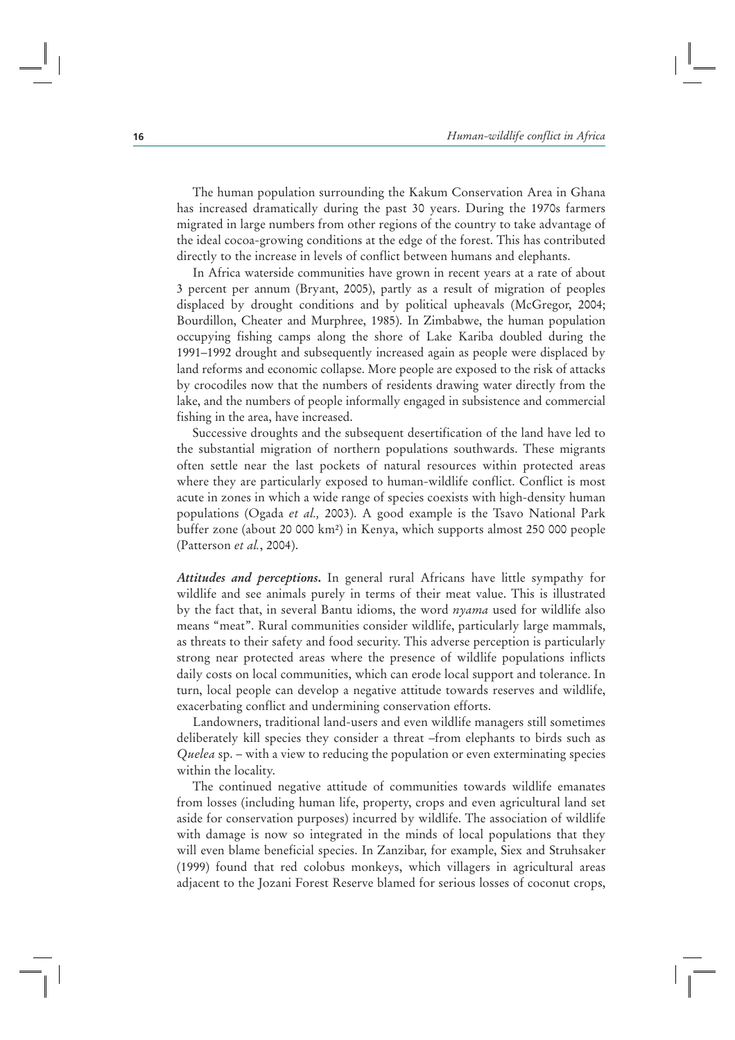The human population surrounding the Kakum Conservation Area in Ghana has increased dramatically during the past 30 years. During the 1970s farmers migrated in large numbers from other regions of the country to take advantage of the ideal cocoa-growing conditions at the edge of the forest. This has contributed directly to the increase in levels of conflict between humans and elephants.

In Africa waterside communities have grown in recent years at a rate of about 3 percent per annum (Bryant, 2005), partly as a result of migration of peoples displaced by drought conditions and by political upheavals (McGregor, 2004; Bourdillon, Cheater and Murphree, 1985). In Zimbabwe, the human population occupying fishing camps along the shore of Lake Kariba doubled during the 1991–1992 drought and subsequently increased again as people were displaced by land reforms and economic collapse. More people are exposed to the risk of attacks by crocodiles now that the numbers of residents drawing water directly from the lake, and the numbers of people informally engaged in subsistence and commercial fishing in the area, have increased.

Successive droughts and the subsequent desertification of the land have led to the substantial migration of northern populations southwards. These migrants often settle near the last pockets of natural resources within protected areas where they are particularly exposed to human-wildlife conflict. Conflict is most acute in zones in which a wide range of species coexists with high-density human populations (Ogada *et al.,* 2003). A good example is the Tsavo National Park buffer zone (about 20 000 km²) in Kenya, which supports almost 250 000 people (Patterson *et al.*, 2004).

***Attitudes and perceptions.*** In general rural Africans have little sympathy for wildlife and see animals purely in terms of their meat value. This is illustrated by the fact that, in several Bantu idioms, the word *nyama* used for wildlife also means "meat". Rural communities consider wildlife, particularly large mammals, as threats to their safety and food security. This adverse perception is particularly strong near protected areas where the presence of wildlife populations inflicts daily costs on local communities, which can erode local support and tolerance. In turn, local people can develop a negative attitude towards reserves and wildlife, exacerbating conflict and undermining conservation efforts.

Landowners, traditional land-users and even wildlife managers still sometimes deliberately kill species they consider a threat –from elephants to birds such as *Quelea* sp. – with a view to reducing the population or even exterminating species within the locality.

The continued negative attitude of communities towards wildlife emanates from losses (including human life, property, crops and even agricultural land set aside for conservation purposes) incurred by wildlife. The association of wildlife with damage is now so integrated in the minds of local populations that they will even blame beneficial species. In Zanzibar, for example, Siex and Struhsaker (1999) found that red colobus monkeys, which villagers in agricultural areas adjacent to the Jozani Forest Reserve blamed for serious losses of coconut crops,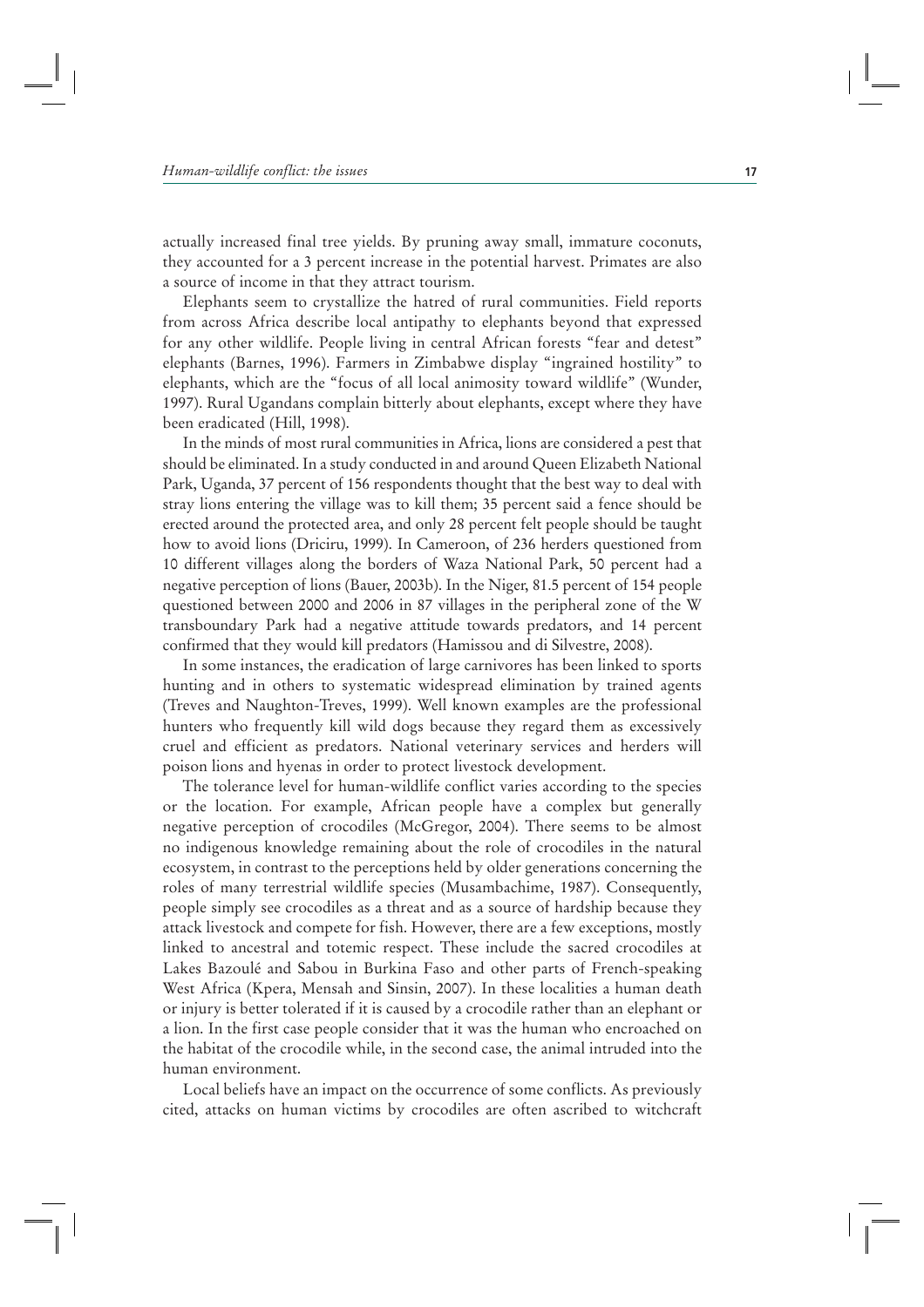actually increased final tree yields. By pruning away small, immature coconuts, they accounted for a 3 percent increase in the potential harvest. Primates are also a source of income in that they attract tourism.

Elephants seem to crystallize the hatred of rural communities. Field reports from across Africa describe local antipathy to elephants beyond that expressed for any other wildlife. People living in central African forests "fear and detest" elephants (Barnes, 1996). Farmers in Zimbabwe display "ingrained hostility" to elephants, which are the "focus of all local animosity toward wildlife" (Wunder, 1997). Rural Ugandans complain bitterly about elephants, except where they have been eradicated (Hill, 1998).

In the minds of most rural communities in Africa, lions are considered a pest that should be eliminated. In a study conducted in and around Queen Elizabeth National Park, Uganda, 37 percent of 156 respondents thought that the best way to deal with stray lions entering the village was to kill them; 35 percent said a fence should be erected around the protected area, and only 28 percent felt people should be taught how to avoid lions (Driciru, 1999). In Cameroon, of 236 herders questioned from 10 different villages along the borders of Waza National Park, 50 percent had a negative perception of lions (Bauer, 2003b). In the Niger, 81.5 percent of 154 people questioned between 2000 and 2006 in 87 villages in the peripheral zone of the W transboundary Park had a negative attitude towards predators, and 14 percent confirmed that they would kill predators (Hamissou and di Silvestre, 2008).

In some instances, the eradication of large carnivores has been linked to sports hunting and in others to systematic widespread elimination by trained agents (Treves and Naughton-Treves, 1999). Well known examples are the professional hunters who frequently kill wild dogs because they regard them as excessively cruel and efficient as predators. National veterinary services and herders will poison lions and hyenas in order to protect livestock development.

The tolerance level for human-wildlife conflict varies according to the species or the location. For example, African people have a complex but generally negative perception of crocodiles (McGregor, 2004). There seems to be almost no indigenous knowledge remaining about the role of crocodiles in the natural ecosystem, in contrast to the perceptions held by older generations concerning the roles of many terrestrial wildlife species (Musambachime, 1987). Consequently, people simply see crocodiles as a threat and as a source of hardship because they attack livestock and compete for fish. However, there are a few exceptions, mostly linked to ancestral and totemic respect. These include the sacred crocodiles at Lakes Bazoulé and Sabou in Burkina Faso and other parts of French-speaking West Africa (Kpera, Mensah and Sinsin, 2007). In these localities a human death or injury is better tolerated if it is caused by a crocodile rather than an elephant or a lion. In the first case people consider that it was the human who encroached on the habitat of the crocodile while, in the second case, the animal intruded into the human environment.

Local beliefs have an impact on the occurrence of some conflicts. As previously cited, attacks on human victims by crocodiles are often ascribed to witchcraft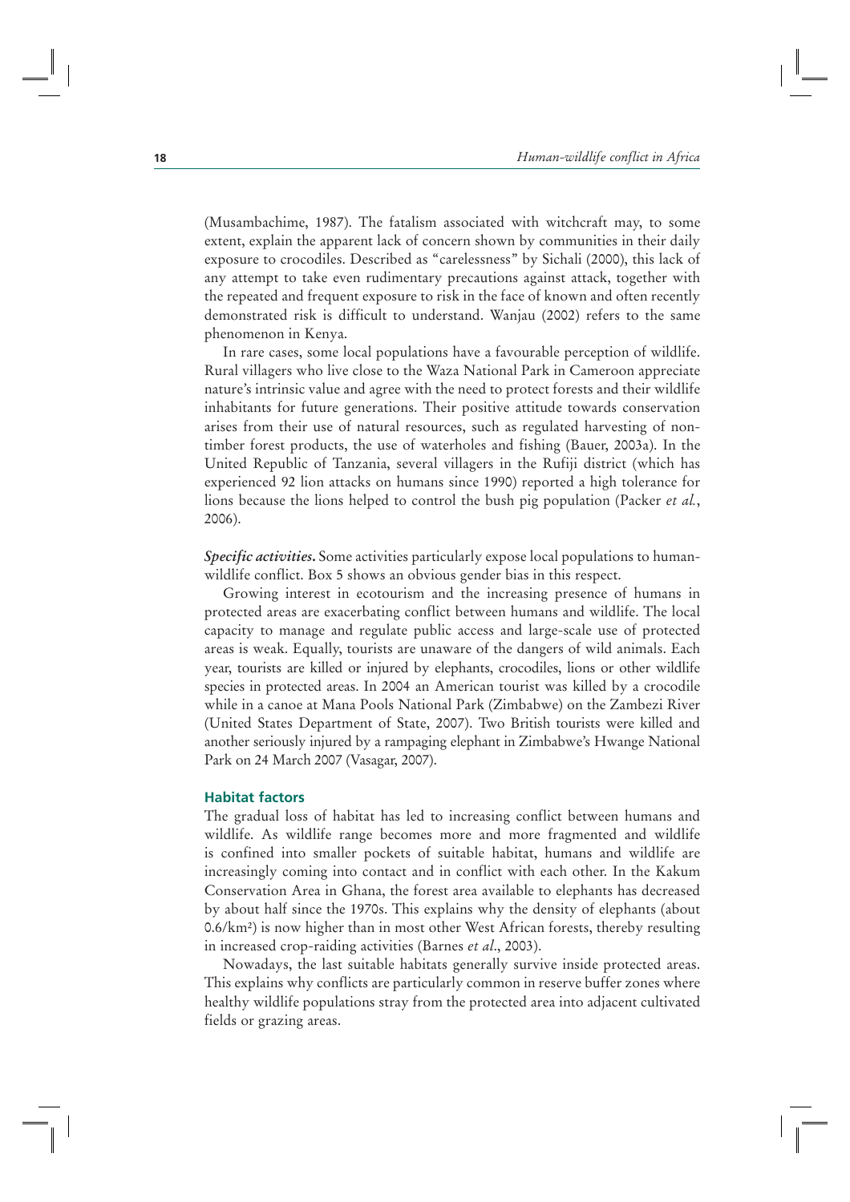(Musambachime, 1987). The fatalism associated with witchcraft may, to some extent, explain the apparent lack of concern shown by communities in their daily exposure to crocodiles. Described as "carelessness" by Sichali (2000), this lack of any attempt to take even rudimentary precautions against attack, together with the repeated and frequent exposure to risk in the face of known and often recently demonstrated risk is difficult to understand. Wanjau (2002) refers to the same phenomenon in Kenya.

In rare cases, some local populations have a favourable perception of wildlife. Rural villagers who live close to the Waza National Park in Cameroon appreciate nature's intrinsic value and agree with the need to protect forests and their wildlife inhabitants for future generations. Their positive attitude towards conservation arises from their use of natural resources, such as regulated harvesting of non-timber forest products, the use of waterholes and fishing (Bauer, 2003a). In the United Republic of Tanzania, several villagers in the Rufiji district (which has experienced 92 lion attacks on humans since 1990) reported a high tolerance for lions because the lions helped to control the bush pig population (Packer *et al.*, 2006).

***Specific activities.*** Some activities particularly expose local populations to human-wildlife conflict. Box 5 shows an obvious gender bias in this respect.

Growing interest in ecotourism and the increasing presence of humans in protected areas are exacerbating conflict between humans and wildlife. The local capacity to manage and regulate public access and large-scale use of protected areas is weak. Equally, tourists are unaware of the dangers of wild animals. Each year, tourists are killed or injured by elephants, crocodiles, lions or other wildlife species in protected areas. In 2004 an American tourist was killed by a crocodile while in a canoe at Mana Pools National Park (Zimbabwe) on the Zambezi River (United States Department of State, 2007). Two British tourists were killed and another seriously injured by a rampaging elephant in Zimbabwe's Hwange National Park on 24 March 2007 (Vasagar, 2007).

### Habitat factors

The gradual loss of habitat has led to increasing conflict between humans and wildlife. As wildlife range becomes more and more fragmented and wildlife is confined into smaller pockets of suitable habitat, humans and wildlife are increasingly coming into contact and in conflict with each other. In the Kakum Conservation Area in Ghana, the forest area available to elephants has decreased by about half since the 1970s. This explains why the density of elephants (about 0.6/km$^2$) is now higher than in most other West African forests, thereby resulting in increased crop-raiding activities (Barnes *et al*., 2003).

Nowadays, the last suitable habitats generally survive inside protected areas. This explains why conflicts are particularly common in reserve buffer zones where healthy wildlife populations stray from the protected area into adjacent cultivated fields or grazing areas.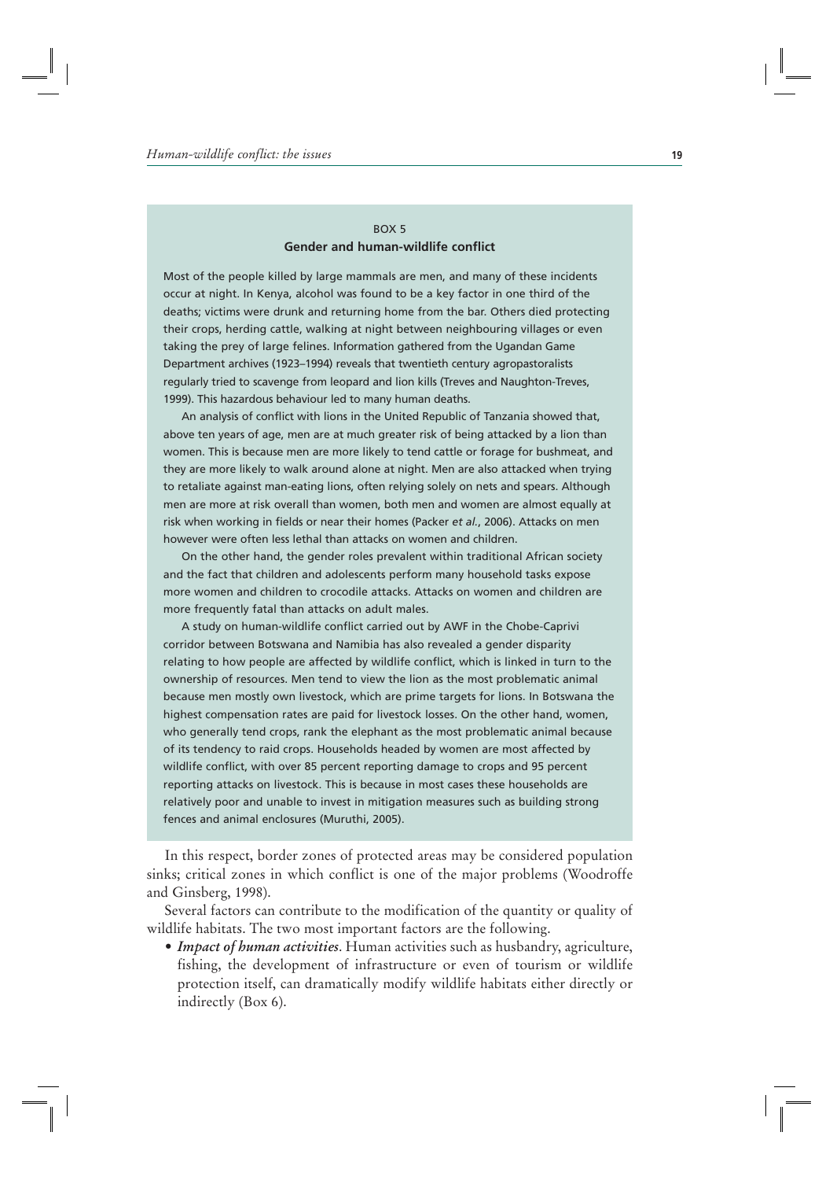BOX 5

**Gender and human-wildlife conflict**

Most of the people killed by large mammals are men, and many of these incidents occur at night. In Kenya, alcohol was found to be a key factor in one third of the deaths; victims were drunk and returning home from the bar. Others died protecting their crops, herding cattle, walking at night between neighbouring villages or even taking the prey of large felines. Information gathered from the Ugandan Game Department archives (1923–1994) reveals that twentieth century agropastoralists regularly tried to scavenge from leopard and lion kills (Treves and Naughton-Treves, 1999). This hazardous behaviour led to many human deaths.

An analysis of conflict with lions in the United Republic of Tanzania showed that, above ten years of age, men are at much greater risk of being attacked by a lion than women. This is because men are more likely to tend cattle or forage for bushmeat, and they are more likely to walk around alone at night. Men are also attacked when trying to retaliate against man-eating lions, often relying solely on nets and spears. Although men are more at risk overall than women, both men and women are almost equally at risk when working in fields or near their homes (Packer *et al.*, 2006). Attacks on men however were often less lethal than attacks on women and children.

On the other hand, the gender roles prevalent within traditional African society and the fact that children and adolescents perform many household tasks expose more women and children to crocodile attacks. Attacks on women and children are more frequently fatal than attacks on adult males.

A study on human-wildlife conflict carried out by AWF in the Chobe-Caprivi corridor between Botswana and Namibia has also revealed a gender disparity relating to how people are affected by wildlife conflict, which is linked in turn to the ownership of resources. Men tend to view the lion as the most problematic animal because men mostly own livestock, which are prime targets for lions. In Botswana the highest compensation rates are paid for livestock losses. On the other hand, women, who generally tend crops, rank the elephant as the most problematic animal because of its tendency to raid crops. Households headed by women are most affected by wildlife conflict, with over 85 percent reporting damage to crops and 95 percent reporting attacks on livestock. This is because in most cases these households are relatively poor and unable to invest in mitigation measures such as building strong fences and animal enclosures (Muruthi, 2005).

In this respect, border zones of protected areas may be considered population sinks; critical zones in which conflict is one of the major problems (Woodroffe and Ginsberg, 1998).

Several factors can contribute to the modification of the quantity or quality of wildlife habitats. The two most important factors are the following.

- ***Impact of human activities***. Human activities such as husbandry, agriculture, fishing, the development of infrastructure or even of tourism or wildlife protection itself, can dramatically modify wildlife habitats either directly or indirectly (Box 6).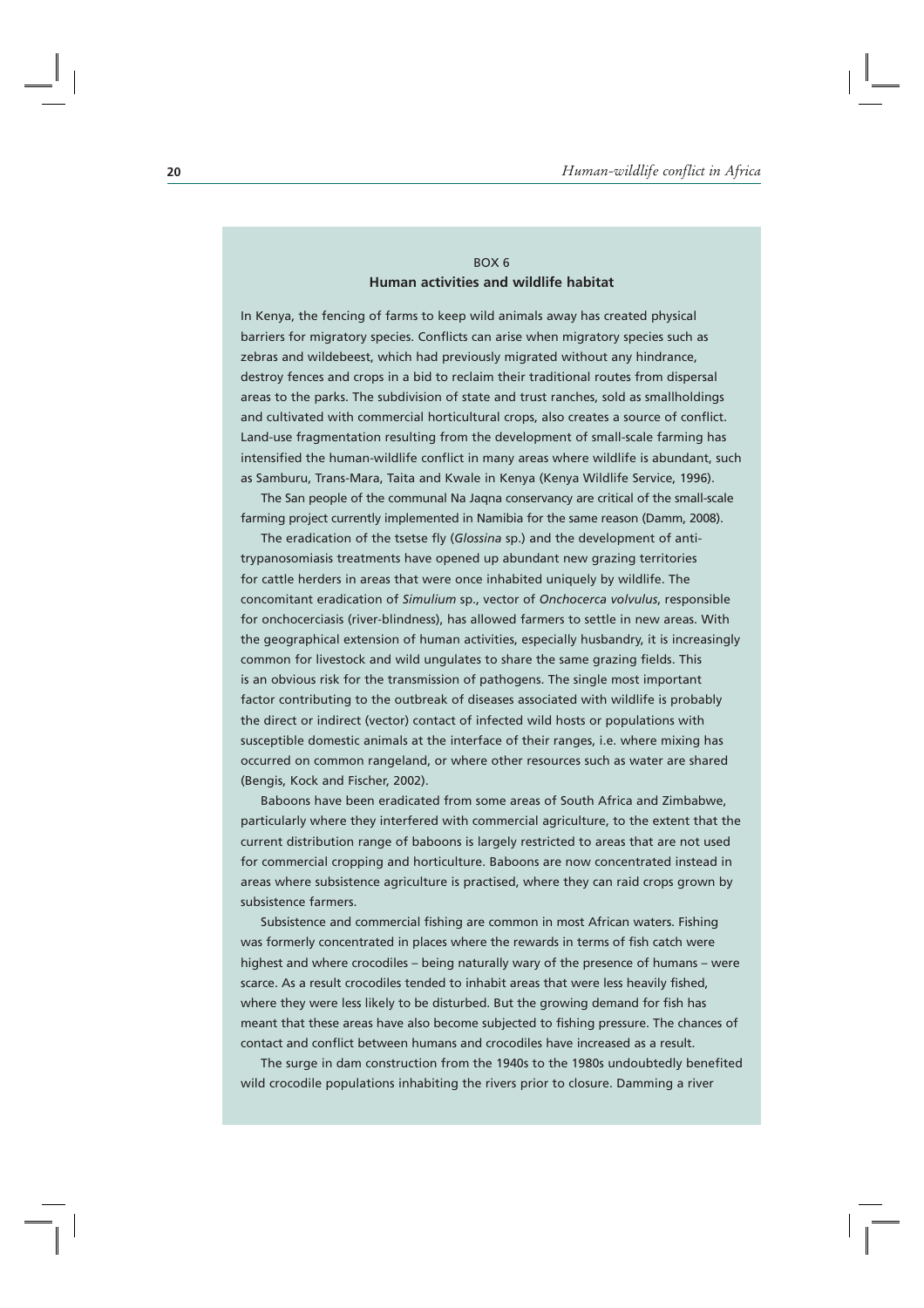BOX 6

**Human activities and wildlife habitat**

In Kenya, the fencing of farms to keep wild animals away has created physical barriers for migratory species. Conflicts can arise when migratory species such as zebras and wildebeest, which had previously migrated without any hindrance, destroy fences and crops in a bid to reclaim their traditional routes from dispersal areas to the parks. The subdivision of state and trust ranches, sold as smallholdings and cultivated with commercial horticultural crops, also creates a source of conflict. Land-use fragmentation resulting from the development of small-scale farming has intensified the human-wildlife conflict in many areas where wildlife is abundant, such as Samburu, Trans-Mara, Taita and Kwale in Kenya (Kenya Wildlife Service, 1996).

The San people of the communal Na Jaqna conservancy are critical of the small-scale farming project currently implemented in Namibia for the same reason (Damm, 2008).

The eradication of the tsetse fly (*Glossina* sp.) and the development of anti-trypanosomiasis treatments have opened up abundant new grazing territories for cattle herders in areas that were once inhabited uniquely by wildlife. The concomitant eradication of *Simulium* sp., vector of *Onchocerca volvulus*, responsible for onchocerciasis (river-blindness), has allowed farmers to settle in new areas. With the geographical extension of human activities, especially husbandry, it is increasingly common for livestock and wild ungulates to share the same grazing fields. This is an obvious risk for the transmission of pathogens. The single most important factor contributing to the outbreak of diseases associated with wildlife is probably the direct or indirect (vector) contact of infected wild hosts or populations with susceptible domestic animals at the interface of their ranges, i.e. where mixing has occurred on common rangeland, or where other resources such as water are shared (Bengis, Kock and Fischer, 2002).

Baboons have been eradicated from some areas of South Africa and Zimbabwe, particularly where they interfered with commercial agriculture, to the extent that the current distribution range of baboons is largely restricted to areas that are not used for commercial cropping and horticulture. Baboons are now concentrated instead in areas where subsistence agriculture is practised, where they can raid crops grown by subsistence farmers.

Subsistence and commercial fishing are common in most African waters. Fishing was formerly concentrated in places where the rewards in terms of fish catch were highest and where crocodiles – being naturally wary of the presence of humans – were scarce. As a result crocodiles tended to inhabit areas that were less heavily fished, where they were less likely to be disturbed. But the growing demand for fish has meant that these areas have also become subjected to fishing pressure. The chances of contact and conflict between humans and crocodiles have increased as a result.

The surge in dam construction from the 1940s to the 1980s undoubtedly benefited wild crocodile populations inhabiting the rivers prior to closure. Damming a river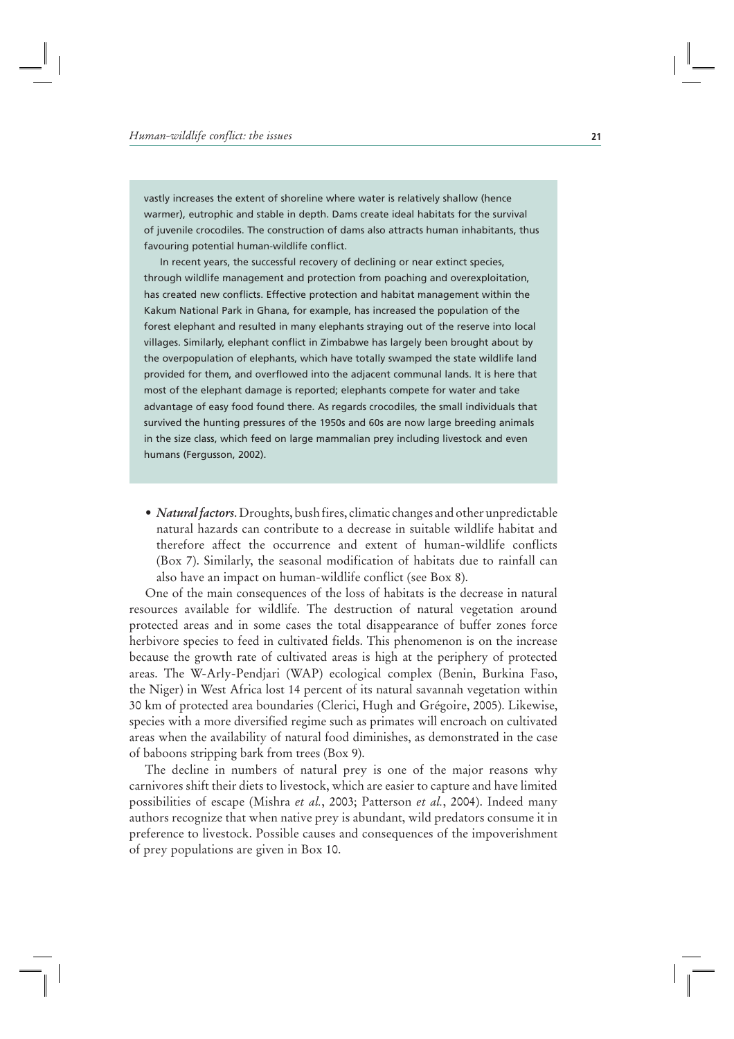vastly increases the extent of shoreline where water is relatively shallow (hence warmer), eutrophic and stable in depth. Dams create ideal habitats for the survival of juvenile crocodiles. The construction of dams also attracts human inhabitants, thus favouring potential human-wildlife conflict.

In recent years, the successful recovery of declining or near extinct species, through wildlife management and protection from poaching and overexploitation, has created new conflicts. Effective protection and habitat management within the Kakum National Park in Ghana, for example, has increased the population of the forest elephant and resulted in many elephants straying out of the reserve into local villages. Similarly, elephant conflict in Zimbabwe has largely been brought about by the overpopulation of elephants, which have totally swamped the state wildlife land provided for them, and overflowed into the adjacent communal lands. It is here that most of the elephant damage is reported; elephants compete for water and take advantage of easy food found there. As regards crocodiles, the small individuals that survived the hunting pressures of the 1950s and 60s are now large breeding animals in the size class, which feed on large mammalian prey including livestock and even humans (Fergusson, 2002).

- ***Natural factors.*** Droughts, bush fires, climatic changes and other unpredictable natural hazards can contribute to a decrease in suitable wildlife habitat and therefore affect the occurrence and extent of human-wildlife conflicts (Box 7). Similarly, the seasonal modification of habitats due to rainfall can also have an impact on human-wildlife conflict (see Box 8).

One of the main consequences of the loss of habitats is the decrease in natural resources available for wildlife. The destruction of natural vegetation around protected areas and in some cases the total disappearance of buffer zones force herbivore species to feed in cultivated fields. This phenomenon is on the increase because the growth rate of cultivated areas is high at the periphery of protected areas. The W-Arly-Pendjari (WAP) ecological complex (Benin, Burkina Faso, the Niger) in West Africa lost 14 percent of its natural savannah vegetation within 30 km of protected area boundaries (Clerici, Hugh and Grégoire, 2005). Likewise, species with a more diversified regime such as primates will encroach on cultivated areas when the availability of natural food diminishes, as demonstrated in the case of baboons stripping bark from trees (Box 9).

The decline in numbers of natural prey is one of the major reasons why carnivores shift their diets to livestock, which are easier to capture and have limited possibilities of escape (Mishra *et al.*, 2003; Patterson *et al.*, 2004). Indeed many authors recognize that when native prey is abundant, wild predators consume it in preference to livestock. Possible causes and consequences of the impoverishment of prey populations are given in Box 10.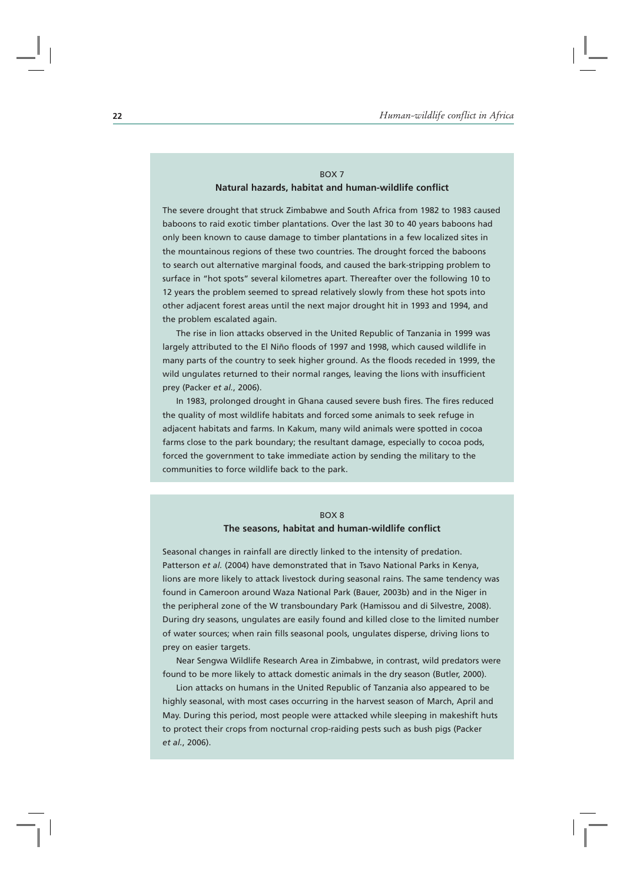BOX 7

**Natural hazards, habitat and human-wildlife conflict**

The severe drought that struck Zimbabwe and South Africa from 1982 to 1983 caused baboons to raid exotic timber plantations. Over the last 30 to 40 years baboons had only been known to cause damage to timber plantations in a few localized sites in the mountainous regions of these two countries. The drought forced the baboons to search out alternative marginal foods, and caused the bark-stripping problem to surface in "hot spots" several kilometres apart. Thereafter over the following 10 to 12 years the problem seemed to spread relatively slowly from these hot spots into other adjacent forest areas until the next major drought hit in 1993 and 1994, and the problem escalated again.

The rise in lion attacks observed in the United Republic of Tanzania in 1999 was largely attributed to the El Niño floods of 1997 and 1998, which caused wildlife in many parts of the country to seek higher ground. As the floods receded in 1999, the wild ungulates returned to their normal ranges, leaving the lions with insufficient prey (Packer *et al.*, 2006).

In 1983, prolonged drought in Ghana caused severe bush fires. The fires reduced the quality of most wildlife habitats and forced some animals to seek refuge in adjacent habitats and farms. In Kakum, many wild animals were spotted in cocoa farms close to the park boundary; the resultant damage, especially to cocoa pods, forced the government to take immediate action by sending the military to the communities to force wildlife back to the park.

BOX 8

**The seasons, habitat and human-wildlife conflict**

Seasonal changes in rainfall are directly linked to the intensity of predation. Patterson *et al.* (2004) have demonstrated that in Tsavo National Parks in Kenya, lions are more likely to attack livestock during seasonal rains. The same tendency was found in Cameroon around Waza National Park (Bauer, 2003b) and in the Niger in the peripheral zone of the W transboundary Park (Hamissou and di Silvestre, 2008). During dry seasons, ungulates are easily found and killed close to the limited number of water sources; when rain fills seasonal pools, ungulates disperse, driving lions to prey on easier targets.

Near Sengwa Wildlife Research Area in Zimbabwe, in contrast, wild predators were found to be more likely to attack domestic animals in the dry season (Butler, 2000).

Lion attacks on humans in the United Republic of Tanzania also appeared to be highly seasonal, with most cases occurring in the harvest season of March, April and May. During this period, most people were attacked while sleeping in makeshift huts to protect their crops from nocturnal crop-raiding pests such as bush pigs (Packer *et al.*, 2006).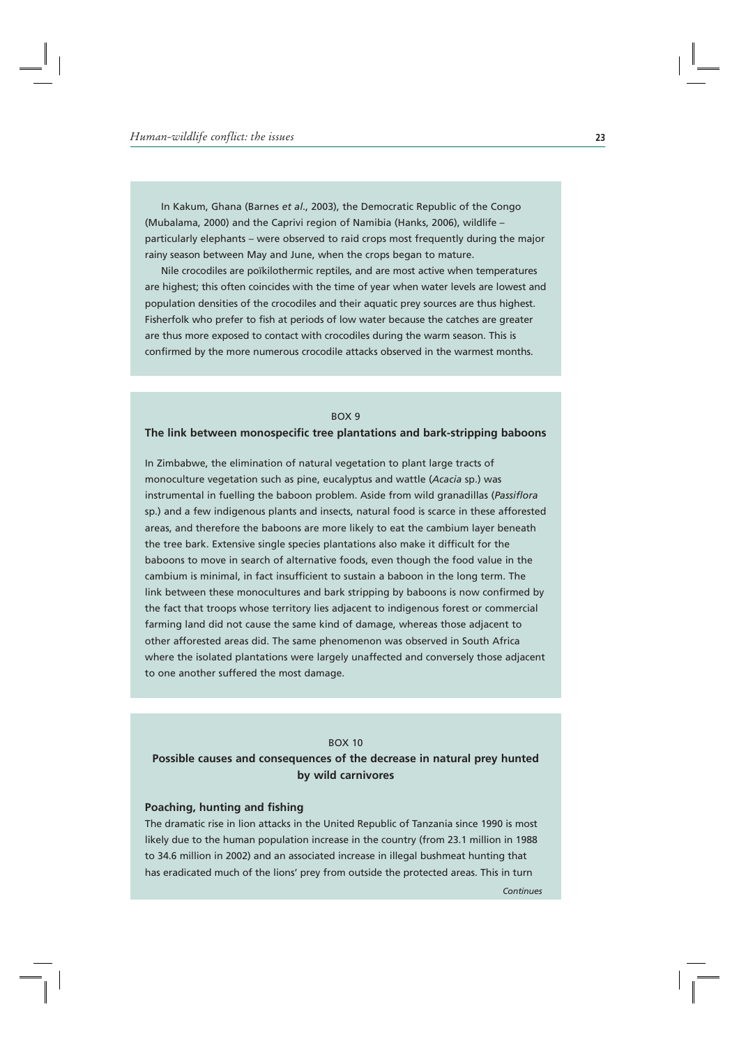In Kakum, Ghana (Barnes *et al*., 2003), the Democratic Republic of the Congo (Mubalama, 2000) and the Caprivi region of Namibia (Hanks, 2006), wildlife – particularly elephants – were observed to raid crops most frequently during the major rainy season between May and June, when the crops began to mature.

Nile crocodiles are poïkilothermic reptiles, and are most active when temperatures are highest; this often coincides with the time of year when water levels are lowest and population densities of the crocodiles and their aquatic prey sources are thus highest. Fisherfolk who prefer to fish at periods of low water because the catches are greater are thus more exposed to contact with crocodiles during the warm season. This is confirmed by the more numerous crocodile attacks observed in the warmest months.

BOX 9

**The link between monospecific tree plantations and bark-stripping baboons**

In Zimbabwe, the elimination of natural vegetation to plant large tracts of monoculture vegetation such as pine, eucalyptus and wattle (*Acacia* sp.) was instrumental in fuelling the baboon problem. Aside from wild granadillas (*Passiflora* sp.) and a few indigenous plants and insects, natural food is scarce in these afforested areas, and therefore the baboons are more likely to eat the cambium layer beneath the tree bark. Extensive single species plantations also make it difficult for the baboons to move in search of alternative foods, even though the food value in the cambium is minimal, in fact insufficient to sustain a baboon in the long term. The link between these monocultures and bark stripping by baboons is now confirmed by the fact that troops whose territory lies adjacent to indigenous forest or commercial farming land did not cause the same kind of damage, whereas those adjacent to other afforested areas did. The same phenomenon was observed in South Africa where the isolated plantations were largely unaffected and conversely those adjacent to one another suffered the most damage.

BOX 10

**Possible causes and consequences of the decrease in natural prey hunted by wild carnivores**

**Poaching, hunting and fishing**

The dramatic rise in lion attacks in the United Republic of Tanzania since 1990 is most likely due to the human population increase in the country (from 23.1 million in 1988 to 34.6 million in 2002) and an associated increase in illegal bushmeat hunting that has eradicated much of the lions' prey from outside the protected areas. This in turn

*Continues*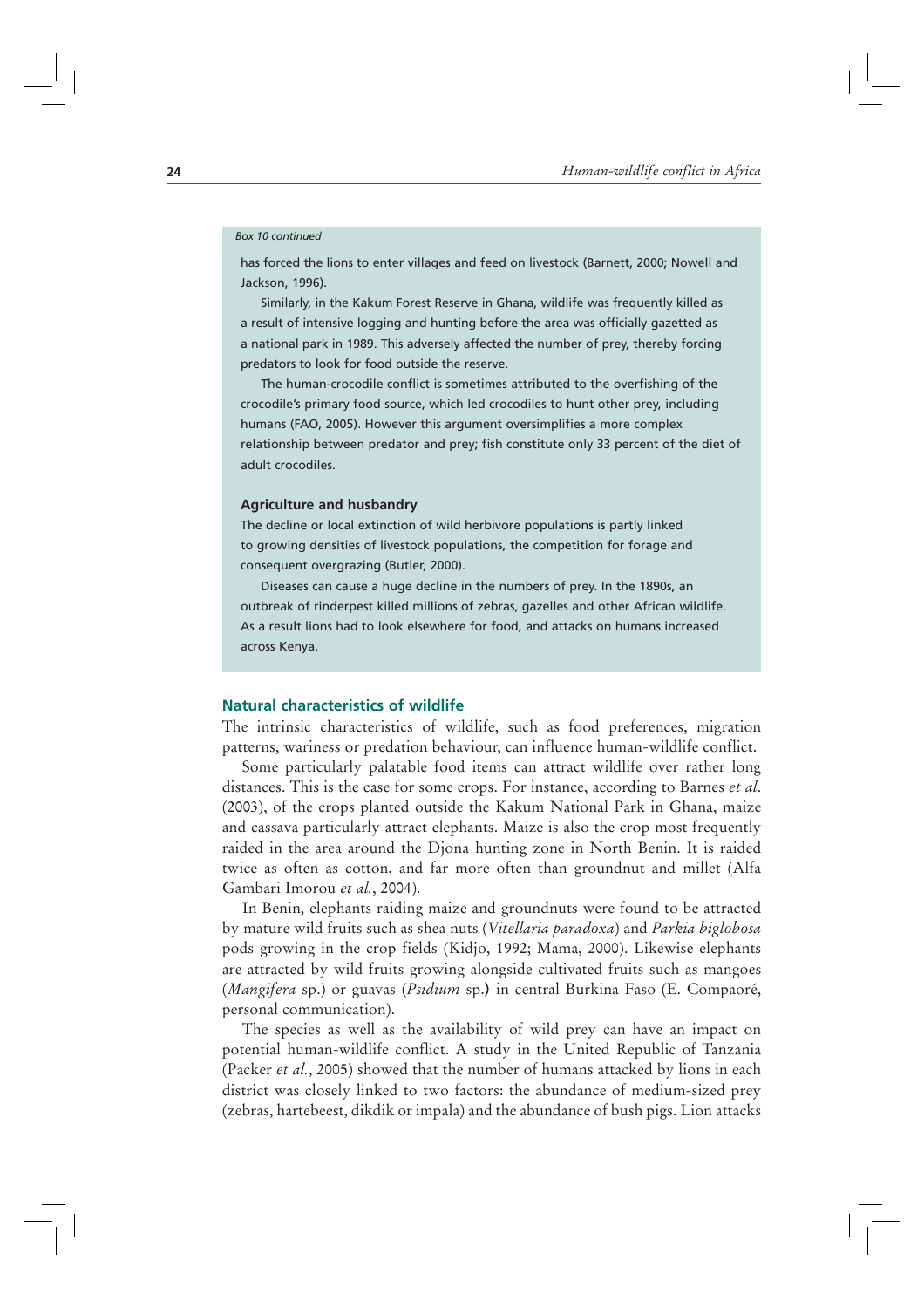*Box 10 continued*

has forced the lions to enter villages and feed on livestock (Barnett, 2000; Nowell and Jackson, 1996).

Similarly, in the Kakum Forest Reserve in Ghana, wildlife was frequently killed as a result of intensive logging and hunting before the area was officially gazetted as a national park in 1989. This adversely affected the number of prey, thereby forcing predators to look for food outside the reserve.

The human-crocodile conflict is sometimes attributed to the overfishing of the crocodile's primary food source, which led crocodiles to hunt other prey, including humans (FAO, 2005). However this argument oversimplifies a more complex relationship between predator and prey; fish constitute only 33 percent of the diet of adult crocodiles.

**Agriculture and husbandry**

The decline or local extinction of wild herbivore populations is partly linked to growing densities of livestock populations, the competition for forage and consequent overgrazing (Butler, 2000).

Diseases can cause a huge decline in the numbers of prey. In the 1890s, an outbreak of rinderpest killed millions of zebras, gazelles and other African wildlife. As a result lions had to look elsewhere for food, and attacks on humans increased across Kenya.

### Natural characteristics of wildlife

The intrinsic characteristics of wildlife, such as food preferences, migration patterns, wariness or predation behaviour, can influence human-wildlife conflict.

Some particularly palatable food items can attract wildlife over rather long distances. This is the case for some crops. For instance, according to Barnes *et al*. (2003), of the crops planted outside the Kakum National Park in Ghana, maize and cassava particularly attract elephants. Maize is also the crop most frequently raided in the area around the Djona hunting zone in North Benin. It is raided twice as often as cotton, and far more often than groundnut and millet (Alfa Gambari Imorou *et al.*, 2004).

In Benin, elephants raiding maize and groundnuts were found to be attracted by mature wild fruits such as shea nuts (*Vitellaria paradoxa*) and *Parkia biglobosa* pods growing in the crop fields (Kidjo, 1992; Mama, 2000). Likewise elephants are attracted by wild fruits growing alongside cultivated fruits such as mangoes (*Mangifera* sp.) or guavas (*Psidium* sp.) in central Burkina Faso (E. Compaoré, personal communication).

The species as well as the availability of wild prey can have an impact on potential human-wildlife conflict. A study in the United Republic of Tanzania (Packer *et al.*, 2005) showed that the number of humans attacked by lions in each district was closely linked to two factors: the abundance of medium-sized prey (zebras, hartebeest, dikdik or impala) and the abundance of bush pigs. Lion attacks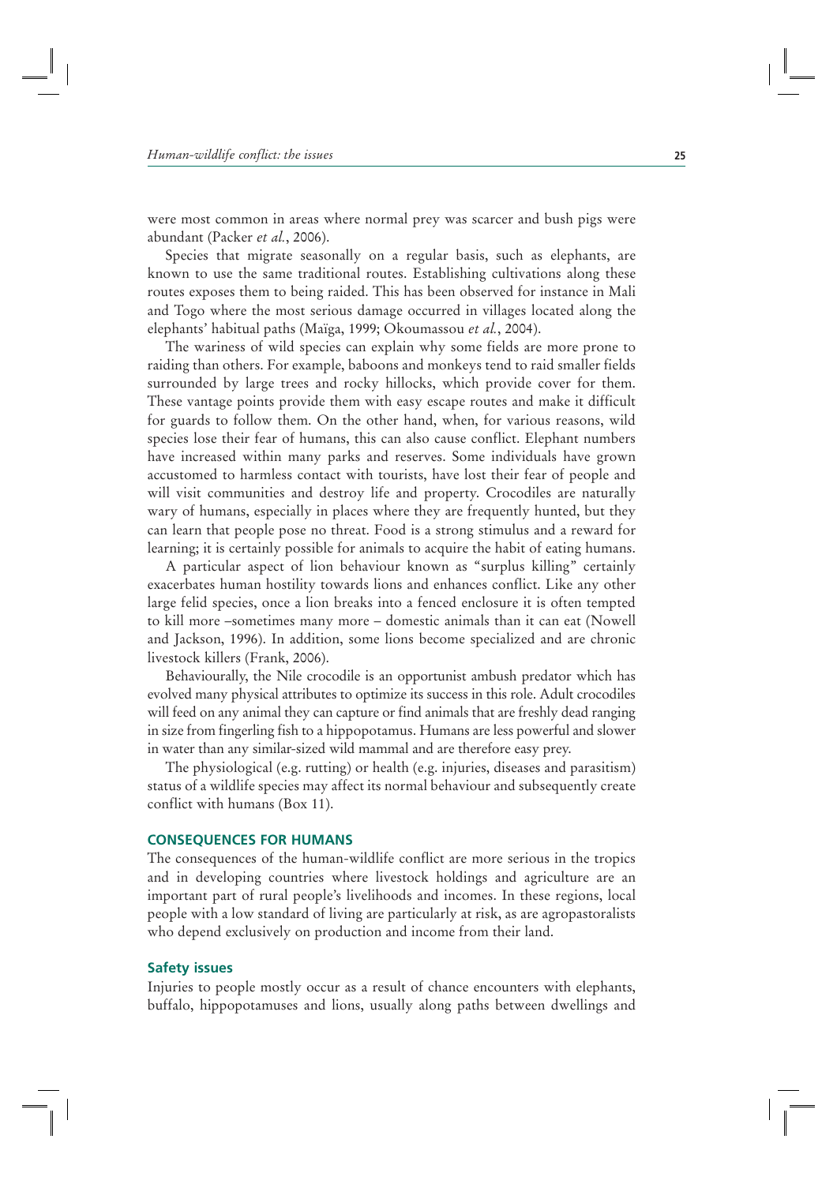were most common in areas where normal prey was scarcer and bush pigs were abundant (Packer *et al.*, 2006).

Species that migrate seasonally on a regular basis, such as elephants, are known to use the same traditional routes. Establishing cultivations along these routes exposes them to being raided. This has been observed for instance in Mali and Togo where the most serious damage occurred in villages located along the elephants' habitual paths (Maïga, 1999; Okoumassou *et al.*, 2004).

The wariness of wild species can explain why some fields are more prone to raiding than others. For example, baboons and monkeys tend to raid smaller fields surrounded by large trees and rocky hillocks, which provide cover for them. These vantage points provide them with easy escape routes and make it difficult for guards to follow them. On the other hand, when, for various reasons, wild species lose their fear of humans, this can also cause conflict. Elephant numbers have increased within many parks and reserves. Some individuals have grown accustomed to harmless contact with tourists, have lost their fear of people and will visit communities and destroy life and property. Crocodiles are naturally wary of humans, especially in places where they are frequently hunted, but they can learn that people pose no threat. Food is a strong stimulus and a reward for learning; it is certainly possible for animals to acquire the habit of eating humans.

A particular aspect of lion behaviour known as "surplus killing" certainly exacerbates human hostility towards lions and enhances conflict. Like any other large felid species, once a lion breaks into a fenced enclosure it is often tempted to kill more –sometimes many more – domestic animals than it can eat (Nowell and Jackson, 1996). In addition, some lions become specialized and are chronic livestock killers (Frank, 2006).

Behaviourally, the Nile crocodile is an opportunist ambush predator which has evolved many physical attributes to optimize its success in this role. Adult crocodiles will feed on any animal they can capture or find animals that are freshly dead ranging in size from fingerling fish to a hippopotamus. Humans are less powerful and slower in water than any similar-sized wild mammal and are therefore easy prey.

The physiological (e.g. rutting) or health (e.g. injuries, diseases and parasitism) status of a wildlife species may affect its normal behaviour and subsequently create conflict with humans (Box 11).

## CONSEQUENCES FOR HUMANS

The consequences of the human-wildlife conflict are more serious in the tropics and in developing countries where livestock holdings and agriculture are an important part of rural people's livelihoods and incomes. In these regions, local people with a low standard of living are particularly at risk, as are agropastoralists who depend exclusively on production and income from their land.

### Safety issues

Injuries to people mostly occur as a result of chance encounters with elephants, buffalo, hippopotamuses and lions, usually along paths between dwellings and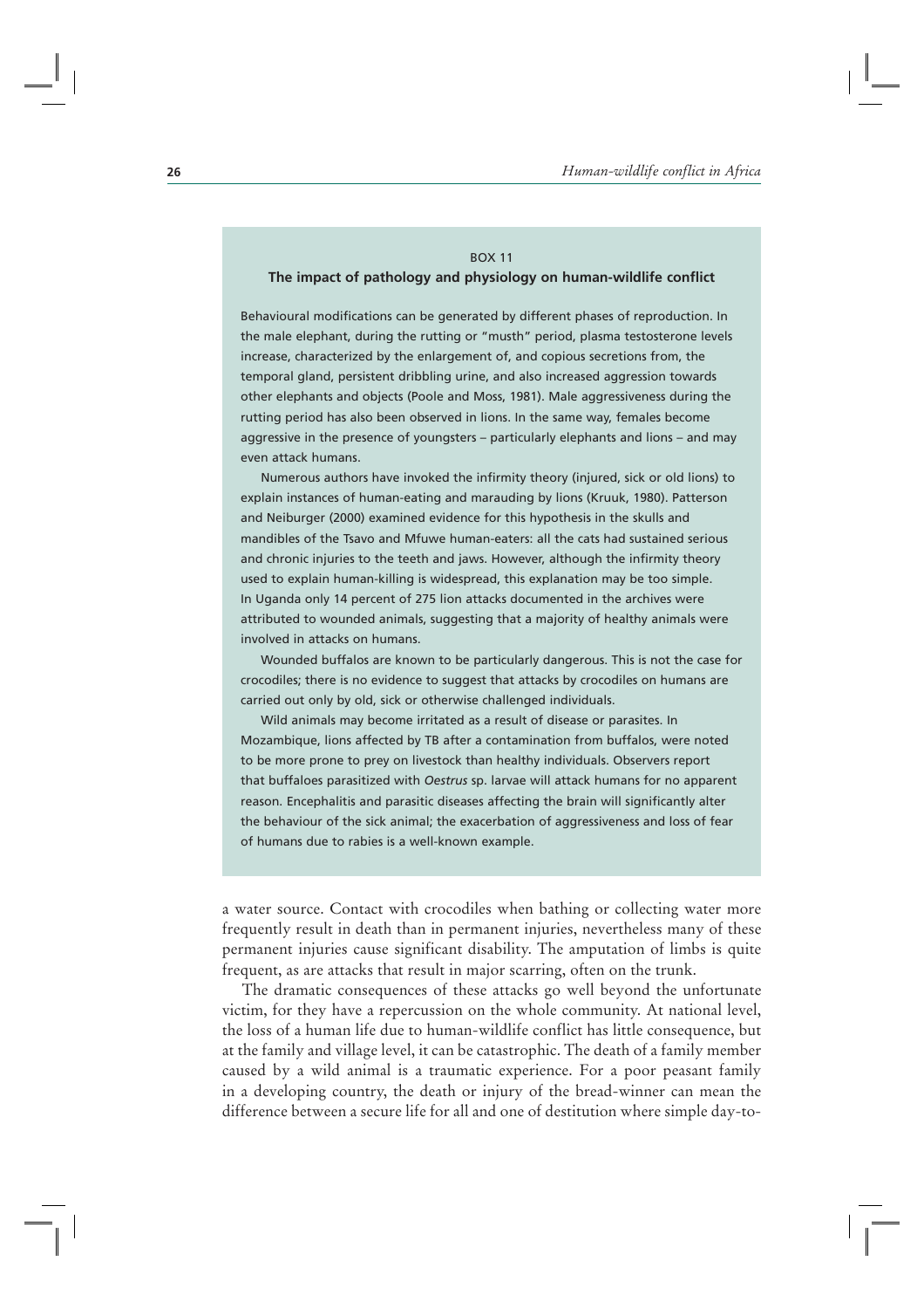BOX 11

**The impact of pathology and physiology on human-wildlife conflict**

Behavioural modifications can be generated by different phases of reproduction. In the male elephant, during the rutting or "musth" period, plasma testosterone levels increase, characterized by the enlargement of, and copious secretions from, the temporal gland, persistent dribbling urine, and also increased aggression towards other elephants and objects (Poole and Moss, 1981). Male aggressiveness during the rutting period has also been observed in lions. In the same way, females become aggressive in the presence of youngsters – particularly elephants and lions – and may even attack humans.

Numerous authors have invoked the infirmity theory (injured, sick or old lions) to explain instances of human-eating and marauding by lions (Kruuk, 1980). Patterson and Neiburger (2000) examined evidence for this hypothesis in the skulls and mandibles of the Tsavo and Mfuwe human-eaters: all the cats had sustained serious and chronic injuries to the teeth and jaws. However, although the infirmity theory used to explain human-killing is widespread, this explanation may be too simple. In Uganda only 14 percent of 275 lion attacks documented in the archives were attributed to wounded animals, suggesting that a majority of healthy animals were involved in attacks on humans.

Wounded buffalos are known to be particularly dangerous. This is not the case for crocodiles; there is no evidence to suggest that attacks by crocodiles on humans are carried out only by old, sick or otherwise challenged individuals.

Wild animals may become irritated as a result of disease or parasites. In Mozambique, lions affected by TB after a contamination from buffalos, were noted to be more prone to prey on livestock than healthy individuals. Observers report that buffaloes parasitized with *Oestrus* sp. larvae will attack humans for no apparent reason. Encephalitis and parasitic diseases affecting the brain will significantly alter the behaviour of the sick animal; the exacerbation of aggressiveness and loss of fear of humans due to rabies is a well-known example.

a water source. Contact with crocodiles when bathing or collecting water more frequently result in death than in permanent injuries, nevertheless many of these permanent injuries cause significant disability. The amputation of limbs is quite frequent, as are attacks that result in major scarring, often on the trunk.

The dramatic consequences of these attacks go well beyond the unfortunate victim, for they have a repercussion on the whole community. At national level, the loss of a human life due to human-wildlife conflict has little consequence, but at the family and village level, it can be catastrophic. The death of a family member caused by a wild animal is a traumatic experience. For a poor peasant family in a developing country, the death or injury of the bread-winner can mean the difference between a secure life for all and one of destitution where simple day-to-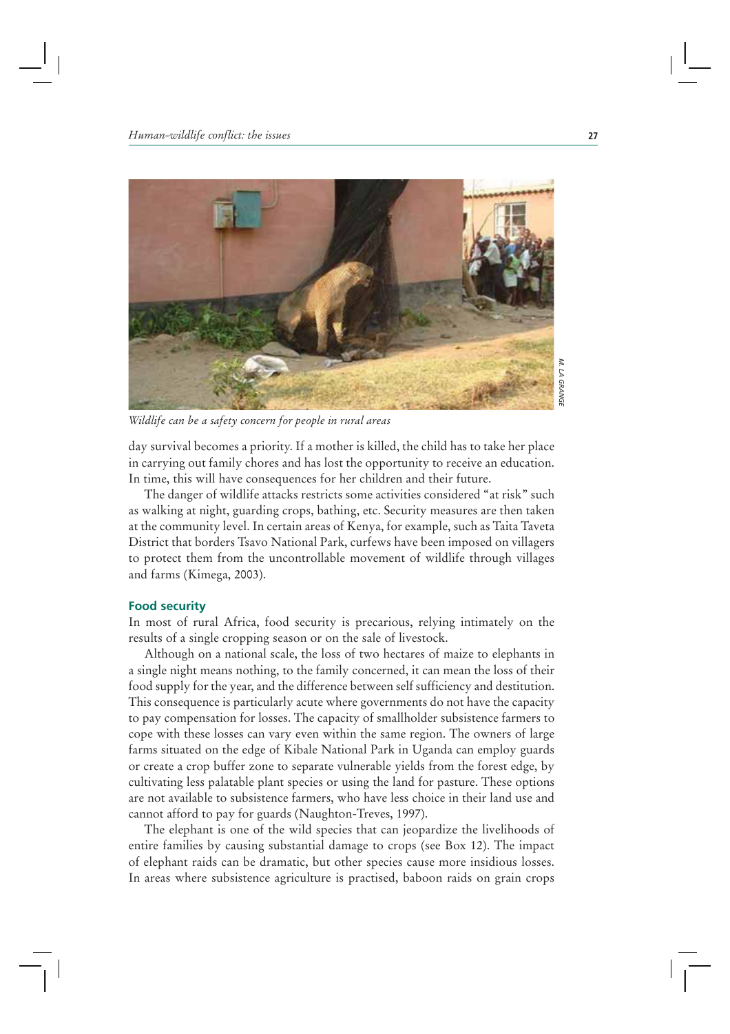*Wildlife can be a safety concern for people in rural areas*

day survival becomes a priority. If a mother is killed, the child has to take her place in carrying out family chores and has lost the opportunity to receive an education. In time, this will have consequences for her children and their future.

The danger of wildlife attacks restricts some activities considered "at risk" such as walking at night, guarding crops, bathing, etc. Security measures are then taken at the community level. In certain areas of Kenya, for example, such as Taita Taveta District that borders Tsavo National Park, curfews have been imposed on villagers to protect them from the uncontrollable movement of wildlife through villages and farms (Kimega, 2003).

### Food security

In most of rural Africa, food security is precarious, relying intimately on the results of a single cropping season or on the sale of livestock.

Although on a national scale, the loss of two hectares of maize to elephants in a single night means nothing, to the family concerned, it can mean the loss of their food supply for the year, and the difference between self sufficiency and destitution. This consequence is particularly acute where governments do not have the capacity to pay compensation for losses. The capacity of smallholder subsistence farmers to cope with these losses can vary even within the same region. The owners of large farms situated on the edge of Kibale National Park in Uganda can employ guards or create a crop buffer zone to separate vulnerable yields from the forest edge, by cultivating less palatable plant species or using the land for pasture. These options are not available to subsistence farmers, who have less choice in their land use and cannot afford to pay for guards (Naughton-Treves, 1997).

The elephant is one of the wild species that can jeopardize the livelihoods of entire families by causing substantial damage to crops (see Box 12). The impact of elephant raids can be dramatic, but other species cause more insidious losses. In areas where subsistence agriculture is practised, baboon raids on grain crops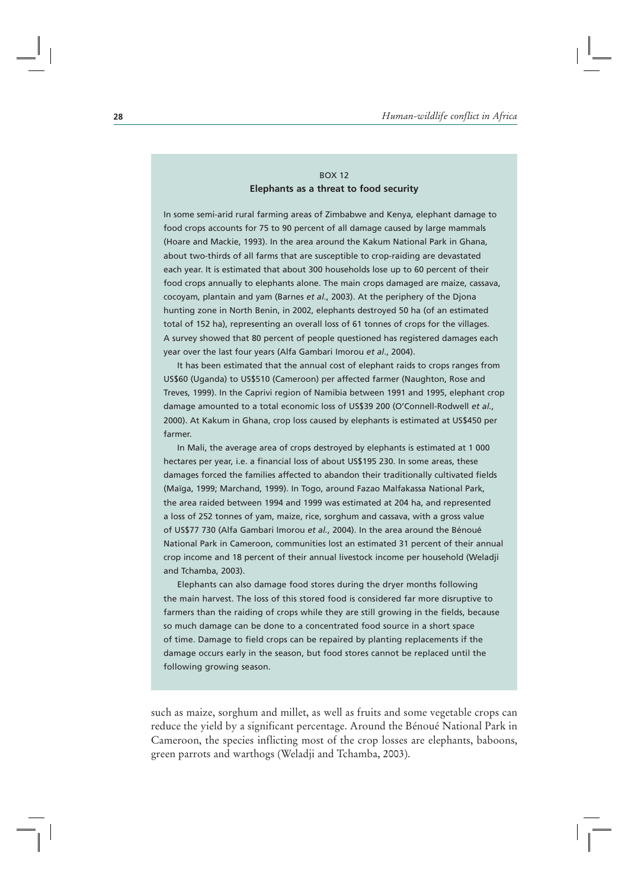BOX 12

**Elephants as a threat to food security**

In some semi-arid rural farming areas of Zimbabwe and Kenya, elephant damage to food crops accounts for 75 to 90 percent of all damage caused by large mammals (Hoare and Mackie, 1993). In the area around the Kakum National Park in Ghana, about two-thirds of all farms that are susceptible to crop-raiding are devastated each year. It is estimated that about 300 households lose up to 60 percent of their food crops annually to elephants alone. The main crops damaged are maize, cassava, cocoyam, plantain and yam (Barnes *et al*., 2003). At the periphery of the Djona hunting zone in North Benin, in 2002, elephants destroyed 50 ha (of an estimated total of 152 ha), representing an overall loss of 61 tonnes of crops for the villages. A survey showed that 80 percent of people questioned has registered damages each year over the last four years (Alfa Gambari Imorou *et al*., 2004).

It has been estimated that the annual cost of elephant raids to crops ranges from US$60 (Uganda) to US$510 (Cameroon) per affected farmer (Naughton, Rose and Treves, 1999). In the Caprivi region of Namibia between 1991 and 1995, elephant crop damage amounted to a total economic loss of US$39 200 (O'Connell-Rodwell *et al*., 2000). At Kakum in Ghana, crop loss caused by elephants is estimated at US$450 per farmer.

In Mali, the average area of crops destroyed by elephants is estimated at 1 000 hectares per year, i.e. a financial loss of about US$195 230. In some areas, these damages forced the families affected to abandon their traditionally cultivated fields (Maïga, 1999; Marchand, 1999). In Togo, around Fazao Malfakassa National Park, the area raided between 1994 and 1999 was estimated at 204 ha, and represented a loss of 252 tonnes of yam, maize, rice, sorghum and cassava, with a gross value of US$77 730 (Alfa Gambari Imorou *et al*., 2004). In the area around the Bénoué National Park in Cameroon, communities lost an estimated 31 percent of their annual crop income and 18 percent of their annual livestock income per household (Weladji and Tchamba, 2003).

Elephants can also damage food stores during the dryer months following the main harvest. The loss of this stored food is considered far more disruptive to farmers than the raiding of crops while they are still growing in the fields, because so much damage can be done to a concentrated food source in a short space of time. Damage to field crops can be repaired by planting replacements if the damage occurs early in the season, but food stores cannot be replaced until the following growing season.

such as maize, sorghum and millet, as well as fruits and some vegetable crops can reduce the yield by a significant percentage. Around the Bénoué National Park in Cameroon, the species inflicting most of the crop losses are elephants, baboons, green parrots and warthogs (Weladji and Tchamba, 2003).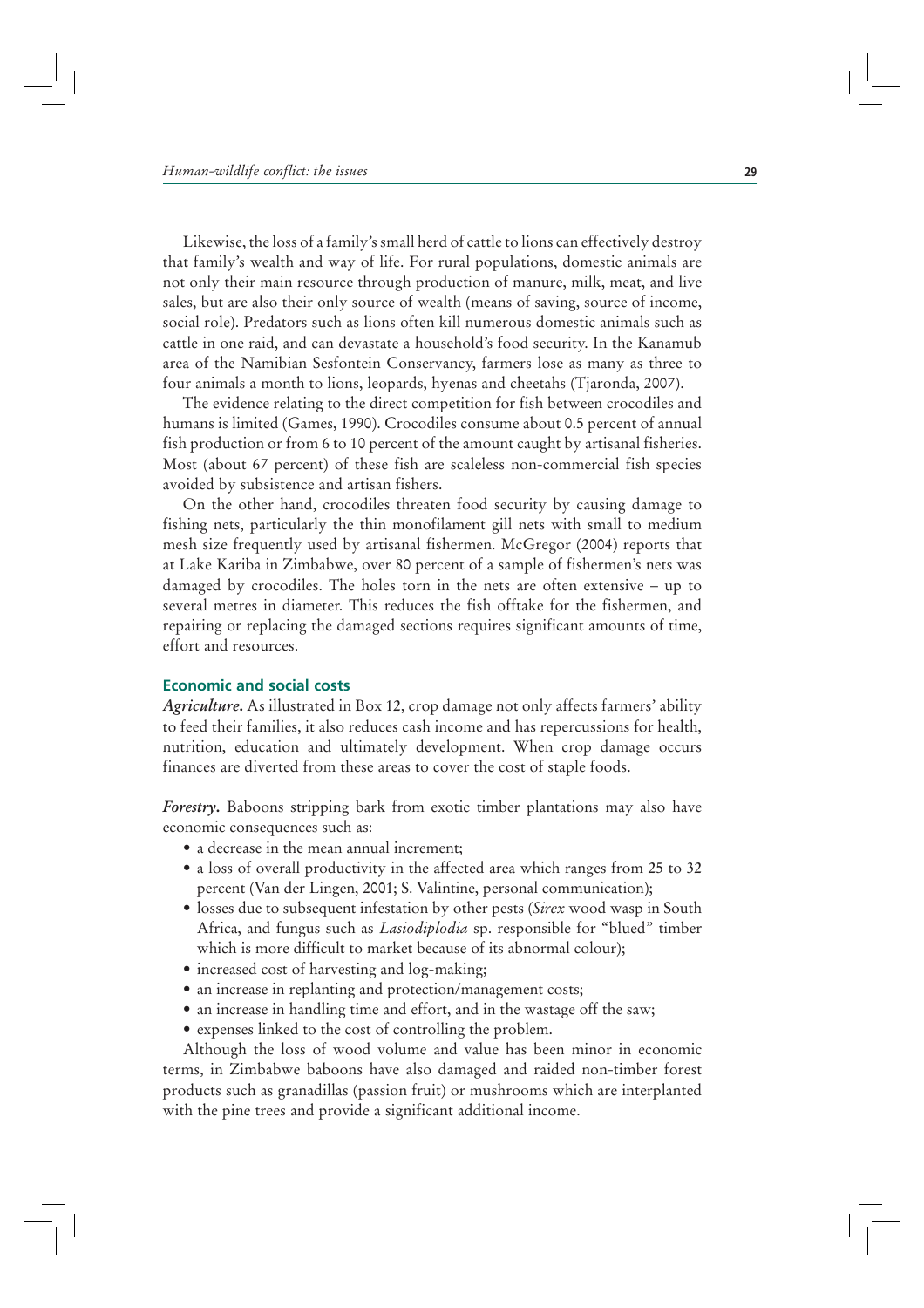Likewise, the loss of a family's small herd of cattle to lions can effectively destroy that family's wealth and way of life. For rural populations, domestic animals are not only their main resource through production of manure, milk, meat, and live sales, but are also their only source of wealth (means of saving, source of income, social role). Predators such as lions often kill numerous domestic animals such as cattle in one raid, and can devastate a household's food security. In the Kanamub area of the Namibian Sesfontein Conservancy, farmers lose as many as three to four animals a month to lions, leopards, hyenas and cheetahs (Tjaronda, 2007).

The evidence relating to the direct competition for fish between crocodiles and humans is limited (Games, 1990). Crocodiles consume about 0.5 percent of annual fish production or from 6 to 10 percent of the amount caught by artisanal fisheries. Most (about 67 percent) of these fish are scaleless non-commercial fish species avoided by subsistence and artisan fishers.

On the other hand, crocodiles threaten food security by causing damage to fishing nets, particularly the thin monofilament gill nets with small to medium mesh size frequently used by artisanal fishermen. McGregor (2004) reports that at Lake Kariba in Zimbabwe, over 80 percent of a sample of fishermen's nets was damaged by crocodiles. The holes torn in the nets are often extensive – up to several metres in diameter. This reduces the fish offtake for the fishermen, and repairing or replacing the damaged sections requires significant amounts of time, effort and resources.

### Economic and social costs

***Agriculture.*** As illustrated in Box 12, crop damage not only affects farmers' ability to feed their families, it also reduces cash income and has repercussions for health, nutrition, education and ultimately development. When crop damage occurs finances are diverted from these areas to cover the cost of staple foods.

***Forestry.*** Baboons stripping bark from exotic timber plantations may also have economic consequences such as:

- a decrease in the mean annual increment;
- a loss of overall productivity in the affected area which ranges from 25 to 32 percent (Van der Lingen, 2001; S. Valintine, personal communication);
- losses due to subsequent infestation by other pests (*Sirex* wood wasp in South Africa, and fungus such as *Lasiodiplodia* sp. responsible for "blued" timber which is more difficult to market because of its abnormal colour);
- increased cost of harvesting and log-making;
- an increase in replanting and protection/management costs;
- an increase in handling time and effort, and in the wastage off the saw;
- expenses linked to the cost of controlling the problem.

Although the loss of wood volume and value has been minor in economic terms, in Zimbabwe baboons have also damaged and raided non-timber forest products such as granadillas (passion fruit) or mushrooms which are interplanted with the pine trees and provide a significant additional income.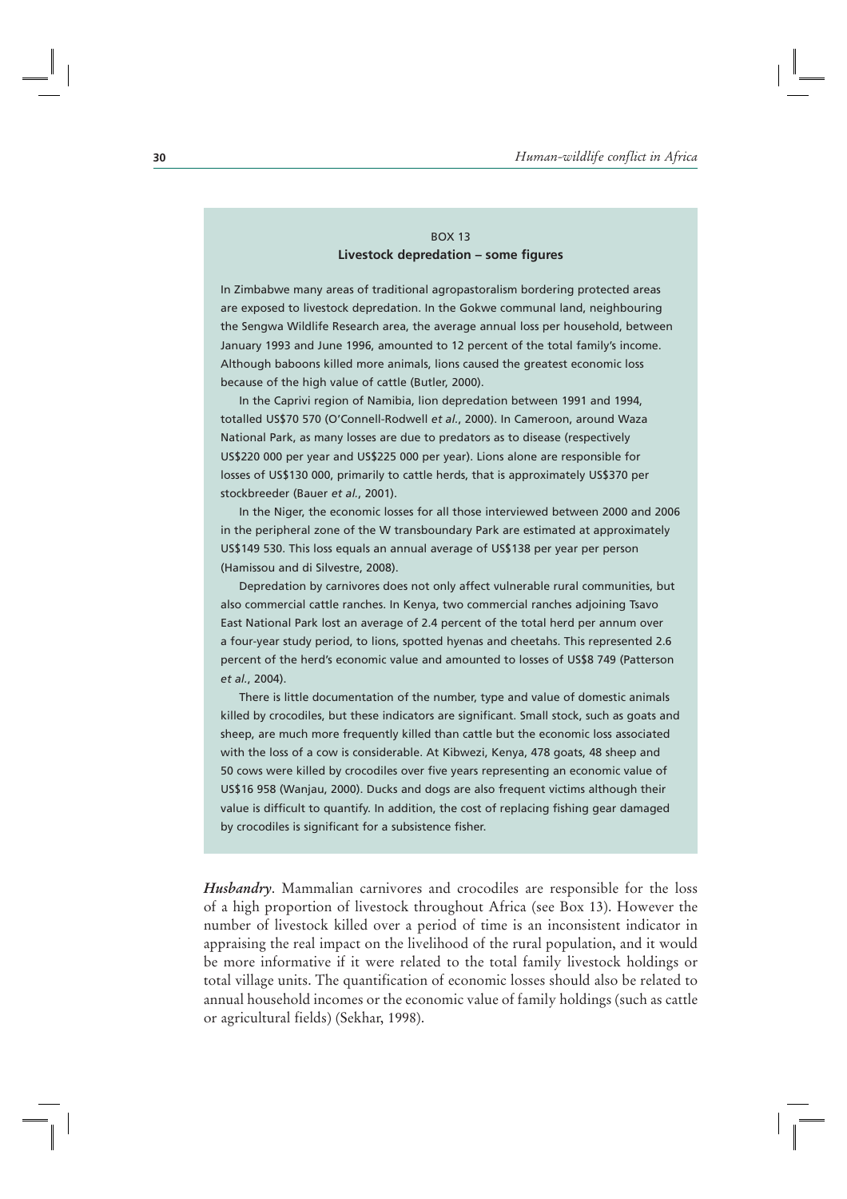BOX 13

**Livestock depredation – some figures**

In Zimbabwe many areas of traditional agropastoralism bordering protected areas are exposed to livestock depredation. In the Gokwe communal land, neighbouring the Sengwa Wildlife Research area, the average annual loss per household, between January 1993 and June 1996, amounted to 12 percent of the total family's income. Although baboons killed more animals, lions caused the greatest economic loss because of the high value of cattle (Butler, 2000).

In the Caprivi region of Namibia, lion depredation between 1991 and 1994, totalled US$70 570 (O'Connell-Rodwell *et al.*, 2000). In Cameroon, around Waza National Park, as many losses are due to predators as to disease (respectively US$220 000 per year and US$225 000 per year). Lions alone are responsible for losses of US$130 000, primarily to cattle herds, that is approximately US$370 per stockbreeder (Bauer *et al.*, 2001).

In the Niger, the economic losses for all those interviewed between 2000 and 2006 in the peripheral zone of the W transboundary Park are estimated at approximately US$149 530. This loss equals an annual average of US$138 per year per person (Hamissou and di Silvestre, 2008).

Depredation by carnivores does not only affect vulnerable rural communities, but also commercial cattle ranches. In Kenya, two commercial ranches adjoining Tsavo East National Park lost an average of 2.4 percent of the total herd per annum over a four-year study period, to lions, spotted hyenas and cheetahs. This represented 2.6 percent of the herd's economic value and amounted to losses of US$8 749 (Patterson *et al.*, 2004).

There is little documentation of the number, type and value of domestic animals killed by crocodiles, but these indicators are significant. Small stock, such as goats and sheep, are much more frequently killed than cattle but the economic loss associated with the loss of a cow is considerable. At Kibwezi, Kenya, 478 goats, 48 sheep and 50 cows were killed by crocodiles over five years representing an economic value of US$16 958 (Wanjau, 2000). Ducks and dogs are also frequent victims although their value is difficult to quantify. In addition, the cost of replacing fishing gear damaged by crocodiles is significant for a subsistence fisher.

***Husbandry***. Mammalian carnivores and crocodiles are responsible for the loss of a high proportion of livestock throughout Africa (see Box 13). However the number of livestock killed over a period of time is an inconsistent indicator in appraising the real impact on the livelihood of the rural population, and it would be more informative if it were related to the total family livestock holdings or total village units. The quantification of economic losses should also be related to annual household incomes or the economic value of family holdings (such as cattle or agricultural fields) (Sekhar, 1998).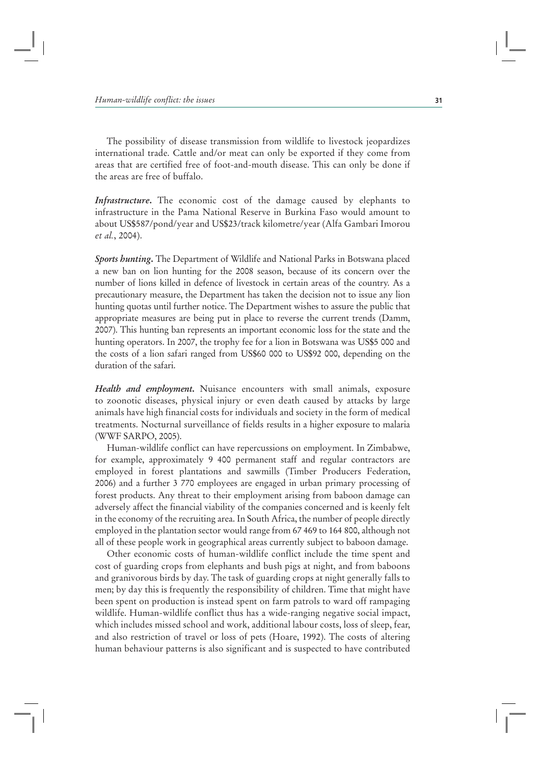The possibility of disease transmission from wildlife to livestock jeopardizes international trade. Cattle and/or meat can only be exported if they come from areas that are certified free of foot-and-mouth disease. This can only be done if the areas are free of buffalo.

***Infrastructure*.** The economic cost of the damage caused by elephants to infrastructure in the Pama National Reserve in Burkina Faso would amount to about US$587/pond/year and US$23/track kilometre/year (Alfa Gambari Imorou *et al.*, 2004).

***Sports hunting*.** The Department of Wildlife and National Parks in Botswana placed a new ban on lion hunting for the 2008 season, because of its concern over the number of lions killed in defence of livestock in certain areas of the country. As a precautionary measure, the Department has taken the decision not to issue any lion hunting quotas until further notice. The Department wishes to assure the public that appropriate measures are being put in place to reverse the current trends (Damm, 2007). This hunting ban represents an important economic loss for the state and the hunting operators. In 2007, the trophy fee for a lion in Botswana was US$5 000 and the costs of a lion safari ranged from US$60 000 to US$92 000, depending on the duration of the safari.

***Health and employment*.** Nuisance encounters with small animals, exposure to zoonotic diseases, physical injury or even death caused by attacks by large animals have high financial costs for individuals and society in the form of medical treatments. Nocturnal surveillance of fields results in a higher exposure to malaria (WWF SARPO, 2005).

Human-wildlife conflict can have repercussions on employment. In Zimbabwe, for example, approximately 9 400 permanent staff and regular contractors are employed in forest plantations and sawmills (Timber Producers Federation, 2006) and a further 3 770 employees are engaged in urban primary processing of forest products. Any threat to their employment arising from baboon damage can adversely affect the financial viability of the companies concerned and is keenly felt in the economy of the recruiting area. In South Africa, the number of people directly employed in the plantation sector would range from 67 469 to 164 800, although not all of these people work in geographical areas currently subject to baboon damage.

Other economic costs of human-wildlife conflict include the time spent and cost of guarding crops from elephants and bush pigs at night, and from baboons and granivorous birds by day. The task of guarding crops at night generally falls to men; by day this is frequently the responsibility of children. Time that might have been spent on production is instead spent on farm patrols to ward off rampaging wildlife. Human-wildlife conflict thus has a wide-ranging negative social impact, which includes missed school and work, additional labour costs, loss of sleep, fear, and also restriction of travel or loss of pets (Hoare, 1992). The costs of altering human behaviour patterns is also significant and is suspected to have contributed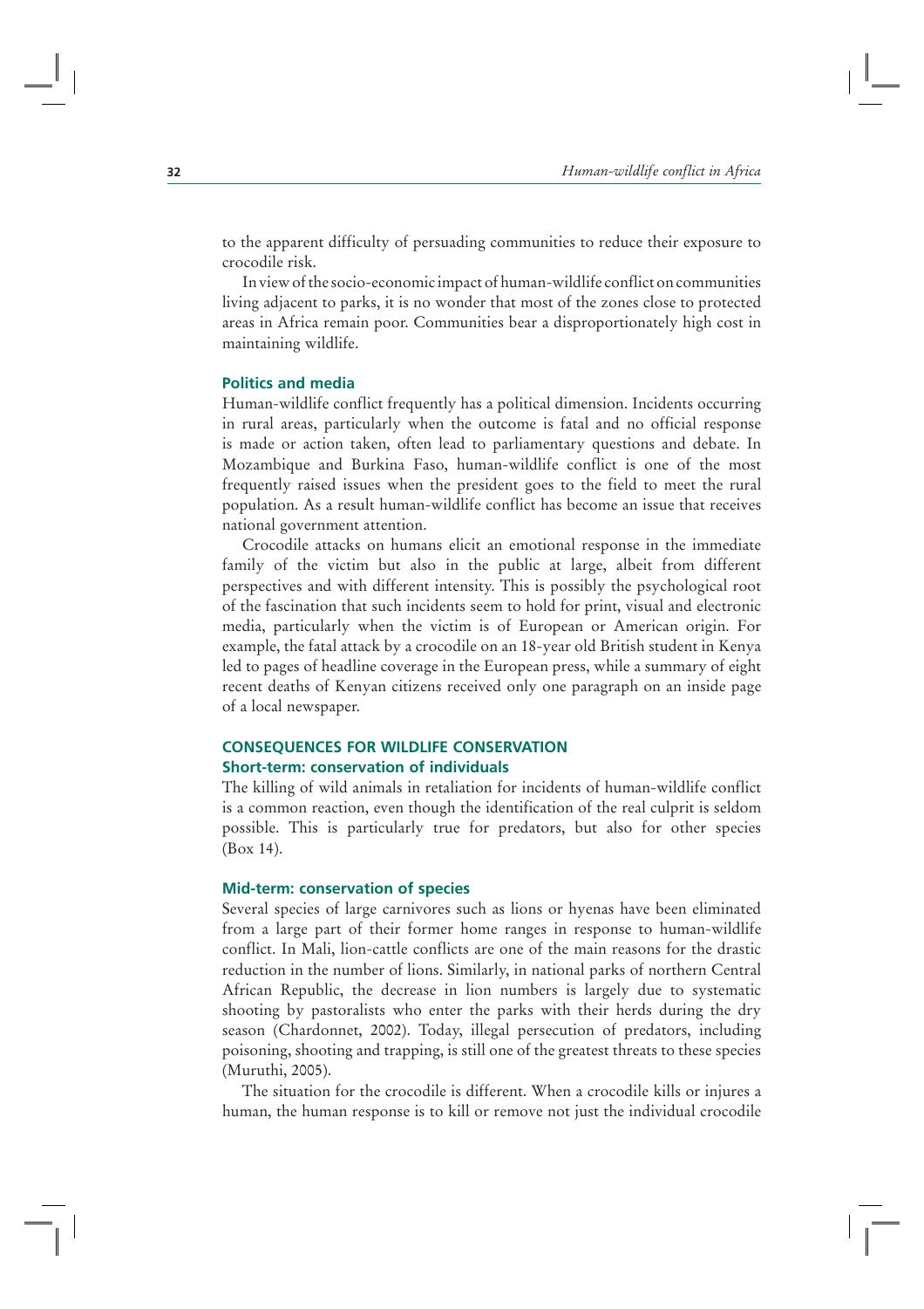to the apparent difficulty of persuading communities to reduce their exposure to crocodile risk.

In view of the socio-economic impact of human-wildlife conflict on communities living adjacent to parks, it is no wonder that most of the zones close to protected areas in Africa remain poor. Communities bear a disproportionately high cost in maintaining wildlife.

### Politics and media

Human-wildlife conflict frequently has a political dimension. Incidents occurring in rural areas, particularly when the outcome is fatal and no official response is made or action taken, often lead to parliamentary questions and debate. In Mozambique and Burkina Faso, human-wildlife conflict is one of the most frequently raised issues when the president goes to the field to meet the rural population. As a result human-wildlife conflict has become an issue that receives national government attention.

Crocodile attacks on humans elicit an emotional response in the immediate family of the victim but also in the public at large, albeit from different perspectives and with different intensity. This is possibly the psychological root of the fascination that such incidents seem to hold for print, visual and electronic media, particularly when the victim is of European or American origin. For example, the fatal attack by a crocodile on an 18-year old British student in Kenya led to pages of headline coverage in the European press, while a summary of eight recent deaths of Kenyan citizens received only one paragraph on an inside page of a local newspaper.

## CONSEQUENCES FOR WILDLIFE CONSERVATION

### Short-term: conservation of individuals

The killing of wild animals in retaliation for incidents of human-wildlife conflict is a common reaction, even though the identification of the real culprit is seldom possible. This is particularly true for predators, but also for other species (Box 14).

### Mid-term: conservation of species

Several species of large carnivores such as lions or hyenas have been eliminated from a large part of their former home ranges in response to human-wildlife conflict. In Mali, lion-cattle conflicts are one of the main reasons for the drastic reduction in the number of lions. Similarly, in national parks of northern Central African Republic, the decrease in lion numbers is largely due to systematic shooting by pastoralists who enter the parks with their herds during the dry season (Chardonnet, 2002). Today, illegal persecution of predators, including poisoning, shooting and trapping, is still one of the greatest threats to these species (Muruthi, 2005).

The situation for the crocodile is different. When a crocodile kills or injures a human, the human response is to kill or remove not just the individual crocodile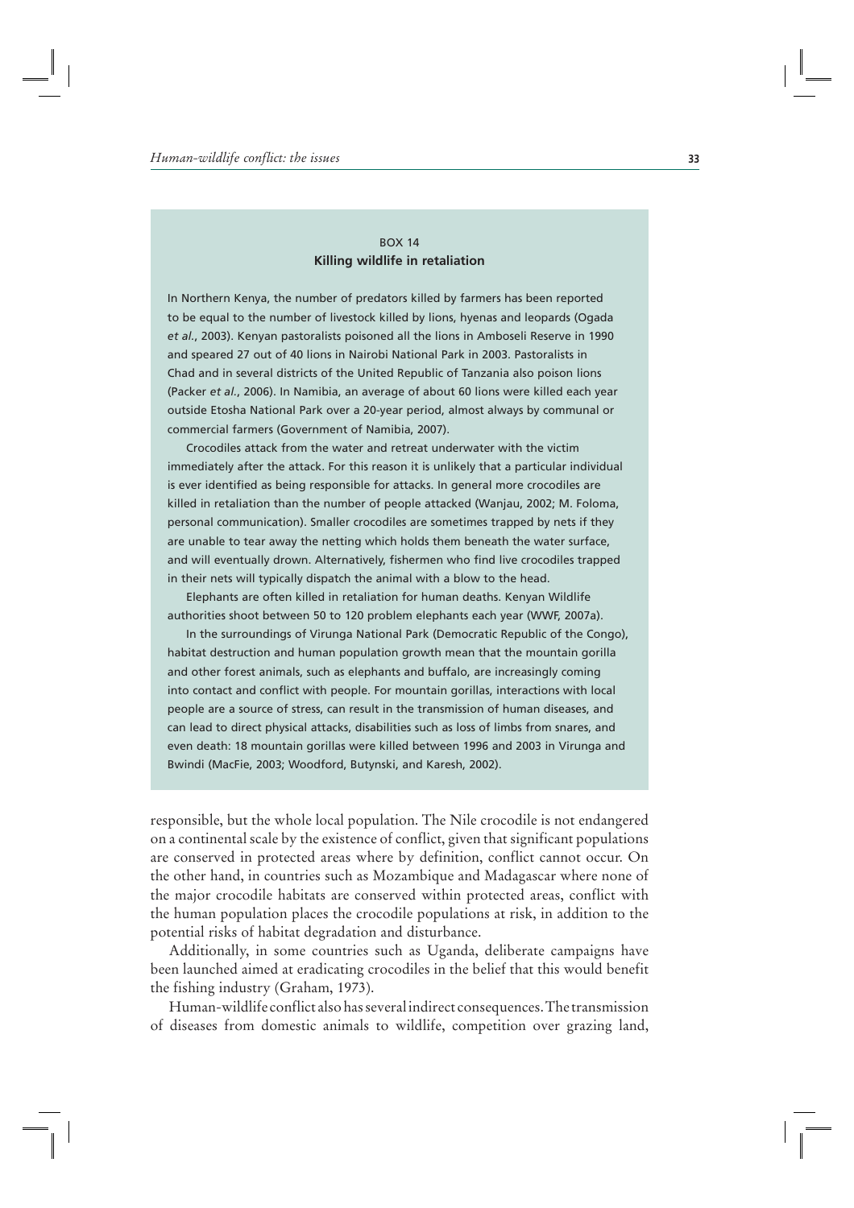BOX 14

**Killing wildlife in retaliation**

In Northern Kenya, the number of predators killed by farmers has been reported to be equal to the number of livestock killed by lions, hyenas and leopards (Ogada *et al.*, 2003). Kenyan pastoralists poisoned all the lions in Amboseli Reserve in 1990 and speared 27 out of 40 lions in Nairobi National Park in 2003. Pastoralists in Chad and in several districts of the United Republic of Tanzania also poison lions (Packer *et al.*, 2006). In Namibia, an average of about 60 lions were killed each year outside Etosha National Park over a 20-year period, almost always by communal or commercial farmers (Government of Namibia, 2007).

Crocodiles attack from the water and retreat underwater with the victim immediately after the attack. For this reason it is unlikely that a particular individual is ever identified as being responsible for attacks. In general more crocodiles are killed in retaliation than the number of people attacked (Wanjau, 2002; M. Foloma, personal communication). Smaller crocodiles are sometimes trapped by nets if they are unable to tear away the netting which holds them beneath the water surface, and will eventually drown. Alternatively, fishermen who find live crocodiles trapped in their nets will typically dispatch the animal with a blow to the head.

Elephants are often killed in retaliation for human deaths. Kenyan Wildlife authorities shoot between 50 to 120 problem elephants each year (WWF, 2007a).

In the surroundings of Virunga National Park (Democratic Republic of the Congo), habitat destruction and human population growth mean that the mountain gorilla and other forest animals, such as elephants and buffalo, are increasingly coming into contact and conflict with people. For mountain gorillas, interactions with local people are a source of stress, can result in the transmission of human diseases, and can lead to direct physical attacks, disabilities such as loss of limbs from snares, and even death: 18 mountain gorillas were killed between 1996 and 2003 in Virunga and Bwindi (MacFie, 2003; Woodford, Butynski, and Karesh, 2002).

---

responsible, but the whole local population. The Nile crocodile is not endangered on a continental scale by the existence of conflict, given that significant populations are conserved in protected areas where by definition, conflict cannot occur. On the other hand, in countries such as Mozambique and Madagascar where none of the major crocodile habitats are conserved within protected areas, conflict with the human population places the crocodile populations at risk, in addition to the potential risks of habitat degradation and disturbance.

Additionally, in some countries such as Uganda, deliberate campaigns have been launched aimed at eradicating crocodiles in the belief that this would benefit the fishing industry (Graham, 1973).

Human-wildlife conflict also has several indirect consequences. The transmission of diseases from domestic animals to wildlife, competition over grazing land,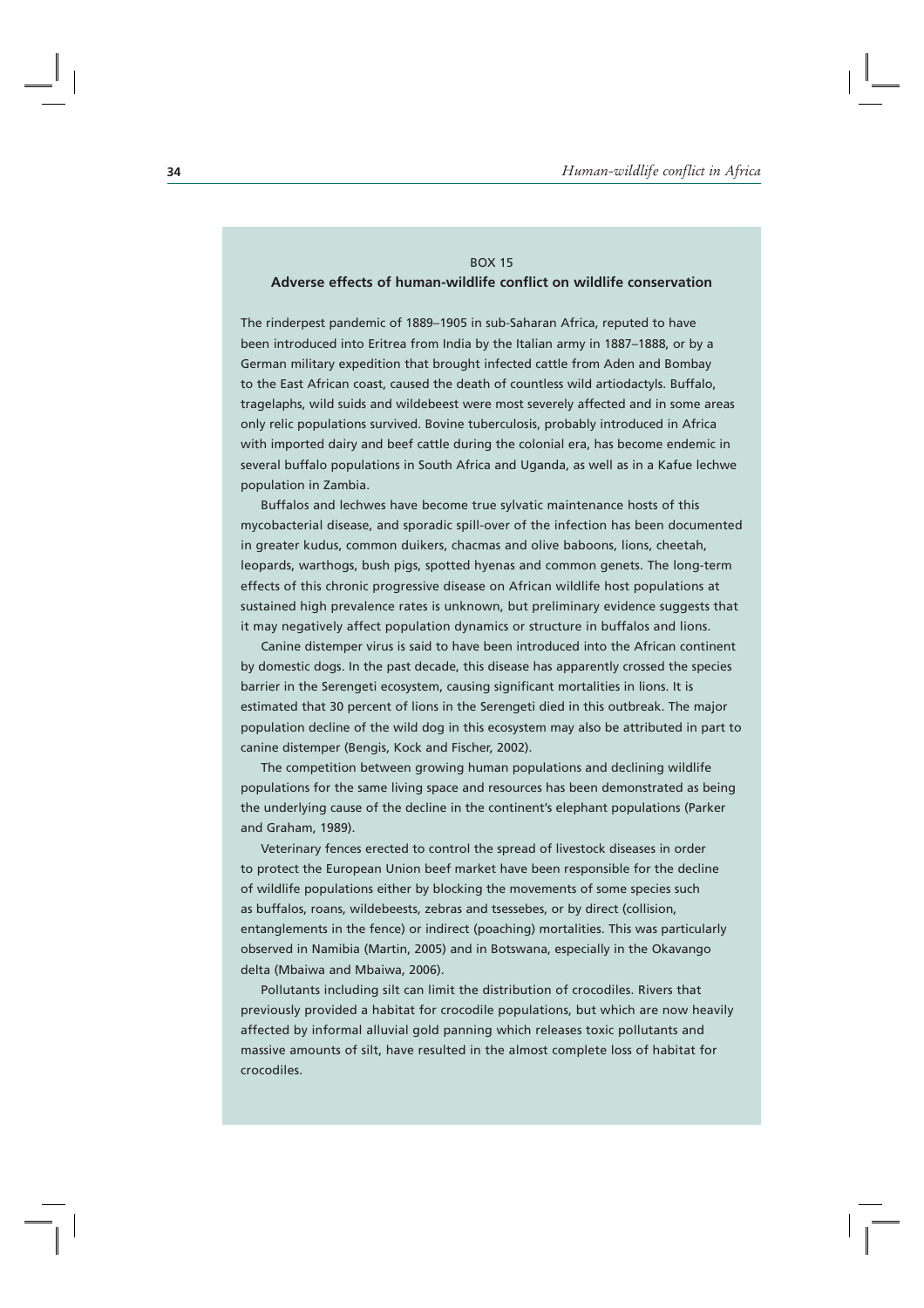BOX 15

**Adverse effects of human-wildlife conflict on wildlife conservation**

The rinderpest pandemic of 1889–1905 in sub-Saharan Africa, reputed to have been introduced into Eritrea from India by the Italian army in 1887–1888, or by a German military expedition that brought infected cattle from Aden and Bombay to the East African coast, caused the death of countless wild artiodactyls. Buffalo, tragelaphs, wild suids and wildebeest were most severely affected and in some areas only relic populations survived. Bovine tuberculosis, probably introduced in Africa with imported dairy and beef cattle during the colonial era, has become endemic in several buffalo populations in South Africa and Uganda, as well as in a Kafue lechwe population in Zambia.

Buffalos and lechwes have become true sylvatic maintenance hosts of this mycobacterial disease, and sporadic spill-over of the infection has been documented in greater kudus, common duikers, chacmas and olive baboons, lions, cheetah, leopards, warthogs, bush pigs, spotted hyenas and common genets. The long-term effects of this chronic progressive disease on African wildlife host populations at sustained high prevalence rates is unknown, but preliminary evidence suggests that it may negatively affect population dynamics or structure in buffalos and lions.

Canine distemper virus is said to have been introduced into the African continent by domestic dogs. In the past decade, this disease has apparently crossed the species barrier in the Serengeti ecosystem, causing significant mortalities in lions. It is estimated that 30 percent of lions in the Serengeti died in this outbreak. The major population decline of the wild dog in this ecosystem may also be attributed in part to canine distemper (Bengis, Kock and Fischer, 2002).

The competition between growing human populations and declining wildlife populations for the same living space and resources has been demonstrated as being the underlying cause of the decline in the continent's elephant populations (Parker and Graham, 1989).

Veterinary fences erected to control the spread of livestock diseases in order to protect the European Union beef market have been responsible for the decline of wildlife populations either by blocking the movements of some species such as buffalos, roans, wildebeests, zebras and tsessebes, or by direct (collision, entanglements in the fence) or indirect (poaching) mortalities. This was particularly observed in Namibia (Martin, 2005) and in Botswana, especially in the Okavango delta (Mbaiwa and Mbaiwa, 2006).

Pollutants including silt can limit the distribution of crocodiles. Rivers that previously provided a habitat for crocodile populations, but which are now heavily affected by informal alluvial gold panning which releases toxic pollutants and massive amounts of silt, have resulted in the almost complete loss of habitat for crocodiles.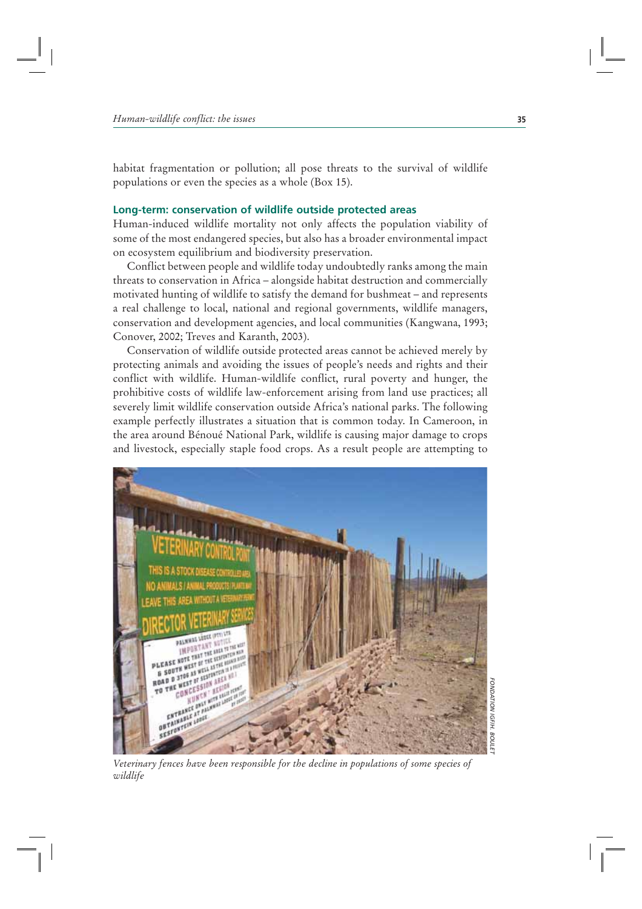habitat fragmentation or pollution; all pose threats to the survival of wildlife populations or even the species as a whole (Box 15).

### Long-term: conservation of wildlife outside protected areas

Human-induced wildlife mortality not only affects the population viability of some of the most endangered species, but also has a broader environmental impact on ecosystem equilibrium and biodiversity preservation.

Conflict between people and wildlife today undoubtedly ranks among the main threats to conservation in Africa – alongside habitat destruction and commercially motivated hunting of wildlife to satisfy the demand for bushmeat – and represents a real challenge to local, national and regional governments, wildlife managers, conservation and development agencies, and local communities (Kangwana, 1993; Conover, 2002; Treves and Karanth, 2003).

Conservation of wildlife outside protected areas cannot be achieved merely by protecting animals and avoiding the issues of people's needs and rights and their conflict with wildlife. Human-wildlife conflict, rural poverty and hunger, the prohibitive costs of wildlife law-enforcement arising from land use practices; all severely limit wildlife conservation outside Africa's national parks. The following example perfectly illustrates a situation that is common today. In Cameroon, in the area around Bénoué National Park, wildlife is causing major damage to crops and livestock, especially staple food crops. As a result people are attempting to

*Veterinary fences have been responsible for the decline in populations of some species of wildlife*

FONDATION IGF/H. BOULET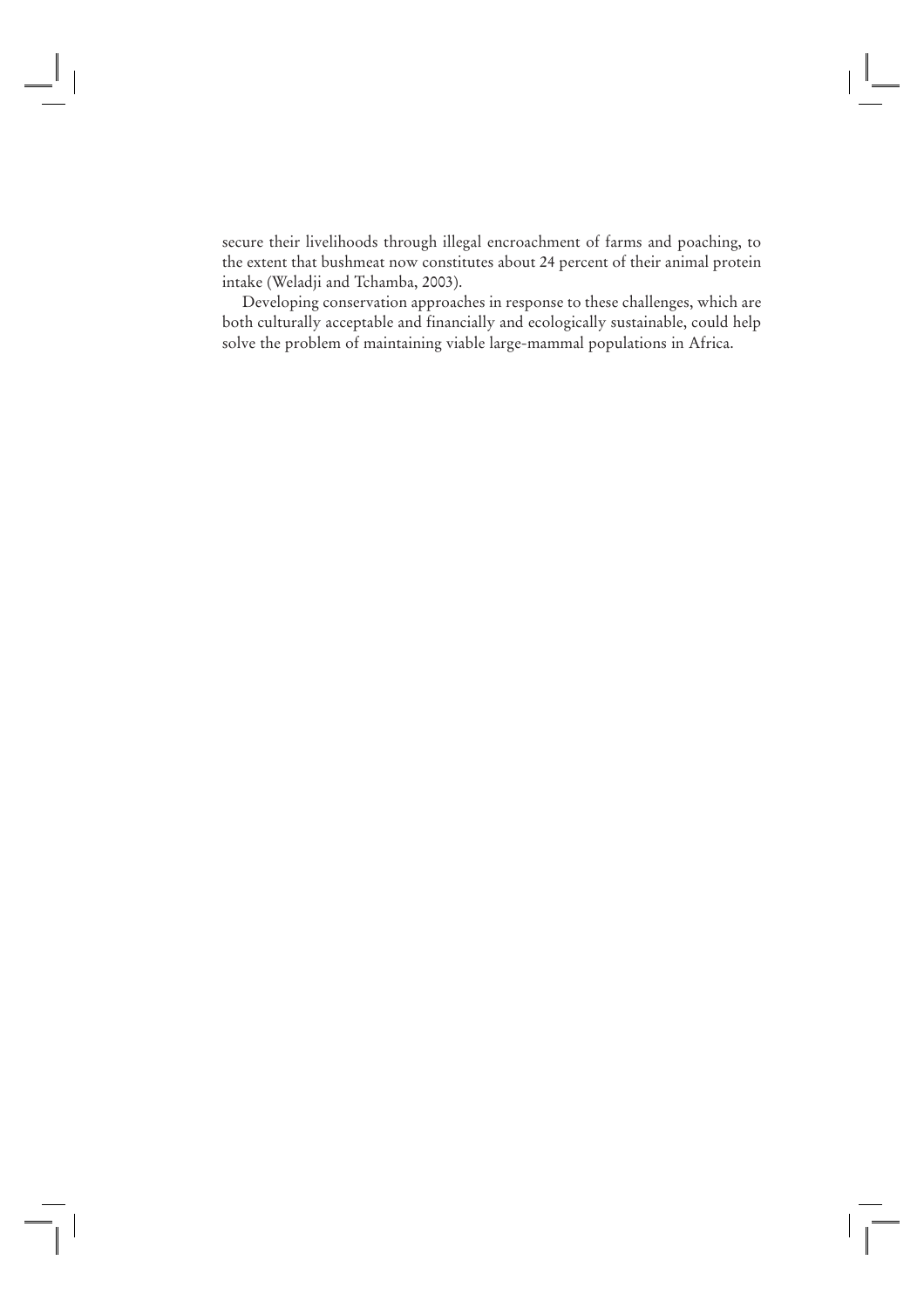secure their livelihoods through illegal encroachment of farms and poaching, to the extent that bushmeat now constitutes about 24 percent of their animal protein intake (Weladji and Tchamba, 2003).

Developing conservation approaches in response to these challenges, which are both culturally acceptable and financially and ecologically sustainable, could help solve the problem of maintaining viable large-mammal populations in Africa.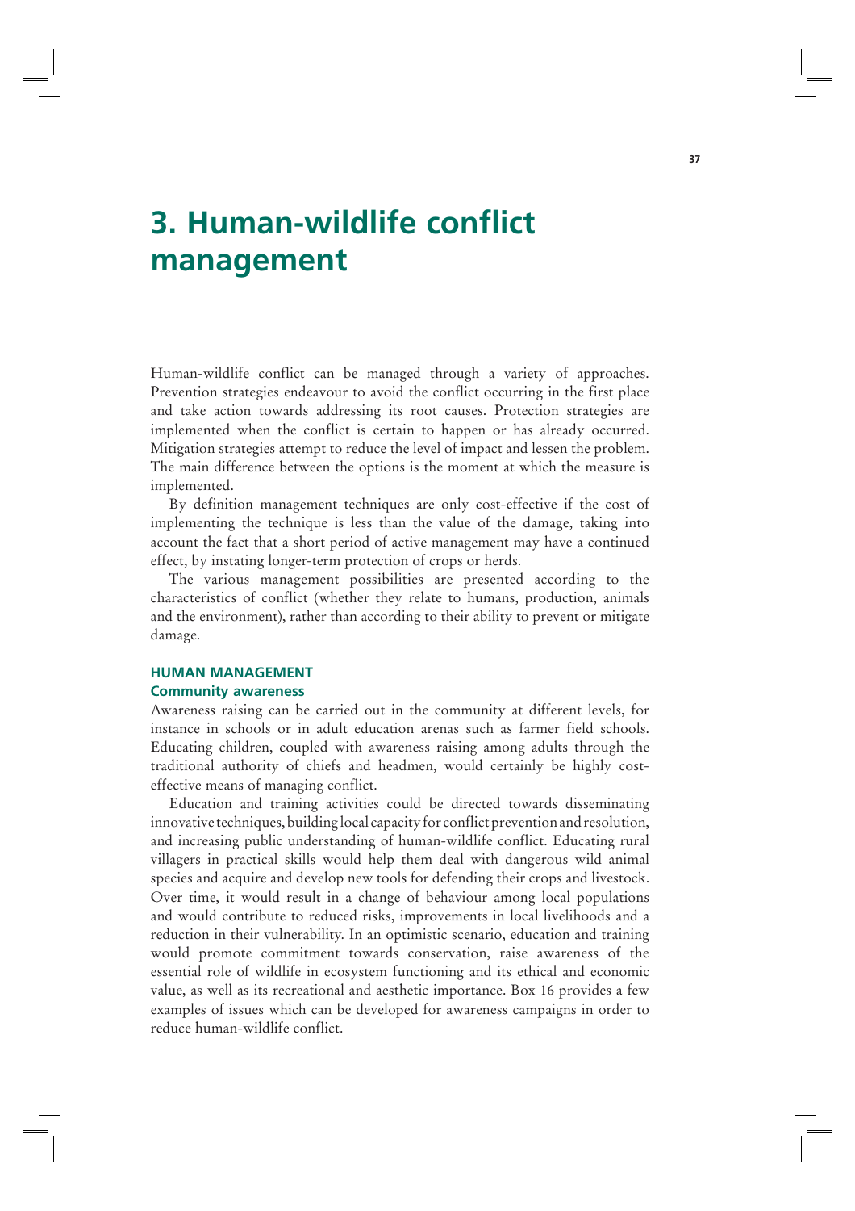# 3. Human-wildlife conflict management

Human-wildlife conflict can be managed through a variety of approaches. Prevention strategies endeavour to avoid the conflict occurring in the first place and take action towards addressing its root causes. Protection strategies are implemented when the conflict is certain to happen or has already occurred. Mitigation strategies attempt to reduce the level of impact and lessen the problem. The main difference between the options is the moment at which the measure is implemented.

By definition management techniques are only cost-effective if the cost of implementing the technique is less than the value of the damage, taking into account the fact that a short period of active management may have a continued effect, by instating longer-term protection of crops or herds.

The various management possibilities are presented according to the characteristics of conflict (whether they relate to humans, production, animals and the environment), rather than according to their ability to prevent or mitigate damage.

## HUMAN MANAGEMENT

### Community awareness

Awareness raising can be carried out in the community at different levels, for instance in schools or in adult education arenas such as farmer field schools. Educating children, coupled with awareness raising among adults through the traditional authority of chiefs and headmen, would certainly be highly cost-effective means of managing conflict.

Education and training activities could be directed towards disseminating innovative techniques, building local capacity for conflict prevention and resolution, and increasing public understanding of human-wildlife conflict. Educating rural villagers in practical skills would help them deal with dangerous wild animal species and acquire and develop new tools for defending their crops and livestock. Over time, it would result in a change of behaviour among local populations and would contribute to reduced risks, improvements in local livelihoods and a reduction in their vulnerability. In an optimistic scenario, education and training would promote commitment towards conservation, raise awareness of the essential role of wildlife in ecosystem functioning and its ethical and economic value, as well as its recreational and aesthetic importance. Box 16 provides a few examples of issues which can be developed for awareness campaigns in order to reduce human-wildlife conflict.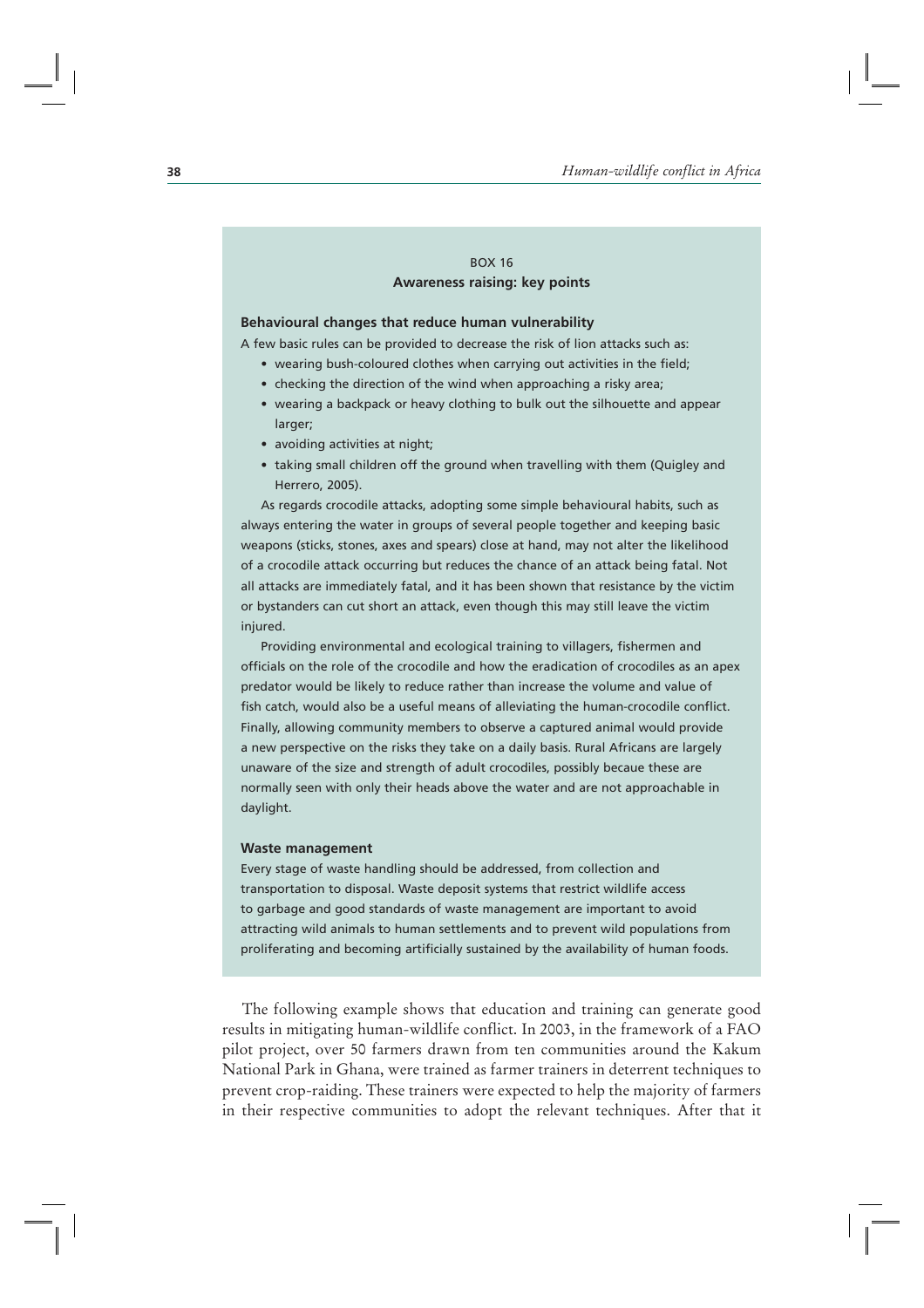BOX 16

**Awareness raising: key points**

**Behavioural changes that reduce human vulnerability**

A few basic rules can be provided to decrease the risk of lion attacks such as:

- wearing bush-coloured clothes when carrying out activities in the field;
- checking the direction of the wind when approaching a risky area;
- wearing a backpack or heavy clothing to bulk out the silhouette and appear larger;
- avoiding activities at night;
- taking small children off the ground when travelling with them (Quigley and Herrero, 2005).

As regards crocodile attacks, adopting some simple behavioural habits, such as always entering the water in groups of several people together and keeping basic weapons (sticks, stones, axes and spears) close at hand, may not alter the likelihood of a crocodile attack occurring but reduces the chance of an attack being fatal. Not all attacks are immediately fatal, and it has been shown that resistance by the victim or bystanders can cut short an attack, even though this may still leave the victim injured.

Providing environmental and ecological training to villagers, fishermen and officials on the role of the crocodile and how the eradication of crocodiles as an apex predator would be likely to reduce rather than increase the volume and value of fish catch, would also be a useful means of alleviating the human-crocodile conflict. Finally, allowing community members to observe a captured animal would provide a new perspective on the risks they take on a daily basis. Rural Africans are largely unaware of the size and strength of adult crocodiles, possibly becaue these are normally seen with only their heads above the water and are not approachable in daylight.

**Waste management**

Every stage of waste handling should be addressed, from collection and transportation to disposal. Waste deposit systems that restrict wildlife access to garbage and good standards of waste management are important to avoid attracting wild animals to human settlements and to prevent wild populations from proliferating and becoming artificially sustained by the availability of human foods.

The following example shows that education and training can generate good results in mitigating human-wildlife conflict. In 2003, in the framework of a FAO pilot project, over 50 farmers drawn from ten communities around the Kakum National Park in Ghana, were trained as farmer trainers in deterrent techniques to prevent crop-raiding. These trainers were expected to help the majority of farmers in their respective communities to adopt the relevant techniques. After that it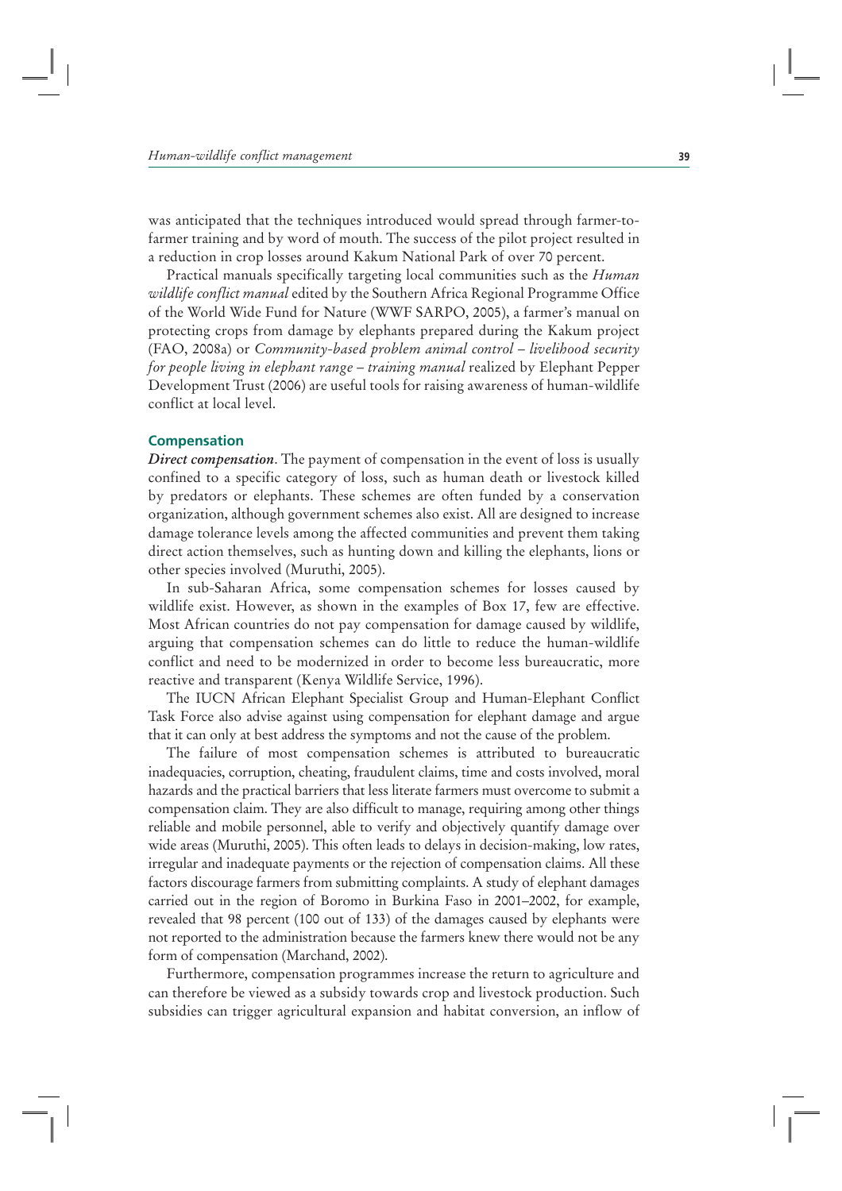was anticipated that the techniques introduced would spread through farmer-to-farmer training and by word of mouth. The success of the pilot project resulted in a reduction in crop losses around Kakum National Park of over 70 percent.

Practical manuals specifically targeting local communities such as the *Human wildlife conflict manual* edited by the Southern Africa Regional Programme Office of the World Wide Fund for Nature (WWF SARPO, 2005), a farmer's manual on protecting crops from damage by elephants prepared during the Kakum project (FAO, 2008a) or *Community-based problem animal control – livelihood security for people living in elephant range – training manual* realized by Elephant Pepper Development Trust (2006) are useful tools for raising awareness of human-wildlife conflict at local level.

### Compensation

***Direct compensation***. The payment of compensation in the event of loss is usually confined to a specific category of loss, such as human death or livestock killed by predators or elephants. These schemes are often funded by a conservation organization, although government schemes also exist. All are designed to increase damage tolerance levels among the affected communities and prevent them taking direct action themselves, such as hunting down and killing the elephants, lions or other species involved (Muruthi, 2005).

In sub-Saharan Africa, some compensation schemes for losses caused by wildlife exist. However, as shown in the examples of Box 17, few are effective. Most African countries do not pay compensation for damage caused by wildlife, arguing that compensation schemes can do little to reduce the human-wildlife conflict and need to be modernized in order to become less bureaucratic, more reactive and transparent (Kenya Wildlife Service, 1996).

The IUCN African Elephant Specialist Group and Human-Elephant Conflict Task Force also advise against using compensation for elephant damage and argue that it can only at best address the symptoms and not the cause of the problem.

The failure of most compensation schemes is attributed to bureaucratic inadequacies, corruption, cheating, fraudulent claims, time and costs involved, moral hazards and the practical barriers that less literate farmers must overcome to submit a compensation claim. They are also difficult to manage, requiring among other things reliable and mobile personnel, able to verify and objectively quantify damage over wide areas (Muruthi, 2005). This often leads to delays in decision-making, low rates, irregular and inadequate payments or the rejection of compensation claims. All these factors discourage farmers from submitting complaints. A study of elephant damages carried out in the region of Boromo in Burkina Faso in 2001–2002, for example, revealed that 98 percent (100 out of 133) of the damages caused by elephants were not reported to the administration because the farmers knew there would not be any form of compensation (Marchand, 2002).

Furthermore, compensation programmes increase the return to agriculture and can therefore be viewed as a subsidy towards crop and livestock production. Such subsidies can trigger agricultural expansion and habitat conversion, an inflow of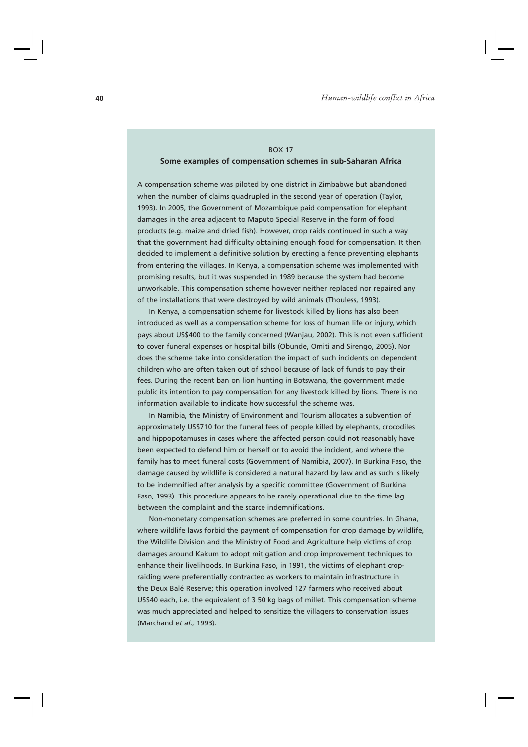BOX 17

**Some examples of compensation schemes in sub-Saharan Africa**

A compensation scheme was piloted by one district in Zimbabwe but abandoned when the number of claims quadrupled in the second year of operation (Taylor, 1993). In 2005, the Government of Mozambique paid compensation for elephant damages in the area adjacent to Maputo Special Reserve in the form of food products (e.g. maize and dried fish). However, crop raids continued in such a way that the government had difficulty obtaining enough food for compensation. It then decided to implement a definitive solution by erecting a fence preventing elephants from entering the villages. In Kenya, a compensation scheme was implemented with promising results, but it was suspended in 1989 because the system had become unworkable. This compensation scheme however neither replaced nor repaired any of the installations that were destroyed by wild animals (Thouless, 1993).

In Kenya, a compensation scheme for livestock killed by lions has also been introduced as well as a compensation scheme for loss of human life or injury, which pays about US$400 to the family concerned (Wanjau, 2002). This is not even sufficient to cover funeral expenses or hospital bills (Obunde, Omiti and Sirengo, 2005). Nor does the scheme take into consideration the impact of such incidents on dependent children who are often taken out of school because of lack of funds to pay their fees. During the recent ban on lion hunting in Botswana, the government made public its intention to pay compensation for any livestock killed by lions. There is no information available to indicate how successful the scheme was.

In Namibia, the Ministry of Environment and Tourism allocates a subvention of approximately US$710 for the funeral fees of people killed by elephants, crocodiles and hippopotamuses in cases where the affected person could not reasonably have been expected to defend him or herself or to avoid the incident, and where the family has to meet funeral costs (Government of Namibia, 2007). In Burkina Faso, the damage caused by wildlife is considered a natural hazard by law and as such is likely to be indemnified after analysis by a specific committee (Government of Burkina Faso, 1993). This procedure appears to be rarely operational due to the time lag between the complaint and the scarce indemnifications.

Non-monetary compensation schemes are preferred in some countries. In Ghana, where wildlife laws forbid the payment of compensation for crop damage by wildlife, the Wildlife Division and the Ministry of Food and Agriculture help victims of crop damages around Kakum to adopt mitigation and crop improvement techniques to enhance their livelihoods. In Burkina Faso, in 1991, the victims of elephant crop-raiding were preferentially contracted as workers to maintain infrastructure in the Deux Balé Reserve; this operation involved 127 farmers who received about US$40 each, i.e. the equivalent of 3 50 kg bags of millet. This compensation scheme was much appreciated and helped to sensitize the villagers to conservation issues (Marchand *et al*., 1993).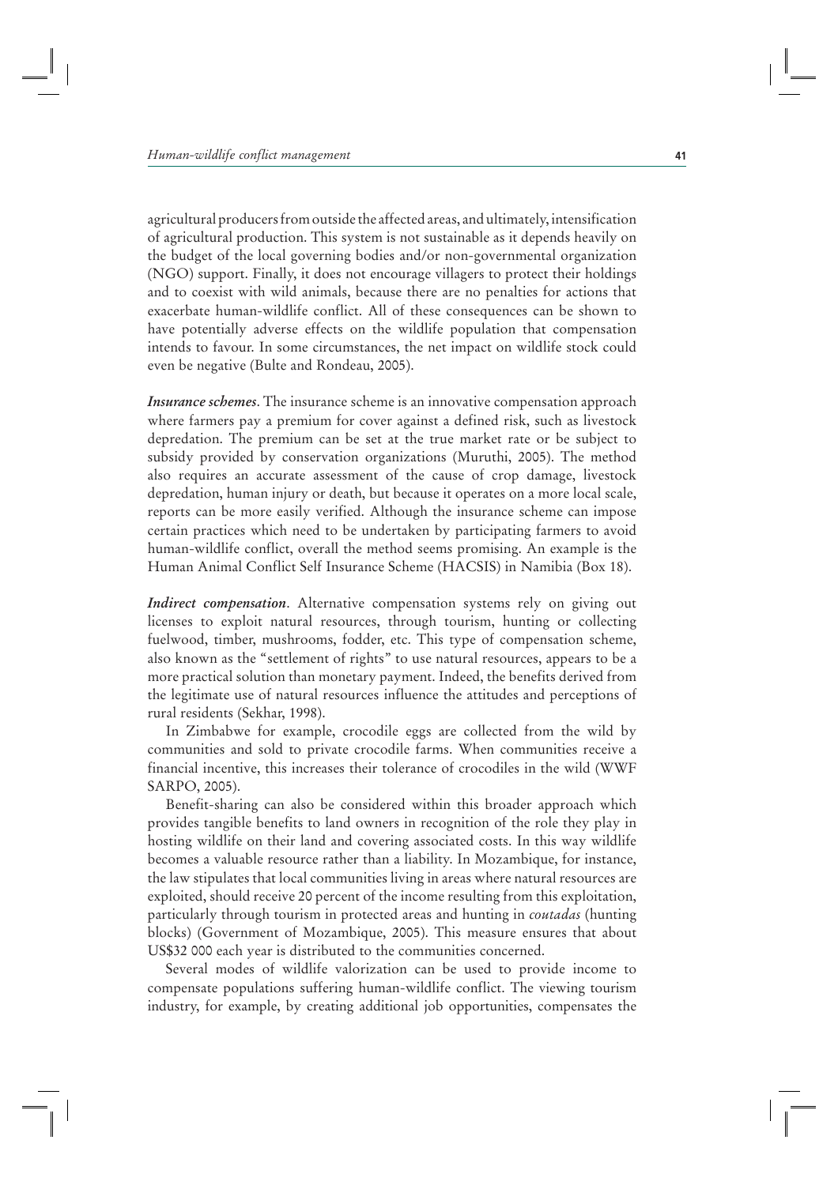agricultural producers from outside the affected areas, and ultimately, intensification of agricultural production. This system is not sustainable as it depends heavily on the budget of the local governing bodies and/or non-governmental organization (NGO) support. Finally, it does not encourage villagers to protect their holdings and to coexist with wild animals, because there are no penalties for actions that exacerbate human-wildlife conflict. All of these consequences can be shown to have potentially adverse effects on the wildlife population that compensation intends to favour. In some circumstances, the net impact on wildlife stock could even be negative (Bulte and Rondeau, 2005).

***Insurance schemes***. The insurance scheme is an innovative compensation approach where farmers pay a premium for cover against a defined risk, such as livestock depredation. The premium can be set at the true market rate or be subject to subsidy provided by conservation organizations (Muruthi, 2005). The method also requires an accurate assessment of the cause of crop damage, livestock depredation, human injury or death, but because it operates on a more local scale, reports can be more easily verified. Although the insurance scheme can impose certain practices which need to be undertaken by participating farmers to avoid human-wildlife conflict, overall the method seems promising. An example is the Human Animal Conflict Self Insurance Scheme (HACSIS) in Namibia (Box 18).

***Indirect compensation***. Alternative compensation systems rely on giving out licenses to exploit natural resources, through tourism, hunting or collecting fuelwood, timber, mushrooms, fodder, etc. This type of compensation scheme, also known as the "settlement of rights" to use natural resources, appears to be a more practical solution than monetary payment. Indeed, the benefits derived from the legitimate use of natural resources influence the attitudes and perceptions of rural residents (Sekhar, 1998).

In Zimbabwe for example, crocodile eggs are collected from the wild by communities and sold to private crocodile farms. When communities receive a financial incentive, this increases their tolerance of crocodiles in the wild (WWF SARPO, 2005).

Benefit-sharing can also be considered within this broader approach which provides tangible benefits to land owners in recognition of the role they play in hosting wildlife on their land and covering associated costs. In this way wildlife becomes a valuable resource rather than a liability. In Mozambique, for instance, the law stipulates that local communities living in areas where natural resources are exploited, should receive 20 percent of the income resulting from this exploitation, particularly through tourism in protected areas and hunting in *coutadas* (hunting blocks) (Government of Mozambique, 2005). This measure ensures that about US$32 000 each year is distributed to the communities concerned.

Several modes of wildlife valorization can be used to provide income to compensate populations suffering human-wildlife conflict. The viewing tourism industry, for example, by creating additional job opportunities, compensates the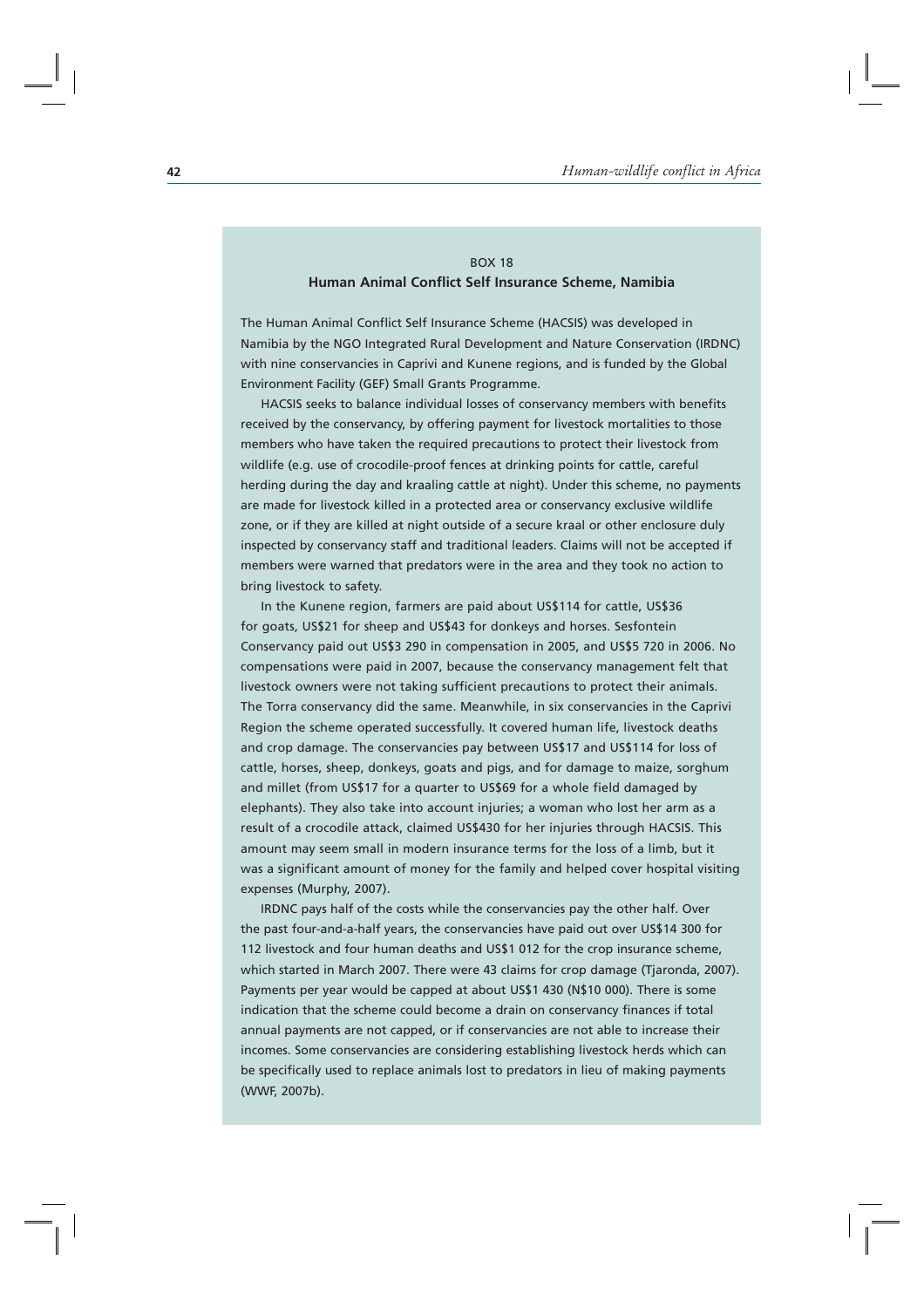BOX 18

**Human Animal Conflict Self Insurance Scheme, Namibia**

The Human Animal Conflict Self Insurance Scheme (HACSIS) was developed in Namibia by the NGO Integrated Rural Development and Nature Conservation (IRDNC) with nine conservancies in Caprivi and Kunene regions, and is funded by the Global Environment Facility (GEF) Small Grants Programme.

HACSIS seeks to balance individual losses of conservancy members with benefits received by the conservancy, by offering payment for livestock mortalities to those members who have taken the required precautions to protect their livestock from wildlife (e.g. use of crocodile-proof fences at drinking points for cattle, careful herding during the day and kraaling cattle at night). Under this scheme, no payments are made for livestock killed in a protected area or conservancy exclusive wildlife zone, or if they are killed at night outside of a secure kraal or other enclosure duly inspected by conservancy staff and traditional leaders. Claims will not be accepted if members were warned that predators were in the area and they took no action to bring livestock to safety.

In the Kunene region, farmers are paid about US$114 for cattle, US$36 for goats, US$21 for sheep and US$43 for donkeys and horses. Sesfontein Conservancy paid out US$3 290 in compensation in 2005, and US$5 720 in 2006. No compensations were paid in 2007, because the conservancy management felt that livestock owners were not taking sufficient precautions to protect their animals. The Torra conservancy did the same. Meanwhile, in six conservancies in the Caprivi Region the scheme operated successfully. It covered human life, livestock deaths and crop damage. The conservancies pay between US$17 and US$114 for loss of cattle, horses, sheep, donkeys, goats and pigs, and for damage to maize, sorghum and millet (from US$17 for a quarter to US$69 for a whole field damaged by elephants). They also take into account injuries; a woman who lost her arm as a result of a crocodile attack, claimed US$430 for her injuries through HACSIS. This amount may seem small in modern insurance terms for the loss of a limb, but it was a significant amount of money for the family and helped cover hospital visiting expenses (Murphy, 2007).

IRDNC pays half of the costs while the conservancies pay the other half. Over the past four-and-a-half years, the conservancies have paid out over US$14 300 for 112 livestock and four human deaths and US$1 012 for the crop insurance scheme, which started in March 2007. There were 43 claims for crop damage (Tjaronda, 2007). Payments per year would be capped at about US$1 430 (N$10 000). There is some indication that the scheme could become a drain on conservancy finances if total annual payments are not capped, or if conservancies are not able to increase their incomes. Some conservancies are considering establishing livestock herds which can be specifically used to replace animals lost to predators in lieu of making payments (WWF, 2007b).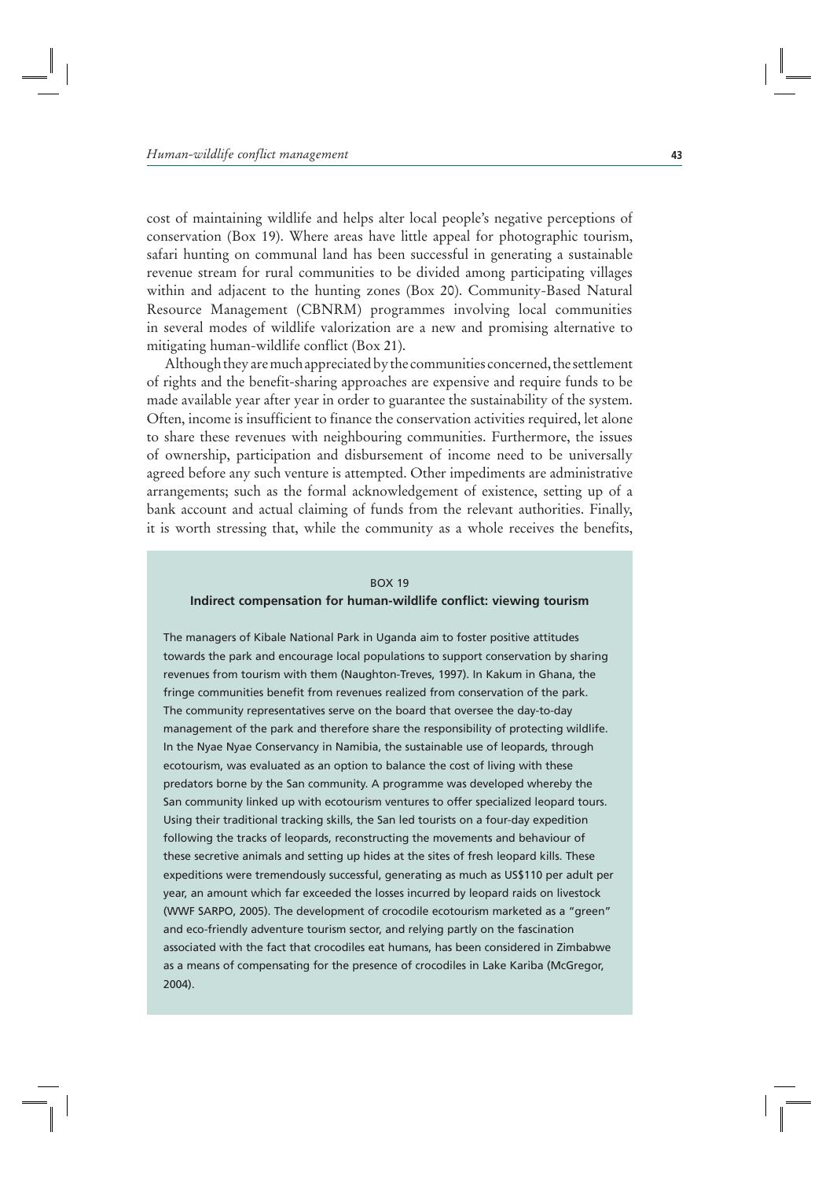cost of maintaining wildlife and helps alter local people's negative perceptions of conservation (Box 19). Where areas have little appeal for photographic tourism, safari hunting on communal land has been successful in generating a sustainable revenue stream for rural communities to be divided among participating villages within and adjacent to the hunting zones (Box 20). Community-Based Natural Resource Management (CBNRM) programmes involving local communities in several modes of wildlife valorization are a new and promising alternative to mitigating human-wildlife conflict (Box 21).

Although they are much appreciated by the communities concerned, the settlement of rights and the benefit-sharing approaches are expensive and require funds to be made available year after year in order to guarantee the sustainability of the system. Often, income is insufficient to finance the conservation activities required, let alone to share these revenues with neighbouring communities. Furthermore, the issues of ownership, participation and disbursement of income need to be universally agreed before any such venture is attempted. Other impediments are administrative arrangements; such as the formal acknowledgement of existence, setting up of a bank account and actual claiming of funds from the relevant authorities. Finally, it is worth stressing that, while the community as a whole receives the benefits,

BOX 19

**Indirect compensation for human-wildlife conflict: viewing tourism**

The managers of Kibale National Park in Uganda aim to foster positive attitudes towards the park and encourage local populations to support conservation by sharing revenues from tourism with them (Naughton-Treves, 1997). In Kakum in Ghana, the fringe communities benefit from revenues realized from conservation of the park. The community representatives serve on the board that oversee the day-to-day management of the park and therefore share the responsibility of protecting wildlife. In the Nyae Nyae Conservancy in Namibia, the sustainable use of leopards, through ecotourism, was evaluated as an option to balance the cost of living with these predators borne by the San community. A programme was developed whereby the San community linked up with ecotourism ventures to offer specialized leopard tours. Using their traditional tracking skills, the San led tourists on a four-day expedition following the tracks of leopards, reconstructing the movements and behaviour of these secretive animals and setting up hides at the sites of fresh leopard kills. These expeditions were tremendously successful, generating as much as US$110 per adult per year, an amount which far exceeded the losses incurred by leopard raids on livestock (WWF SARPO, 2005). The development of crocodile ecotourism marketed as a "green" and eco-friendly adventure tourism sector, and relying partly on the fascination associated with the fact that crocodiles eat humans, has been considered in Zimbabwe as a means of compensating for the presence of crocodiles in Lake Kariba (McGregor, 2004).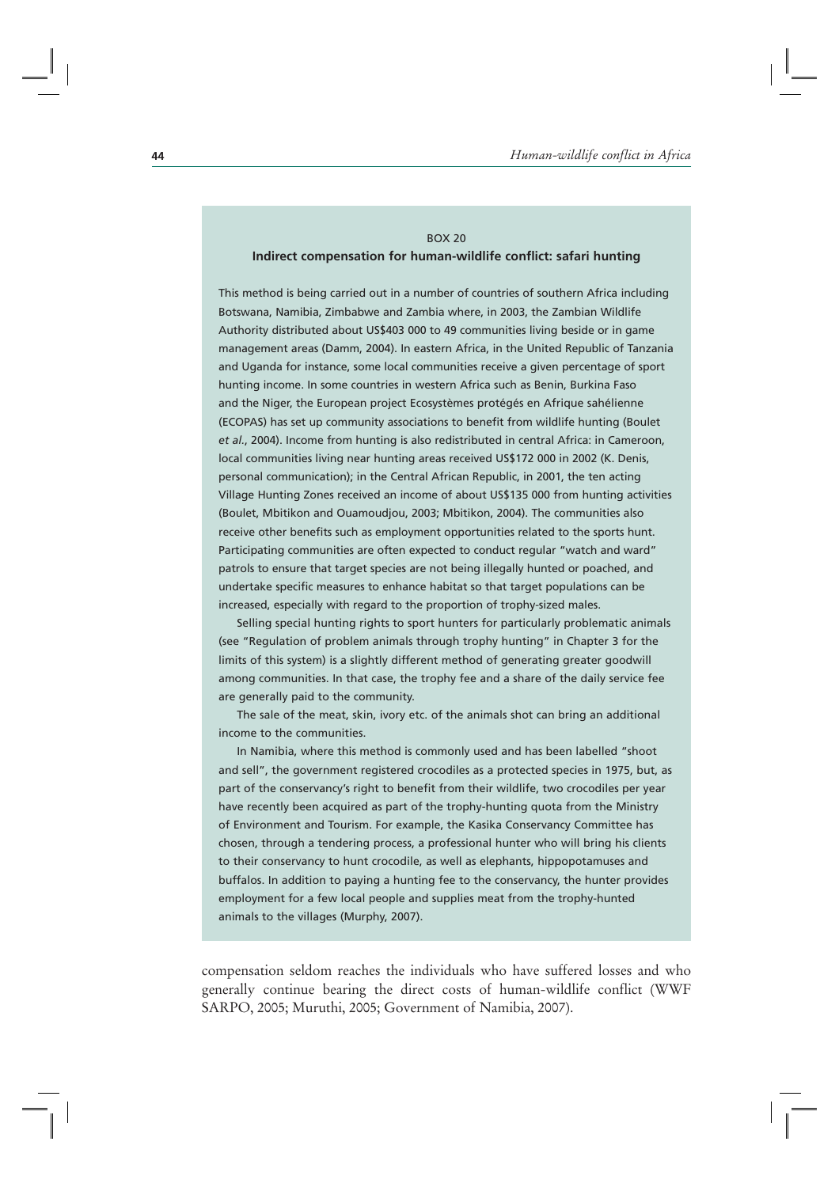BOX 20

**Indirect compensation for human-wildlife conflict: safari hunting**

This method is being carried out in a number of countries of southern Africa including Botswana, Namibia, Zimbabwe and Zambia where, in 2003, the Zambian Wildlife Authority distributed about US$403 000 to 49 communities living beside or in game management areas (Damm, 2004). In eastern Africa, in the United Republic of Tanzania and Uganda for instance, some local communities receive a given percentage of sport hunting income. In some countries in western Africa such as Benin, Burkina Faso and the Niger, the European project Ecosystèmes protégés en Afrique sahélienne (ECOPAS) has set up community associations to benefit from wildlife hunting (Boulet *et al.*, 2004). Income from hunting is also redistributed in central Africa: in Cameroon, local communities living near hunting areas received US$172 000 in 2002 (K. Denis, personal communication); in the Central African Republic, in 2001, the ten acting Village Hunting Zones received an income of about US$135 000 from hunting activities (Boulet, Mbitikon and Ouamoudjou, 2003; Mbitikon, 2004). The communities also receive other benefits such as employment opportunities related to the sports hunt. Participating communities are often expected to conduct regular "watch and ward" patrols to ensure that target species are not being illegally hunted or poached, and undertake specific measures to enhance habitat so that target populations can be increased, especially with regard to the proportion of trophy-sized males.

Selling special hunting rights to sport hunters for particularly problematic animals (see "Regulation of problem animals through trophy hunting" in Chapter 3 for the limits of this system) is a slightly different method of generating greater goodwill among communities. In that case, the trophy fee and a share of the daily service fee are generally paid to the community.

The sale of the meat, skin, ivory etc. of the animals shot can bring an additional income to the communities.

In Namibia, where this method is commonly used and has been labelled "shoot and sell", the government registered crocodiles as a protected species in 1975, but, as part of the conservancy's right to benefit from their wildlife, two crocodiles per year have recently been acquired as part of the trophy-hunting quota from the Ministry of Environment and Tourism. For example, the Kasika Conservancy Committee has chosen, through a tendering process, a professional hunter who will bring his clients to their conservancy to hunt crocodile, as well as elephants, hippopotamuses and buffalos. In addition to paying a hunting fee to the conservancy, the hunter provides employment for a few local people and supplies meat from the trophy-hunted animals to the villages (Murphy, 2007).

compensation seldom reaches the individuals who have suffered losses and who generally continue bearing the direct costs of human-wildlife conflict (WWF SARPO, 2005; Muruthi, 2005; Government of Namibia, 2007).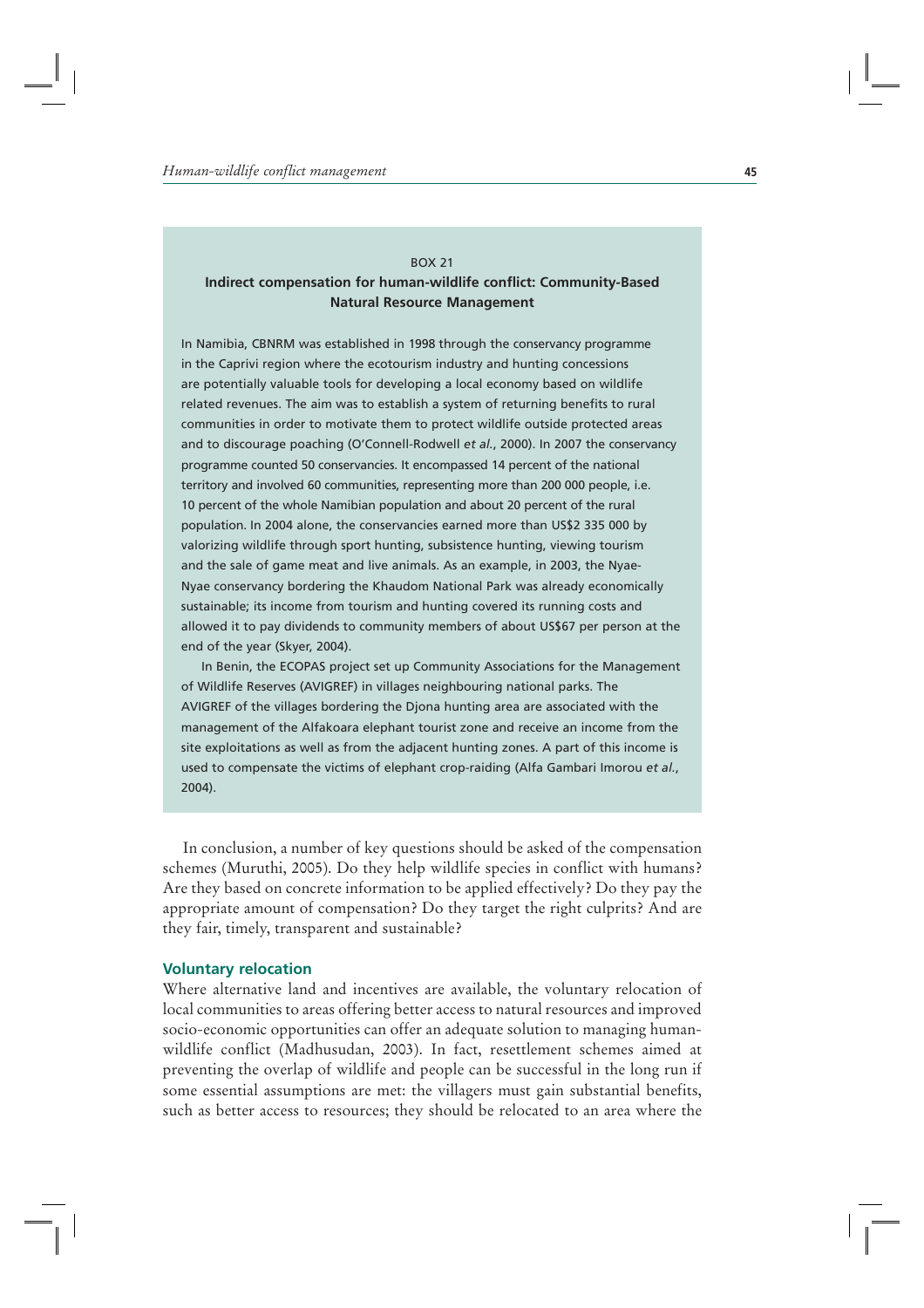BOX 21

**Indirect compensation for human-wildlife conflict: Community-Based Natural Resource Management**

In Namibia, CBNRM was established in 1998 through the conservancy programme in the Caprivi region where the ecotourism industry and hunting concessions are potentially valuable tools for developing a local economy based on wildlife related revenues. The aim was to establish a system of returning benefits to rural communities in order to motivate them to protect wildlife outside protected areas and to discourage poaching (O'Connell-Rodwell *et al.*, 2000). In 2007 the conservancy programme counted 50 conservancies. It encompassed 14 percent of the national territory and involved 60 communities, representing more than 200 000 people, i.e. 10 percent of the whole Namibian population and about 20 percent of the rural population. In 2004 alone, the conservancies earned more than US$2 335 000 by valorizing wildlife through sport hunting, subsistence hunting, viewing tourism and the sale of game meat and live animals. As an example, in 2003, the Nyae-Nyae conservancy bordering the Khaudom National Park was already economically sustainable; its income from tourism and hunting covered its running costs and allowed it to pay dividends to community members of about US$67 per person at the end of the year (Skyer, 2004).

In Benin, the ECOPAS project set up Community Associations for the Management of Wildlife Reserves (AVIGREF) in villages neighbouring national parks. The AVIGREF of the villages bordering the Djona hunting area are associated with the management of the Alfakoara elephant tourist zone and receive an income from the site exploitations as well as from the adjacent hunting zones. A part of this income is used to compensate the victims of elephant crop-raiding (Alfa Gambari Imorou *et al.*, 2004).

In conclusion, a number of key questions should be asked of the compensation schemes (Muruthi, 2005). Do they help wildlife species in conflict with humans? Are they based on concrete information to be applied effectively? Do they pay the appropriate amount of compensation? Do they target the right culprits? And are they fair, timely, transparent and sustainable?

### Voluntary relocation

Where alternative land and incentives are available, the voluntary relocation of local communities to areas offering better access to natural resources and improved socio-economic opportunities can offer an adequate solution to managing human-wildlife conflict (Madhusudan, 2003). In fact, resettlement schemes aimed at preventing the overlap of wildlife and people can be successful in the long run if some essential assumptions are met: the villagers must gain substantial benefits, such as better access to resources; they should be relocated to an area where the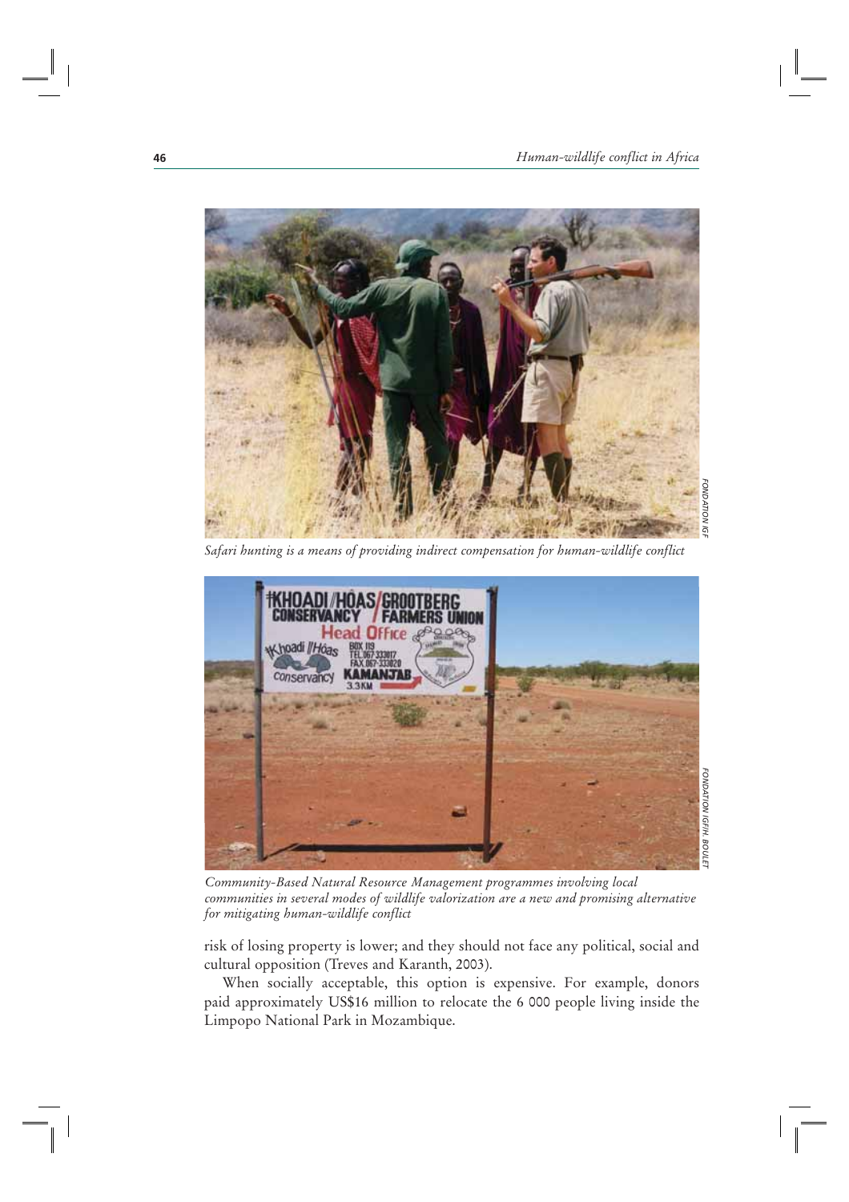*Safari hunting is a means of providing indirect compensation for human-wildlife conflict*

*Community-Based Natural Resource Management programmes involving local communities in several modes of wildlife valorization are a new and promising alternative for mitigating human-wildlife conflict*

risk of losing property is lower; and they should not face any political, social and cultural opposition (Treves and Karanth, 2003).

When socially acceptable, this option is expensive. For example, donors paid approximately US$16 million to relocate the 6 000 people living inside the Limpopo National Park in Mozambique.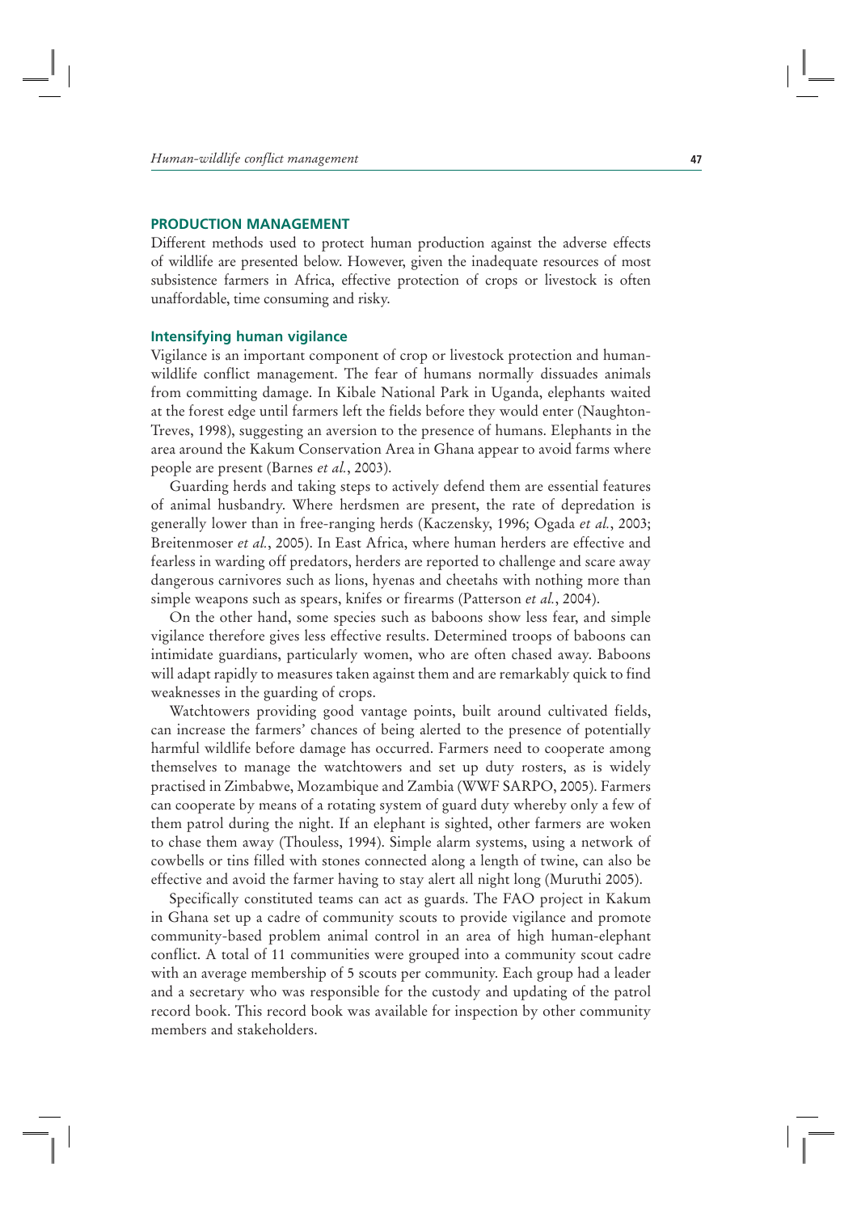## PRODUCTION MANAGEMENT

Different methods used to protect human production against the adverse effects of wildlife are presented below. However, given the inadequate resources of most subsistence farmers in Africa, effective protection of crops or livestock is often unaffordable, time consuming and risky.

### Intensifying human vigilance

Vigilance is an important component of crop or livestock protection and human-wildlife conflict management. The fear of humans normally dissuades animals from committing damage. In Kibale National Park in Uganda, elephants waited at the forest edge until farmers left the fields before they would enter (Naughton-Treves, 1998), suggesting an aversion to the presence of humans. Elephants in the area around the Kakum Conservation Area in Ghana appear to avoid farms where people are present (Barnes *et al.*, 2003).

Guarding herds and taking steps to actively defend them are essential features of animal husbandry. Where herdsmen are present, the rate of depredation is generally lower than in free-ranging herds (Kaczensky, 1996; Ogada *et al.*, 2003; Breitenmoser *et al.*, 2005). In East Africa, where human herders are effective and fearless in warding off predators, herders are reported to challenge and scare away dangerous carnivores such as lions, hyenas and cheetahs with nothing more than simple weapons such as spears, knifes or firearms (Patterson *et al.*, 2004).

On the other hand, some species such as baboons show less fear, and simple vigilance therefore gives less effective results. Determined troops of baboons can intimidate guardians, particularly women, who are often chased away. Baboons will adapt rapidly to measures taken against them and are remarkably quick to find weaknesses in the guarding of crops.

Watchtowers providing good vantage points, built around cultivated fields, can increase the farmers' chances of being alerted to the presence of potentially harmful wildlife before damage has occurred. Farmers need to cooperate among themselves to manage the watchtowers and set up duty rosters, as is widely practised in Zimbabwe, Mozambique and Zambia (WWF SARPO, 2005). Farmers can cooperate by means of a rotating system of guard duty whereby only a few of them patrol during the night. If an elephant is sighted, other farmers are woken to chase them away (Thouless, 1994). Simple alarm systems, using a network of cowbells or tins filled with stones connected along a length of twine, can also be effective and avoid the farmer having to stay alert all night long (Muruthi 2005).

Specifically constituted teams can act as guards. The FAO project in Kakum in Ghana set up a cadre of community scouts to provide vigilance and promote community-based problem animal control in an area of high human-elephant conflict. A total of 11 communities were grouped into a community scout cadre with an average membership of 5 scouts per community. Each group had a leader and a secretary who was responsible for the custody and updating of the patrol record book. This record book was available for inspection by other community members and stakeholders.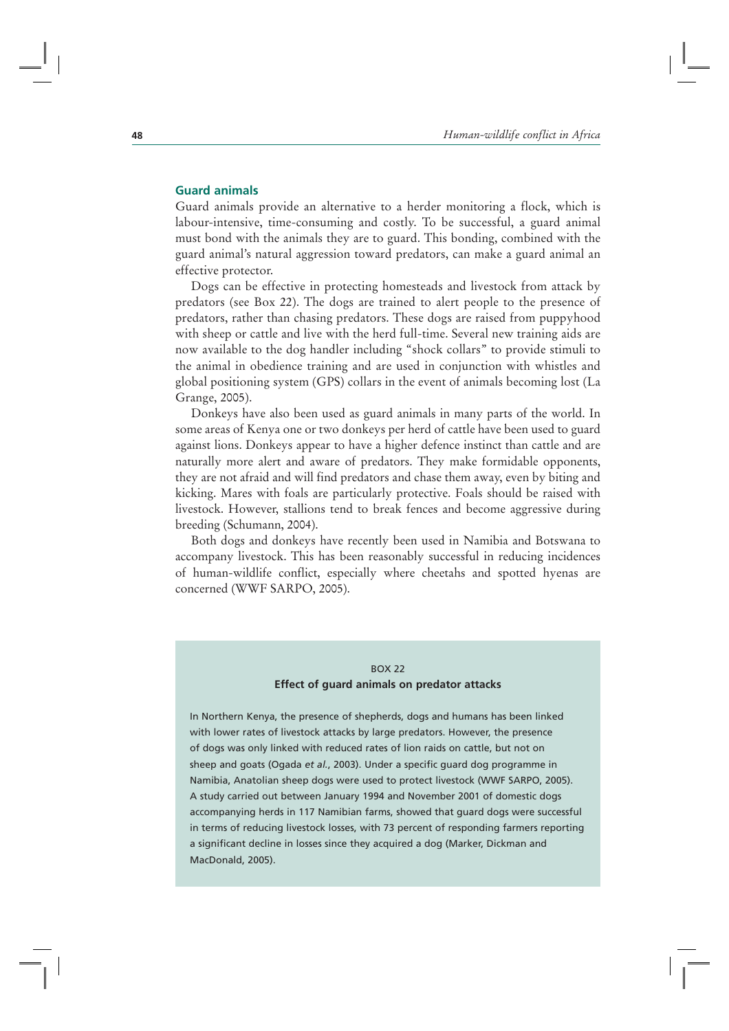## Guard animals

Guard animals provide an alternative to a herder monitoring a flock, which is labour-intensive, time-consuming and costly. To be successful, a guard animal must bond with the animals they are to guard. This bonding, combined with the guard animal's natural aggression toward predators, can make a guard animal an effective protector.

Dogs can be effective in protecting homesteads and livestock from attack by predators (see Box 22). The dogs are trained to alert people to the presence of predators, rather than chasing predators. These dogs are raised from puppyhood with sheep or cattle and live with the herd full-time. Several new training aids are now available to the dog handler including "shock collars" to provide stimuli to the animal in obedience training and are used in conjunction with whistles and global positioning system (GPS) collars in the event of animals becoming lost (La Grange, 2005).

Donkeys have also been used as guard animals in many parts of the world. In some areas of Kenya one or two donkeys per herd of cattle have been used to guard against lions. Donkeys appear to have a higher defence instinct than cattle and are naturally more alert and aware of predators. They make formidable opponents, they are not afraid and will find predators and chase them away, even by biting and kicking. Mares with foals are particularly protective. Foals should be raised with livestock. However, stallions tend to break fences and become aggressive during breeding (Schumann, 2004).

Both dogs and donkeys have recently been used in Namibia and Botswana to accompany livestock. This has been reasonably successful in reducing incidences of human-wildlife conflict, especially where cheetahs and spotted hyenas are concerned (WWF SARPO, 2005).

> BOX 22
>
> **Effect of guard animals on predator attacks**
>
> In Northern Kenya, the presence of shepherds, dogs and humans has been linked with lower rates of livestock attacks by large predators. However, the presence of dogs was only linked with reduced rates of lion raids on cattle, but not on sheep and goats (Ogada *et al.*, 2003). Under a specific guard dog programme in Namibia, Anatolian sheep dogs were used to protect livestock (WWF SARPO, 2005). A study carried out between January 1994 and November 2001 of domestic dogs accompanying herds in 117 Namibian farms, showed that guard dogs were successful in terms of reducing livestock losses, with 73 percent of responding farmers reporting a significant decline in losses since they acquired a dog (Marker, Dickman and MacDonald, 2005).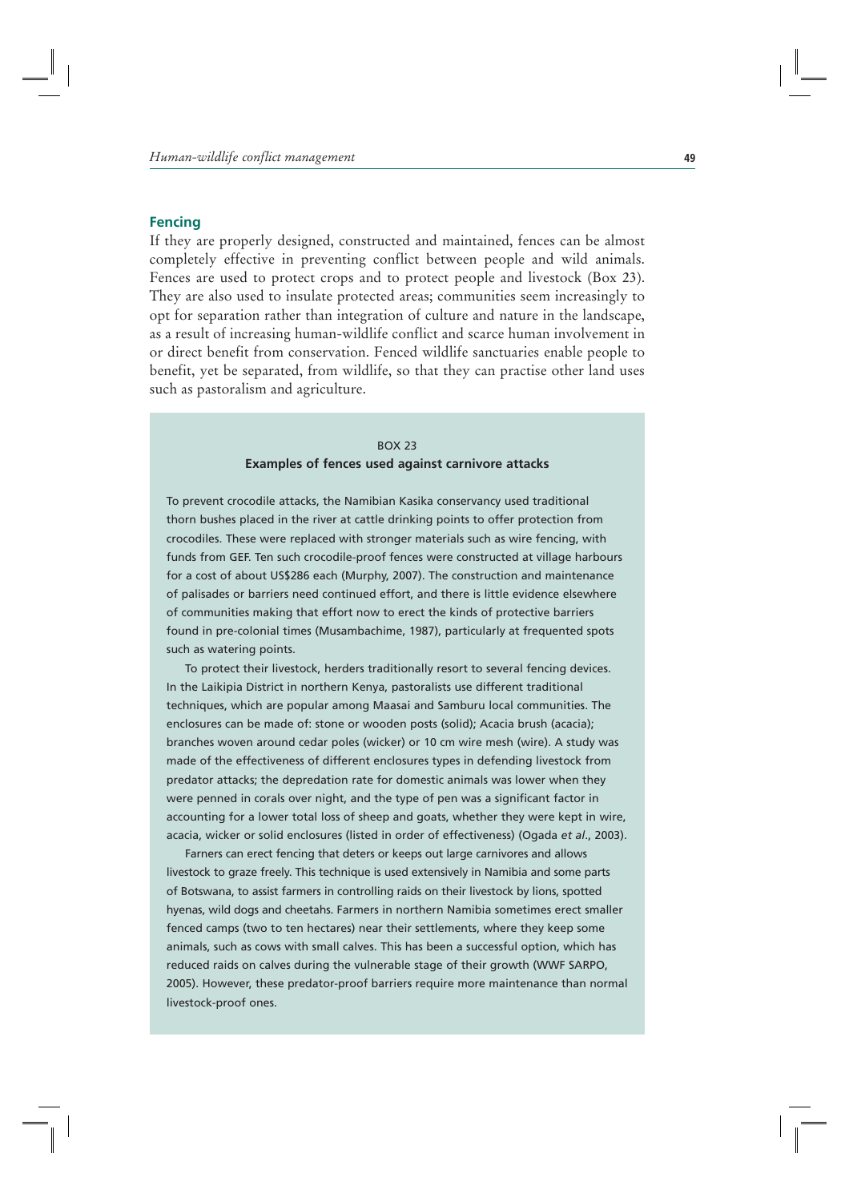## Fencing

If they are properly designed, constructed and maintained, fences can be almost completely effective in preventing conflict between people and wild animals. Fences are used to protect crops and to protect people and livestock (Box 23). They are also used to insulate protected areas; communities seem increasingly to opt for separation rather than integration of culture and nature in the landscape, as a result of increasing human-wildlife conflict and scarce human involvement in or direct benefit from conservation. Fenced wildlife sanctuaries enable people to benefit, yet be separated, from wildlife, so that they can practise other land uses such as pastoralism and agriculture.

BOX 23

**Examples of fences used against carnivore attacks**

To prevent crocodile attacks, the Namibian Kasika conservancy used traditional thorn bushes placed in the river at cattle drinking points to offer protection from crocodiles. These were replaced with stronger materials such as wire fencing, with funds from GEF. Ten such crocodile-proof fences were constructed at village harbours for a cost of about US$286 each (Murphy, 2007). The construction and maintenance of palisades or barriers need continued effort, and there is little evidence elsewhere of communities making that effort now to erect the kinds of protective barriers found in pre-colonial times (Musambachime, 1987), particularly at frequented spots such as watering points.

To protect their livestock, herders traditionally resort to several fencing devices. In the Laikipia District in northern Kenya, pastoralists use different traditional techniques, which are popular among Maasai and Samburu local communities. The enclosures can be made of: stone or wooden posts (solid); Acacia brush (acacia); branches woven around cedar poles (wicker) or 10 cm wire mesh (wire). A study was made of the effectiveness of different enclosures types in defending livestock from predator attacks; the depredation rate for domestic animals was lower when they were penned in corals over night, and the type of pen was a significant factor in accounting for a lower total loss of sheep and goats, whether they were kept in wire, acacia, wicker or solid enclosures (listed in order of effectiveness) (Ogada *et al*., 2003).

Farners can erect fencing that deters or keeps out large carnivores and allows livestock to graze freely. This technique is used extensively in Namibia and some parts of Botswana, to assist farmers in controlling raids on their livestock by lions, spotted hyenas, wild dogs and cheetahs. Farmers in northern Namibia sometimes erect smaller fenced camps (two to ten hectares) near their settlements, where they keep some animals, such as cows with small calves. This has been a successful option, which has reduced raids on calves during the vulnerable stage of their growth (WWF SARPO, 2005). However, these predator-proof barriers require more maintenance than normal livestock-proof ones.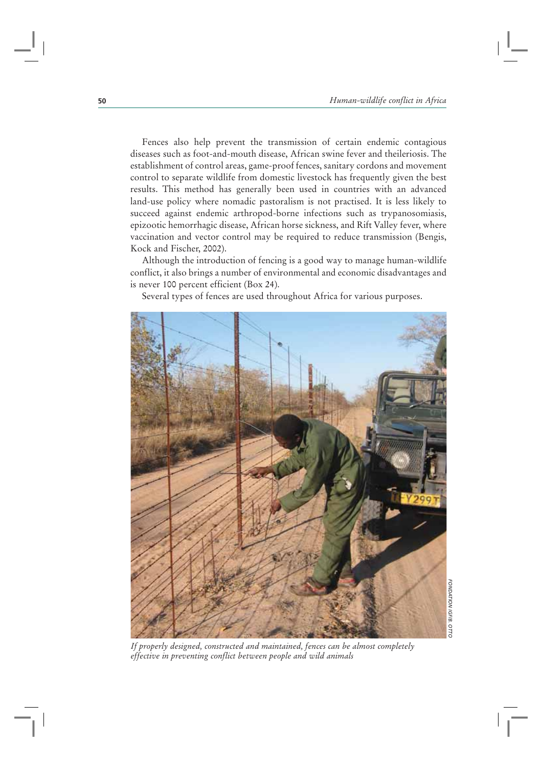Fences also help prevent the transmission of certain endemic contagious diseases such as foot-and-mouth disease, African swine fever and theileriosis. The establishment of control areas, game-proof fences, sanitary cordons and movement control to separate wildlife from domestic livestock has frequently given the best results. This method has generally been used in countries with an advanced land-use policy where nomadic pastoralism is not practised. It is less likely to succeed against endemic arthropod-borne infections such as trypanosomiasis, epizootic hemorrhagic disease, African horse sickness, and Rift Valley fever, where vaccination and vector control may be required to reduce transmission (Bengis, Kock and Fischer, 2002).

Although the introduction of fencing is a good way to manage human-wildlife conflict, it also brings a number of environmental and economic disadvantages and is never 100 percent efficient (Box 24).

Several types of fences are used throughout Africa for various purposes.

FONDATION IGF/B. OTTO

*If properly designed, constructed and maintained, fences can be almost completely effective in preventing conflict between people and wild animals*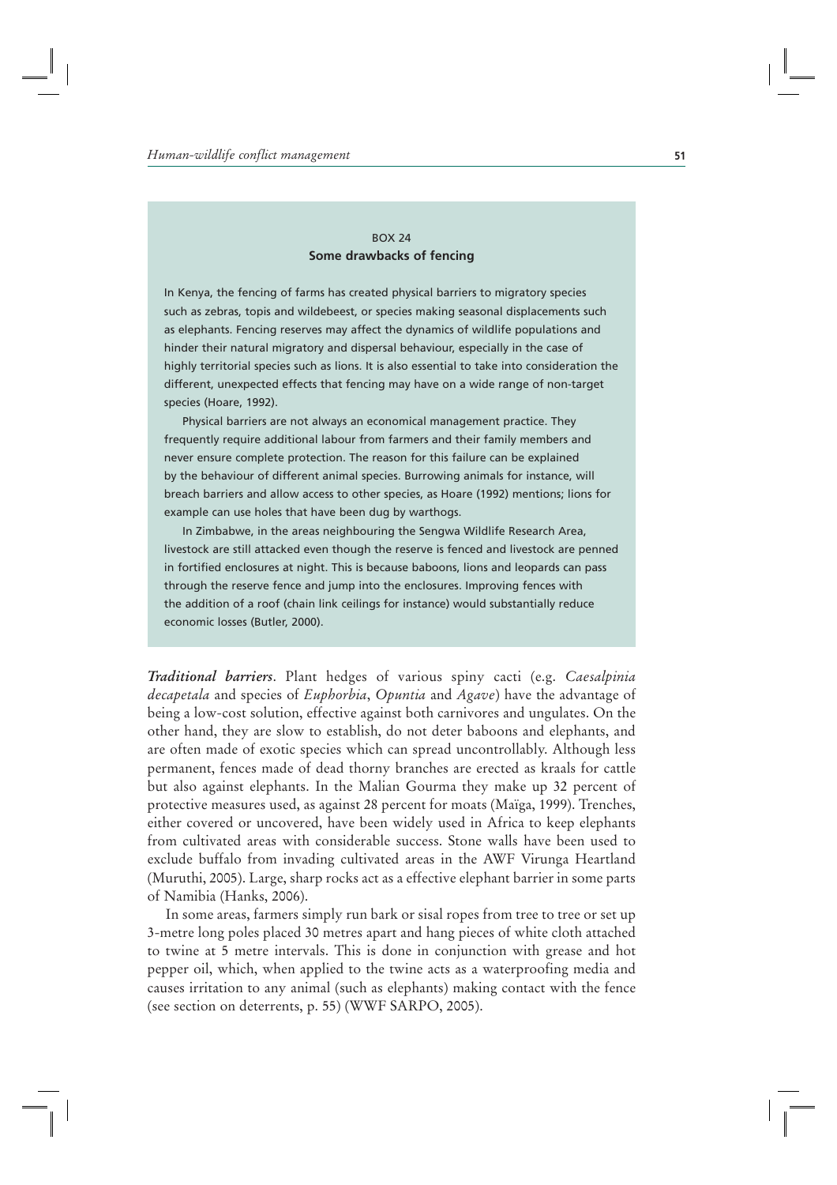BOX 24

**Some drawbacks of fencing**

In Kenya, the fencing of farms has created physical barriers to migratory species such as zebras, topis and wildebeest, or species making seasonal displacements such as elephants. Fencing reserves may affect the dynamics of wildlife populations and hinder their natural migratory and dispersal behaviour, especially in the case of highly territorial species such as lions. It is also essential to take into consideration the different, unexpected effects that fencing may have on a wide range of non-target species (Hoare, 1992).

Physical barriers are not always an economical management practice. They frequently require additional labour from farmers and their family members and never ensure complete protection. The reason for this failure can be explained by the behaviour of different animal species. Burrowing animals for instance, will breach barriers and allow access to other species, as Hoare (1992) mentions; lions for example can use holes that have been dug by warthogs.

In Zimbabwe, in the areas neighbouring the Sengwa Wildlife Research Area, livestock are still attacked even though the reserve is fenced and livestock are penned in fortified enclosures at night. This is because baboons, lions and leopards can pass through the reserve fence and jump into the enclosures. Improving fences with the addition of a roof (chain link ceilings for instance) would substantially reduce economic losses (Butler, 2000).

***Traditional barriers***. Plant hedges of various spiny cacti (e.g. *Caesalpinia decapetala* and species of *Euphorbia*, *Opuntia* and *Agave*) have the advantage of being a low-cost solution, effective against both carnivores and ungulates. On the other hand, they are slow to establish, do not deter baboons and elephants, and are often made of exotic species which can spread uncontrollably. Although less permanent, fences made of dead thorny branches are erected as kraals for cattle but also against elephants. In the Malian Gourma they make up 32 percent of protective measures used, as against 28 percent for moats (Maïga, 1999). Trenches, either covered or uncovered, have been widely used in Africa to keep elephants from cultivated areas with considerable success. Stone walls have been used to exclude buffalo from invading cultivated areas in the AWF Virunga Heartland (Muruthi, 2005). Large, sharp rocks act as a effective elephant barrier in some parts of Namibia (Hanks, 2006).

In some areas, farmers simply run bark or sisal ropes from tree to tree or set up 3-metre long poles placed 30 metres apart and hang pieces of white cloth attached to twine at 5 metre intervals. This is done in conjunction with grease and hot pepper oil, which, when applied to the twine acts as a waterproofing media and causes irritation to any animal (such as elephants) making contact with the fence (see section on deterrents, p. 55) (WWF SARPO, 2005).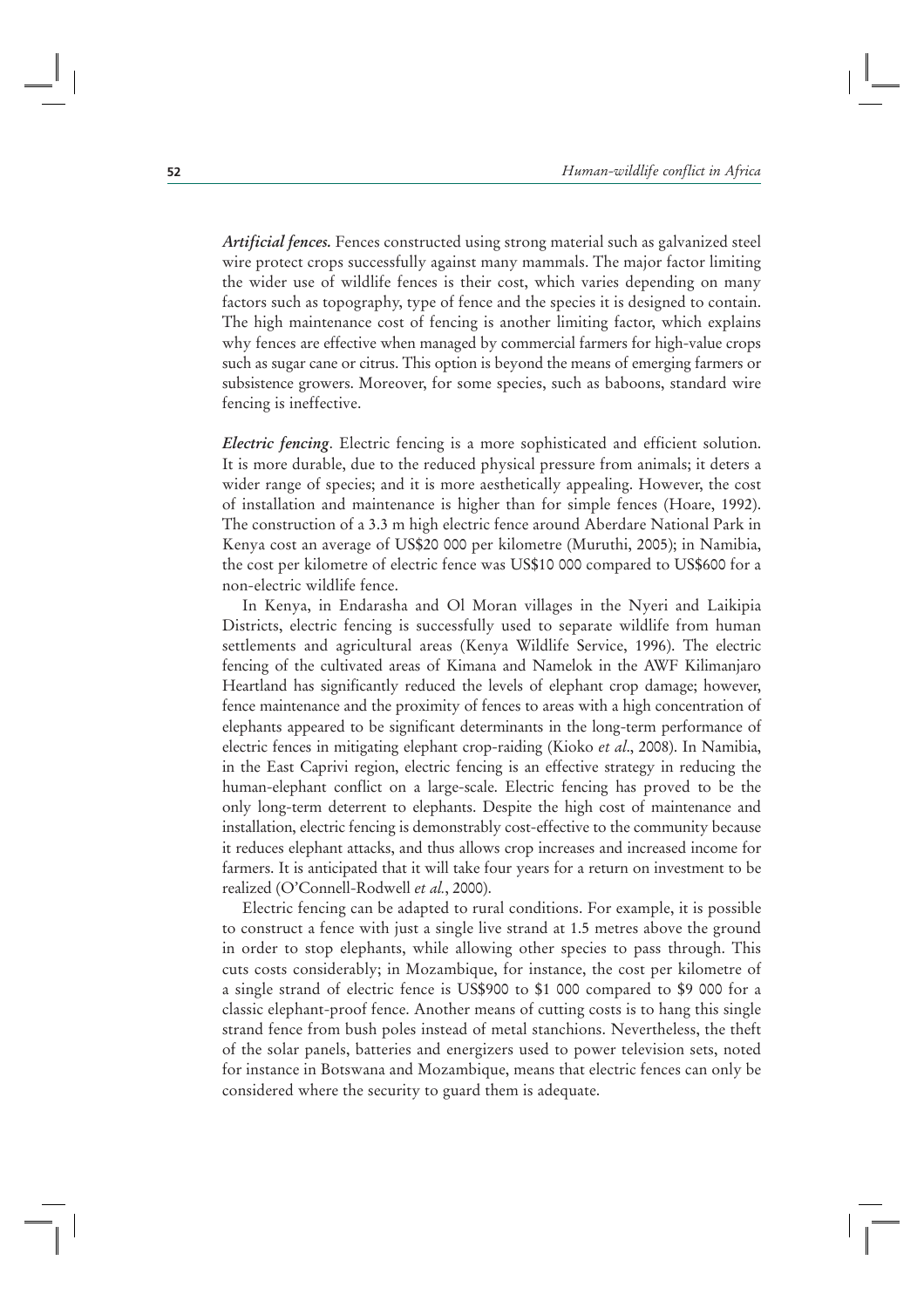***Artificial fences.*** Fences constructed using strong material such as galvanized steel wire protect crops successfully against many mammals. The major factor limiting the wider use of wildlife fences is their cost, which varies depending on many factors such as topography, type of fence and the species it is designed to contain. The high maintenance cost of fencing is another limiting factor, which explains why fences are effective when managed by commercial farmers for high-value crops such as sugar cane or citrus. This option is beyond the means of emerging farmers or subsistence growers. Moreover, for some species, such as baboons, standard wire fencing is ineffective.

***Electric fencing***. Electric fencing is a more sophisticated and efficient solution. It is more durable, due to the reduced physical pressure from animals; it deters a wider range of species; and it is more aesthetically appealing. However, the cost of installation and maintenance is higher than for simple fences (Hoare, 1992). The construction of a 3.3 m high electric fence around Aberdare National Park in Kenya cost an average of US$20 000 per kilometre (Muruthi, 2005); in Namibia, the cost per kilometre of electric fence was US$10 000 compared to US$600 for a non-electric wildlife fence.

In Kenya, in Endarasha and Ol Moran villages in the Nyeri and Laikipia Districts, electric fencing is successfully used to separate wildlife from human settlements and agricultural areas (Kenya Wildlife Service, 1996). The electric fencing of the cultivated areas of Kimana and Namelok in the AWF Kilimanjaro Heartland has significantly reduced the levels of elephant crop damage; however, fence maintenance and the proximity of fences to areas with a high concentration of elephants appeared to be significant determinants in the long-term performance of electric fences in mitigating elephant crop-raiding (Kioko *et al*., 2008). In Namibia, in the East Caprivi region, electric fencing is an effective strategy in reducing the human-elephant conflict on a large-scale. Electric fencing has proved to be the only long-term deterrent to elephants. Despite the high cost of maintenance and installation, electric fencing is demonstrably cost-effective to the community because it reduces elephant attacks, and thus allows crop increases and increased income for farmers. It is anticipated that it will take four years for a return on investment to be realized (O'Connell-Rodwell *et al.*, 2000).

Electric fencing can be adapted to rural conditions. For example, it is possible to construct a fence with just a single live strand at 1.5 metres above the ground in order to stop elephants, while allowing other species to pass through. This cuts costs considerably; in Mozambique, for instance, the cost per kilometre of a single strand of electric fence is US$900 to $1 000 compared to $9 000 for a classic elephant-proof fence. Another means of cutting costs is to hang this single strand fence from bush poles instead of metal stanchions. Nevertheless, the theft of the solar panels, batteries and energizers used to power television sets, noted for instance in Botswana and Mozambique, means that electric fences can only be considered where the security to guard them is adequate.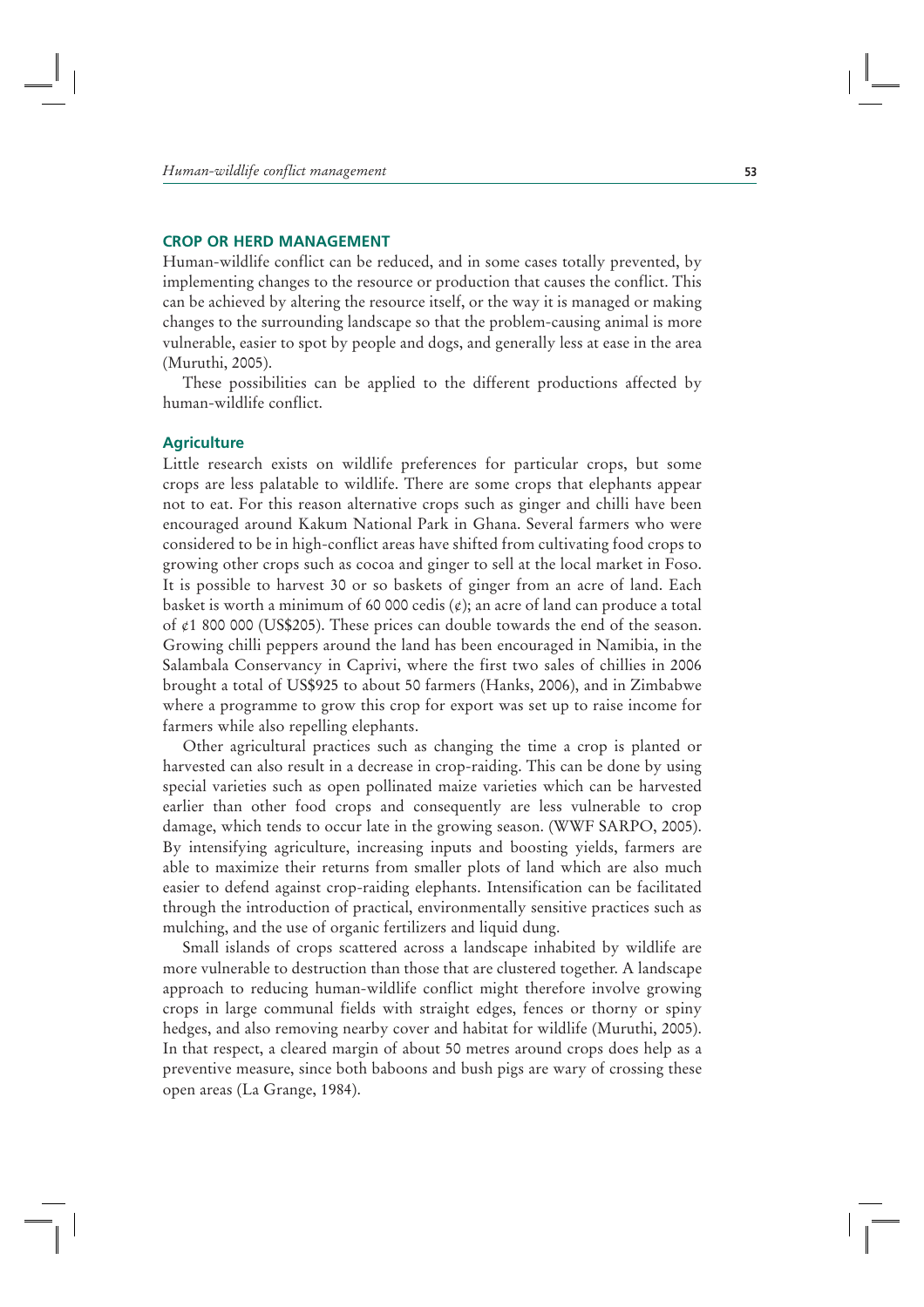## CROP OR HERD MANAGEMENT

Human-wildlife conflict can be reduced, and in some cases totally prevented, by implementing changes to the resource or production that causes the conflict. This can be achieved by altering the resource itself, or the way it is managed or making changes to the surrounding landscape so that the problem-causing animal is more vulnerable, easier to spot by people and dogs, and generally less at ease in the area (Muruthi, 2005).

These possibilities can be applied to the different productions affected by human-wildlife conflict.

### Agriculture

Little research exists on wildlife preferences for particular crops, but some crops are less palatable to wildlife. There are some crops that elephants appear not to eat. For this reason alternative crops such as ginger and chilli have been encouraged around Kakum National Park in Ghana. Several farmers who were considered to be in high-conflict areas have shifted from cultivating food crops to growing other crops such as cocoa and ginger to sell at the local market in Foso. It is possible to harvest 30 or so baskets of ginger from an acre of land. Each basket is worth a minimum of 60 000 cedis (¢); an acre of land can produce a total of ¢1 800 000 (US$205). These prices can double towards the end of the season. Growing chilli peppers around the land has been encouraged in Namibia, in the Salambala Conservancy in Caprivi, where the first two sales of chillies in 2006 brought a total of US$925 to about 50 farmers (Hanks, 2006), and in Zimbabwe where a programme to grow this crop for export was set up to raise income for farmers while also repelling elephants.

Other agricultural practices such as changing the time a crop is planted or harvested can also result in a decrease in crop-raiding. This can be done by using special varieties such as open pollinated maize varieties which can be harvested earlier than other food crops and consequently are less vulnerable to crop damage, which tends to occur late in the growing season. (WWF SARPO, 2005). By intensifying agriculture, increasing inputs and boosting yields, farmers are able to maximize their returns from smaller plots of land which are also much easier to defend against crop-raiding elephants. Intensification can be facilitated through the introduction of practical, environmentally sensitive practices such as mulching, and the use of organic fertilizers and liquid dung.

Small islands of crops scattered across a landscape inhabited by wildlife are more vulnerable to destruction than those that are clustered together. A landscape approach to reducing human-wildlife conflict might therefore involve growing crops in large communal fields with straight edges, fences or thorny or spiny hedges, and also removing nearby cover and habitat for wildlife (Muruthi, 2005). In that respect, a cleared margin of about 50 metres around crops does help as a preventive measure, since both baboons and bush pigs are wary of crossing these open areas (La Grange, 1984).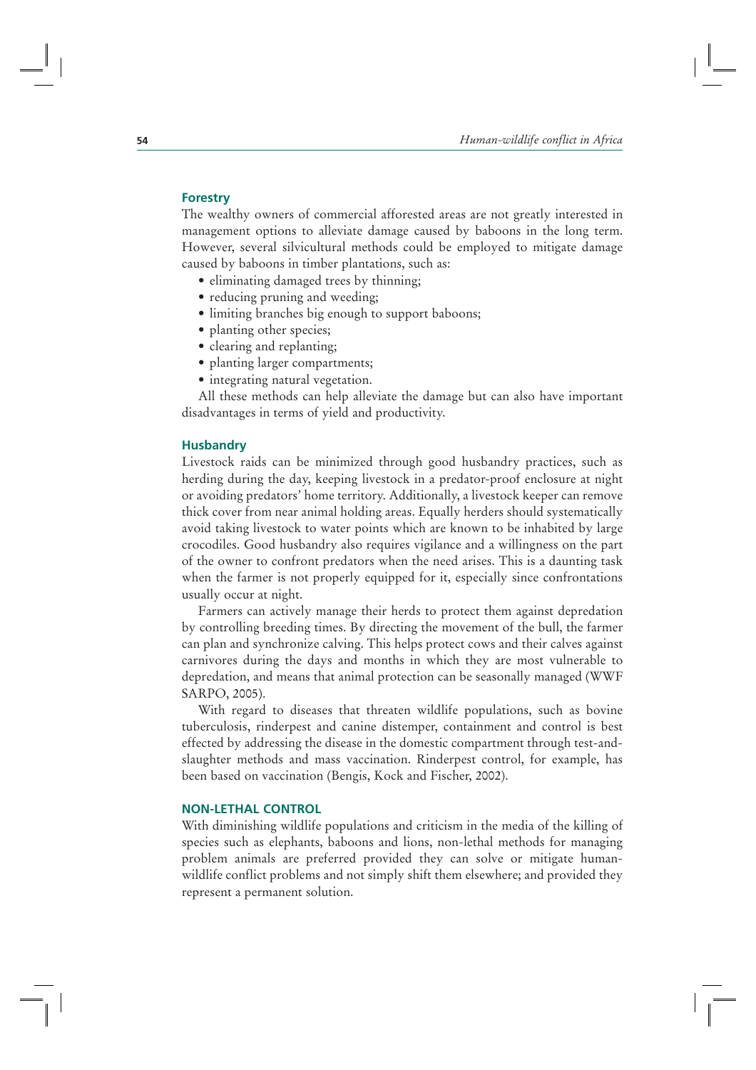### Forestry

The wealthy owners of commercial afforested areas are not greatly interested in management options to alleviate damage caused by baboons in the long term. However, several silvicultural methods could be employed to mitigate damage caused by baboons in timber plantations, such as:

- eliminating damaged trees by thinning;
- reducing pruning and weeding;
- limiting branches big enough to support baboons;
- planting other species;
- clearing and replanting;
- planting larger compartments;
- integrating natural vegetation.

All these methods can help alleviate the damage but can also have important disadvantages in terms of yield and productivity.

### Husbandry

Livestock raids can be minimized through good husbandry practices, such as herding during the day, keeping livestock in a predator-proof enclosure at night or avoiding predators' home territory. Additionally, a livestock keeper can remove thick cover from near animal holding areas. Equally herders should systematically avoid taking livestock to water points which are known to be inhabited by large crocodiles. Good husbandry also requires vigilance and a willingness on the part of the owner to confront predators when the need arises. This is a daunting task when the farmer is not properly equipped for it, especially since confrontations usually occur at night.

Farmers can actively manage their herds to protect them against depredation by controlling breeding times. By directing the movement of the bull, the farmer can plan and synchronize calving. This helps protect cows and their calves against carnivores during the days and months in which they are most vulnerable to depredation, and means that animal protection can be seasonally managed (WWF SARPO, 2005).

With regard to diseases that threaten wildlife populations, such as bovine tuberculosis, rinderpest and canine distemper, containment and control is best effected by addressing the disease in the domestic compartment through test-and-slaughter methods and mass vaccination. Rinderpest control, for example, has been based on vaccination (Bengis, Kock and Fischer, 2002).

## NON-LETHAL CONTROL

With diminishing wildlife populations and criticism in the media of the killing of species such as elephants, baboons and lions, non-lethal methods for managing problem animals are preferred provided they can solve or mitigate human-wildlife conflict problems and not simply shift them elsewhere; and provided they represent a permanent solution.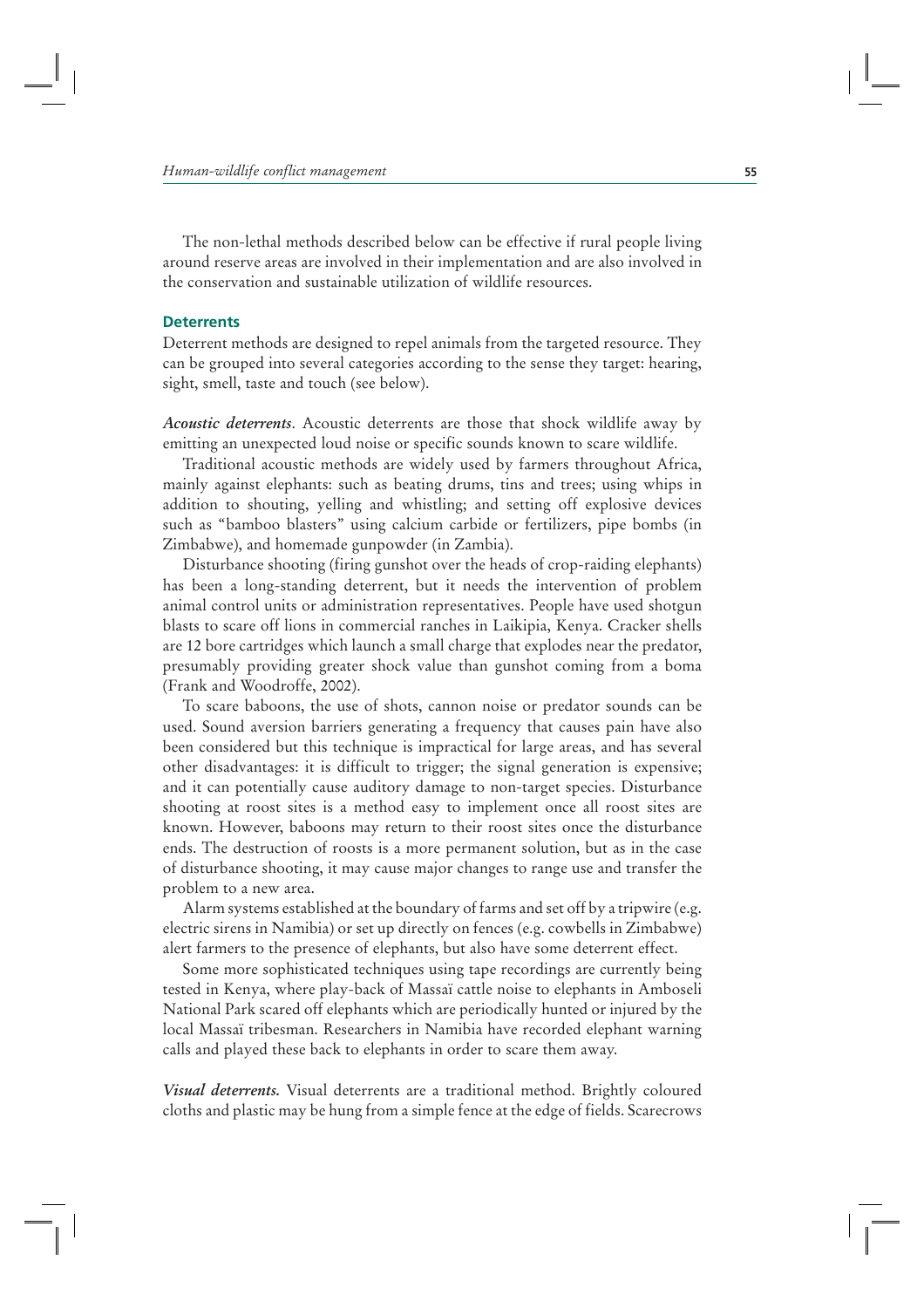The non-lethal methods described below can be effective if rural people living around reserve areas are involved in their implementation and are also involved in the conservation and sustainable utilization of wildlife resources.

### Deterrents

Deterrent methods are designed to repel animals from the targeted resource. They can be grouped into several categories according to the sense they target: hearing, sight, smell, taste and touch (see below).

***Acoustic deterrents***. Acoustic deterrents are those that shock wildlife away by emitting an unexpected loud noise or specific sounds known to scare wildlife.

Traditional acoustic methods are widely used by farmers throughout Africa, mainly against elephants: such as beating drums, tins and trees; using whips in addition to shouting, yelling and whistling; and setting off explosive devices such as "bamboo blasters" using calcium carbide or fertilizers, pipe bombs (in Zimbabwe), and homemade gunpowder (in Zambia).

Disturbance shooting (firing gunshot over the heads of crop-raiding elephants) has been a long-standing deterrent, but it needs the intervention of problem animal control units or administration representatives. People have used shotgun blasts to scare off lions in commercial ranches in Laikipia, Kenya. Cracker shells are 12 bore cartridges which launch a small charge that explodes near the predator, presumably providing greater shock value than gunshot coming from a boma (Frank and Woodroffe, 2002).

To scare baboons, the use of shots, cannon noise or predator sounds can be used. Sound aversion barriers generating a frequency that causes pain have also been considered but this technique is impractical for large areas, and has several other disadvantages: it is difficult to trigger; the signal generation is expensive; and it can potentially cause auditory damage to non-target species. Disturbance shooting at roost sites is a method easy to implement once all roost sites are known. However, baboons may return to their roost sites once the disturbance ends. The destruction of roosts is a more permanent solution, but as in the case of disturbance shooting, it may cause major changes to range use and transfer the problem to a new area.

Alarm systems established at the boundary of farms and set off by a tripwire (e.g. electric sirens in Namibia) or set up directly on fences (e.g. cowbells in Zimbabwe) alert farmers to the presence of elephants, but also have some deterrent effect.

Some more sophisticated techniques using tape recordings are currently being tested in Kenya, where play-back of Massaï cattle noise to elephants in Amboseli National Park scared off elephants which are periodically hunted or injured by the local Massaï tribesman. Researchers in Namibia have recorded elephant warning calls and played these back to elephants in order to scare them away.

***Visual deterrents.*** Visual deterrents are a traditional method. Brightly coloured cloths and plastic may be hung from a simple fence at the edge of fields. Scarecrows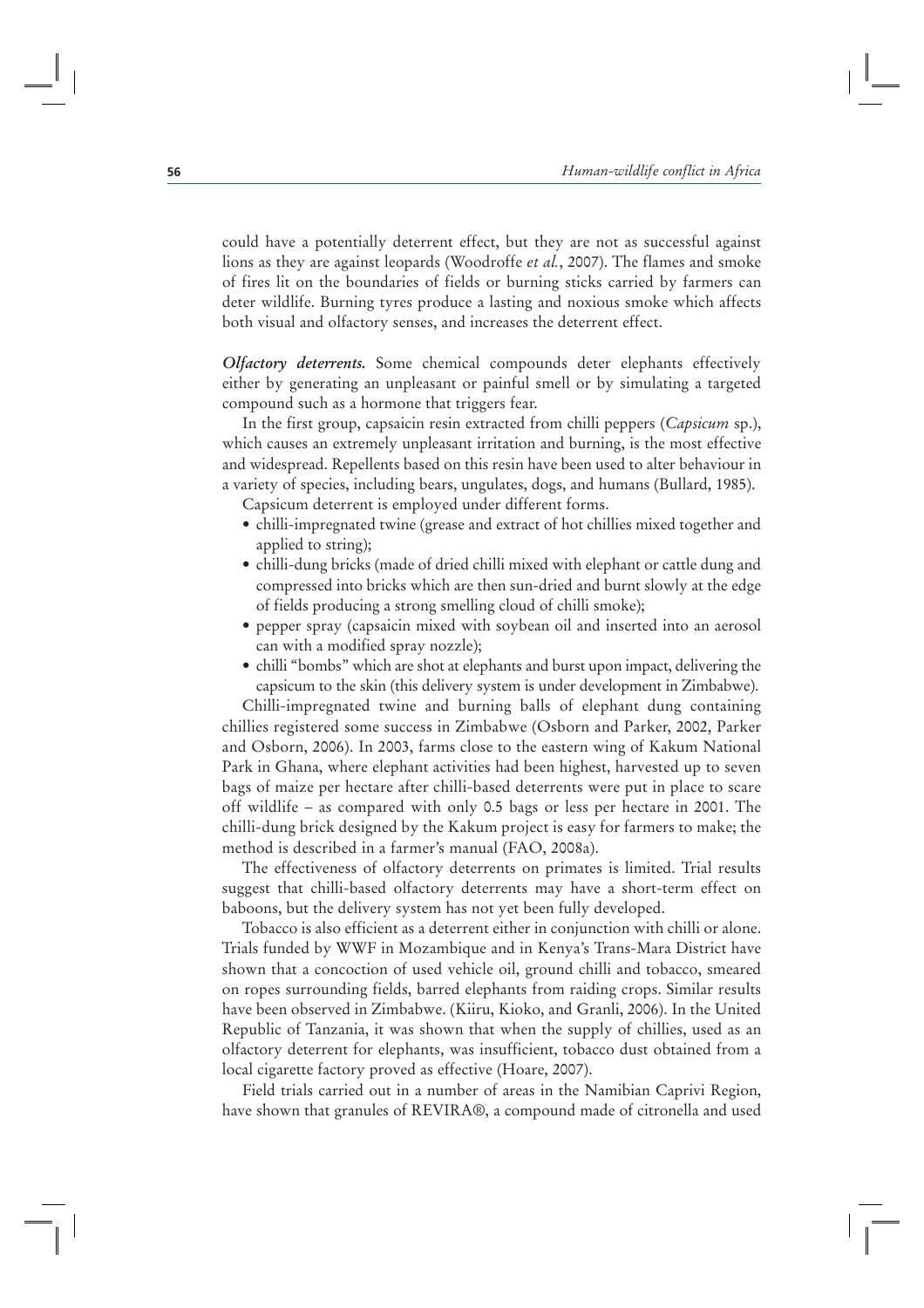could have a potentially deterrent effect, but they are not as successful against lions as they are against leopards (Woodroffe *et al.*, 2007). The flames and smoke of fires lit on the boundaries of fields or burning sticks carried by farmers can deter wildlife. Burning tyres produce a lasting and noxious smoke which affects both visual and olfactory senses, and increases the deterrent effect.

***Olfactory deterrents.*** Some chemical compounds deter elephants effectively either by generating an unpleasant or painful smell or by simulating a targeted compound such as a hormone that triggers fear.

In the first group, capsaicin resin extracted from chilli peppers (*Capsicum* sp.), which causes an extremely unpleasant irritation and burning, is the most effective and widespread. Repellents based on this resin have been used to alter behaviour in a variety of species, including bears, ungulates, dogs, and humans (Bullard, 1985).

Capsicum deterrent is employed under different forms.

- chilli-impregnated twine (grease and extract of hot chillies mixed together and applied to string);
- chilli-dung bricks (made of dried chilli mixed with elephant or cattle dung and compressed into bricks which are then sun-dried and burnt slowly at the edge of fields producing a strong smelling cloud of chilli smoke);
- pepper spray (capsaicin mixed with soybean oil and inserted into an aerosol can with a modified spray nozzle);
- chilli "bombs" which are shot at elephants and burst upon impact, delivering the capsicum to the skin (this delivery system is under development in Zimbabwe).

Chilli-impregnated twine and burning balls of elephant dung containing chillies registered some success in Zimbabwe (Osborn and Parker, 2002, Parker and Osborn, 2006). In 2003, farms close to the eastern wing of Kakum National Park in Ghana, where elephant activities had been highest, harvested up to seven bags of maize per hectare after chilli-based deterrents were put in place to scare off wildlife – as compared with only 0.5 bags or less per hectare in 2001. The chilli-dung brick designed by the Kakum project is easy for farmers to make; the method is described in a farmer's manual (FAO, 2008a).

The effectiveness of olfactory deterrents on primates is limited. Trial results suggest that chilli-based olfactory deterrents may have a short-term effect on baboons, but the delivery system has not yet been fully developed.

Tobacco is also efficient as a deterrent either in conjunction with chilli or alone. Trials funded by WWF in Mozambique and in Kenya's Trans-Mara District have shown that a concoction of used vehicle oil, ground chilli and tobacco, smeared on ropes surrounding fields, barred elephants from raiding crops. Similar results have been observed in Zimbabwe. (Kiiru, Kioko, and Granli, 2006). In the United Republic of Tanzania, it was shown that when the supply of chillies, used as an olfactory deterrent for elephants, was insufficient, tobacco dust obtained from a local cigarette factory proved as effective (Hoare, 2007).

Field trials carried out in a number of areas in the Namibian Caprivi Region, have shown that granules of REVIRA®, a compound made of citronella and used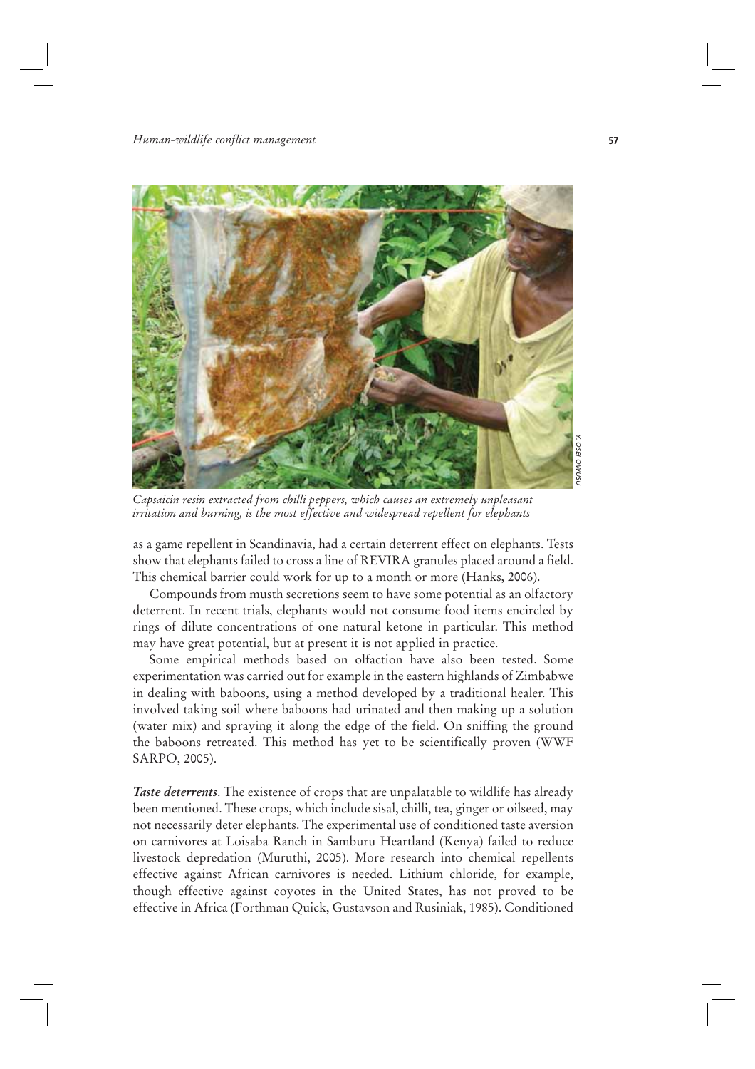*Capsaicin resin extracted from chilli peppers, which causes an extremely unpleasant irritation and burning, is the most effective and widespread repellent for elephants*

as a game repellent in Scandinavia, had a certain deterrent effect on elephants. Tests show that elephants failed to cross a line of REVIRA granules placed around a field. This chemical barrier could work for up to a month or more (Hanks, 2006).

Compounds from musth secretions seem to have some potential as an olfactory deterrent. In recent trials, elephants would not consume food items encircled by rings of dilute concentrations of one natural ketone in particular. This method may have great potential, but at present it is not applied in practice.

Some empirical methods based on olfaction have also been tested. Some experimentation was carried out for example in the eastern highlands of Zimbabwe in dealing with baboons, using a method developed by a traditional healer. This involved taking soil where baboons had urinated and then making up a solution (water mix) and spraying it along the edge of the field. On sniffing the ground the baboons retreated. This method has yet to be scientifically proven (WWF SARPO, 2005).

***Taste deterrents***. The existence of crops that are unpalatable to wildlife has already been mentioned. These crops, which include sisal, chilli, tea, ginger or oilseed, may not necessarily deter elephants. The experimental use of conditioned taste aversion on carnivores at Loisaba Ranch in Samburu Heartland (Kenya) failed to reduce livestock depredation (Muruthi, 2005). More research into chemical repellents effective against African carnivores is needed. Lithium chloride, for example, though effective against coyotes in the United States, has not proved to be effective in Africa (Forthman Quick, Gustavson and Rusiniak, 1985). Conditioned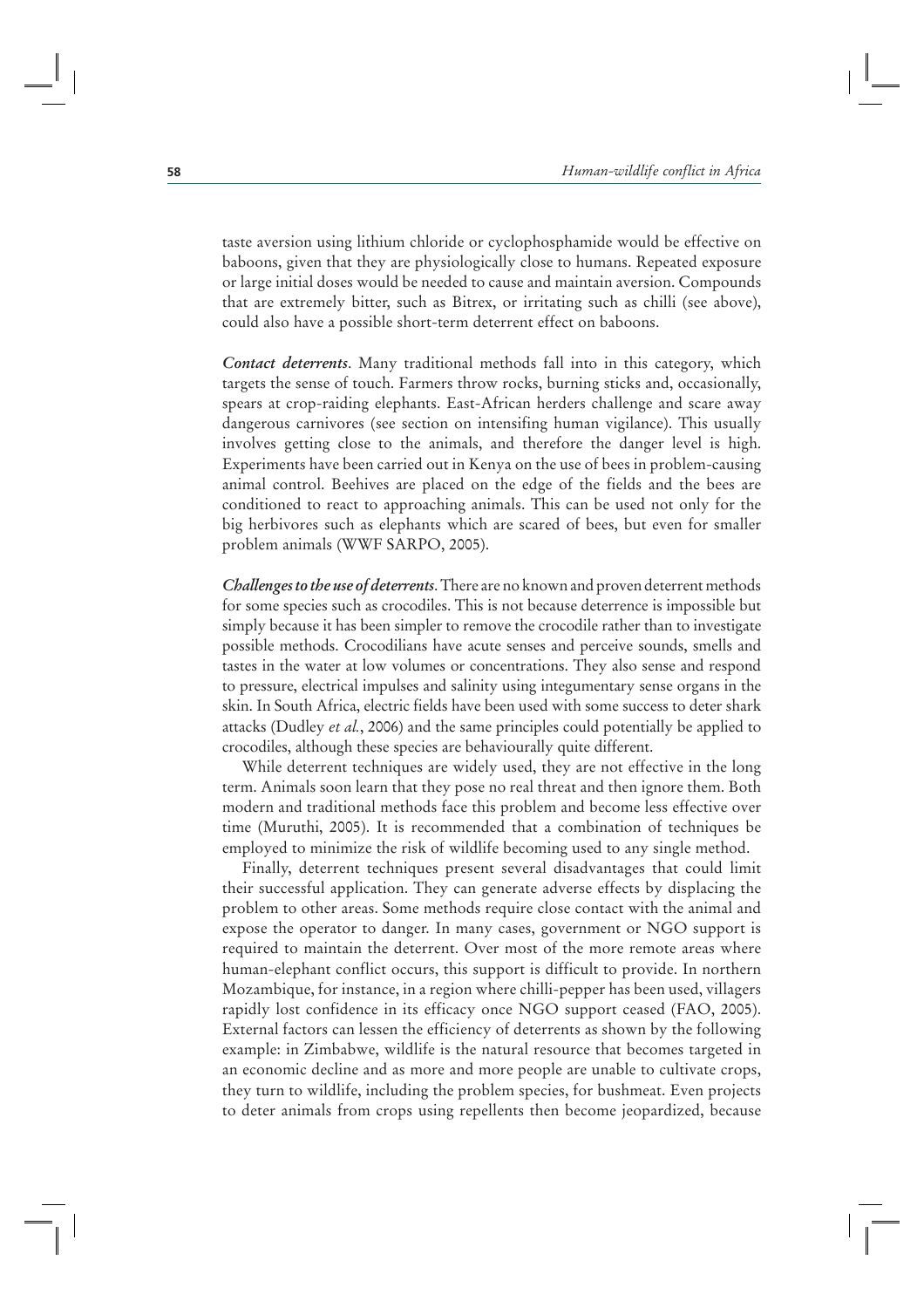taste aversion using lithium chloride or cyclophosphamide would be effective on baboons, given that they are physiologically close to humans. Repeated exposure or large initial doses would be needed to cause and maintain aversion. Compounds that are extremely bitter, such as Bitrex, or irritating such as chilli (see above), could also have a possible short-term deterrent effect on baboons.

***Contact deterrents***. Many traditional methods fall into in this category, which targets the sense of touch. Farmers throw rocks, burning sticks and, occasionally, spears at crop-raiding elephants. East-African herders challenge and scare away dangerous carnivores (see section on intensifing human vigilance). This usually involves getting close to the animals, and therefore the danger level is high. Experiments have been carried out in Kenya on the use of bees in problem-causing animal control. Beehives are placed on the edge of the fields and the bees are conditioned to react to approaching animals. This can be used not only for the big herbivores such as elephants which are scared of bees, but even for smaller problem animals (WWF SARPO, 2005).

***Challenges to the use of deterrents***. There are no known and proven deterrent methods for some species such as crocodiles. This is not because deterrence is impossible but simply because it has been simpler to remove the crocodile rather than to investigate possible methods. Crocodilians have acute senses and perceive sounds, smells and tastes in the water at low volumes or concentrations. They also sense and respond to pressure, electrical impulses and salinity using integumentary sense organs in the skin. In South Africa, electric fields have been used with some success to deter shark attacks (Dudley *et al.*, 2006) and the same principles could potentially be applied to crocodiles, although these species are behaviourally quite different.

While deterrent techniques are widely used, they are not effective in the long term. Animals soon learn that they pose no real threat and then ignore them. Both modern and traditional methods face this problem and become less effective over time (Muruthi, 2005). It is recommended that a combination of techniques be employed to minimize the risk of wildlife becoming used to any single method.

Finally, deterrent techniques present several disadvantages that could limit their successful application. They can generate adverse effects by displacing the problem to other areas. Some methods require close contact with the animal and expose the operator to danger. In many cases, government or NGO support is required to maintain the deterrent. Over most of the more remote areas where human-elephant conflict occurs, this support is difficult to provide. In northern Mozambique, for instance, in a region where chilli-pepper has been used, villagers rapidly lost confidence in its efficacy once NGO support ceased (FAO, 2005). External factors can lessen the efficiency of deterrents as shown by the following example: in Zimbabwe, wildlife is the natural resource that becomes targeted in an economic decline and as more and more people are unable to cultivate crops, they turn to wildlife, including the problem species, for bushmeat. Even projects to deter animals from crops using repellents then become jeopardized, because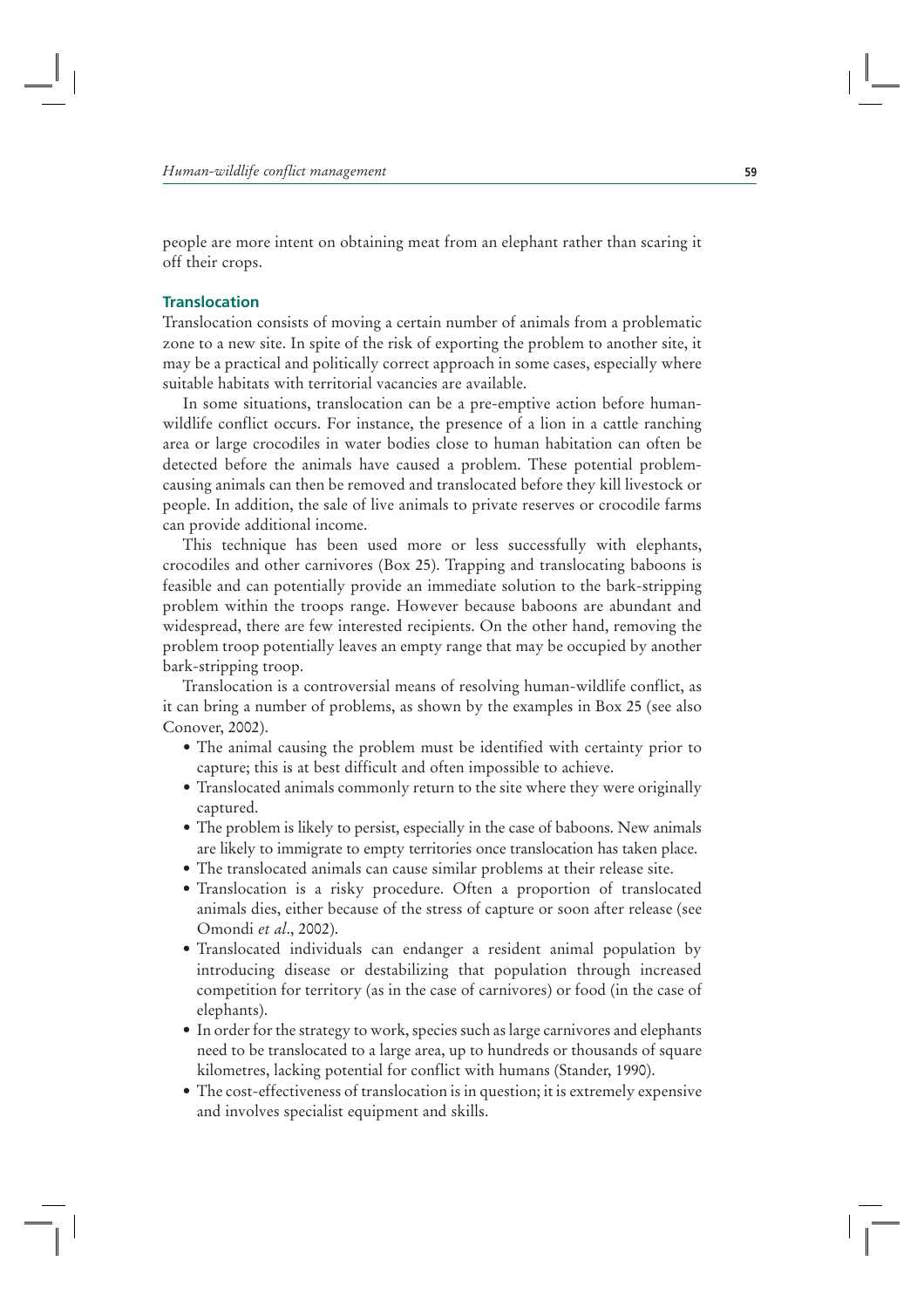people are more intent on obtaining meat from an elephant rather than scaring it off their crops.

### Translocation

Translocation consists of moving a certain number of animals from a problematic zone to a new site. In spite of the risk of exporting the problem to another site, it may be a practical and politically correct approach in some cases, especially where suitable habitats with territorial vacancies are available.

In some situations, translocation can be a pre-emptive action before human-wildlife conflict occurs. For instance, the presence of a lion in a cattle ranching area or large crocodiles in water bodies close to human habitation can often be detected before the animals have caused a problem. These potential problem-causing animals can then be removed and translocated before they kill livestock or people. In addition, the sale of live animals to private reserves or crocodile farms can provide additional income.

This technique has been used more or less successfully with elephants, crocodiles and other carnivores (Box 25). Trapping and translocating baboons is feasible and can potentially provide an immediate solution to the bark-stripping problem within the troops range. However because baboons are abundant and widespread, there are few interested recipients. On the other hand, removing the problem troop potentially leaves an empty range that may be occupied by another bark-stripping troop.

Translocation is a controversial means of resolving human-wildlife conflict, as it can bring a number of problems, as shown by the examples in Box 25 (see also Conover, 2002).

- The animal causing the problem must be identified with certainty prior to capture; this is at best difficult and often impossible to achieve.
- Translocated animals commonly return to the site where they were originally captured.
- The problem is likely to persist, especially in the case of baboons. New animals are likely to immigrate to empty territories once translocation has taken place.
- The translocated animals can cause similar problems at their release site.
- Translocation is a risky procedure. Often a proportion of translocated animals dies, either because of the stress of capture or soon after release (see Omondi *et al*., 2002).
- Translocated individuals can endanger a resident animal population by introducing disease or destabilizing that population through increased competition for territory (as in the case of carnivores) or food (in the case of elephants).
- In order for the strategy to work, species such as large carnivores and elephants need to be translocated to a large area, up to hundreds or thousands of square kilometres, lacking potential for conflict with humans (Stander, 1990).
- The cost-effectiveness of translocation is in question; it is extremely expensive and involves specialist equipment and skills.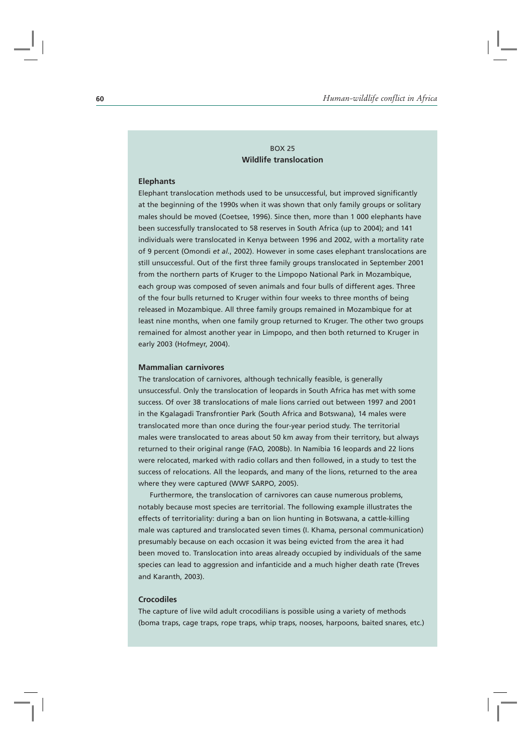BOX 25

**Wildlife translocation**

**Elephants**

Elephant translocation methods used to be unsuccessful, but improved significantly at the beginning of the 1990s when it was shown that only family groups or solitary males should be moved (Coetsee, 1996). Since then, more than 1 000 elephants have been successfully translocated to 58 reserves in South Africa (up to 2004); and 141 individuals were translocated in Kenya between 1996 and 2002, with a mortality rate of 9 percent (Omondi *et al.*, 2002). However in some cases elephant translocations are still unsuccessful. Out of the first three family groups translocated in September 2001 from the northern parts of Kruger to the Limpopo National Park in Mozambique, each group was composed of seven animals and four bulls of different ages. Three of the four bulls returned to Kruger within four weeks to three months of being released in Mozambique. All three family groups remained in Mozambique for at least nine months, when one family group returned to Kruger. The other two groups remained for almost another year in Limpopo, and then both returned to Kruger in early 2003 (Hofmeyr, 2004).

**Mammalian carnivores**

The translocation of carnivores, although technically feasible, is generally unsuccessful. Only the translocation of leopards in South Africa has met with some success. Of over 38 translocations of male lions carried out between 1997 and 2001 in the Kgalagadi Transfrontier Park (South Africa and Botswana), 14 males were translocated more than once during the four-year period study. The territorial males were translocated to areas about 50 km away from their territory, but always returned to their original range (FAO*,* 2008b). In Namibia 16 leopards and 22 lions were relocated, marked with radio collars and then followed, in a study to test the success of relocations. All the leopards, and many of the lions, returned to the area where they were captured (WWF SARPO, 2005).

Furthermore, the translocation of carnivores can cause numerous problems, notably because most species are territorial. The following example illustrates the effects of territoriality: during a ban on lion hunting in Botswana, a cattle-killing male was captured and translocated seven times (I. Khama, personal communication) presumably because on each occasion it was being evicted from the area it had been moved to. Translocation into areas already occupied by individuals of the same species can lead to aggression and infanticide and a much higher death rate (Treves and Karanth, 2003).

**Crocodiles**

The capture of live wild adult crocodilians is possible using a variety of methods (boma traps, cage traps, rope traps, whip traps, nooses, harpoons, baited snares, etc.)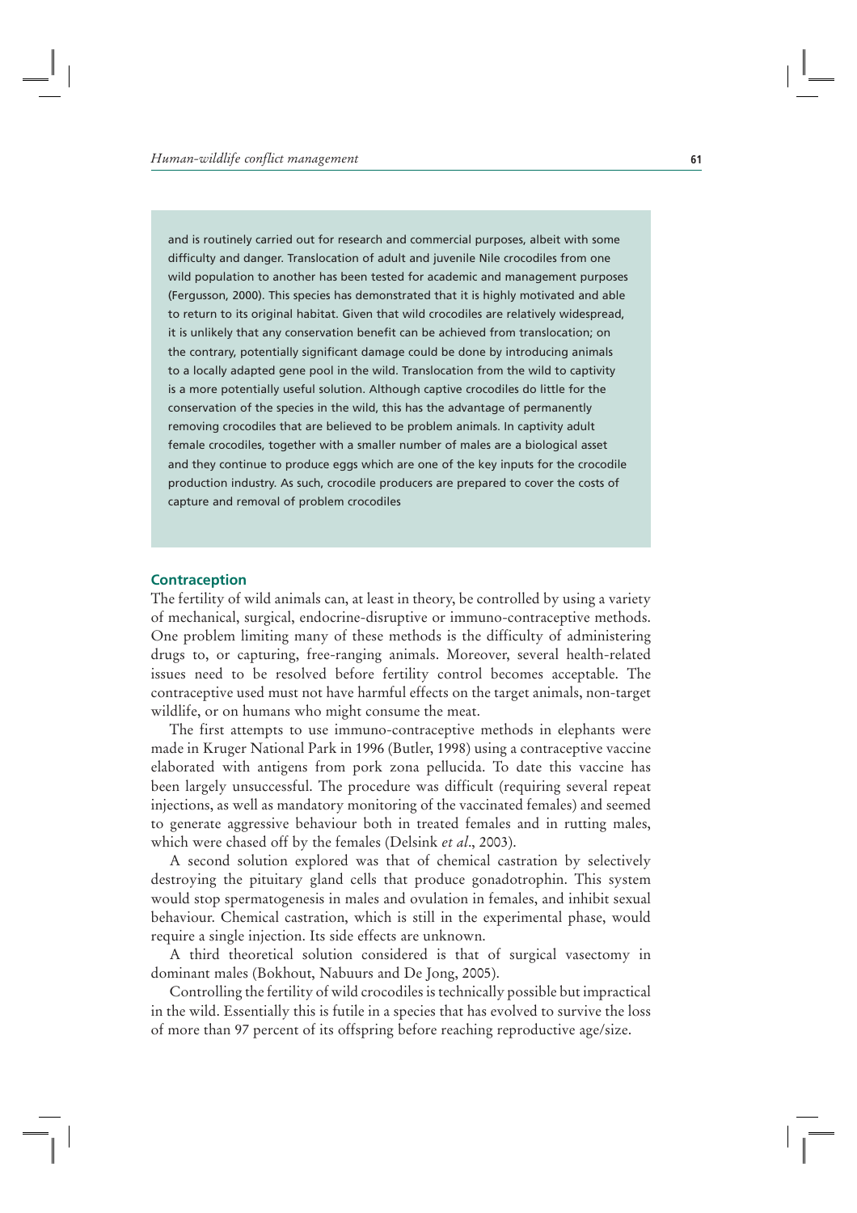and is routinely carried out for research and commercial purposes, albeit with some difficulty and danger. Translocation of adult and juvenile Nile crocodiles from one wild population to another has been tested for academic and management purposes (Fergusson, 2000). This species has demonstrated that it is highly motivated and able to return to its original habitat. Given that wild crocodiles are relatively widespread, it is unlikely that any conservation benefit can be achieved from translocation; on the contrary, potentially significant damage could be done by introducing animals to a locally adapted gene pool in the wild. Translocation from the wild to captivity is a more potentially useful solution. Although captive crocodiles do little for the conservation of the species in the wild, this has the advantage of permanently removing crocodiles that are believed to be problem animals. In captivity adult female crocodiles, together with a smaller number of males are a biological asset and they continue to produce eggs which are one of the key inputs for the crocodile production industry. As such, crocodile producers are prepared to cover the costs of capture and removal of problem crocodiles

### Contraception

The fertility of wild animals can, at least in theory, be controlled by using a variety of mechanical, surgical, endocrine-disruptive or immuno-contraceptive methods. One problem limiting many of these methods is the difficulty of administering drugs to, or capturing, free-ranging animals. Moreover, several health-related issues need to be resolved before fertility control becomes acceptable. The contraceptive used must not have harmful effects on the target animals, non-target wildlife, or on humans who might consume the meat.

The first attempts to use immuno-contraceptive methods in elephants were made in Kruger National Park in 1996 (Butler, 1998) using a contraceptive vaccine elaborated with antigens from pork zona pellucida. To date this vaccine has been largely unsuccessful. The procedure was difficult (requiring several repeat injections, as well as mandatory monitoring of the vaccinated females) and seemed to generate aggressive behaviour both in treated females and in rutting males, which were chased off by the females (Delsink *et al*., 2003).

A second solution explored was that of chemical castration by selectively destroying the pituitary gland cells that produce gonadotrophin. This system would stop spermatogenesis in males and ovulation in females, and inhibit sexual behaviour. Chemical castration, which is still in the experimental phase, would require a single injection. Its side effects are unknown.

A third theoretical solution considered is that of surgical vasectomy in dominant males (Bokhout, Nabuurs and De Jong, 2005).

Controlling the fertility of wild crocodiles is technically possible but impractical in the wild. Essentially this is futile in a species that has evolved to survive the loss of more than 97 percent of its offspring before reaching reproductive age/size.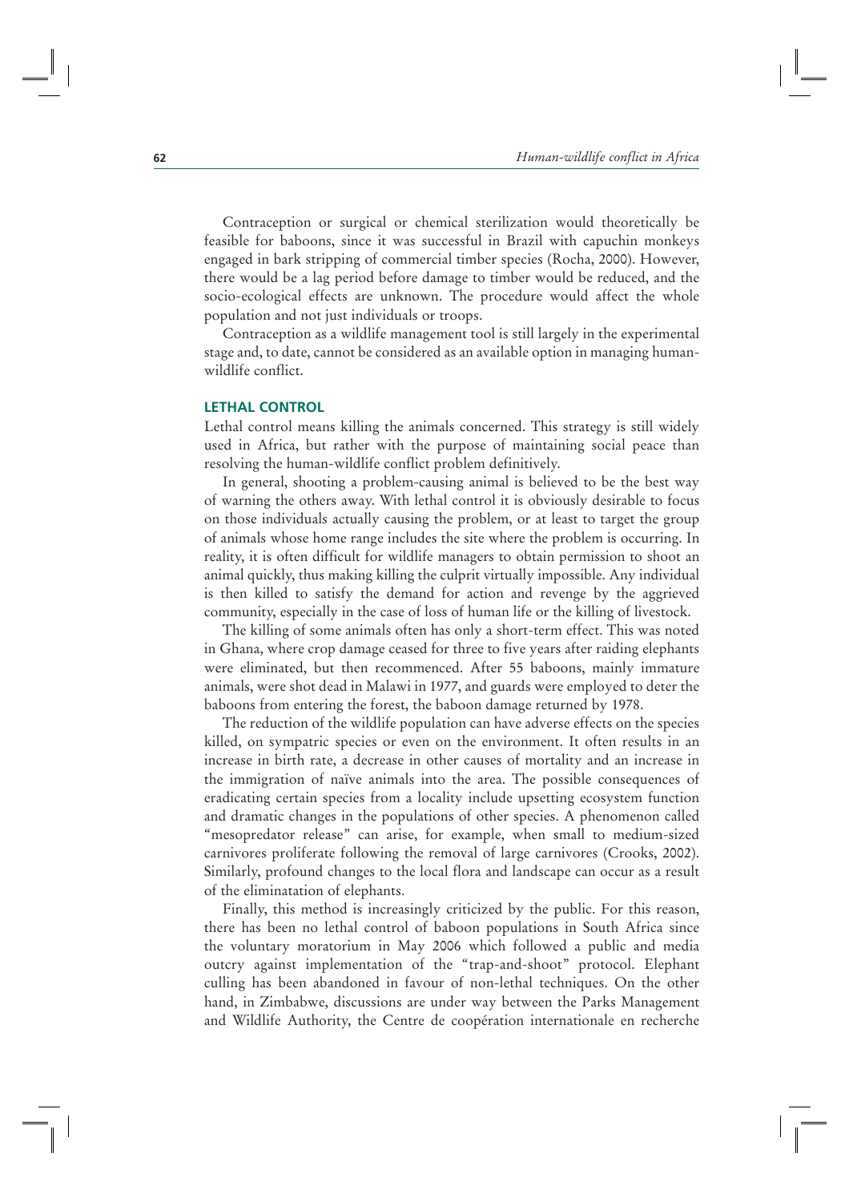Contraception or surgical or chemical sterilization would theoretically be feasible for baboons, since it was successful in Brazil with capuchin monkeys engaged in bark stripping of commercial timber species (Rocha, 2000). However, there would be a lag period before damage to timber would be reduced, and the socio-ecological effects are unknown. The procedure would affect the whole population and not just individuals or troops.

Contraception as a wildlife management tool is still largely in the experimental stage and, to date, cannot be considered as an available option in managing human-wildlife conflict.

### LETHAL CONTROL

Lethal control means killing the animals concerned. This strategy is still widely used in Africa, but rather with the purpose of maintaining social peace than resolving the human-wildlife conflict problem definitively.

In general, shooting a problem-causing animal is believed to be the best way of warning the others away. With lethal control it is obviously desirable to focus on those individuals actually causing the problem, or at least to target the group of animals whose home range includes the site where the problem is occurring. In reality, it is often difficult for wildlife managers to obtain permission to shoot an animal quickly, thus making killing the culprit virtually impossible. Any individual is then killed to satisfy the demand for action and revenge by the aggrieved community, especially in the case of loss of human life or the killing of livestock.

The killing of some animals often has only a short-term effect. This was noted in Ghana, where crop damage ceased for three to five years after raiding elephants were eliminated, but then recommenced. After 55 baboons, mainly immature animals, were shot dead in Malawi in 1977, and guards were employed to deter the baboons from entering the forest, the baboon damage returned by 1978.

The reduction of the wildlife population can have adverse effects on the species killed, on sympatric species or even on the environment. It often results in an increase in birth rate, a decrease in other causes of mortality and an increase in the immigration of naïve animals into the area. The possible consequences of eradicating certain species from a locality include upsetting ecosystem function and dramatic changes in the populations of other species. A phenomenon called "mesopredator release" can arise, for example, when small to medium-sized carnivores proliferate following the removal of large carnivores (Crooks, 2002). Similarly, profound changes to the local flora and landscape can occur as a result of the eliminatation of elephants.

Finally, this method is increasingly criticized by the public. For this reason, there has been no lethal control of baboon populations in South Africa since the voluntary moratorium in May 2006 which followed a public and media outcry against implementation of the "trap-and-shoot" protocol. Elephant culling has been abandoned in favour of non-lethal techniques. On the other hand, in Zimbabwe, discussions are under way between the Parks Management and Wildlife Authority, the Centre de coopération internationale en recherche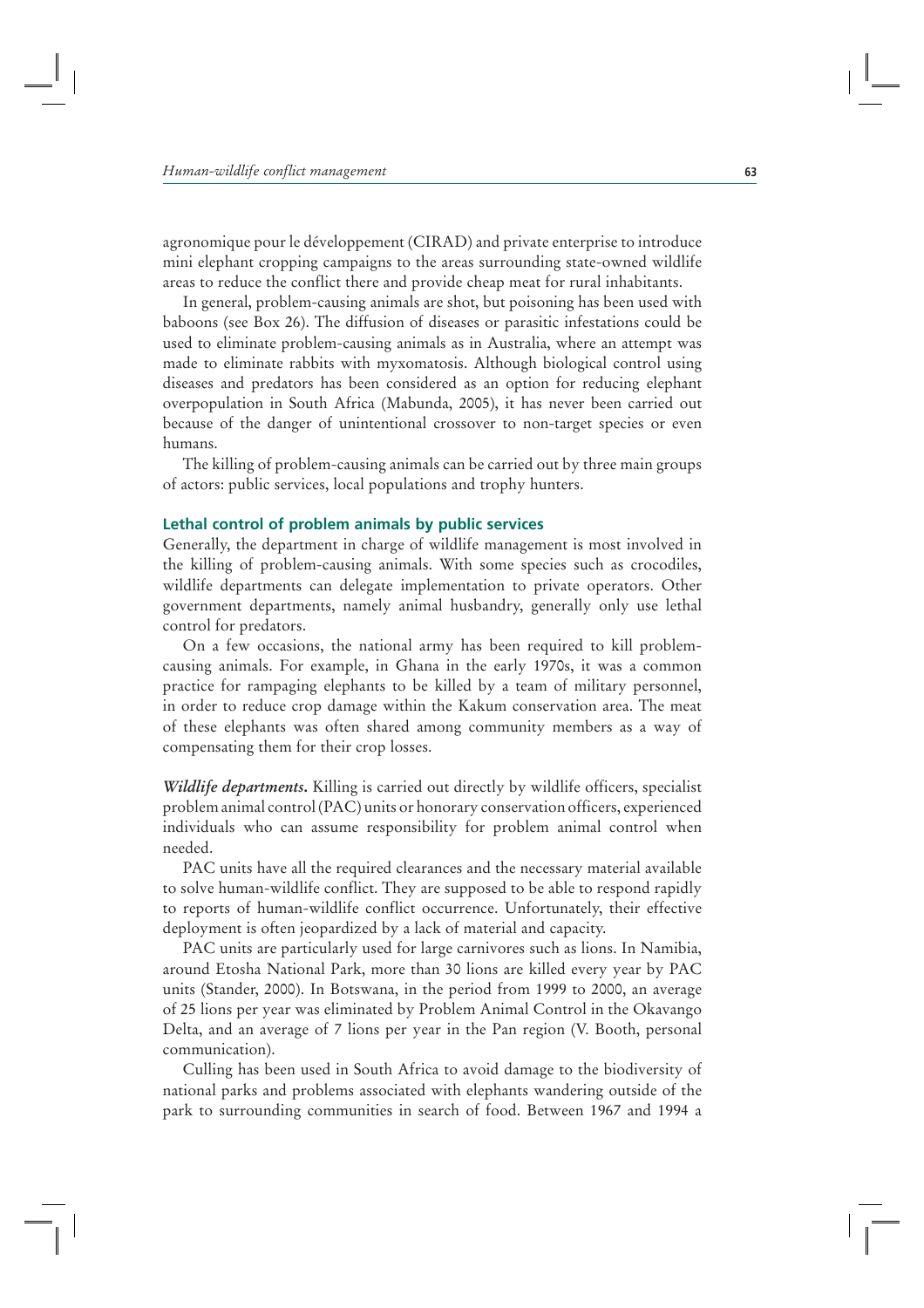agronomique pour le développement (CIRAD) and private enterprise to introduce mini elephant cropping campaigns to the areas surrounding state-owned wildlife areas to reduce the conflict there and provide cheap meat for rural inhabitants.

In general, problem-causing animals are shot, but poisoning has been used with baboons (see Box 26). The diffusion of diseases or parasitic infestations could be used to eliminate problem-causing animals as in Australia, where an attempt was made to eliminate rabbits with myxomatosis. Although biological control using diseases and predators has been considered as an option for reducing elephant overpopulation in South Africa (Mabunda, 2005), it has never been carried out because of the danger of unintentional crossover to non-target species or even humans.

The killing of problem-causing animals can be carried out by three main groups of actors: public services, local populations and trophy hunters.

### Lethal control of problem animals by public services

Generally, the department in charge of wildlife management is most involved in the killing of problem-causing animals. With some species such as crocodiles, wildlife departments can delegate implementation to private operators. Other government departments, namely animal husbandry, generally only use lethal control for predators.

On a few occasions, the national army has been required to kill problem-causing animals. For example, in Ghana in the early 1970s, it was a common practice for rampaging elephants to be killed by a team of military personnel, in order to reduce crop damage within the Kakum conservation area. The meat of these elephants was often shared among community members as a way of compensating them for their crop losses.

***Wildlife departments.*** Killing is carried out directly by wildlife officers, specialist problem animal control (PAC) units or honorary conservation officers, experienced individuals who can assume responsibility for problem animal control when needed.

PAC units have all the required clearances and the necessary material available to solve human-wildlife conflict. They are supposed to be able to respond rapidly to reports of human-wildlife conflict occurrence. Unfortunately, their effective deployment is often jeopardized by a lack of material and capacity.

PAC units are particularly used for large carnivores such as lions. In Namibia, around Etosha National Park, more than 30 lions are killed every year by PAC units (Stander, 2000). In Botswana, in the period from 1999 to 2000, an average of 25 lions per year was eliminated by Problem Animal Control in the Okavango Delta, and an average of 7 lions per year in the Pan region (V. Booth, personal communication).

Culling has been used in South Africa to avoid damage to the biodiversity of national parks and problems associated with elephants wandering outside of the park to surrounding communities in search of food. Between 1967 and 1994 a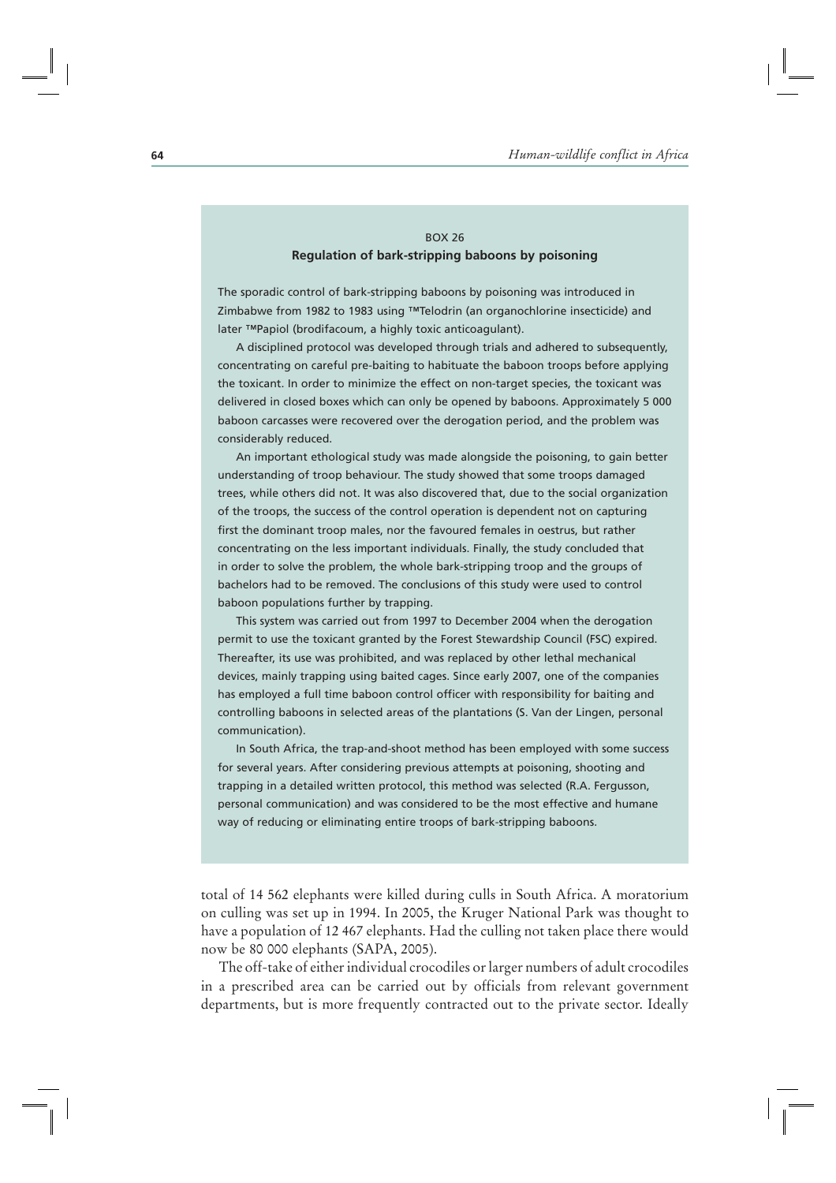BOX 26

**Regulation of bark-stripping baboons by poisoning**

The sporadic control of bark-stripping baboons by poisoning was introduced in Zimbabwe from 1982 to 1983 using ™Telodrin (an organochlorine insecticide) and later ™Papiol (brodifacoum, a highly toxic anticoagulant).

A disciplined protocol was developed through trials and adhered to subsequently, concentrating on careful pre-baiting to habituate the baboon troops before applying the toxicant. In order to minimize the effect on non-target species, the toxicant was delivered in closed boxes which can only be opened by baboons. Approximately 5 000 baboon carcasses were recovered over the derogation period, and the problem was considerably reduced.

An important ethological study was made alongside the poisoning, to gain better understanding of troop behaviour. The study showed that some troops damaged trees, while others did not. It was also discovered that, due to the social organization of the troops, the success of the control operation is dependent not on capturing first the dominant troop males, nor the favoured females in oestrus, but rather concentrating on the less important individuals. Finally, the study concluded that in order to solve the problem, the whole bark-stripping troop and the groups of bachelors had to be removed. The conclusions of this study were used to control baboon populations further by trapping.

This system was carried out from 1997 to December 2004 when the derogation permit to use the toxicant granted by the Forest Stewardship Council (FSC) expired. Thereafter, its use was prohibited, and was replaced by other lethal mechanical devices, mainly trapping using baited cages. Since early 2007, one of the companies has employed a full time baboon control officer with responsibility for baiting and controlling baboons in selected areas of the plantations (S. Van der Lingen, personal communication).

In South Africa, the trap-and-shoot method has been employed with some success for several years. After considering previous attempts at poisoning, shooting and trapping in a detailed written protocol, this method was selected (R.A. Fergusson, personal communication) and was considered to be the most effective and humane way of reducing or eliminating entire troops of bark-stripping baboons.

total of 14 562 elephants were killed during culls in South Africa. A moratorium on culling was set up in 1994. In 2005, the Kruger National Park was thought to have a population of 12 467 elephants. Had the culling not taken place there would now be 80 000 elephants (SAPA, 2005).

The off-take of either individual crocodiles or larger numbers of adult crocodiles in a prescribed area can be carried out by officials from relevant government departments, but is more frequently contracted out to the private sector. Ideally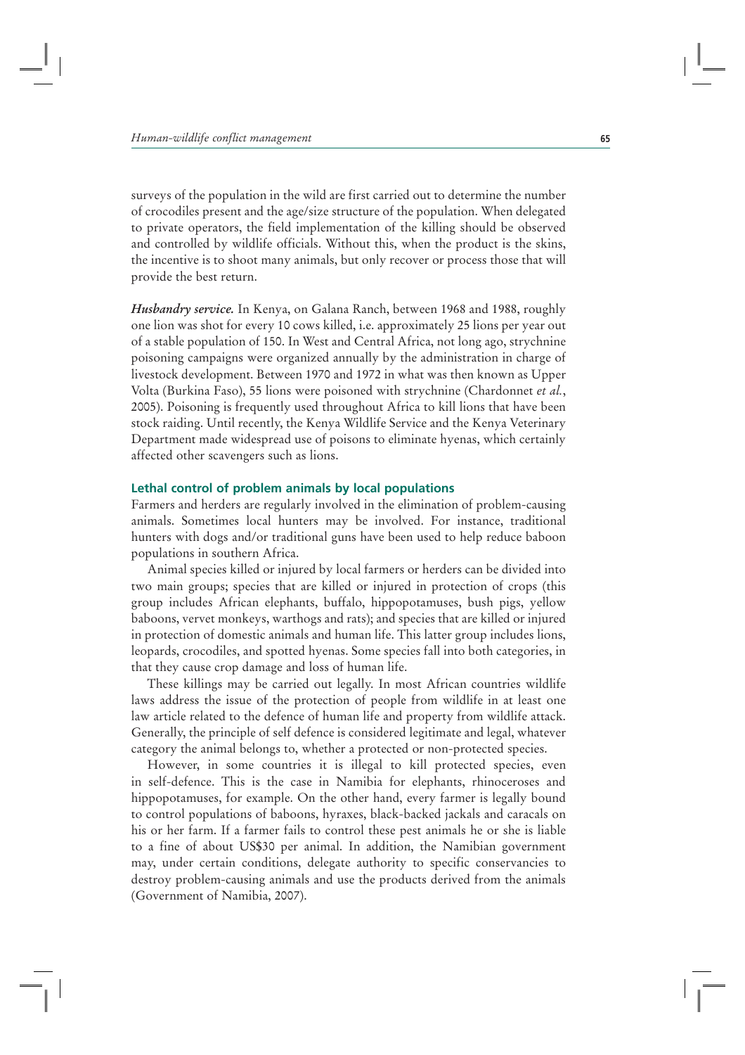surveys of the population in the wild are first carried out to determine the number of crocodiles present and the age/size structure of the population. When delegated to private operators, the field implementation of the killing should be observed and controlled by wildlife officials. Without this, when the product is the skins, the incentive is to shoot many animals, but only recover or process those that will provide the best return.

***Husbandry service.*** In Kenya, on Galana Ranch, between 1968 and 1988, roughly one lion was shot for every 10 cows killed, i.e. approximately 25 lions per year out of a stable population of 150. In West and Central Africa, not long ago, strychnine poisoning campaigns were organized annually by the administration in charge of livestock development. Between 1970 and 1972 in what was then known as Upper Volta (Burkina Faso), 55 lions were poisoned with strychnine (Chardonnet *et al.*, 2005). Poisoning is frequently used throughout Africa to kill lions that have been stock raiding. Until recently, the Kenya Wildlife Service and the Kenya Veterinary Department made widespread use of poisons to eliminate hyenas, which certainly affected other scavengers such as lions.

## Lethal control of problem animals by local populations

Farmers and herders are regularly involved in the elimination of problem-causing animals. Sometimes local hunters may be involved. For instance, traditional hunters with dogs and/or traditional guns have been used to help reduce baboon populations in southern Africa.

Animal species killed or injured by local farmers or herders can be divided into two main groups; species that are killed or injured in protection of crops (this group includes African elephants, buffalo, hippopotamuses, bush pigs, yellow baboons, vervet monkeys, warthogs and rats); and species that are killed or injured in protection of domestic animals and human life. This latter group includes lions, leopards, crocodiles, and spotted hyenas. Some species fall into both categories, in that they cause crop damage and loss of human life.

These killings may be carried out legally. In most African countries wildlife laws address the issue of the protection of people from wildlife in at least one law article related to the defence of human life and property from wildlife attack. Generally, the principle of self defence is considered legitimate and legal, whatever category the animal belongs to, whether a protected or non-protected species.

However, in some countries it is illegal to kill protected species, even in self-defence. This is the case in Namibia for elephants, rhinoceroses and hippopotamuses, for example. On the other hand, every farmer is legally bound to control populations of baboons, hyraxes, black-backed jackals and caracals on his or her farm. If a farmer fails to control these pest animals he or she is liable to a fine of about US$30 per animal. In addition, the Namibian government may, under certain conditions, delegate authority to specific conservancies to destroy problem-causing animals and use the products derived from the animals (Government of Namibia, 2007).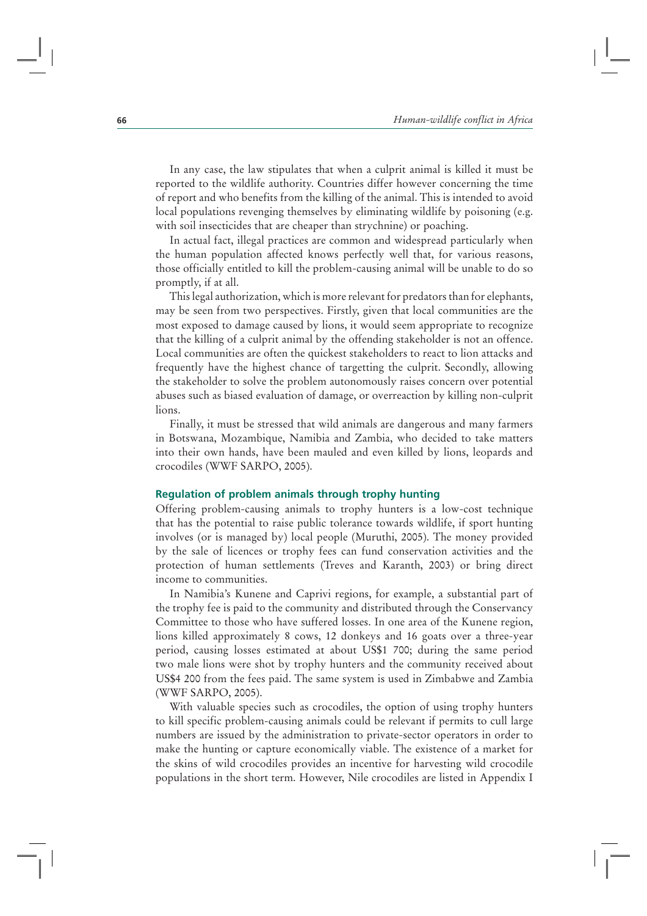In any case, the law stipulates that when a culprit animal is killed it must be reported to the wildlife authority. Countries differ however concerning the time of report and who benefits from the killing of the animal. This is intended to avoid local populations revenging themselves by eliminating wildlife by poisoning (e.g. with soil insecticides that are cheaper than strychnine) or poaching.

In actual fact, illegal practices are common and widespread particularly when the human population affected knows perfectly well that, for various reasons, those officially entitled to kill the problem-causing animal will be unable to do so promptly, if at all.

This legal authorization, which is more relevant for predators than for elephants, may be seen from two perspectives. Firstly, given that local communities are the most exposed to damage caused by lions, it would seem appropriate to recognize that the killing of a culprit animal by the offending stakeholder is not an offence. Local communities are often the quickest stakeholders to react to lion attacks and frequently have the highest chance of targetting the culprit. Secondly, allowing the stakeholder to solve the problem autonomously raises concern over potential abuses such as biased evaluation of damage, or overreaction by killing non-culprit lions.

Finally, it must be stressed that wild animals are dangerous and many farmers in Botswana, Mozambique, Namibia and Zambia, who decided to take matters into their own hands, have been mauled and even killed by lions, leopards and crocodiles (WWF SARPO, 2005).

### Regulation of problem animals through trophy hunting

Offering problem-causing animals to trophy hunters is a low-cost technique that has the potential to raise public tolerance towards wildlife, if sport hunting involves (or is managed by) local people (Muruthi, 2005). The money provided by the sale of licences or trophy fees can fund conservation activities and the protection of human settlements (Treves and Karanth, 2003) or bring direct income to communities.

In Namibia's Kunene and Caprivi regions, for example, a substantial part of the trophy fee is paid to the community and distributed through the Conservancy Committee to those who have suffered losses. In one area of the Kunene region, lions killed approximately 8 cows, 12 donkeys and 16 goats over a three-year period, causing losses estimated at about US$1 700; during the same period two male lions were shot by trophy hunters and the community received about US$4 200 from the fees paid. The same system is used in Zimbabwe and Zambia (WWF SARPO, 2005).

With valuable species such as crocodiles, the option of using trophy hunters to kill specific problem-causing animals could be relevant if permits to cull large numbers are issued by the administration to private-sector operators in order to make the hunting or capture economically viable. The existence of a market for the skins of wild crocodiles provides an incentive for harvesting wild crocodile populations in the short term. However, Nile crocodiles are listed in Appendix I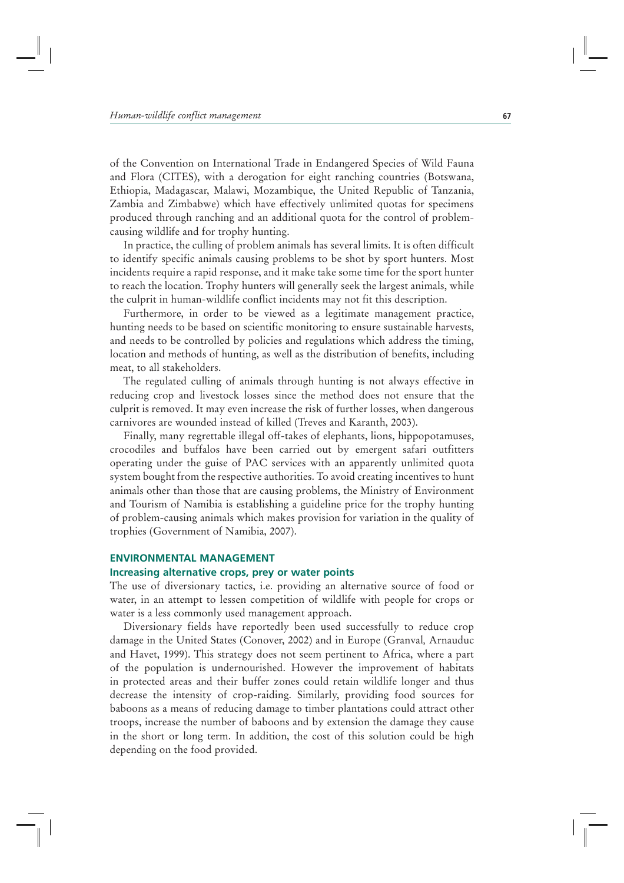of the Convention on International Trade in Endangered Species of Wild Fauna and Flora (CITES), with a derogation for eight ranching countries (Botswana, Ethiopia, Madagascar, Malawi, Mozambique, the United Republic of Tanzania, Zambia and Zimbabwe) which have effectively unlimited quotas for specimens produced through ranching and an additional quota for the control of problem-causing wildlife and for trophy hunting.

In practice, the culling of problem animals has several limits. It is often difficult to identify specific animals causing problems to be shot by sport hunters. Most incidents require a rapid response, and it make take some time for the sport hunter to reach the location. Trophy hunters will generally seek the largest animals, while the culprit in human-wildlife conflict incidents may not fit this description.

Furthermore, in order to be viewed as a legitimate management practice, hunting needs to be based on scientific monitoring to ensure sustainable harvests, and needs to be controlled by policies and regulations which address the timing, location and methods of hunting, as well as the distribution of benefits, including meat, to all stakeholders.

The regulated culling of animals through hunting is not always effective in reducing crop and livestock losses since the method does not ensure that the culprit is removed. It may even increase the risk of further losses, when dangerous carnivores are wounded instead of killed (Treves and Karanth, 2003).

Finally, many regrettable illegal off-takes of elephants, lions, hippopotamuses, crocodiles and buffalos have been carried out by emergent safari outfitters operating under the guise of PAC services with an apparently unlimited quota system bought from the respective authorities. To avoid creating incentives to hunt animals other than those that are causing problems, the Ministry of Environment and Tourism of Namibia is establishing a guideline price for the trophy hunting of problem-causing animals which makes provision for variation in the quality of trophies (Government of Namibia, 2007).

## ENVIRONMENTAL MANAGEMENT

### Increasing alternative crops, prey or water points

The use of diversionary tactics, i.e. providing an alternative source of food or water, in an attempt to lessen competition of wildlife with people for crops or water is a less commonly used management approach.

Diversionary fields have reportedly been used successfully to reduce crop damage in the United States (Conover, 2002) and in Europe (Granval, Arnauduc and Havet, 1999). This strategy does not seem pertinent to Africa, where a part of the population is undernourished. However the improvement of habitats in protected areas and their buffer zones could retain wildlife longer and thus decrease the intensity of crop-raiding. Similarly, providing food sources for baboons as a means of reducing damage to timber plantations could attract other troops, increase the number of baboons and by extension the damage they cause in the short or long term. In addition, the cost of this solution could be high depending on the food provided.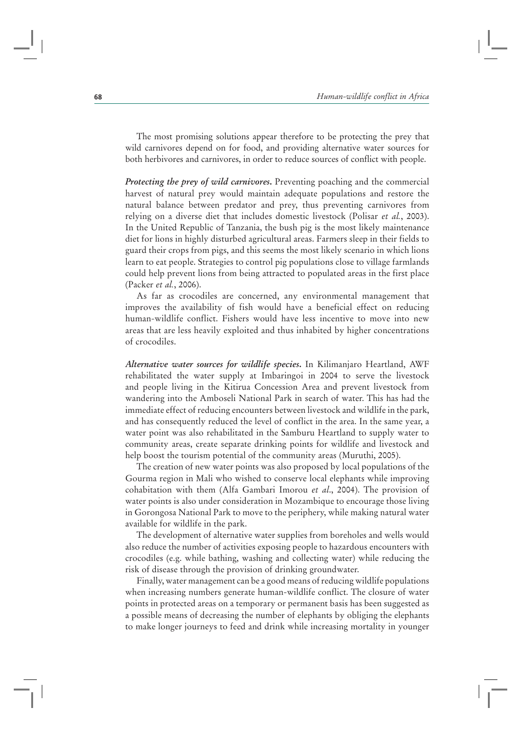The most promising solutions appear therefore to be protecting the prey that wild carnivores depend on for food, and providing alternative water sources for both herbivores and carnivores, in order to reduce sources of conflict with people.

***Protecting the prey of wild carnivores.*** Preventing poaching and the commercial harvest of natural prey would maintain adequate populations and restore the natural balance between predator and prey, thus preventing carnivores from relying on a diverse diet that includes domestic livestock (Polisar *et al.*, 2003). In the United Republic of Tanzania, the bush pig is the most likely maintenance diet for lions in highly disturbed agricultural areas. Farmers sleep in their fields to guard their crops from pigs, and this seems the most likely scenario in which lions learn to eat people. Strategies to control pig populations close to village farmlands could help prevent lions from being attracted to populated areas in the first place (Packer *et al.*, 2006).

As far as crocodiles are concerned, any environmental management that improves the availability of fish would have a beneficial effect on reducing human-wildlife conflict. Fishers would have less incentive to move into new areas that are less heavily exploited and thus inhabited by higher concentrations of crocodiles.

***Alternative water sources for wildlife species.*** In Kilimanjaro Heartland, AWF rehabilitated the water supply at Imbaringoi in 2004 to serve the livestock and people living in the Kitirua Concession Area and prevent livestock from wandering into the Amboseli National Park in search of water. This has had the immediate effect of reducing encounters between livestock and wildlife in the park, and has consequently reduced the level of conflict in the area. In the same year, a water point was also rehabilitated in the Samburu Heartland to supply water to community areas, create separate drinking points for wildlife and livestock and help boost the tourism potential of the community areas (Muruthi, 2005).

The creation of new water points was also proposed by local populations of the Gourma region in Mali who wished to conserve local elephants while improving cohabitation with them (Alfa Gambari Imorou *et al*., 2004). The provision of water points is also under consideration in Mozambique to encourage those living in Gorongosa National Park to move to the periphery, while making natural water available for wildlife in the park.

The development of alternative water supplies from boreholes and wells would also reduce the number of activities exposing people to hazardous encounters with crocodiles (e.g. while bathing, washing and collecting water) while reducing the risk of disease through the provision of drinking groundwater.

Finally, water management can be a good means of reducing wildlife populations when increasing numbers generate human-wildlife conflict. The closure of water points in protected areas on a temporary or permanent basis has been suggested as a possible means of decreasing the number of elephants by obliging the elephants to make longer journeys to feed and drink while increasing mortality in younger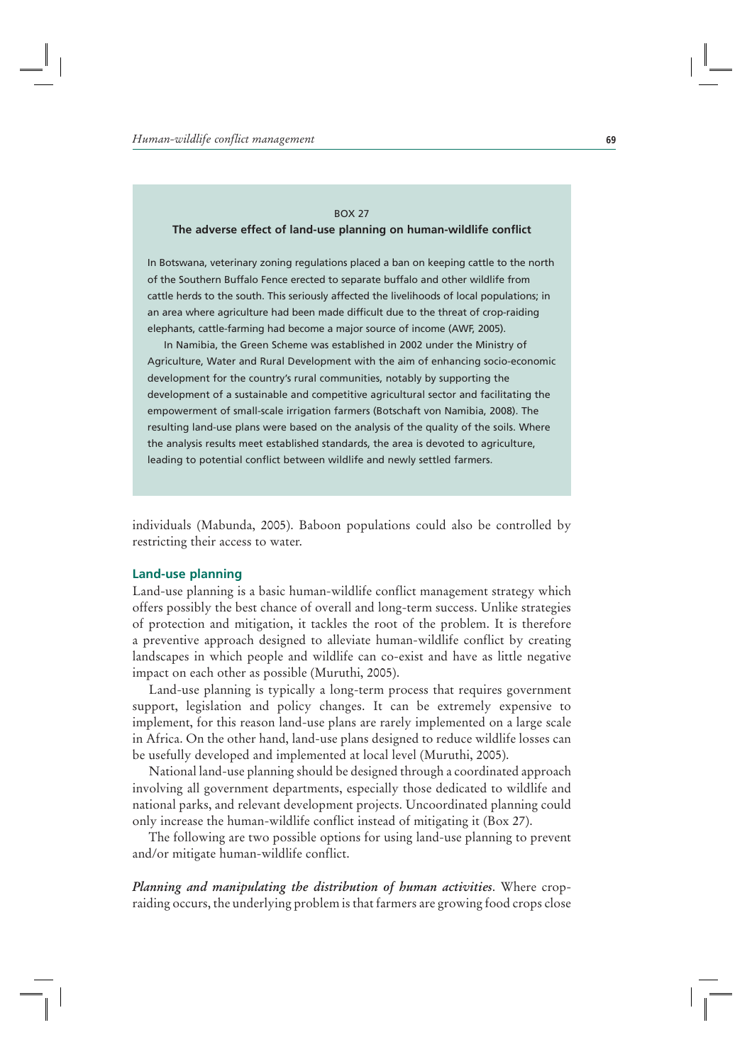BOX 27

**The adverse effect of land-use planning on human-wildlife conflict**

In Botswana, veterinary zoning regulations placed a ban on keeping cattle to the north of the Southern Buffalo Fence erected to separate buffalo and other wildlife from cattle herds to the south. This seriously affected the livelihoods of local populations; in an area where agriculture had been made difficult due to the threat of crop-raiding elephants, cattle-farming had become a major source of income (AWF, 2005).

In Namibia, the Green Scheme was established in 2002 under the Ministry of Agriculture, Water and Rural Development with the aim of enhancing socio-economic development for the country's rural communities, notably by supporting the development of a sustainable and competitive agricultural sector and facilitating the empowerment of small-scale irrigation farmers (Botschaft von Namibia, 2008). The resulting land-use plans were based on the analysis of the quality of the soils. Where the analysis results meet established standards, the area is devoted to agriculture, leading to potential conflict between wildlife and newly settled farmers.

individuals (Mabunda, 2005). Baboon populations could also be controlled by restricting their access to water.

### Land-use planning

Land-use planning is a basic human-wildlife conflict management strategy which offers possibly the best chance of overall and long-term success. Unlike strategies of protection and mitigation, it tackles the root of the problem. It is therefore a preventive approach designed to alleviate human-wildlife conflict by creating landscapes in which people and wildlife can co-exist and have as little negative impact on each other as possible (Muruthi, 2005).

Land-use planning is typically a long-term process that requires government support, legislation and policy changes. It can be extremely expensive to implement, for this reason land-use plans are rarely implemented on a large scale in Africa. On the other hand, land-use plans designed to reduce wildlife losses can be usefully developed and implemented at local level (Muruthi, 2005).

National land-use planning should be designed through a coordinated approach involving all government departments, especially those dedicated to wildlife and national parks, and relevant development projects. Uncoordinated planning could only increase the human-wildlife conflict instead of mitigating it (Box 27).

The following are two possible options for using land-use planning to prevent and/or mitigate human-wildlife conflict.

***Planning and manipulating the distribution of human activities.*** Where crop-raiding occurs, the underlying problem is that farmers are growing food crops close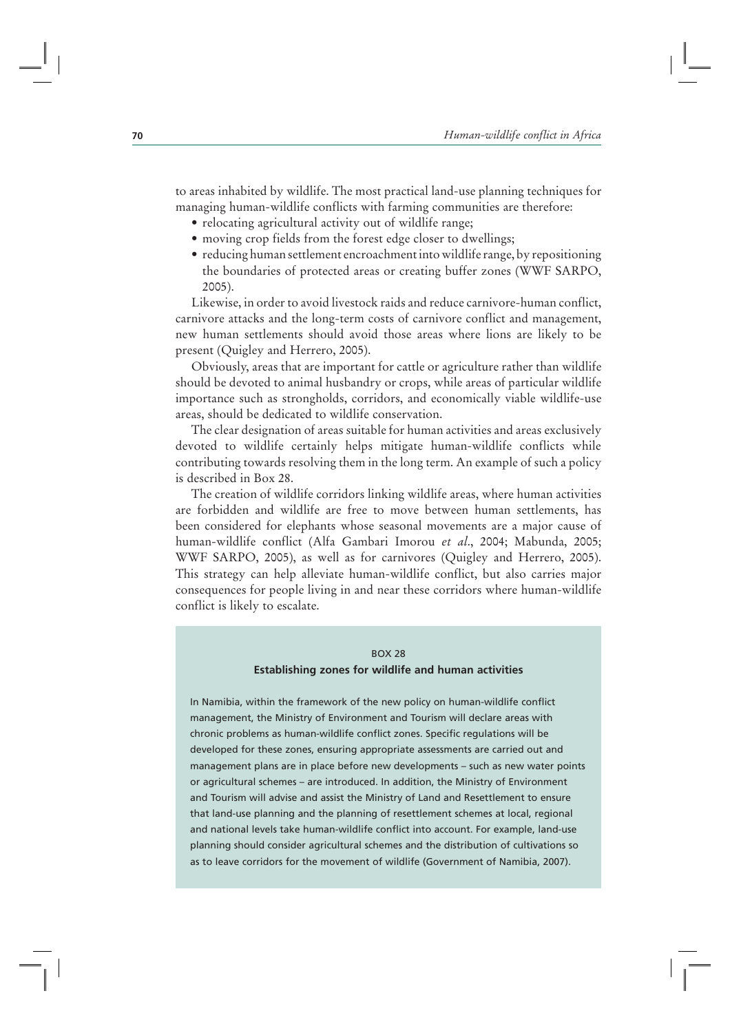to areas inhabited by wildlife. The most practical land-use planning techniques for managing human-wildlife conflicts with farming communities are therefore:

- relocating agricultural activity out of wildlife range;
- moving crop fields from the forest edge closer to dwellings;
- reducing human settlement encroachment into wildlife range, by repositioning the boundaries of protected areas or creating buffer zones (WWF SARPO, 2005).

Likewise, in order to avoid livestock raids and reduce carnivore-human conflict, carnivore attacks and the long-term costs of carnivore conflict and management, new human settlements should avoid those areas where lions are likely to be present (Quigley and Herrero, 2005).

Obviously, areas that are important for cattle or agriculture rather than wildlife should be devoted to animal husbandry or crops, while areas of particular wildlife importance such as strongholds, corridors, and economically viable wildlife-use areas, should be dedicated to wildlife conservation.

The clear designation of areas suitable for human activities and areas exclusively devoted to wildlife certainly helps mitigate human-wildlife conflicts while contributing towards resolving them in the long term. An example of such a policy is described in Box 28.

The creation of wildlife corridors linking wildlife areas, where human activities are forbidden and wildlife are free to move between human settlements, has been considered for elephants whose seasonal movements are a major cause of human-wildlife conflict (Alfa Gambari Imorou *et al*., 2004; Mabunda, 2005; WWF SARPO, 2005), as well as for carnivores (Quigley and Herrero, 2005). This strategy can help alleviate human-wildlife conflict, but also carries major consequences for people living in and near these corridors where human-wildlife conflict is likely to escalate.

BOX 28

**Establishing zones for wildlife and human activities**

In Namibia, within the framework of the new policy on human-wildlife conflict management, the Ministry of Environment and Tourism will declare areas with chronic problems as human-wildlife conflict zones. Specific regulations will be developed for these zones, ensuring appropriate assessments are carried out and management plans are in place before new developments – such as new water points or agricultural schemes – are introduced. In addition, the Ministry of Environment and Tourism will advise and assist the Ministry of Land and Resettlement to ensure that land-use planning and the planning of resettlement schemes at local, regional and national levels take human-wildlife conflict into account. For example, land-use planning should consider agricultural schemes and the distribution of cultivations so as to leave corridors for the movement of wildlife (Government of Namibia, 2007).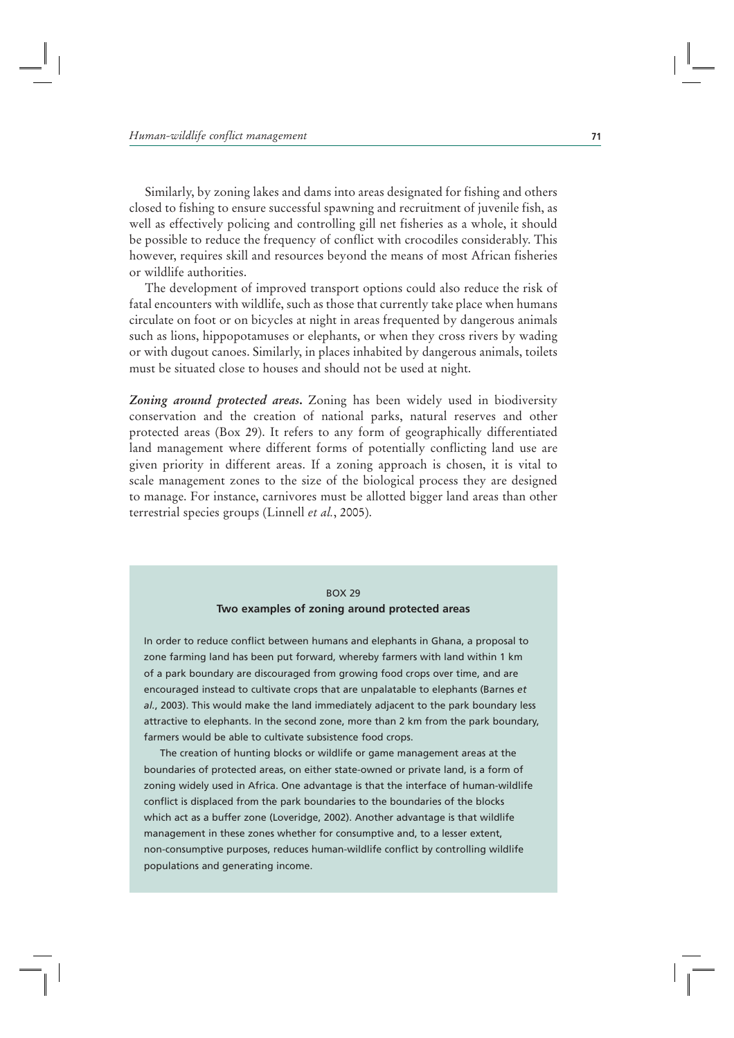Similarly, by zoning lakes and dams into areas designated for fishing and others closed to fishing to ensure successful spawning and recruitment of juvenile fish, as well as effectively policing and controlling gill net fisheries as a whole, it should be possible to reduce the frequency of conflict with crocodiles considerably. This however, requires skill and resources beyond the means of most African fisheries or wildlife authorities.

The development of improved transport options could also reduce the risk of fatal encounters with wildlife, such as those that currently take place when humans circulate on foot or on bicycles at night in areas frequented by dangerous animals such as lions, hippopotamuses or elephants, or when they cross rivers by wading or with dugout canoes. Similarly, in places inhabited by dangerous animals, toilets must be situated close to houses and should not be used at night.

***Zoning around protected areas.*** Zoning has been widely used in biodiversity conservation and the creation of national parks, natural reserves and other protected areas (Box 29). It refers to any form of geographically differentiated land management where different forms of potentially conflicting land use are given priority in different areas. If a zoning approach is chosen, it is vital to scale management zones to the size of the biological process they are designed to manage. For instance, carnivores must be allotted bigger land areas than other terrestrial species groups (Linnell *et al.*, 2005).

BOX 29

**Two examples of zoning around protected areas**

In order to reduce conflict between humans and elephants in Ghana, a proposal to zone farming land has been put forward, whereby farmers with land within 1 km of a park boundary are discouraged from growing food crops over time, and are encouraged instead to cultivate crops that are unpalatable to elephants (Barnes *et al.*, 2003). This would make the land immediately adjacent to the park boundary less attractive to elephants. In the second zone, more than 2 km from the park boundary, farmers would be able to cultivate subsistence food crops.

The creation of hunting blocks or wildlife or game management areas at the boundaries of protected areas, on either state-owned or private land, is a form of zoning widely used in Africa. One advantage is that the interface of human-wildlife conflict is displaced from the park boundaries to the boundaries of the blocks which act as a buffer zone (Loveridge, 2002). Another advantage is that wildlife management in these zones whether for consumptive and, to a lesser extent, non-consumptive purposes, reduces human-wildlife conflict by controlling wildlife populations and generating income.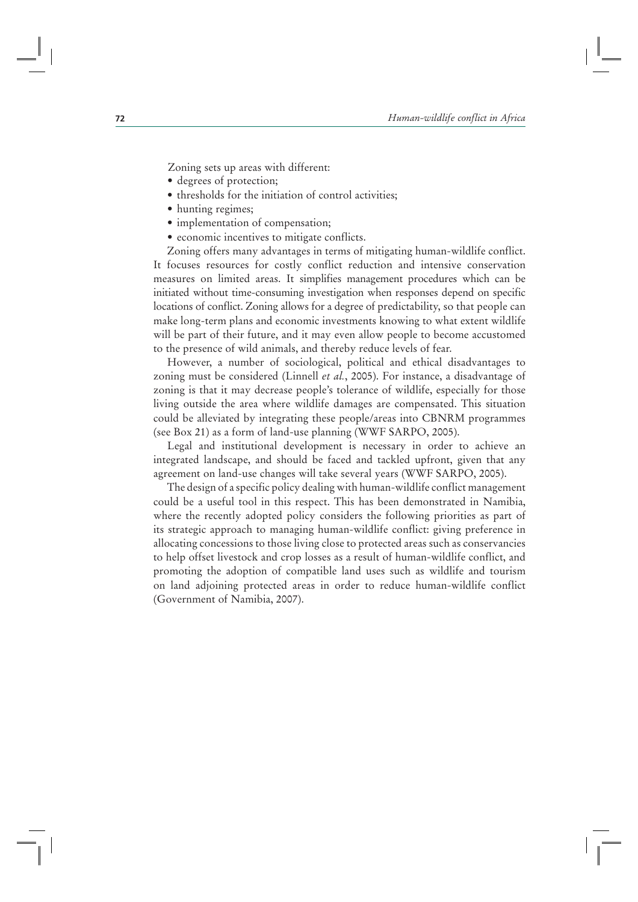Zoning sets up areas with different:

- degrees of protection;
- thresholds for the initiation of control activities;
- hunting regimes;
- implementation of compensation;
- economic incentives to mitigate conflicts.

Zoning offers many advantages in terms of mitigating human-wildlife conflict. It focuses resources for costly conflict reduction and intensive conservation measures on limited areas. It simplifies management procedures which can be initiated without time-consuming investigation when responses depend on specific locations of conflict. Zoning allows for a degree of predictability, so that people can make long-term plans and economic investments knowing to what extent wildlife will be part of their future, and it may even allow people to become accustomed to the presence of wild animals, and thereby reduce levels of fear.

However, a number of sociological, political and ethical disadvantages to zoning must be considered (Linnell *et al.*, 2005). For instance, a disadvantage of zoning is that it may decrease people's tolerance of wildlife, especially for those living outside the area where wildlife damages are compensated. This situation could be alleviated by integrating these people/areas into CBNRM programmes (see Box 21) as a form of land-use planning (WWF SARPO, 2005).

Legal and institutional development is necessary in order to achieve an integrated landscape, and should be faced and tackled upfront, given that any agreement on land-use changes will take several years (WWF SARPO, 2005).

The design of a specific policy dealing with human-wildlife conflict management could be a useful tool in this respect. This has been demonstrated in Namibia, where the recently adopted policy considers the following priorities as part of its strategic approach to managing human-wildlife conflict: giving preference in allocating concessions to those living close to protected areas such as conservancies to help offset livestock and crop losses as a result of human-wildlife conflict, and promoting the adoption of compatible land uses such as wildlife and tourism on land adjoining protected areas in order to reduce human-wildlife conflict (Government of Namibia, 2007).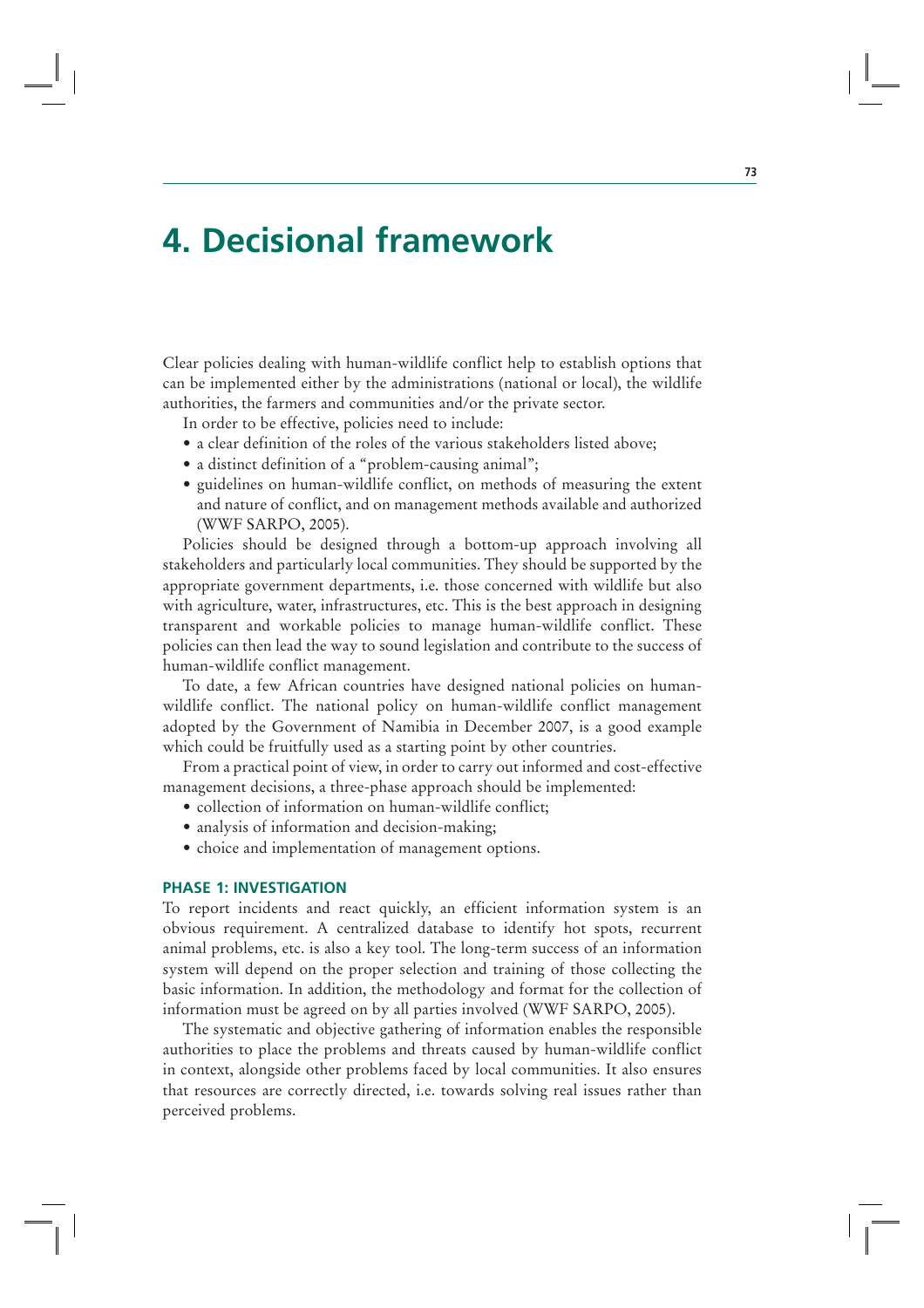# 4. Decisional framework

Clear policies dealing with human-wildlife conflict help to establish options that can be implemented either by the administrations (national or local), the wildlife authorities, the farmers and communities and/or the private sector.

In order to be effective, policies need to include:

- a clear definition of the roles of the various stakeholders listed above;
- a distinct definition of a "problem-causing animal";
- guidelines on human-wildlife conflict, on methods of measuring the extent and nature of conflict, and on management methods available and authorized (WWF SARPO, 2005).

Policies should be designed through a bottom-up approach involving all stakeholders and particularly local communities. They should be supported by the appropriate government departments, i.e. those concerned with wildlife but also with agriculture, water, infrastructures, etc. This is the best approach in designing transparent and workable policies to manage human-wildlife conflict. These policies can then lead the way to sound legislation and contribute to the success of human-wildlife conflict management.

To date, a few African countries have designed national policies on human-wildlife conflict. The national policy on human-wildlife conflict management adopted by the Government of Namibia in December 2007, is a good example which could be fruitfully used as a starting point by other countries.

From a practical point of view, in order to carry out informed and cost-effective management decisions, a three-phase approach should be implemented:

- collection of information on human-wildlife conflict;
- analysis of information and decision-making;
- choice and implementation of management options.

### PHASE 1: INVESTIGATION

To report incidents and react quickly, an efficient information system is an obvious requirement. A centralized database to identify hot spots, recurrent animal problems, etc. is also a key tool. The long-term success of an information system will depend on the proper selection and training of those collecting the basic information. In addition, the methodology and format for the collection of information must be agreed on by all parties involved (WWF SARPO, 2005).

The systematic and objective gathering of information enables the responsible authorities to place the problems and threats caused by human-wildlife conflict in context, alongside other problems faced by local communities. It also ensures that resources are correctly directed, i.e. towards solving real issues rather than perceived problems.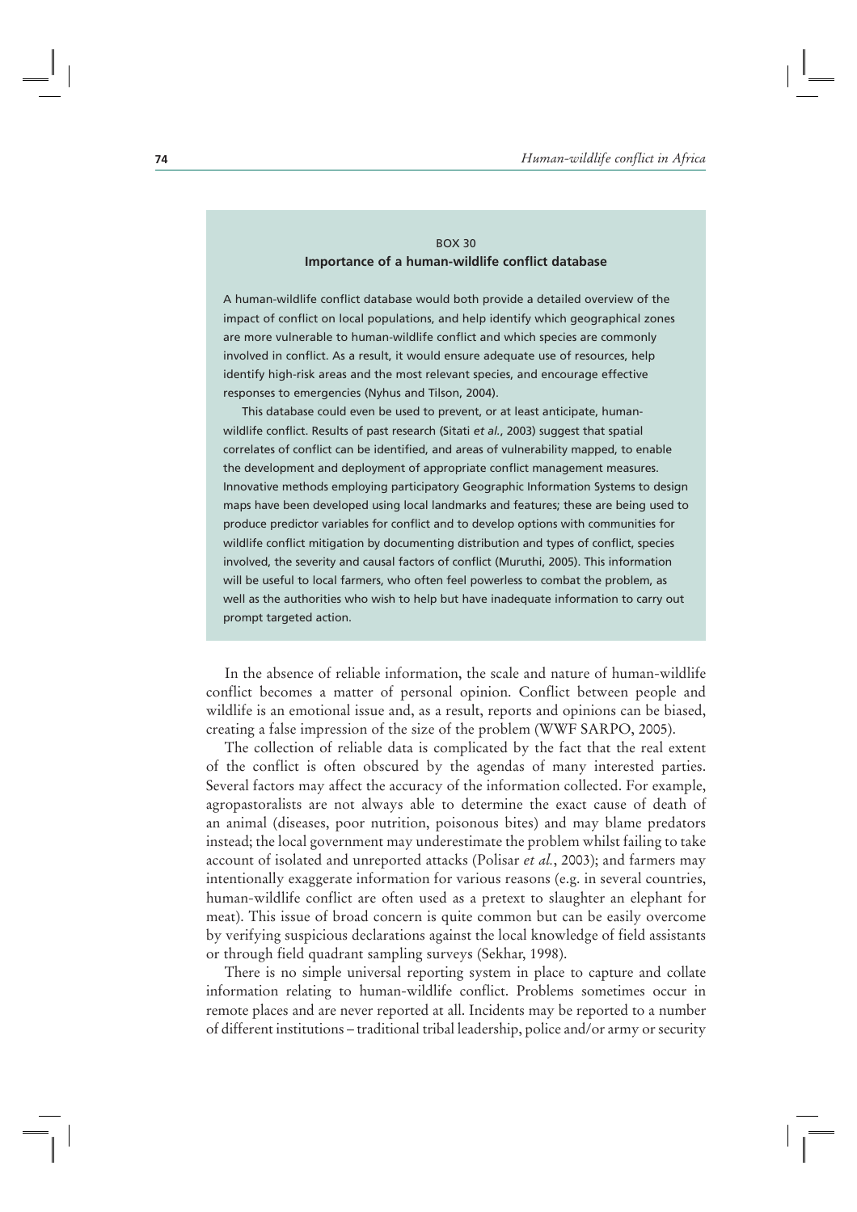BOX 30

**Importance of a human-wildlife conflict database**

A human-wildlife conflict database would both provide a detailed overview of the impact of conflict on local populations, and help identify which geographical zones are more vulnerable to human-wildlife conflict and which species are commonly involved in conflict. As a result, it would ensure adequate use of resources, help identify high-risk areas and the most relevant species, and encourage effective responses to emergencies (Nyhus and Tilson, 2004).

This database could even be used to prevent, or at least anticipate, human-wildlife conflict. Results of past research (Sitati *et al.*, 2003) suggest that spatial correlates of conflict can be identified, and areas of vulnerability mapped, to enable the development and deployment of appropriate conflict management measures. Innovative methods employing participatory Geographic Information Systems to design maps have been developed using local landmarks and features; these are being used to produce predictor variables for conflict and to develop options with communities for wildlife conflict mitigation by documenting distribution and types of conflict, species involved, the severity and causal factors of conflict (Muruthi, 2005). This information will be useful to local farmers, who often feel powerless to combat the problem, as well as the authorities who wish to help but have inadequate information to carry out prompt targeted action.

In the absence of reliable information, the scale and nature of human-wildlife conflict becomes a matter of personal opinion. Conflict between people and wildlife is an emotional issue and, as a result, reports and opinions can be biased, creating a false impression of the size of the problem (WWF SARPO, 2005).

The collection of reliable data is complicated by the fact that the real extent of the conflict is often obscured by the agendas of many interested parties. Several factors may affect the accuracy of the information collected. For example, agropastoralists are not always able to determine the exact cause of death of an animal (diseases, poor nutrition, poisonous bites) and may blame predators instead; the local government may underestimate the problem whilst failing to take account of isolated and unreported attacks (Polisar *et al.*, 2003); and farmers may intentionally exaggerate information for various reasons (e.g. in several countries, human-wildlife conflict are often used as a pretext to slaughter an elephant for meat). This issue of broad concern is quite common but can be easily overcome by verifying suspicious declarations against the local knowledge of field assistants or through field quadrant sampling surveys (Sekhar, 1998).

There is no simple universal reporting system in place to capture and collate information relating to human-wildlife conflict. Problems sometimes occur in remote places and are never reported at all. Incidents may be reported to a number of different institutions – traditional tribal leadership, police and/or army or security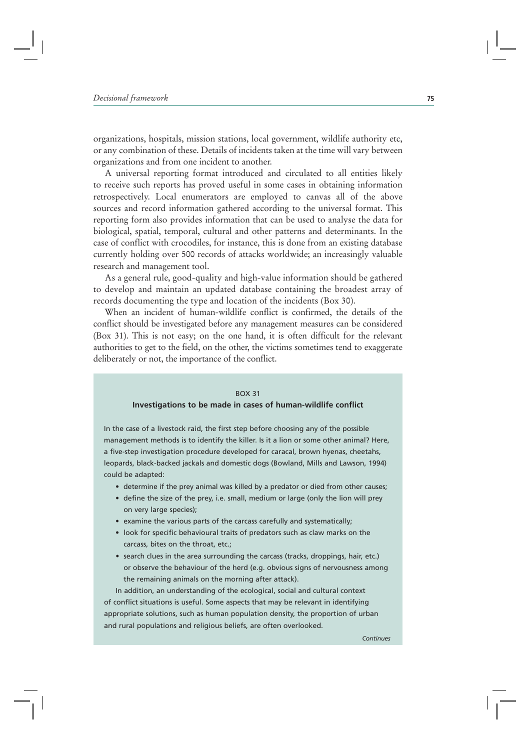organizations, hospitals, mission stations, local government, wildlife authority etc, or any combination of these. Details of incidents taken at the time will vary between organizations and from one incident to another.

A universal reporting format introduced and circulated to all entities likely to receive such reports has proved useful in some cases in obtaining information retrospectively. Local enumerators are employed to canvas all of the above sources and record information gathered according to the universal format. This reporting form also provides information that can be used to analyse the data for biological, spatial, temporal, cultural and other patterns and determinants. In the case of conflict with crocodiles, for instance, this is done from an existing database currently holding over 500 records of attacks worldwide; an increasingly valuable research and management tool.

As a general rule, good-quality and high-value information should be gathered to develop and maintain an updated database containing the broadest array of records documenting the type and location of the incidents (Box 30).

When an incident of human-wildlife conflict is confirmed, the details of the conflict should be investigated before any management measures can be considered (Box 31). This is not easy; on the one hand, it is often difficult for the relevant authorities to get to the field, on the other, the victims sometimes tend to exaggerate deliberately or not, the importance of the conflict.

BOX 31

**Investigations to be made in cases of human-wildlife conflict**

In the case of a livestock raid, the first step before choosing any of the possible management methods is to identify the killer. Is it a lion or some other animal? Here, a five-step investigation procedure developed for caracal, brown hyenas, cheetahs, leopards, black-backed jackals and domestic dogs (Bowland, Mills and Lawson, 1994) could be adapted:

- determine if the prey animal was killed by a predator or died from other causes;
- define the size of the prey, i.e. small, medium or large (only the lion will prey on very large species);
- examine the various parts of the carcass carefully and systematically;
- look for specific behavioural traits of predators such as claw marks on the carcass, bites on the throat, etc.;
- search clues in the area surrounding the carcass (tracks, droppings, hair, etc.) or observe the behaviour of the herd (e.g. obvious signs of nervousness among the remaining animals on the morning after attack).

In addition, an understanding of the ecological, social and cultural context of conflict situations is useful. Some aspects that may be relevant in identifying appropriate solutions, such as human population density, the proportion of urban and rural populations and religious beliefs, are often overlooked.

*Continues*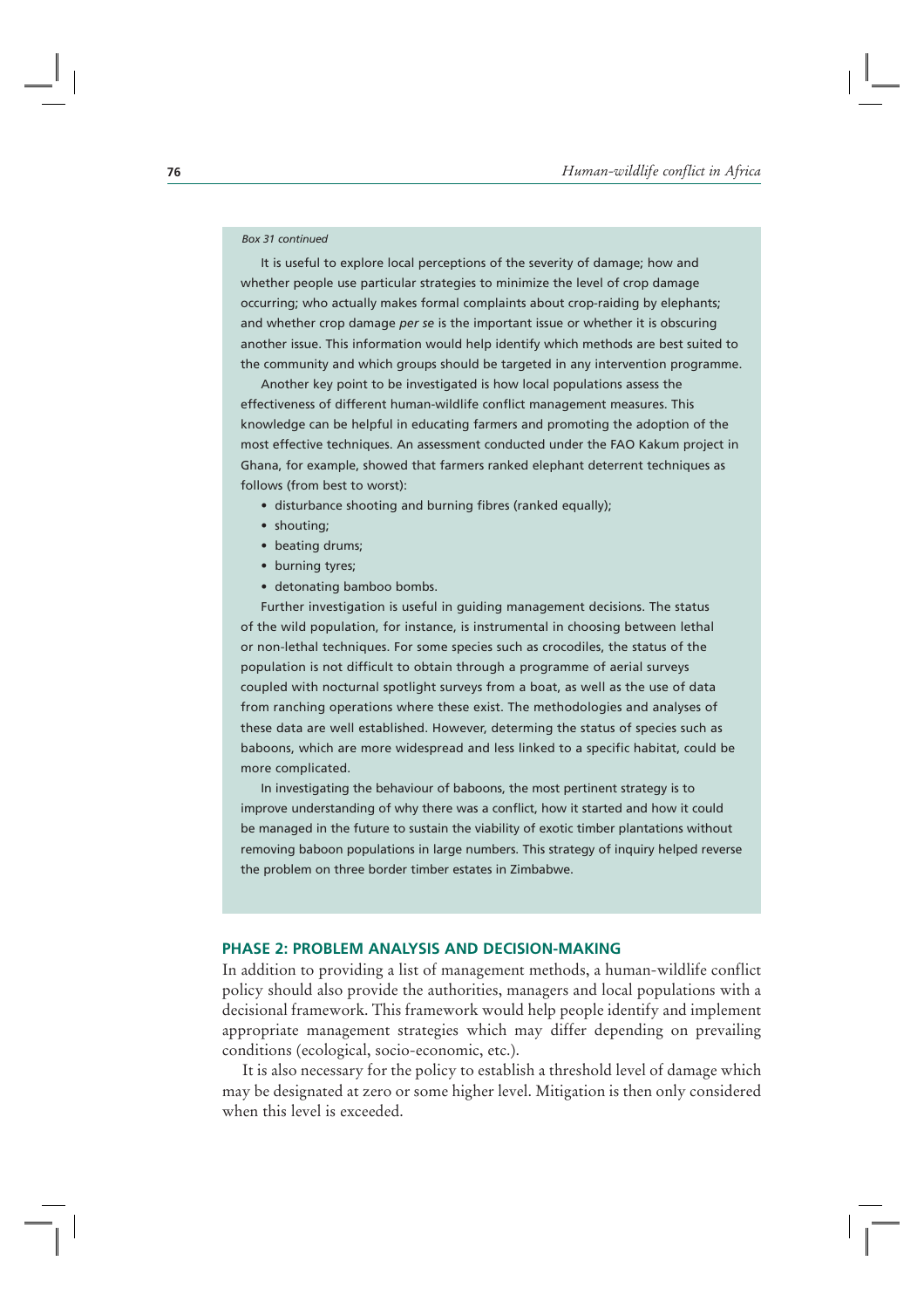*Box 31 continued*

It is useful to explore local perceptions of the severity of damage; how and whether people use particular strategies to minimize the level of crop damage occurring; who actually makes formal complaints about crop-raiding by elephants; and whether crop damage *per se* is the important issue or whether it is obscuring another issue. This information would help identify which methods are best suited to the community and which groups should be targeted in any intervention programme.

Another key point to be investigated is how local populations assess the effectiveness of different human-wildlife conflict management measures. This knowledge can be helpful in educating farmers and promoting the adoption of the most effective techniques. An assessment conducted under the FAO Kakum project in Ghana, for example, showed that farmers ranked elephant deterrent techniques as follows (from best to worst):

- disturbance shooting and burning fibres (ranked equally);
- shouting;
- beating drums;
- burning tyres;
- detonating bamboo bombs.

Further investigation is useful in guiding management decisions. The status of the wild population, for instance, is instrumental in choosing between lethal or non-lethal techniques. For some species such as crocodiles, the status of the population is not difficult to obtain through a programme of aerial surveys coupled with nocturnal spotlight surveys from a boat, as well as the use of data from ranching operations where these exist. The methodologies and analyses of these data are well established. However, determing the status of species such as baboons, which are more widespread and less linked to a specific habitat, could be more complicated.

In investigating the behaviour of baboons, the most pertinent strategy is to improve understanding of why there was a conflict, how it started and how it could be managed in the future to sustain the viability of exotic timber plantations without removing baboon populations in large numbers. This strategy of inquiry helped reverse the problem on three border timber estates in Zimbabwe.

## PHASE 2: PROBLEM ANALYSIS AND DECISION-MAKING

In addition to providing a list of management methods, a human-wildlife conflict policy should also provide the authorities, managers and local populations with a decisional framework. This framework would help people identify and implement appropriate management strategies which may differ depending on prevailing conditions (ecological, socio-economic, etc.).

It is also necessary for the policy to establish a threshold level of damage which may be designated at zero or some higher level. Mitigation is then only considered when this level is exceeded.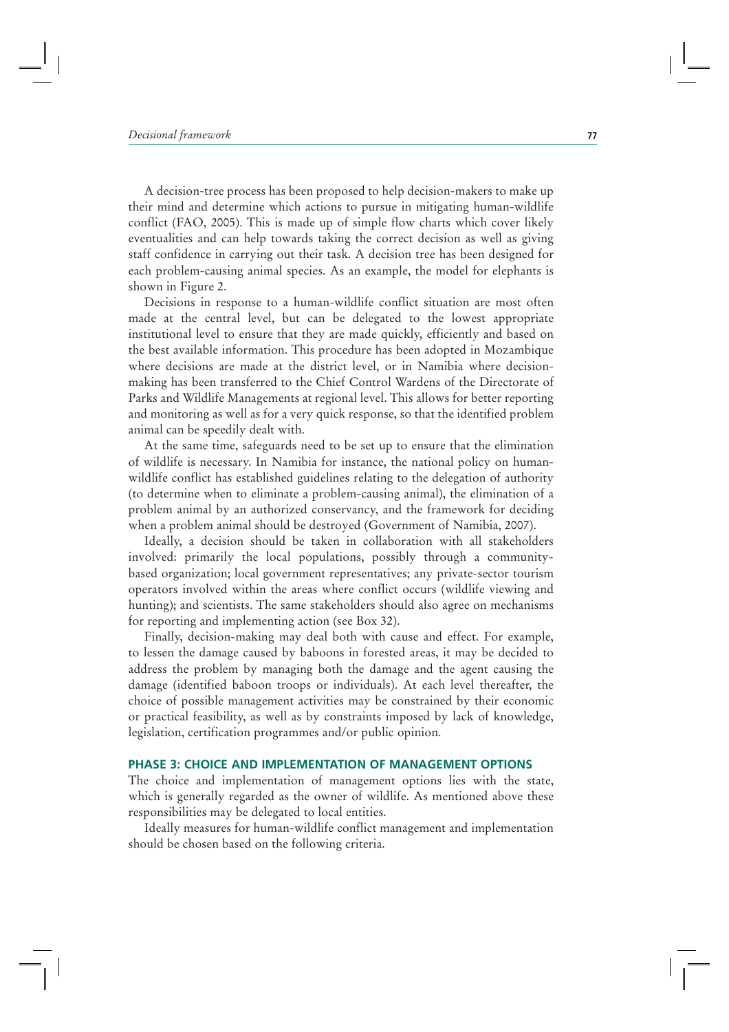A decision-tree process has been proposed to help decision-makers to make up their mind and determine which actions to pursue in mitigating human-wildlife conflict (FAO, 2005). This is made up of simple flow charts which cover likely eventualities and can help towards taking the correct decision as well as giving staff confidence in carrying out their task. A decision tree has been designed for each problem-causing animal species. As an example, the model for elephants is shown in Figure 2.

Decisions in response to a human-wildlife conflict situation are most often made at the central level, but can be delegated to the lowest appropriate institutional level to ensure that they are made quickly, efficiently and based on the best available information. This procedure has been adopted in Mozambique where decisions are made at the district level, or in Namibia where decision-making has been transferred to the Chief Control Wardens of the Directorate of Parks and Wildlife Managements at regional level. This allows for better reporting and monitoring as well as for a very quick response, so that the identified problem animal can be speedily dealt with.

At the same time, safeguards need to be set up to ensure that the elimination of wildlife is necessary. In Namibia for instance, the national policy on human-wildlife conflict has established guidelines relating to the delegation of authority (to determine when to eliminate a problem-causing animal), the elimination of a problem animal by an authorized conservancy, and the framework for deciding when a problem animal should be destroyed (Government of Namibia, 2007).

Ideally, a decision should be taken in collaboration with all stakeholders involved: primarily the local populations, possibly through a community-based organization; local government representatives; any private-sector tourism operators involved within the areas where conflict occurs (wildlife viewing and hunting); and scientists. The same stakeholders should also agree on mechanisms for reporting and implementing action (see Box 32).

Finally, decision-making may deal both with cause and effect. For example, to lessen the damage caused by baboons in forested areas, it may be decided to address the problem by managing both the damage and the agent causing the damage (identified baboon troops or individuals). At each level thereafter, the choice of possible management activities may be constrained by their economic or practical feasibility, as well as by constraints imposed by lack of knowledge, legislation, certification programmes and/or public opinion.

## PHASE 3: CHOICE AND IMPLEMENTATION OF MANAGEMENT OPTIONS

The choice and implementation of management options lies with the state, which is generally regarded as the owner of wildlife. As mentioned above these responsibilities may be delegated to local entities.

Ideally measures for human-wildlife conflict management and implementation should be chosen based on the following criteria.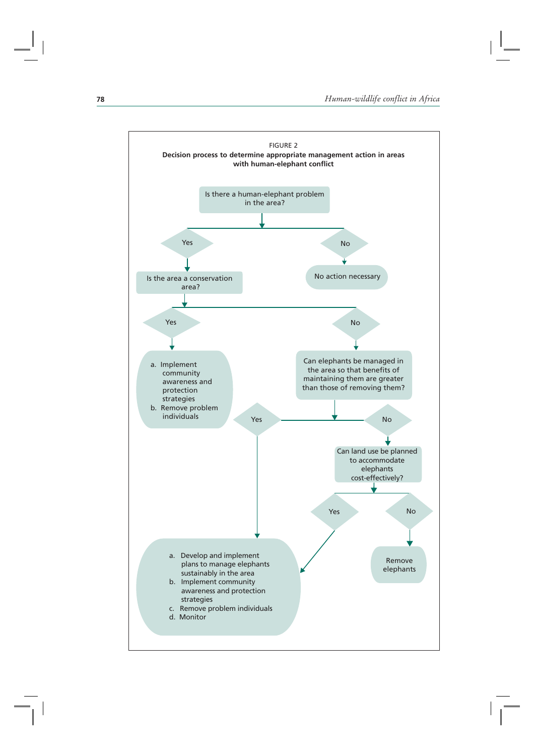FIGURE 2

**Decision process to determine appropriate management action in areas with human-elephant conflict**

Is there a human-elephant problem in the area?

- **No** → No action necessary
- **Yes** → Is the area a conservation area?
  - **Yes** →
    - a. Implement community awareness and protection strategies
    - b. Remove problem individuals
  - **No** → Can elephants be managed in the area so that benefits of maintaining them are greater than those of removing them?
    - **Yes** →
      - a. Develop and implement plans to manage elephants sustainably in the area
      - b. Implement community awareness and protection strategies
      - c. Remove problem individuals
      - d. Monitor
    - **No** → Can land use be planned to accommodate elephants cost-effectively?
      - **Yes** →
        - a. Develop and implement plans to manage elephants sustainably in the area
        - b. Implement community awareness and protection strategies
        - c. Remove problem individuals
        - d. Monitor
      - **No** → Remove elephants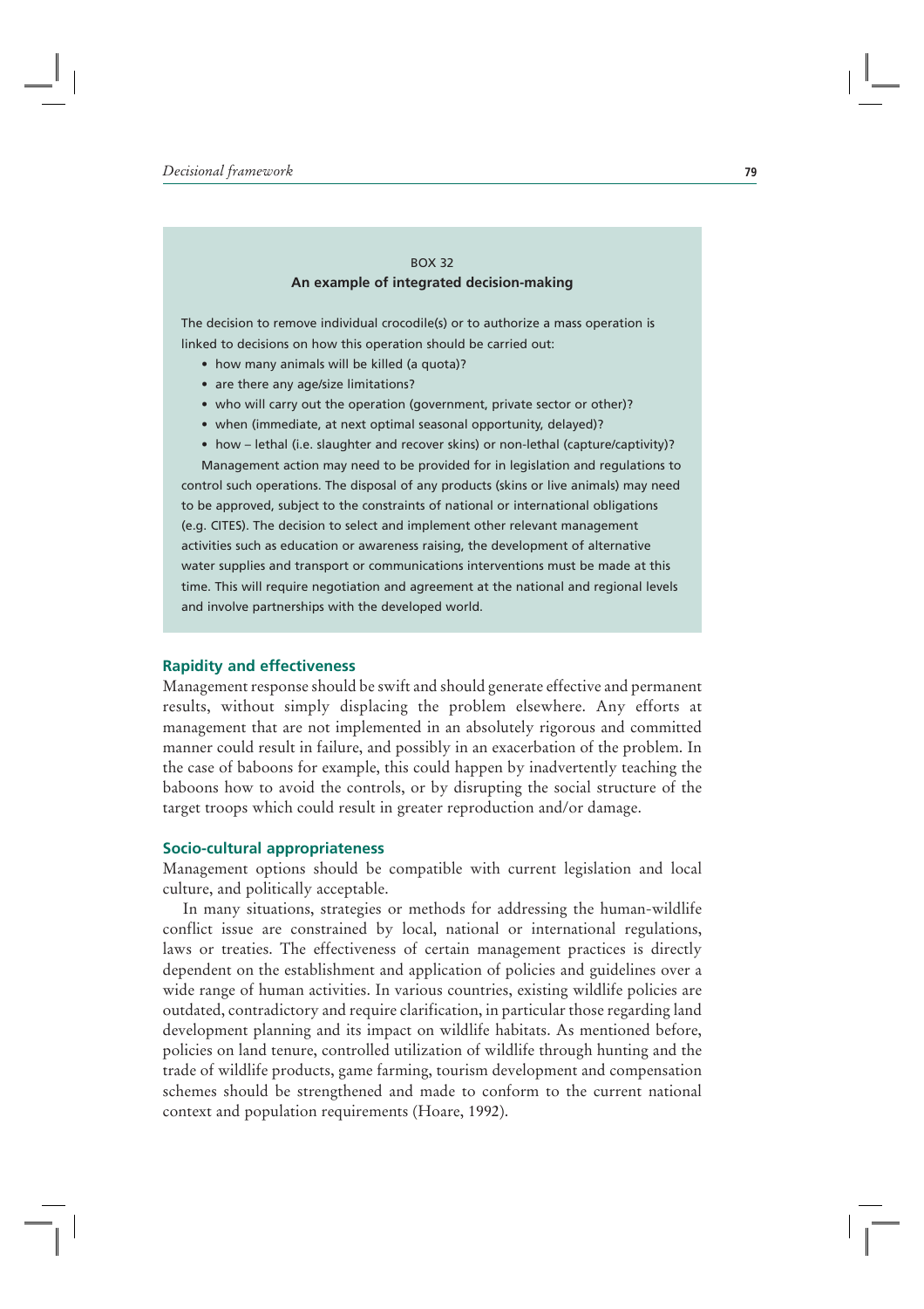BOX 32

**An example of integrated decision-making**

The decision to remove individual crocodile(s) or to authorize a mass operation is linked to decisions on how this operation should be carried out:

- how many animals will be killed (a quota)?
- are there any age/size limitations?
- who will carry out the operation (government, private sector or other)?
- when (immediate, at next optimal seasonal opportunity, delayed)?
- how – lethal (i.e. slaughter and recover skins) or non-lethal (capture/captivity)?

Management action may need to be provided for in legislation and regulations to control such operations. The disposal of any products (skins or live animals) may need to be approved, subject to the constraints of national or international obligations (e.g. CITES). The decision to select and implement other relevant management activities such as education or awareness raising, the development of alternative water supplies and transport or communications interventions must be made at this time. This will require negotiation and agreement at the national and regional levels and involve partnerships with the developed world.

### Rapidity and effectiveness

Management response should be swift and should generate effective and permanent results, without simply displacing the problem elsewhere. Any efforts at management that are not implemented in an absolutely rigorous and committed manner could result in failure, and possibly in an exacerbation of the problem. In the case of baboons for example, this could happen by inadvertently teaching the baboons how to avoid the controls, or by disrupting the social structure of the target troops which could result in greater reproduction and/or damage.

### Socio-cultural appropriateness

Management options should be compatible with current legislation and local culture, and politically acceptable.

In many situations, strategies or methods for addressing the human-wildlife conflict issue are constrained by local, national or international regulations, laws or treaties. The effectiveness of certain management practices is directly dependent on the establishment and application of policies and guidelines over a wide range of human activities. In various countries, existing wildlife policies are outdated, contradictory and require clarification, in particular those regarding land development planning and its impact on wildlife habitats. As mentioned before, policies on land tenure, controlled utilization of wildlife through hunting and the trade of wildlife products, game farming, tourism development and compensation schemes should be strengthened and made to conform to the current national context and population requirements (Hoare, 1992).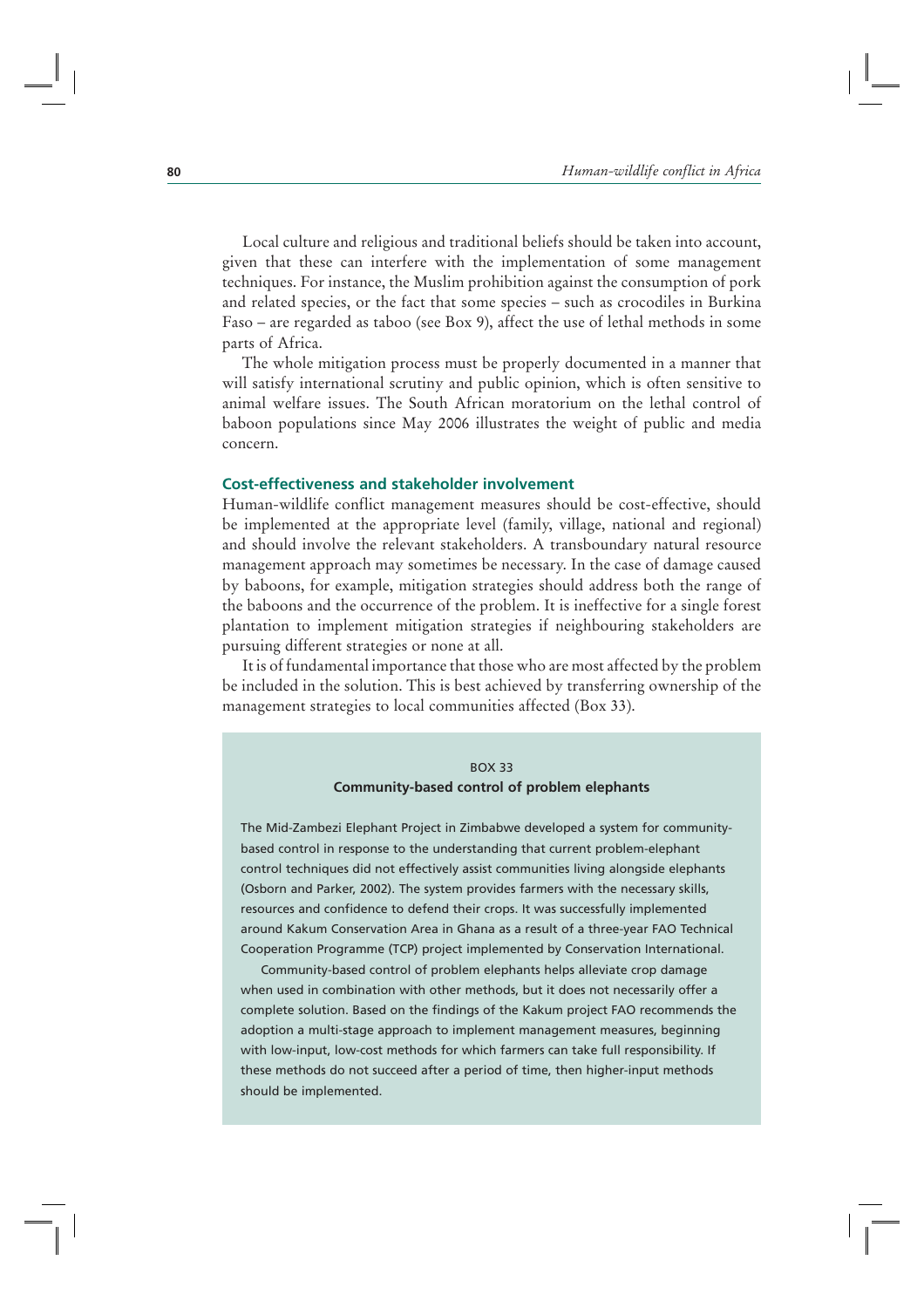Local culture and religious and traditional beliefs should be taken into account, given that these can interfere with the implementation of some management techniques. For instance, the Muslim prohibition against the consumption of pork and related species, or the fact that some species – such as crocodiles in Burkina Faso – are regarded as taboo (see Box 9), affect the use of lethal methods in some parts of Africa.

The whole mitigation process must be properly documented in a manner that will satisfy international scrutiny and public opinion, which is often sensitive to animal welfare issues. The South African moratorium on the lethal control of baboon populations since May 2006 illustrates the weight of public and media concern.

### Cost-effectiveness and stakeholder involvement

Human-wildlife conflict management measures should be cost-effective, should be implemented at the appropriate level (family, village, national and regional) and should involve the relevant stakeholders. A transboundary natural resource management approach may sometimes be necessary. In the case of damage caused by baboons, for example, mitigation strategies should address both the range of the baboons and the occurrence of the problem. It is ineffective for a single forest plantation to implement mitigation strategies if neighbouring stakeholders are pursuing different strategies or none at all.

It is of fundamental importance that those who are most affected by the problem be included in the solution. This is best achieved by transferring ownership of the management strategies to local communities affected (Box 33).

> BOX 33
>
> **Community-based control of problem elephants**
>
> The Mid-Zambezi Elephant Project in Zimbabwe developed a system for community-based control in response to the understanding that current problem-elephant control techniques did not effectively assist communities living alongside elephants (Osborn and Parker, 2002). The system provides farmers with the necessary skills, resources and confidence to defend their crops. It was successfully implemented around Kakum Conservation Area in Ghana as a result of a three-year FAO Technical Cooperation Programme (TCP) project implemented by Conservation International.
>
> Community-based control of problem elephants helps alleviate crop damage when used in combination with other methods, but it does not necessarily offer a complete solution. Based on the findings of the Kakum project FAO recommends the adoption a multi-stage approach to implement management measures, beginning with low-input, low-cost methods for which farmers can take full responsibility. If these methods do not succeed after a period of time, then higher-input methods should be implemented.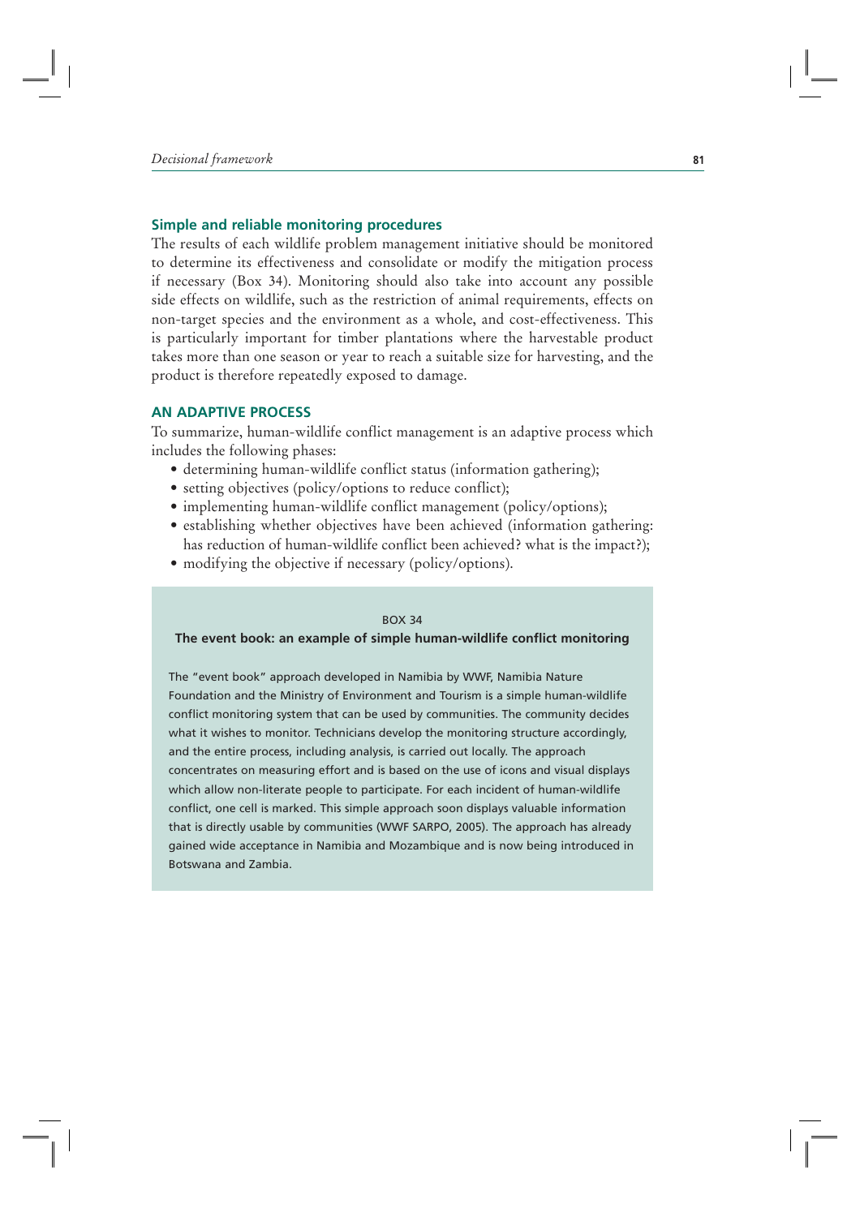### Simple and reliable monitoring procedures

The results of each wildlife problem management initiative should be monitored to determine its effectiveness and consolidate or modify the mitigation process if necessary (Box 34). Monitoring should also take into account any possible side effects on wildlife, such as the restriction of animal requirements, effects on non-target species and the environment as a whole, and cost-effectiveness. This is particularly important for timber plantations where the harvestable product takes more than one season or year to reach a suitable size for harvesting, and the product is therefore repeatedly exposed to damage.

## AN ADAPTIVE PROCESS

To summarize, human-wildlife conflict management is an adaptive process which includes the following phases:

- determining human-wildlife conflict status (information gathering);
- setting objectives (policy/options to reduce conflict);
- implementing human-wildlife conflict management (policy/options);
- establishing whether objectives have been achieved (information gathering: has reduction of human-wildlife conflict been achieved? what is the impact?);
- modifying the objective if necessary (policy/options).

BOX 34

**The event book: an example of simple human-wildlife conflict monitoring**

The "event book" approach developed in Namibia by WWF, Namibia Nature Foundation and the Ministry of Environment and Tourism is a simple human-wildlife conflict monitoring system that can be used by communities. The community decides what it wishes to monitor. Technicians develop the monitoring structure accordingly, and the entire process, including analysis, is carried out locally. The approach concentrates on measuring effort and is based on the use of icons and visual displays which allow non-literate people to participate. For each incident of human-wildlife conflict, one cell is marked. This simple approach soon displays valuable information that is directly usable by communities (WWF SARPO, 2005). The approach has already gained wide acceptance in Namibia and Mozambique and is now being introduced in Botswana and Zambia.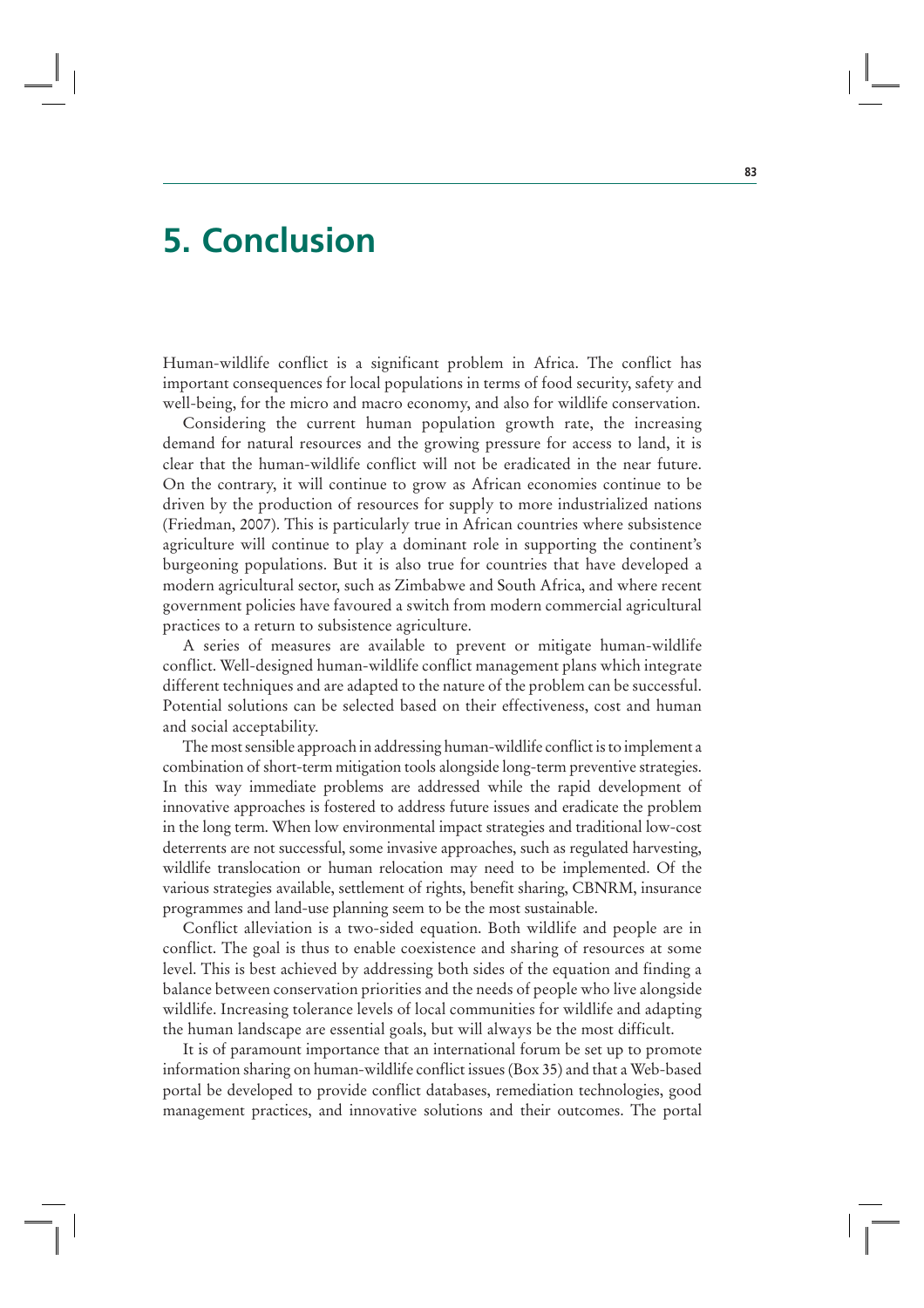# 5. Conclusion

Human-wildlife conflict is a significant problem in Africa. The conflict has important consequences for local populations in terms of food security, safety and well-being, for the micro and macro economy, and also for wildlife conservation.

Considering the current human population growth rate, the increasing demand for natural resources and the growing pressure for access to land, it is clear that the human-wildlife conflict will not be eradicated in the near future. On the contrary, it will continue to grow as African economies continue to be driven by the production of resources for supply to more industrialized nations (Friedman, 2007). This is particularly true in African countries where subsistence agriculture will continue to play a dominant role in supporting the continent's burgeoning populations. But it is also true for countries that have developed a modern agricultural sector, such as Zimbabwe and South Africa, and where recent government policies have favoured a switch from modern commercial agricultural practices to a return to subsistence agriculture.

A series of measures are available to prevent or mitigate human-wildlife conflict. Well-designed human-wildlife conflict management plans which integrate different techniques and are adapted to the nature of the problem can be successful. Potential solutions can be selected based on their effectiveness, cost and human and social acceptability.

The most sensible approach in addressing human-wildlife conflict is to implement a combination of short-term mitigation tools alongside long-term preventive strategies. In this way immediate problems are addressed while the rapid development of innovative approaches is fostered to address future issues and eradicate the problem in the long term. When low environmental impact strategies and traditional low-cost deterrents are not successful, some invasive approaches, such as regulated harvesting, wildlife translocation or human relocation may need to be implemented. Of the various strategies available, settlement of rights, benefit sharing, CBNRM, insurance programmes and land-use planning seem to be the most sustainable.

Conflict alleviation is a two-sided equation. Both wildlife and people are in conflict. The goal is thus to enable coexistence and sharing of resources at some level. This is best achieved by addressing both sides of the equation and finding a balance between conservation priorities and the needs of people who live alongside wildlife. Increasing tolerance levels of local communities for wildlife and adapting the human landscape are essential goals, but will always be the most difficult.

It is of paramount importance that an international forum be set up to promote information sharing on human-wildlife conflict issues (Box 35) and that a Web-based portal be developed to provide conflict databases, remediation technologies, good management practices, and innovative solutions and their outcomes. The portal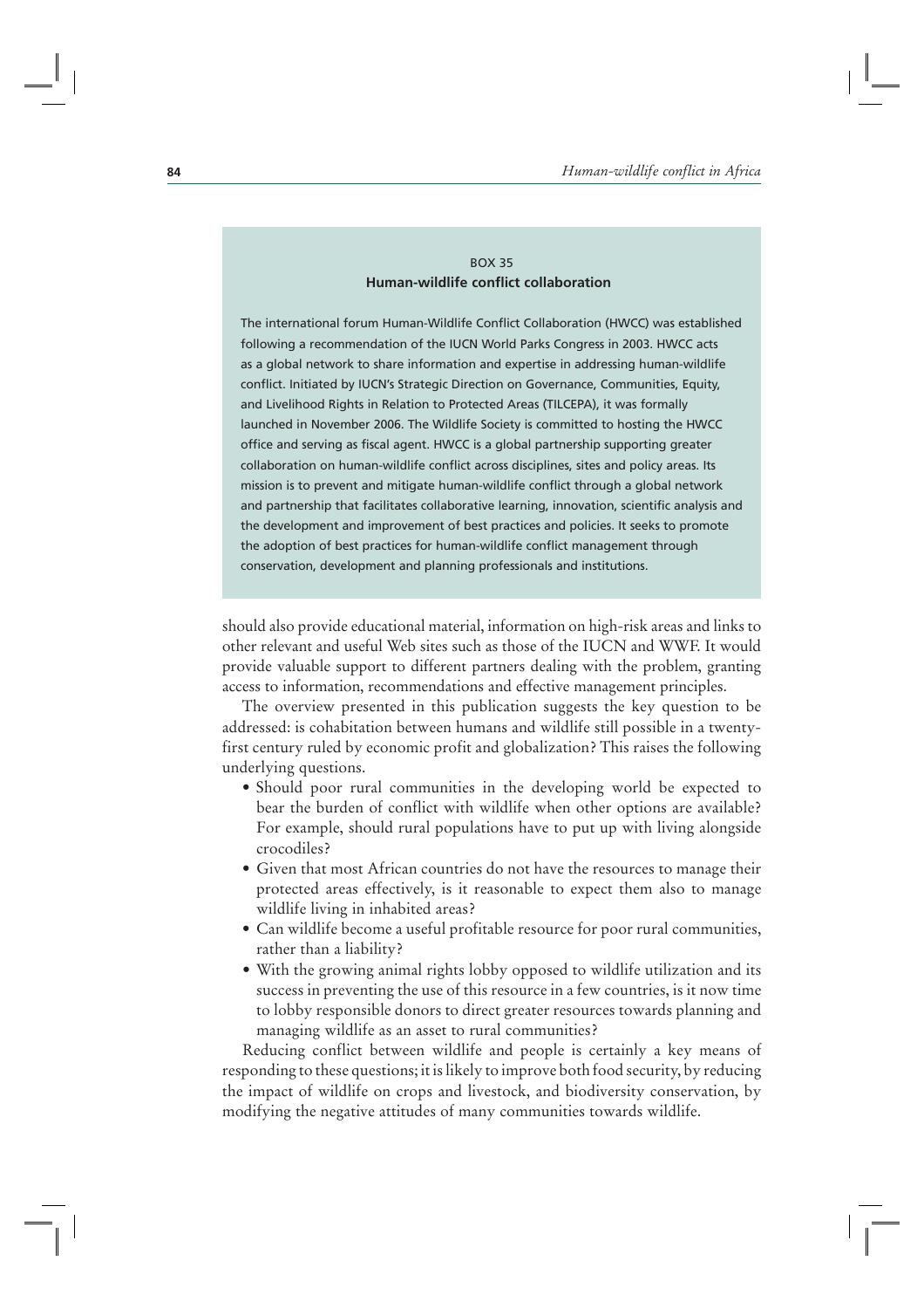### BOX 35
### Human-wildlife conflict collaboration

The international forum Human-Wildlife Conflict Collaboration (HWCC) was established following a recommendation of the IUCN World Parks Congress in 2003. HWCC acts as a global network to share information and expertise in addressing human-wildlife conflict. Initiated by IUCN's Strategic Direction on Governance, Communities, Equity, and Livelihood Rights in Relation to Protected Areas (TILCEPA), it was formally launched in November 2006. The Wildlife Society is committed to hosting the HWCC office and serving as fiscal agent. HWCC is a global partnership supporting greater collaboration on human-wildlife conflict across disciplines, sites and policy areas. Its mission is to prevent and mitigate human-wildlife conflict through a global network and partnership that facilitates collaborative learning, innovation, scientific analysis and the development and improvement of best practices and policies. It seeks to promote the adoption of best practices for human-wildlife conflict management through conservation, development and planning professionals and institutions.

should also provide educational material, information on high-risk areas and links to other relevant and useful Web sites such as those of the IUCN and WWF. It would provide valuable support to different partners dealing with the problem, granting access to information, recommendations and effective management principles.

The overview presented in this publication suggests the key question to be addressed: is cohabitation between humans and wildlife still possible in a twenty-first century ruled by economic profit and globalization? This raises the following underlying questions.

- Should poor rural communities in the developing world be expected to bear the burden of conflict with wildlife when other options are available? For example, should rural populations have to put up with living alongside crocodiles?
- Given that most African countries do not have the resources to manage their protected areas effectively, is it reasonable to expect them also to manage wildlife living in inhabited areas?
- Can wildlife become a useful profitable resource for poor rural communities, rather than a liability?
- With the growing animal rights lobby opposed to wildlife utilization and its success in preventing the use of this resource in a few countries, is it now time to lobby responsible donors to direct greater resources towards planning and managing wildlife as an asset to rural communities?

Reducing conflict between wildlife and people is certainly a key means of responding to these questions; it is likely to improve both food security, by reducing the impact of wildlife on crops and livestock, and biodiversity conservation, by modifying the negative attitudes of many communities towards wildlife.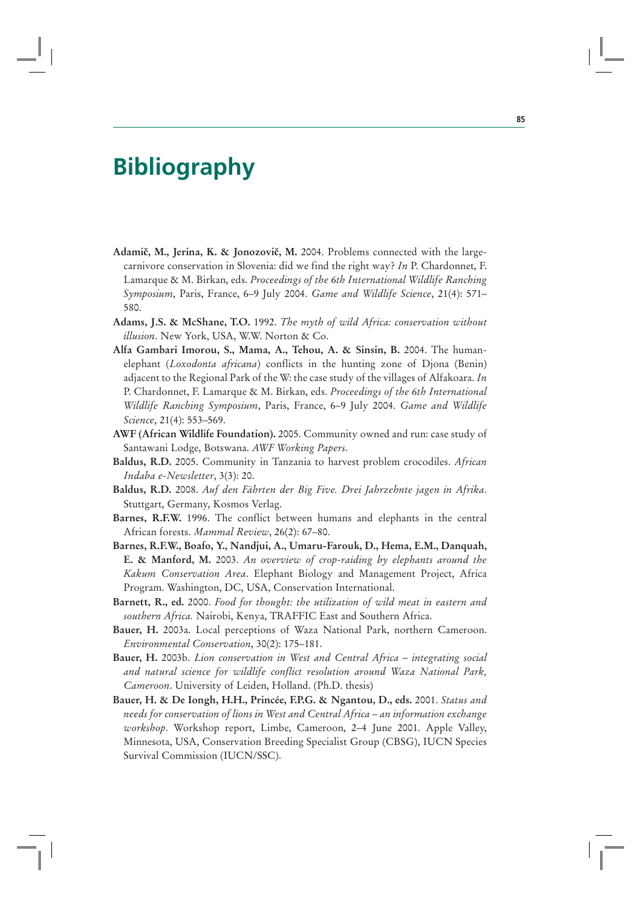# Bibliography

**Adamič, M., Jerina, K. & Jonozovič, M.** 2004. Problems connected with the large-carnivore conservation in Slovenia: did we find the right way? *In* P. Chardonnet, F. Lamarque & M. Birkan, eds. *Proceedings of the 6th International Wildlife Ranching Symposium*, Paris, France, 6–9 July 2004. *Game and Wildlife Science*, 21(4): 571–580.

**Adams, J.S. & McShane, T.O.** 1992. *The myth of wild Africa: conservation without illusion*. New York, USA, W.W. Norton & Co.

**Alfa Gambari Imorou, S., Mama, A., Tehou, A. & Sinsin, B.** 2004. The human-elephant (*Loxodonta africana*) conflicts in the hunting zone of Djona (Benin) adjacent to the Regional Park of the W: the case study of the villages of Alfakoara. *In* P. Chardonnet, F. Lamarque & M. Birkan, eds. *Proceedings of the 6th International Wildlife Ranching Symposium*, Paris, France, 6–9 July 2004. *Game and Wildlife Science*, 21(4): 553–569.

**AWF (African Wildlife Foundation).** 2005. Community owned and run: case study of Santawani Lodge, Botswana. *AWF Working Papers*.

**Baldus, R.D.** 2005. Community in Tanzania to harvest problem crocodiles. *African Indaba e-Newsletter*, 3(3): 20.

**Baldus, R.D.** 2008. *Auf den Fährten der Big Five. Drei Jahrzehnte jagen in Afrika*. Stuttgart, Germany, Kosmos Verlag.

**Barnes, R.F.W.** 1996. The conflict between humans and elephants in the central African forests. *Mammal Review*, 26(2): 67–80.

**Barnes, R.F.W., Boafo, Y., Nandjui, A., Umaru-Farouk, D., Hema, E.M., Danquah, E. & Manford, M.** 2003. *An overview of crop-raiding by elephants around the Kakum Conservation Area*. Elephant Biology and Management Project, Africa Program. Washington, DC, USA, Conservation International.

**Barnett, R., ed.** 2000. *Food for thought: the utilization of wild meat in eastern and southern Africa.* Nairobi, Kenya, TRAFFIC East and Southern Africa.

**Bauer, H.** 2003a. Local perceptions of Waza National Park, northern Cameroon. *Environmental Conservation*, 30(2): 175–181.

**Bauer, H.** 2003b. *Lion conservation in West and Central Africa – integrating social and natural science for wildlife conflict resolution around Waza National Park, Cameroon*. University of Leiden, Holland. (Ph.D. thesis)

**Bauer, H. & De Iongh, H.H., Princée, F.P.G. & Ngantou, D., eds.** 2001. *Status and needs for conservation of lions in West and Central Africa – an information exchange workshop*. Workshop report, Limbe, Cameroon, 2–4 June 2001. Apple Valley, Minnesota, USA, Conservation Breeding Specialist Group (CBSG), IUCN Species Survival Commission (IUCN/SSC).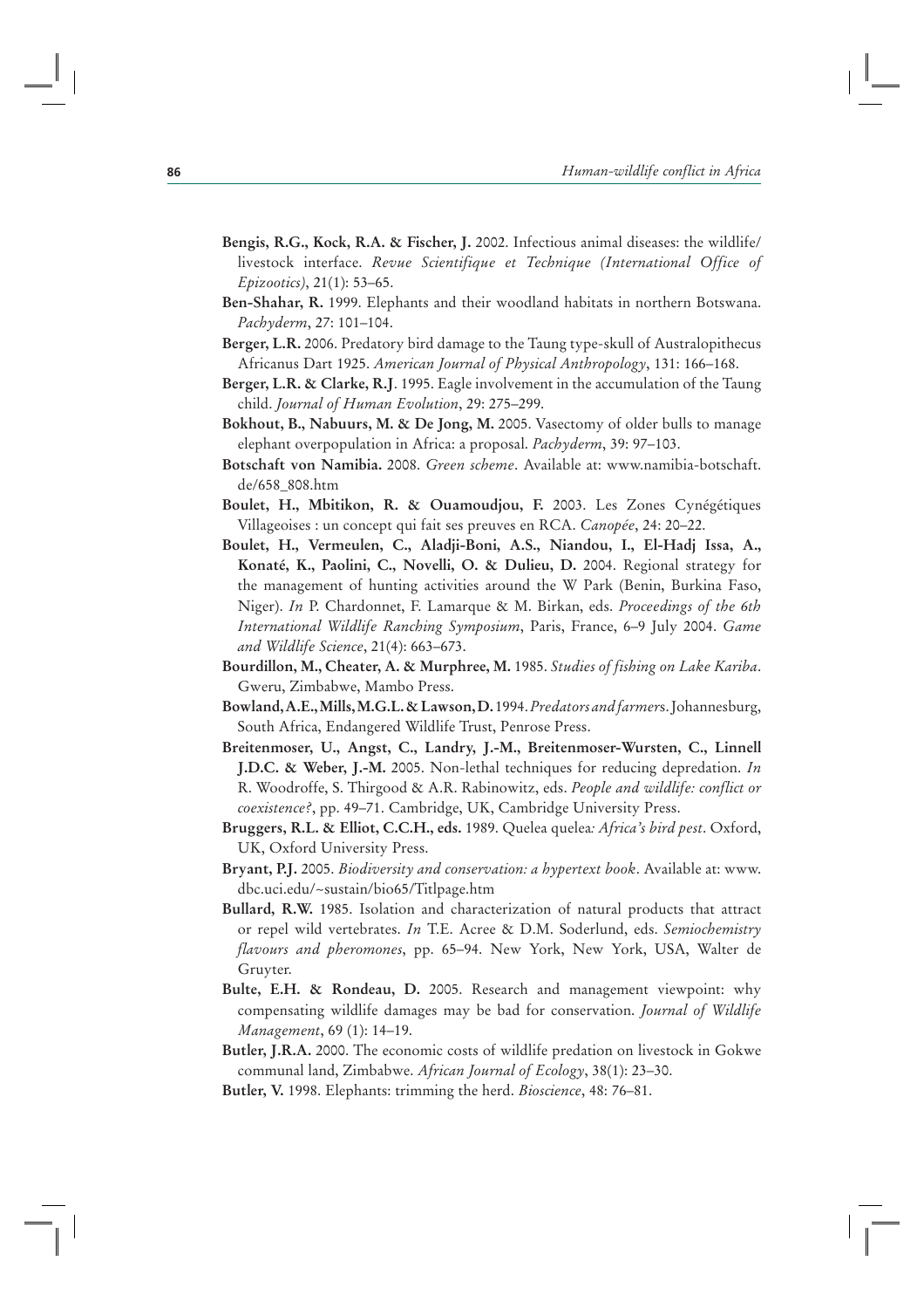**Bengis, R.G., Kock, R.A. & Fischer, J.** 2002. Infectious animal diseases: the wildlife/ livestock interface. *Revue Scientifique et Technique (International Office of Epizootics)*, 21(1): 53–65.

**Ben-Shahar, R.** 1999. Elephants and their woodland habitats in northern Botswana. *Pachyderm*, 27: 101–104.

**Berger, L.R.** 2006. Predatory bird damage to the Taung type-skull of Australopithecus Africanus Dart 1925. *American Journal of Physical Anthropology*, 131: 166–168.

**Berger, L.R. & Clarke, R.J**. 1995. Eagle involvement in the accumulation of the Taung child. *Journal of Human Evolution*, 29: 275–299.

**Bokhout, B., Nabuurs, M. & De Jong, M.** 2005. Vasectomy of older bulls to manage elephant overpopulation in Africa: a proposal. *Pachyderm*, 39: 97–103.

**Botschaft von Namibia.** 2008. *Green scheme*. Available at: www.namibia-botschaft.de/658_808.htm

**Boulet, H., Mbitikon, R. & Ouamoudjou, F.** 2003. Les Zones Cynégétiques Villageoises : un concept qui fait ses preuves en RCA. *Canopée*, 24: 20–22.

**Boulet, H., Vermeulen, C., Aladji-Boni, A.S., Niandou, I., El-Hadj Issa, A., Konaté, K., Paolini, C., Novelli, O. & Dulieu, D.** 2004. Regional strategy for the management of hunting activities around the W Park (Benin, Burkina Faso, Niger). *In* P. Chardonnet, F. Lamarque & M. Birkan, eds. *Proceedings of the 6th International Wildlife Ranching Symposium*, Paris, France, 6–9 July 2004. *Game and Wildlife Science*, 21(4): 663–673.

**Bourdillon, M., Cheater, A. & Murphree, M.** 1985. *Studies of fishing on Lake Kariba*. Gweru, Zimbabwe, Mambo Press.

**Bowland, A.E., Mills, M.G.L. & Lawson, D.** 1994. *Predators and farmers*. Johannesburg, South Africa, Endangered Wildlife Trust, Penrose Press.

**Breitenmoser, U., Angst, C., Landry, J.-M., Breitenmoser-Wursten, C., Linnell J.D.C. & Weber, J.-M.** 2005. Non-lethal techniques for reducing depredation. *In* R. Woodroffe, S. Thirgood & A.R. Rabinowitz, eds. *People and wildlife: conflict or coexistence?*, pp. 49–71. Cambridge, UK, Cambridge University Press.

**Bruggers, R.L. & Elliot, C.C.H., eds.** 1989. Quelea quelea*: Africa's bird pest*. Oxford, UK, Oxford University Press.

**Bryant, P.J.** 2005. *Biodiversity and conservation: a hypertext book*. Available at: www.dbc.uci.edu/~sustain/bio65/Titlpage.htm

**Bullard, R.W.** 1985. Isolation and characterization of natural products that attract or repel wild vertebrates. *In* T.E. Acree & D.M. Soderlund, eds. *Semiochemistry flavours and pheromones*, pp. 65–94. New York, New York, USA, Walter de Gruyter.

**Bulte, E.H. & Rondeau, D.** 2005. Research and management viewpoint: why compensating wildlife damages may be bad for conservation. *Journal of Wildlife Management*, 69 (1): 14–19.

**Butler, J.R.A.** 2000. The economic costs of wildlife predation on livestock in Gokwe communal land, Zimbabwe. *African Journal of Ecology*, 38(1): 23–30.

**Butler, V.** 1998. Elephants: trimming the herd. *Bioscience*, 48: 76–81.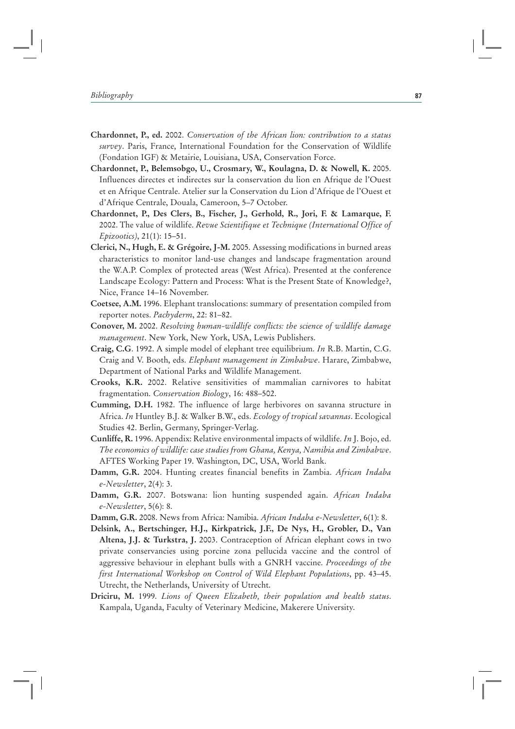**Chardonnet, P., ed.** 2002. *Conservation of the African lion: contribution to a status survey*. Paris, France, International Foundation for the Conservation of Wildlife (Fondation IGF) & Metairie, Louisiana, USA, Conservation Force.

**Chardonnet, P., Belemsobgo, U., Crosmary, W., Koulagna, D. & Nowell, K.** 2005. Influences directes et indirectes sur la conservation du lion en Afrique de l'Ouest et en Afrique Centrale. Atelier sur la Conservation du Lion d'Afrique de l'Ouest et d'Afrique Centrale, Douala, Cameroon, 5–7 October.

**Chardonnet, P., Des Clers, B., Fischer, J., Gerhold, R., Jori, F. & Lamarque, F.** 2002. The value of wildlife. *Revue Scientifique et Technique (International Office of Epizootics)*, 21(1): 15–51.

**Clerici, N., Hugh, E. & Grégoire, J-M.** 2005. Assessing modifications in burned areas characteristics to monitor land-use changes and landscape fragmentation around the W.A.P. Complex of protected areas (West Africa). Presented at the conference Landscape Ecology: Pattern and Process: What is the Present State of Knowledge?, Nice, France 14–16 November.

**Coetsee, A.M.** 1996. Elephant translocations: summary of presentation compiled from reporter notes. *Pachyderm*, 22: 81–82.

**Conover, M.** 2002. *Resolving human-wildlife conflicts: the science of wildlife damage management*. New York, New York, USA, Lewis Publishers.

**Craig, C.G**. 1992. A simple model of elephant tree equilibrium. *In* R.B. Martin, C.G. Craig and V. Booth, eds. *Elephant management in Zimbabwe*. Harare, Zimbabwe, Department of National Parks and Wildlife Management.

**Crooks, K.R.** 2002. Relative sensitivities of mammalian carnivores to habitat fragmentation. *Conservation Biology*, 16: 488–502.

**Cumming, D.H.** 1982. The influence of large herbivores on savanna structure in Africa. *In* Huntley B.J. & Walker B.W., eds. *Ecology of tropical savannas*. Ecological Studies 42. Berlin, Germany, Springer-Verlag.

**Cunliffe, R.** 1996. Appendix: Relative environmental impacts of wildlife. *In* J. Bojo, ed. *The economics of wildlife: case studies from Ghana, Kenya, Namibia and Zimbabwe*. AFTES Working Paper 19. Washington, DC, USA, World Bank.

**Damm, G.R.** 2004. Hunting creates financial benefits in Zambia. *African Indaba e-Newsletter*, 2(4): 3.

**Damm, G.R.** 2007. Botswana: lion hunting suspended again. *African Indaba e-Newsletter*, 5(6): 8.

**Damm, G.R.** 2008. News from Africa: Namibia. *African Indaba e-Newsletter*, 6(1): 8.

**Delsink, A., Bertschinger, H.J., Kirkpatrick, J.F., De Nys, H., Grobler, D., Van Altena, J.J. & Turkstra, J.** 2003. Contraception of African elephant cows in two private conservancies using porcine zona pellucida vaccine and the control of aggressive behaviour in elephant bulls with a GNRH vaccine. *Proceedings of the first International Workshop on Control of Wild Elephant Populations*, pp. 43–45. Utrecht, the Netherlands, University of Utrecht.

**Driciru, M.** 1999. *Lions of Queen Elizabeth, their population and health status*. Kampala, Uganda, Faculty of Veterinary Medicine, Makerere University.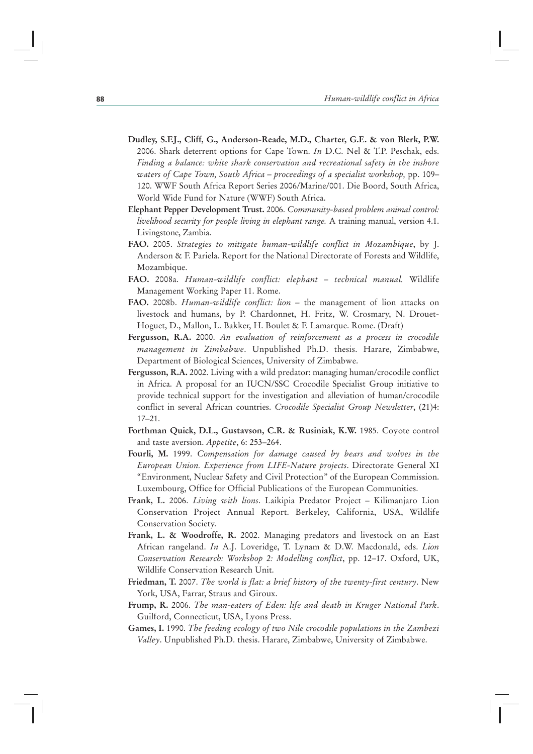**Dudley, S.F.J., Cliff, G., Anderson-Reade, M.D., Charter, G.E. & von Blerk, P.W.** 2006. Shark deterrent options for Cape Town. *In* D.C. Nel & T.P. Peschak, eds. *Finding a balance: white shark conservation and recreational safety in the inshore waters of Cape Town, South Africa – proceedings of a specialist workshop,* pp. 109–120. WWF South Africa Report Series 2006/Marine/001. Die Boord, South Africa, World Wide Fund for Nature (WWF) South Africa.

**Elephant Pepper Development Trust.** 2006. *Community-based problem animal control: livelihood security for people living in elephant range.* A training manual, version 4.1. Livingstone, Zambia.

**FAO.** 2005. *Strategies to mitigate human-wildlife conflict in Mozambique*, by J. Anderson & F. Pariela. Report for the National Directorate of Forests and Wildlife, Mozambique.

**FAO.** 2008a. *Human-wildlife conflict: elephant – technical manual.* Wildlife Management Working Paper 11. Rome.

**FAO.** 2008b. *Human-wildlife conflict: lion* – the management of lion attacks on livestock and humans, by P. Chardonnet, H. Fritz, W. Crosmary, N. Drouet-Hoguet, D., Mallon, L. Bakker, H. Boulet & F. Lamarque. Rome. (Draft)

**Fergusson, R.A.** 2000. *An evaluation of reinforcement as a process in crocodile management in Zimbabwe*. Unpublished Ph.D. thesis. Harare, Zimbabwe, Department of Biological Sciences, University of Zimbabwe.

**Fergusson, R.A.** 2002. Living with a wild predator: managing human/crocodile conflict in Africa. A proposal for an IUCN/SSC Crocodile Specialist Group initiative to provide technical support for the investigation and alleviation of human/crocodile conflict in several African countries. *Crocodile Specialist Group Newsletter*, (21)4: 17–21.

**Forthman Quick, D.L., Gustavson, C.R. & Rusiniak, K.W.** 1985. Coyote control and taste aversion. *Appetite*, 6: 253–264.

**Fourli, M.** 1999. *Compensation for damage caused by bears and wolves in the European Union. Experience from LIFE-Nature projects*. Directorate General XI "Environment, Nuclear Safety and Civil Protection" of the European Commission. Luxembourg, Office for Official Publications of the European Communities.

**Frank, L.** 2006. *Living with lions*. Laikipia Predator Project – Kilimanjaro Lion Conservation Project Annual Report. Berkeley, California, USA, Wildlife Conservation Society.

**Frank, L. & Woodroffe, R.** 2002. Managing predators and livestock on an East African rangeland. *In* A.J. Loveridge, T. Lynam & D.W. Macdonald, eds. *Lion Conservation Research: Workshop 2: Modelling conflict*, pp. 12–17. Oxford, UK, Wildlife Conservation Research Unit.

**Friedman, T.** 2007. *The world is flat: a brief history of the twenty-first century*. New York, USA, Farrar, Straus and Giroux.

**Frump, R.** 2006. *The man-eaters of Eden: life and death in Kruger National Park*. Guilford, Connecticut, USA, Lyons Press.

**Games, I.** 1990. *The feeding ecology of two Nile crocodile populations in the Zambezi Valley*. Unpublished Ph.D. thesis. Harare, Zimbabwe, University of Zimbabwe.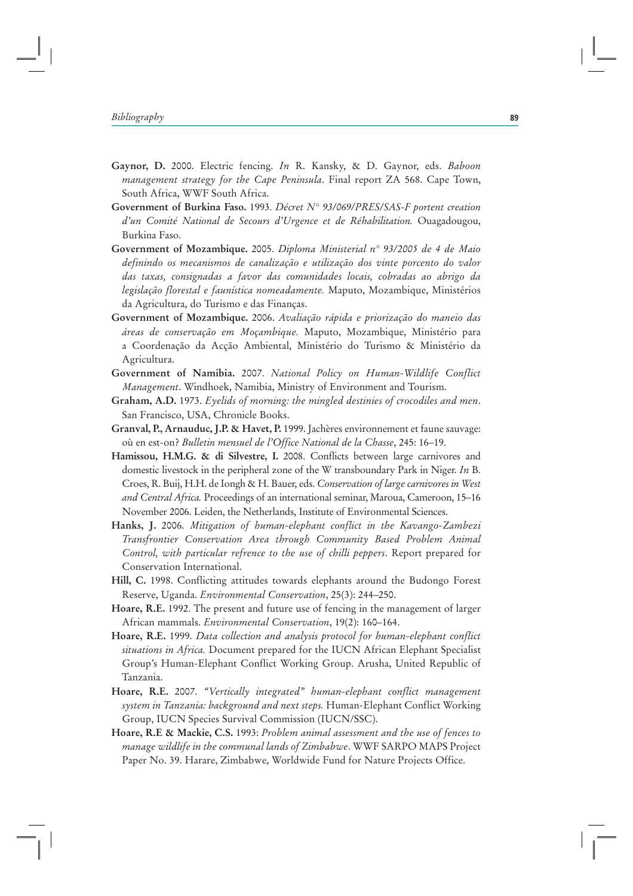**Gaynor, D.** 2000. Electric fencing. *In* R. Kansky, & D. Gaynor, eds. *Baboon management strategy for the Cape Peninsula*. Final report ZA 568. Cape Town, South Africa, WWF South Africa.

**Government of Burkina Faso.** 1993. *Décret N° 93/069/PRES/SAS-F portent creation d'un Comité National de Secours d'Urgence et de Réhabilitation.* Ouagadougou, Burkina Faso.

**Government of Mozambique.** 2005. *Diploma Ministerial n° 93/2005 de 4 de Maio definindo os mecanismos de canalização e utilização dos vinte porcento do valor das taxas, consignadas a favor das comunidades locais, cobradas ao abrigo da legislação florestal e faunística nomeadamente.* Maputo, Mozambique, Ministérios da Agricultura, do Turismo e das Finanças.

**Government of Mozambique.** 2006. *Avaliação rápida e priorização do maneio das áreas de conservação em Moçambique.* Maputo, Mozambique, Ministério para a Coordenação da Acção Ambiental, Ministério do Turismo & Ministério da Agricultura.

**Government of Namibia.** 2007. *National Policy on Human-Wildlife Conflict Management*. Windhoek, Namibia, Ministry of Environment and Tourism.

**Graham, A.D.** 1973. *Eyelids of morning: the mingled destinies of crocodiles and men*. San Francisco, USA, Chronicle Books.

**Granval, P., Arnauduc, J.P. & Havet, P.** 1999. Jachères environnement et faune sauvage: où en est-on? *Bulletin mensuel de l'Office National de la Chasse*, 245: 16–19.

**Hamissou, H.M.G. & di Silvestre, I.** 2008. Conflicts between large carnivores and domestic livestock in the peripheral zone of the W transboundary Park in Niger. *In* B. Croes, R. Buij, H.H. de Iongh & H. Bauer, eds. *Conservation of large carnivores in West and Central Africa.* Proceedings of an international seminar, Maroua, Cameroon, 15–16 November 2006. Leiden, the Netherlands, Institute of Environmental Sciences.

**Hanks, J.** 2006. *Mitigation of human-elephant conflict in the Kavango-Zambezi Transfrontier Conservation Area through Community Based Problem Animal Control, with particular refrence to the use of chilli peppers*. Report prepared for Conservation International.

**Hill, C.** 1998. Conflicting attitudes towards elephants around the Budongo Forest Reserve, Uganda. *Environmental Conservation*, 25(3): 244–250.

**Hoare, R.E.** 1992. The present and future use of fencing in the management of larger African mammals. *Environmental Conservation*, 19(2): 160–164.

**Hoare, R.E.** 1999. *Data collection and analysis protocol for human-elephant conflict situations in Africa.* Document prepared for the IUCN African Elephant Specialist Group's Human-Elephant Conflict Working Group. Arusha, United Republic of Tanzania.

**Hoare, R.E.** 2007. *"Vertically integrated" human-elephant conflict management system in Tanzania: background and next steps.* Human-Elephant Conflict Working Group, IUCN Species Survival Commission (IUCN/SSC).

**Hoare, R.E & Mackie, C.S.** 1993: *Problem animal assessment and the use of fences to manage wildlife in the communal lands of Zimbabwe*. WWF SARPO MAPS Project Paper No. 39. Harare, Zimbabwe, Worldwide Fund for Nature Projects Office.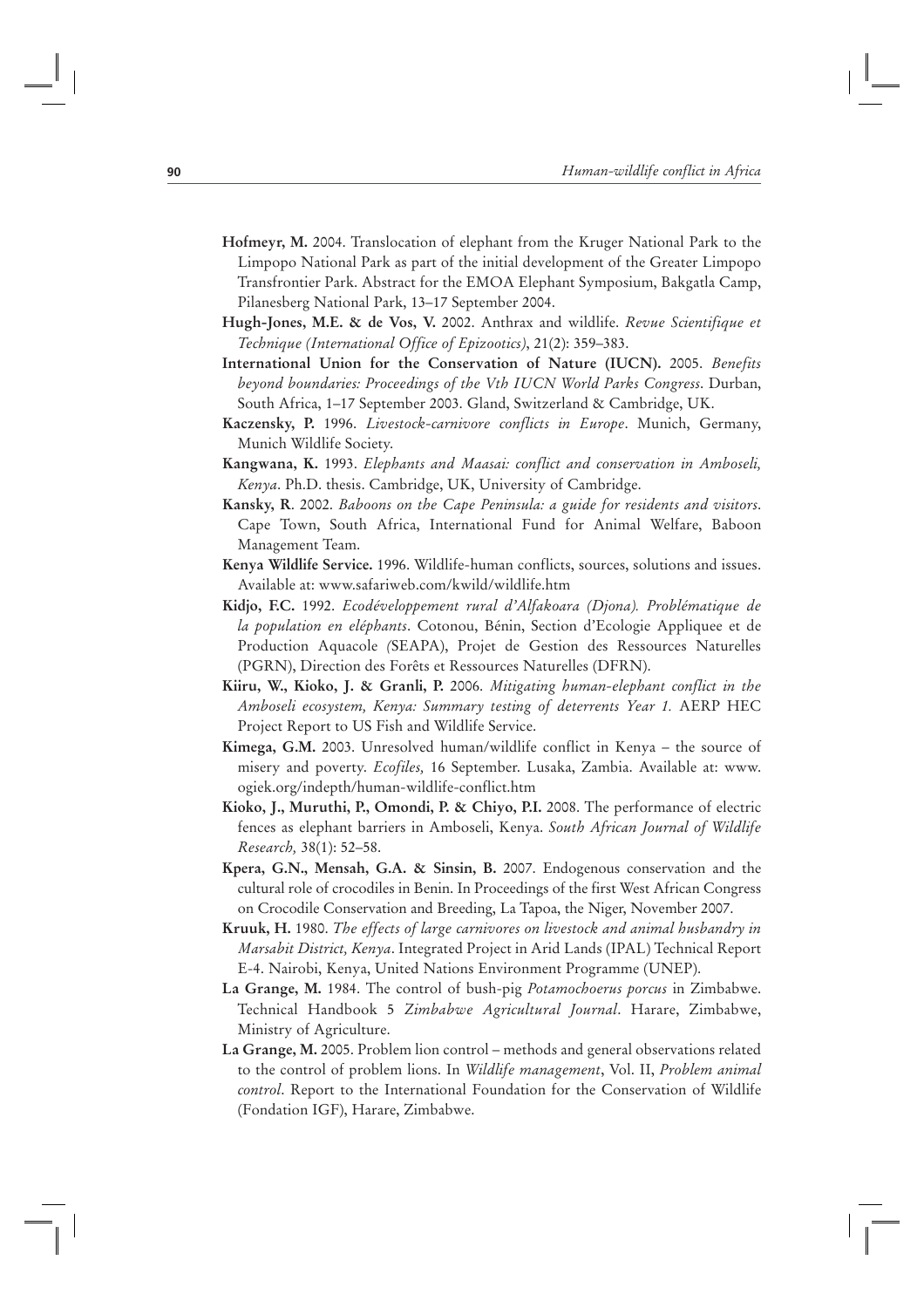**Hofmeyr, M.** 2004. Translocation of elephant from the Kruger National Park to the Limpopo National Park as part of the initial development of the Greater Limpopo Transfrontier Park. Abstract for the EMOA Elephant Symposium, Bakgatla Camp, Pilanesberg National Park, 13–17 September 2004.

**Hugh-Jones, M.E. & de Vos, V.** 2002. Anthrax and wildlife. *Revue Scientifique et Technique (International Office of Epizootics)*, 21(2): 359–383.

**International Union for the Conservation of Nature (IUCN).** 2005. *Benefits beyond boundaries: Proceedings of the Vth IUCN World Parks Congress*. Durban, South Africa, 1–17 September 2003. Gland, Switzerland & Cambridge, UK.

**Kaczensky, P.** 1996. *Livestock-carnivore conflicts in Europe*. Munich, Germany, Munich Wildlife Society.

**Kangwana, K.** 1993. *Elephants and Maasai: conflict and conservation in Amboseli, Kenya*. Ph.D. thesis. Cambridge, UK, University of Cambridge.

**Kansky, R**. 2002. *Baboons on the Cape Peninsula: a guide for residents and visitors*. Cape Town, South Africa, International Fund for Animal Welfare, Baboon Management Team.

**Kenya Wildlife Service.** 1996. Wildlife-human conflicts, sources, solutions and issues. Available at: www.safariweb.com/kwild/wildlife.htm

**Kidjo, F.C.** 1992. *Ecodéveloppement rural d'Alfakoara (Djona). Problématique de la population en eléphants*. Cotonou, Bénin, Section d'Ecologie Appliquee et de Production Aquacole (SEAPA), Projet de Gestion des Ressources Naturelles (PGRN), Direction des Forêts et Ressources Naturelles (DFRN).

**Kiiru, W., Kioko, J. & Granli, P.** 2006. *Mitigating human-elephant conflict in the Amboseli ecosystem, Kenya: Summary testing of deterrents Year 1.* AERP HEC Project Report to US Fish and Wildlife Service.

**Kimega, G.M.** 2003. Unresolved human/wildlife conflict in Kenya – the source of misery and poverty. *Ecofiles,* 16 September. Lusaka, Zambia. Available at: www.ogiek.org/indepth/human-wildlife-conflict.htm

**Kioko, J., Muruthi, P., Omondi, P. & Chiyo, P.I.** 2008. The performance of electric fences as elephant barriers in Amboseli, Kenya. *South African Journal of Wildlife Research,* 38(1): 52–58.

**Kpera, G.N., Mensah, G.A. & Sinsin, B.** 2007. Endogenous conservation and the cultural role of crocodiles in Benin. In Proceedings of the first West African Congress on Crocodile Conservation and Breeding, La Tapoa, the Niger, November 2007.

**Kruuk, H.** 1980. *The effects of large carnivores on livestock and animal husbandry in Marsabit District, Kenya*. Integrated Project in Arid Lands (IPAL) Technical Report E-4. Nairobi, Kenya, United Nations Environment Programme (UNEP).

**La Grange, M.** 1984. The control of bush-pig *Potamochoerus porcus* in Zimbabwe. Technical Handbook 5 *Zimbabwe Agricultural Journal*. Harare, Zimbabwe, Ministry of Agriculture.

**La Grange, M.** 2005. Problem lion control – methods and general observations related to the control of problem lions. In *Wildlife management*, Vol. II, *Problem animal control*. Report to the International Foundation for the Conservation of Wildlife (Fondation IGF), Harare, Zimbabwe.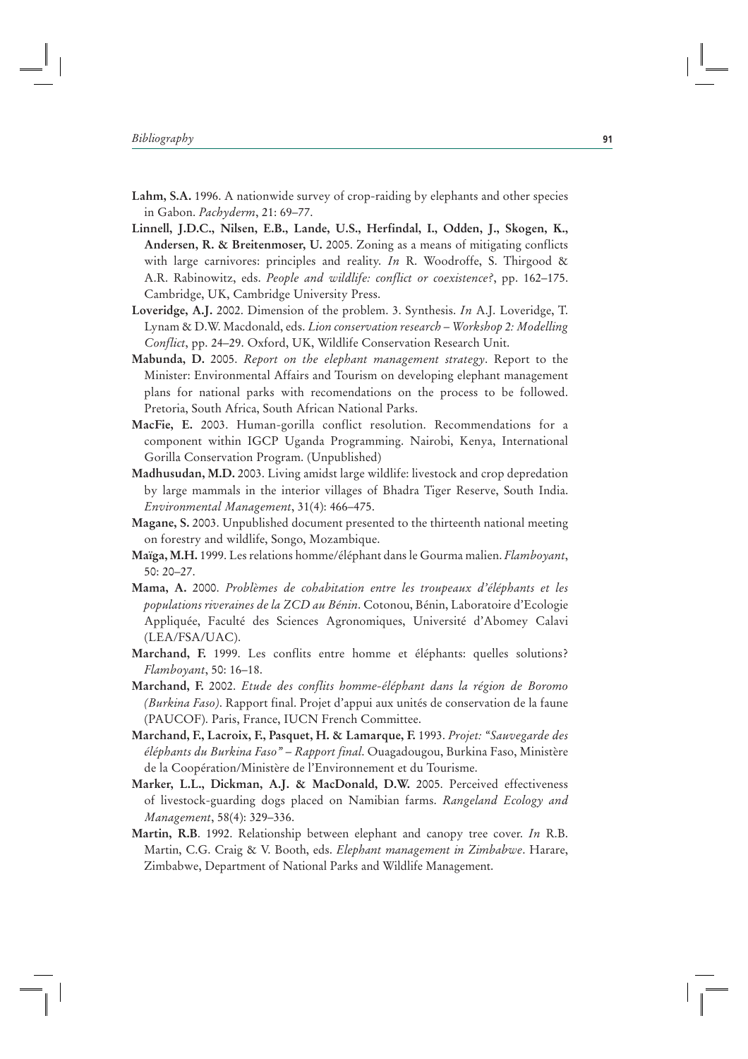**Lahm, S.A.** 1996. A nationwide survey of crop-raiding by elephants and other species in Gabon. *Pachyderm*, 21: 69–77.

**Linnell, J.D.C., Nilsen, E.B., Lande, U.S., Herfindal, I., Odden, J., Skogen, K., Andersen, R. & Breitenmoser, U.** 2005. Zoning as a means of mitigating conflicts with large carnivores: principles and reality. *In* R. Woodroffe, S. Thirgood & A.R. Rabinowitz, eds. *People and wildlife: conflict or coexistence?*, pp. 162–175. Cambridge, UK, Cambridge University Press.

**Loveridge, A.J.** 2002. Dimension of the problem. 3. Synthesis. *In* A.J. Loveridge, T. Lynam & D.W. Macdonald, eds. *Lion conservation research – Workshop 2: Modelling Conflict*, pp. 24–29. Oxford, UK, Wildlife Conservation Research Unit.

**Mabunda, D.** 2005. *Report on the elephant management strategy*. Report to the Minister: Environmental Affairs and Tourism on developing elephant management plans for national parks with recomendations on the process to be followed. Pretoria, South Africa, South African National Parks.

**MacFie, E.** 2003. Human-gorilla conflict resolution. Recommendations for a component within IGCP Uganda Programming. Nairobi, Kenya, International Gorilla Conservation Program. (Unpublished)

**Madhusudan, M.D.** 2003. Living amidst large wildlife: livestock and crop depredation by large mammals in the interior villages of Bhadra Tiger Reserve, South India. *Environmental Management*, 31(4): 466–475.

**Magane, S.** 2003. Unpublished document presented to the thirteenth national meeting on forestry and wildlife, Songo, Mozambique.

**Maïga, M.H.** 1999. Les relations homme/éléphant dans le Gourma malien. *Flamboyant*, 50: 20–27.

**Mama, A.** 2000. *Problèmes de cohabitation entre les troupeaux d'éléphants et les populations riveraines de la ZCD au Bénin*. Cotonou, Bénin, Laboratoire d'Ecologie Appliquée, Faculté des Sciences Agronomiques, Université d'Abomey Calavi (LEA/FSA/UAC).

**Marchand, F.** 1999. Les conflits entre homme et éléphants: quelles solutions? *Flamboyant*, 50: 16–18.

**Marchand, F.** 2002. *Etude des conflits homme-éléphant dans la région de Boromo (Burkina Faso)*. Rapport final. Projet d'appui aux unités de conservation de la faune (PAUCOF). Paris, France, IUCN French Committee.

**Marchand, F., Lacroix, F., Pasquet, H. & Lamarque, F.** 1993. *Projet: "Sauvegarde des éléphants du Burkina Faso" – Rapport final*. Ouagadougou, Burkina Faso, Ministère de la Coopération/Ministère de l'Environnement et du Tourisme.

**Marker, L.L., Dickman, A.J. & MacDonald, D.W.** 2005. Perceived effectiveness of livestock-guarding dogs placed on Namibian farms. *Rangeland Ecology and Management*, 58(4): 329–336.

**Martin, R.B**. 1992. Relationship between elephant and canopy tree cover. *In* R.B. Martin, C.G. Craig & V. Booth, eds. *Elephant management in Zimbabwe*. Harare, Zimbabwe, Department of National Parks and Wildlife Management.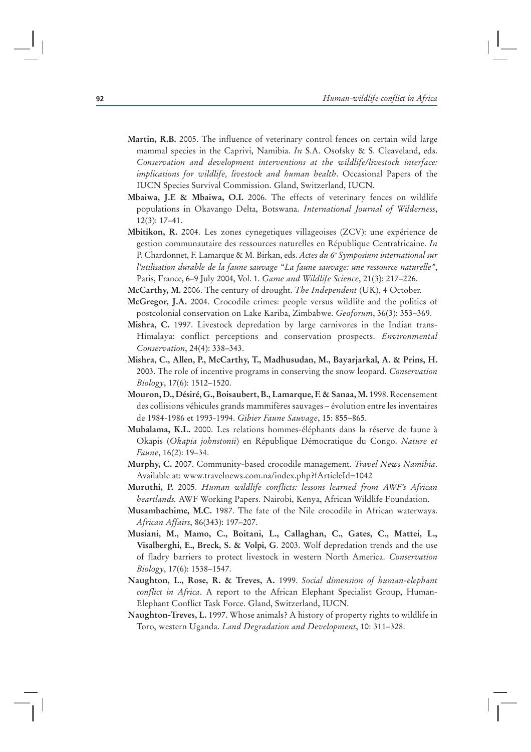**Martin, R.B.** 2005. The influence of veterinary control fences on certain wild large mammal species in the Caprivi, Namibia. *In* S.A. Osofsky & S. Cleaveland, eds. *Conservation and development interventions at the wildlife/livestock interface: implications for wildlife, livestock and human health*. Occasional Papers of the IUCN Species Survival Commission. Gland, Switzerland, IUCN.

**Mbaiwa, J.E & Mbaiwa, O.I.** 2006. The effects of veterinary fences on wildlife populations in Okavango Delta, Botswana. *International Journal of Wilderness*, 12(3): 17–41.

**Mbitikon, R.** 2004. Les zones cynegetiques villageoises (ZCV): une expérience de gestion communautaire des ressources naturelles en République Centrafricaine. *In* P. Chardonnet, F. Lamarque & M. Birkan, eds. *Actes du 6e Symposium international sur l'utilisation durable de la faune sauvage "La faune sauvage: une ressource naturelle"*, Paris, France, 6–9 July 2004, Vol. 1. *Game and Wildlife Science*, 21(3): 217–226.

**McCarthy, M.** 2006. The century of drought. *The Independent* (UK), 4 October.

**McGregor, J.A.** 2004. Crocodile crimes: people versus wildlife and the politics of postcolonial conservation on Lake Kariba, Zimbabwe. *Geoforum*, 36(3): 353–369.

**Mishra, C.** 1997. Livestock depredation by large carnivores in the Indian trans-Himalaya: conflict perceptions and conservation prospects. *Environmental Conservation*, 24(4): 338–343.

**Mishra, C., Allen, P., McCarthy, T., Madhusudan, M., Bayarjarkal, A. & Prins, H.** 2003. The role of incentive programs in conserving the snow leopard. *Conservation Biology*, 17(6): 1512–1520.

**Mouron, D., Désiré, G., Boisaubert, B., Lamarque, F. & Sanaa, M.** 1998. Recensement des collisions véhicules grands mammifères sauvages – évolution entre les inventaires de 1984-1986 et 1993-1994. *Gibier Faune Sauvage*, 15: 855–865.

**Mubalama, K.L.** 2000. Les relations hommes-éléphants dans la réserve de faune à Okapis (*Okapia johnstonii*) en République Démocratique du Congo. *Nature et Faune*, 16(2): 19–34.

**Murphy, C.** 2007. Community-based crocodile management. *Travel News Namibia*. Available at: www.travelnews.com.na/index.php?fArticleId=1042

**Muruthi, P.** 2005. *Human wildlife conflicts: lessons learned from AWF's African heartlands.* AWF Working Papers. Nairobi, Kenya, African Wildlife Foundation.

**Musambachime, M.C.** 1987. The fate of the Nile crocodile in African waterways. *African Affairs*, 86(343): 197–207.

**Musiani, M., Mamo, C., Boitani, L., Callaghan, C., Gates, C., Mattei, L., Visalberghi, E., Breck, S. & Volpi, G**. 2003. Wolf depredation trends and the use of fladry barriers to protect livestock in western North America. *Conservation Biology*, 17(6): 1538–1547.

**Naughton, L., Rose, R. & Treves, A.** 1999. *Social dimension of human-elephant conflict in Africa*. A report to the African Elephant Specialist Group, Human-Elephant Conflict Task Force. Gland, Switzerland, IUCN.

**Naughton-Treves, L.** 1997. Whose animals? A history of property rights to wildlife in Toro, western Uganda. *Land Degradation and Development*, 10: 311–328.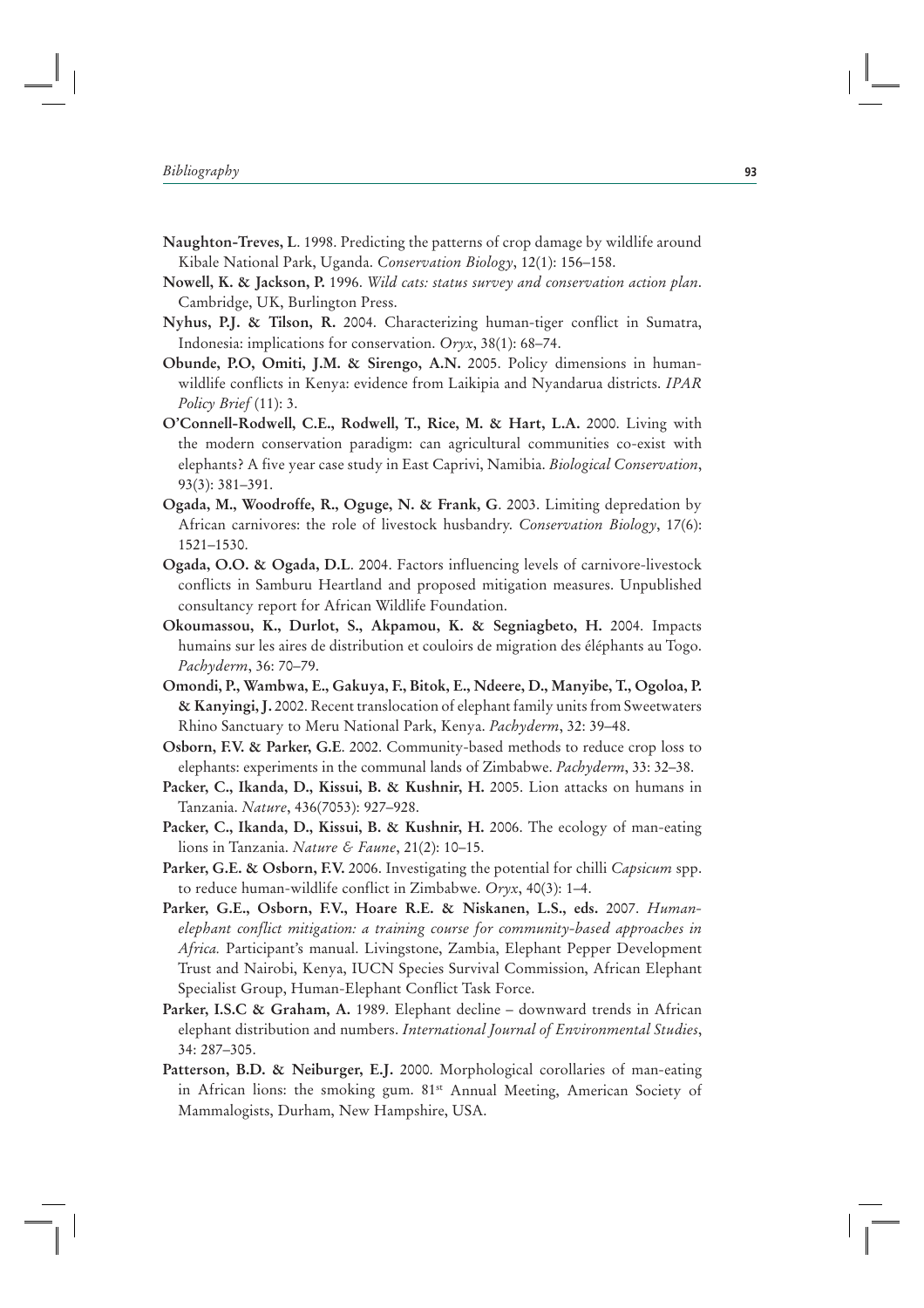**Naughton-Treves, L**. 1998. Predicting the patterns of crop damage by wildlife around Kibale National Park, Uganda. *Conservation Biology*, 12(1): 156–158.

**Nowell, K. & Jackson, P.** 1996. *Wild cats: status survey and conservation action plan*. Cambridge, UK, Burlington Press.

**Nyhus, P.J. & Tilson, R.** 2004. Characterizing human-tiger conflict in Sumatra, Indonesia: implications for conservation. *Oryx*, 38(1): 68–74.

**Obunde, P.O, Omiti, J.M. & Sirengo, A.N.** 2005. Policy dimensions in human-wildlife conflicts in Kenya: evidence from Laikipia and Nyandarua districts. *IPAR Policy Brief* (11): 3.

**O'Connell-Rodwell, C.E., Rodwell, T., Rice, M. & Hart, L.A.** 2000. Living with the modern conservation paradigm: can agricultural communities co-exist with elephants? A five year case study in East Caprivi, Namibia. *Biological Conservation*, 93(3): 381–391.

**Ogada, M., Woodroffe, R., Oguge, N. & Frank, G**. 2003. Limiting depredation by African carnivores: the role of livestock husbandry. *Conservation Biology*, 17(6): 1521–1530.

**Ogada, O.O. & Ogada, D.L**. 2004. Factors influencing levels of carnivore-livestock conflicts in Samburu Heartland and proposed mitigation measures. Unpublished consultancy report for African Wildlife Foundation.

**Okoumassou, K., Durlot, S., Akpamou, K. & Segniagbeto, H.** 2004. Impacts humains sur les aires de distribution et couloirs de migration des éléphants au Togo. *Pachyderm*, 36: 70–79.

**Omondi, P., Wambwa, E., Gakuya, F., Bitok, E., Ndeere, D., Manyibe, T., Ogoloa, P. & Kanyingi, J.** 2002. Recent translocation of elephant family units from Sweetwaters Rhino Sanctuary to Meru National Park, Kenya. *Pachyderm*, 32: 39–48.

**Osborn, F.V. & Parker, G.E**. 2002. Community-based methods to reduce crop loss to elephants: experiments in the communal lands of Zimbabwe. *Pachyderm*, 33: 32–38.

**Packer, C., Ikanda, D., Kissui, B. & Kushnir, H.** 2005. Lion attacks on humans in Tanzania. *Nature*, 436(7053): 927–928.

**Packer, C., Ikanda, D., Kissui, B. & Kushnir, H.** 2006. The ecology of man-eating lions in Tanzania. *Nature & Faune*, 21(2): 10–15.

**Parker, G.E. & Osborn, F.V.** 2006. Investigating the potential for chilli *Capsicum* spp. to reduce human-wildlife conflict in Zimbabwe. *Oryx*, 40(3): 1–4.

**Parker, G.E., Osborn, F.V., Hoare R.E. & Niskanen, L.S., eds.** 2007. *Human-elephant conflict mitigation: a training course for community-based approaches in Africa.* Participant's manual. Livingstone, Zambia, Elephant Pepper Development Trust and Nairobi, Kenya, IUCN Species Survival Commission, African Elephant Specialist Group, Human-Elephant Conflict Task Force.

**Parker, I.S.C & Graham, A.** 1989. Elephant decline – downward trends in African elephant distribution and numbers. *International Journal of Environmental Studies*, 34: 287–305.

**Patterson, B.D. & Neiburger, E.J.** 2000. Morphological corollaries of man-eating in African lions: the smoking gum. 81st Annual Meeting, American Society of Mammalogists, Durham, New Hampshire, USA.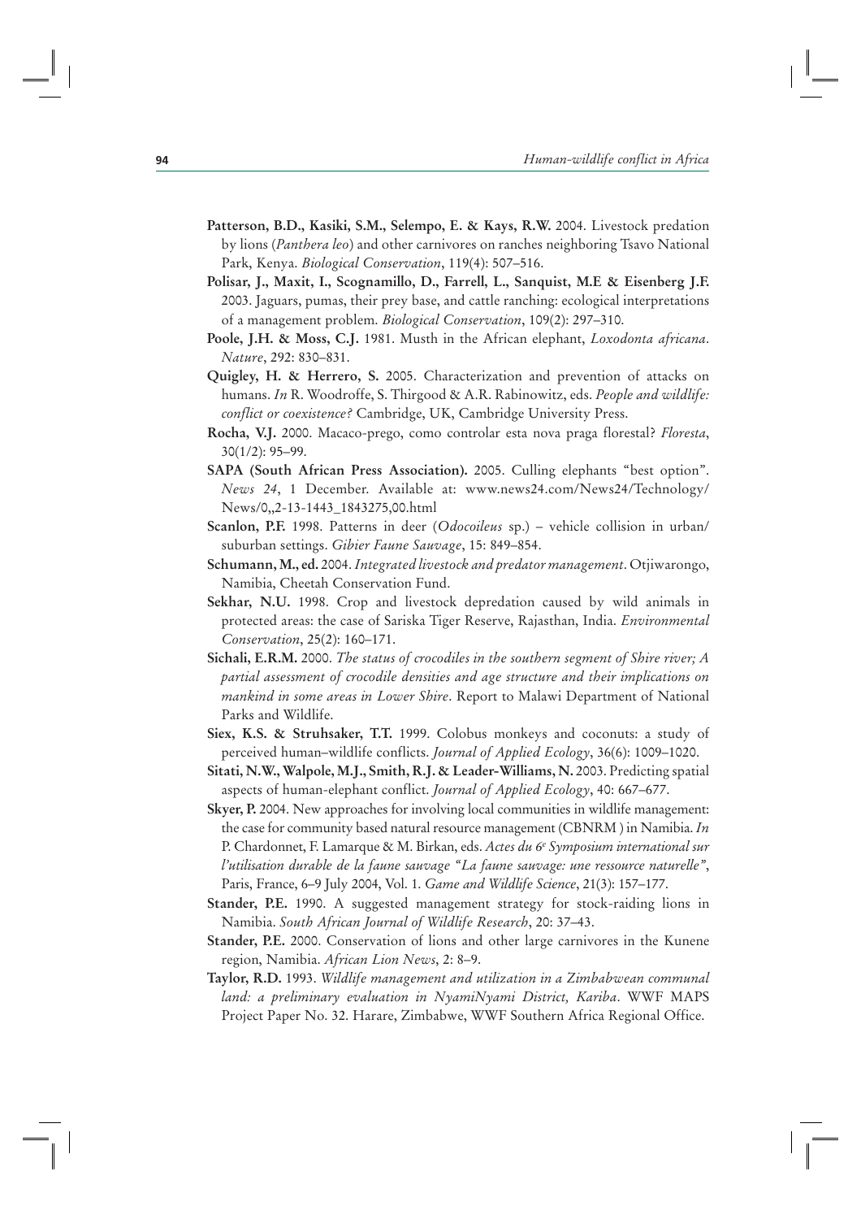**Patterson, B.D., Kasiki, S.M., Selempo, E. & Kays, R.W.** 2004. Livestock predation by lions (*Panthera leo*) and other carnivores on ranches neighboring Tsavo National Park, Kenya. *Biological Conservation*, 119(4): 507–516.

**Polisar, J., Maxit, I., Scognamillo, D., Farrell, L., Sanquist, M.E & Eisenberg J.F.** 2003. Jaguars, pumas, their prey base, and cattle ranching: ecological interpretations of a management problem. *Biological Conservation*, 109(2): 297–310.

**Poole, J.H. & Moss, C.J.** 1981. Musth in the African elephant, *Loxodonta africana*. *Nature*, 292: 830–831.

**Quigley, H. & Herrero, S.** 2005. Characterization and prevention of attacks on humans. *In* R. Woodroffe, S. Thirgood & A.R. Rabinowitz, eds. *People and wildlife: conflict or coexistence?* Cambridge, UK, Cambridge University Press.

**Rocha, V.J.** 2000. Macaco-prego, como controlar esta nova praga florestal? *Floresta*, 30(1/2): 95–99.

**SAPA (South African Press Association).** 2005. Culling elephants "best option". *News 24*, 1 December. Available at: www.news24.com/News24/Technology/News/0,,2-13-1443_1843275,00.html

**Scanlon, P.F.** 1998. Patterns in deer (*Odocoileus* sp.) – vehicle collision in urban/suburban settings. *Gibier Faune Sauvage*, 15: 849–854.

**Schumann, M., ed.** 2004. *Integrated livestock and predator management*. Otjiwarongo, Namibia, Cheetah Conservation Fund.

**Sekhar, N.U.** 1998. Crop and livestock depredation caused by wild animals in protected areas: the case of Sariska Tiger Reserve, Rajasthan, India. *Environmental Conservation*, 25(2): 160–171.

**Sichali, E.R.M.** 2000. *The status of crocodiles in the southern segment of Shire river; A partial assessment of crocodile densities and age structure and their implications on mankind in some areas in Lower Shire*. Report to Malawi Department of National Parks and Wildlife.

**Siex, K.S. & Struhsaker, T.T.** 1999. Colobus monkeys and coconuts: a study of perceived human–wildlife conflicts. *Journal of Applied Ecology*, 36(6): 1009–1020.

**Sitati, N.W., Walpole, M.J., Smith, R.J. & Leader-Williams, N.** 2003. Predicting spatial aspects of human-elephant conflict. *Journal of Applied Ecology*, 40: 667–677.

**Skyer, P.** 2004. New approaches for involving local communities in wildlife management: the case for community based natural resource management (CBNRM ) in Namibia. *In* P. Chardonnet, F. Lamarque & M. Birkan, eds. *Actes du 6e Symposium international sur l'utilisation durable de la faune sauvage "La faune sauvage: une ressource naturelle"*, Paris, France, 6–9 July 2004, Vol. 1. *Game and Wildlife Science*, 21(3): 157–177.

**Stander, P.E.** 1990. A suggested management strategy for stock-raiding lions in Namibia. *South African Journal of Wildlife Research*, 20: 37–43.

**Stander, P.E.** 2000. Conservation of lions and other large carnivores in the Kunene region, Namibia. *African Lion News*, 2: 8–9.

**Taylor, R.D.** 1993. *Wildlife management and utilization in a Zimbabwean communal land: a preliminary evaluation in NyamiNyami District, Kariba*. WWF MAPS Project Paper No. 32. Harare, Zimbabwe, WWF Southern Africa Regional Office.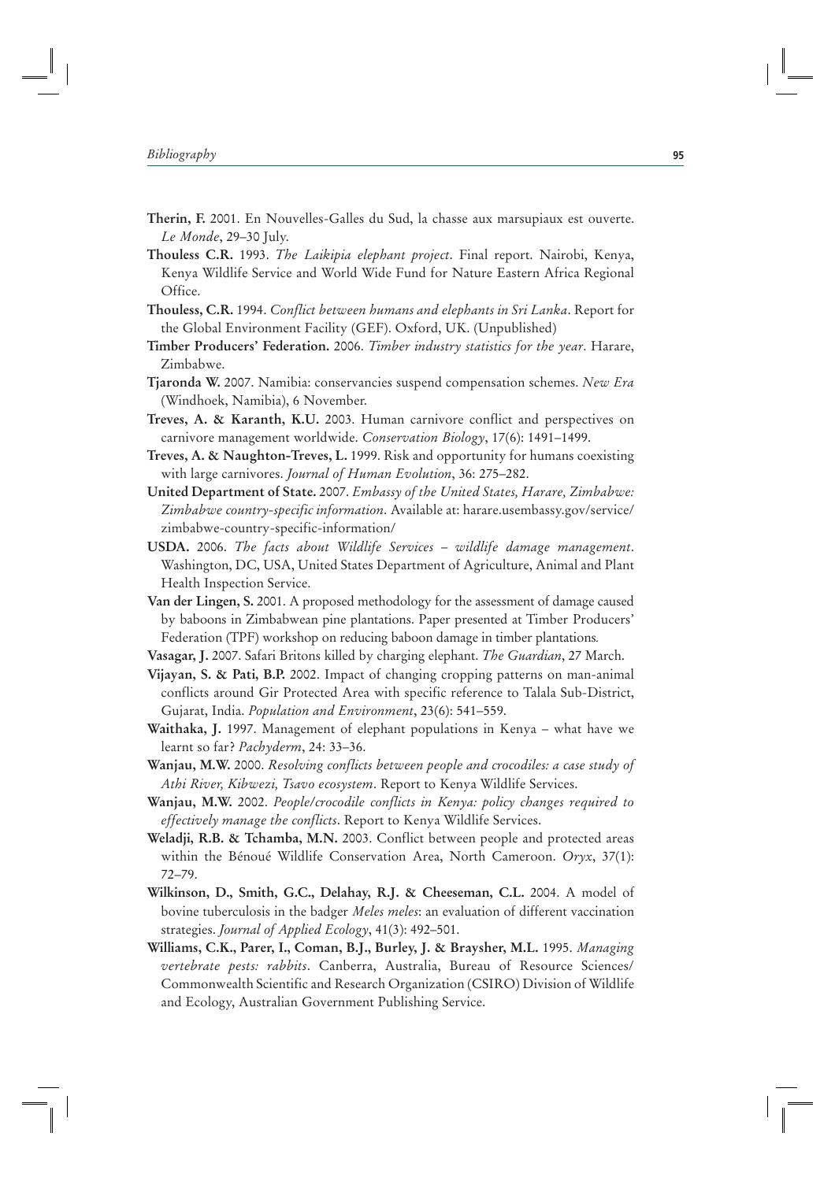**Therin, F.** 2001. En Nouvelles-Galles du Sud, la chasse aux marsupiaux est ouverte. *Le Monde*, 29–30 July.

**Thouless C.R.** 1993. *The Laikipia elephant project*. Final report. Nairobi, Kenya, Kenya Wildlife Service and World Wide Fund for Nature Eastern Africa Regional Office.

**Thouless, C.R.** 1994. *Conflict between humans and elephants in Sri Lanka*. Report for the Global Environment Facility (GEF). Oxford, UK. (Unpublished)

**Timber Producers' Federation.** 2006. *Timber industry statistics for the year*. Harare, Zimbabwe.

**Tjaronda W.** 2007. Namibia: conservancies suspend compensation schemes. *New Era* (Windhoek, Namibia), 6 November.

**Treves, A. & Karanth, K.U.** 2003. Human carnivore conflict and perspectives on carnivore management worldwide. *Conservation Biology*, 17(6): 1491–1499.

**Treves, A. & Naughton-Treves, L.** 1999. Risk and opportunity for humans coexisting with large carnivores. *Journal of Human Evolution*, 36: 275–282.

**United Department of State.** 2007. *Embassy of the United States, Harare, Zimbabwe: Zimbabwe country-specific information*. Available at: harare.usembassy.gov/service/zimbabwe-country-specific-information/

**USDA.** 2006. *The facts about Wildlife Services – wildlife damage management*. Washington, DC, USA, United States Department of Agriculture, Animal and Plant Health Inspection Service.

**Van der Lingen, S.** 2001. A proposed methodology for the assessment of damage caused by baboons in Zimbabwean pine plantations. Paper presented at Timber Producers' Federation (TPF) workshop on reducing baboon damage in timber plantations.

**Vasagar, J.** 2007. Safari Britons killed by charging elephant. *The Guardian*, 27 March.

**Vijayan, S. & Pati, B.P.** 2002. Impact of changing cropping patterns on man-animal conflicts around Gir Protected Area with specific reference to Talala Sub-District, Gujarat, India. *Population and Environment*, 23(6): 541–559.

**Waithaka, J.** 1997. Management of elephant populations in Kenya – what have we learnt so far? *Pachyderm*, 24: 33–36.

**Wanjau, M.W.** 2000. *Resolving conflicts between people and crocodiles: a case study of Athi River, Kibwezi, Tsavo ecosystem*. Report to Kenya Wildlife Services.

**Wanjau, M.W.** 2002. *People/crocodile conflicts in Kenya: policy changes required to effectively manage the conflicts*. Report to Kenya Wildlife Services.

**Weladji, R.B. & Tchamba, M.N.** 2003. Conflict between people and protected areas within the Bénoué Wildlife Conservation Area, North Cameroon. *Oryx*, 37(1): 72–79.

**Wilkinson, D., Smith, G.C., Delahay, R.J. & Cheeseman, C.L.** 2004. A model of bovine tuberculosis in the badger *Meles meles*: an evaluation of different vaccination strategies. *Journal of Applied Ecology*, 41(3): 492–501.

**Williams, C.K., Parer, I., Coman, B.J., Burley, J. & Braysher, M.L.** 1995. *Managing vertebrate pests: rabbits*. Canberra, Australia, Bureau of Resource Sciences/ Commonwealth Scientific and Research Organization (CSIRO) Division of Wildlife and Ecology, Australian Government Publishing Service.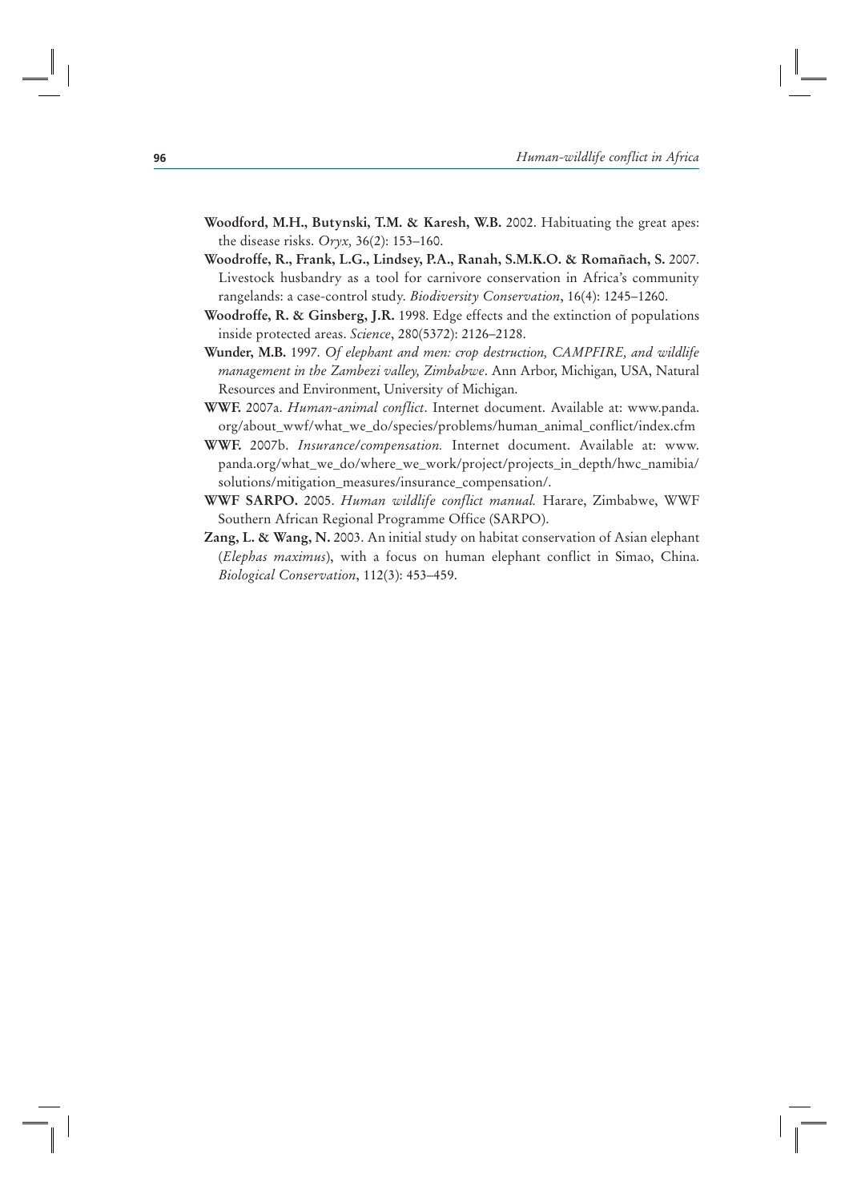**Woodford, M.H., Butynski, T.M. & Karesh, W.B.** 2002. Habituating the great apes: the disease risks. *Oryx,* 36(2): 153–160.

**Woodroffe, R., Frank, L.G., Lindsey, P.A., Ranah, S.M.K.O. & Romañach, S.** 2007. Livestock husbandry as a tool for carnivore conservation in Africa's community rangelands: a case-control study. *Biodiversity Conservation*, 16(4): 1245–1260.

**Woodroffe, R. & Ginsberg, J.R.** 1998. Edge effects and the extinction of populations inside protected areas. *Science*, 280(5372): 2126–2128.

**Wunder, M.B.** 1997. *Of elephant and men: crop destruction, CAMPFIRE, and wildlife management in the Zambezi valley, Zimbabwe*. Ann Arbor, Michigan, USA, Natural Resources and Environment, University of Michigan.

**WWF.** 2007a. *Human-animal conflict*. Internet document. Available at: www.panda.org/about_wwf/what_we_do/species/problems/human_animal_conflict/index.cfm

**WWF.** 2007b. *Insurance/compensation.* Internet document. Available at: www.panda.org/what_we_do/where_we_work/project/projects_in_depth/hwc_namibia/solutions/mitigation_measures/insurance_compensation/.

**WWF SARPO.** 2005. *Human wildlife conflict manual.* Harare, Zimbabwe, WWF Southern African Regional Programme Office (SARPO).

**Zang, L. & Wang, N.** 2003. An initial study on habitat conservation of Asian elephant (*Elephas maximus*), with a focus on human elephant conflict in Simao, China. *Biological Conservation*, 112(3): 453–459.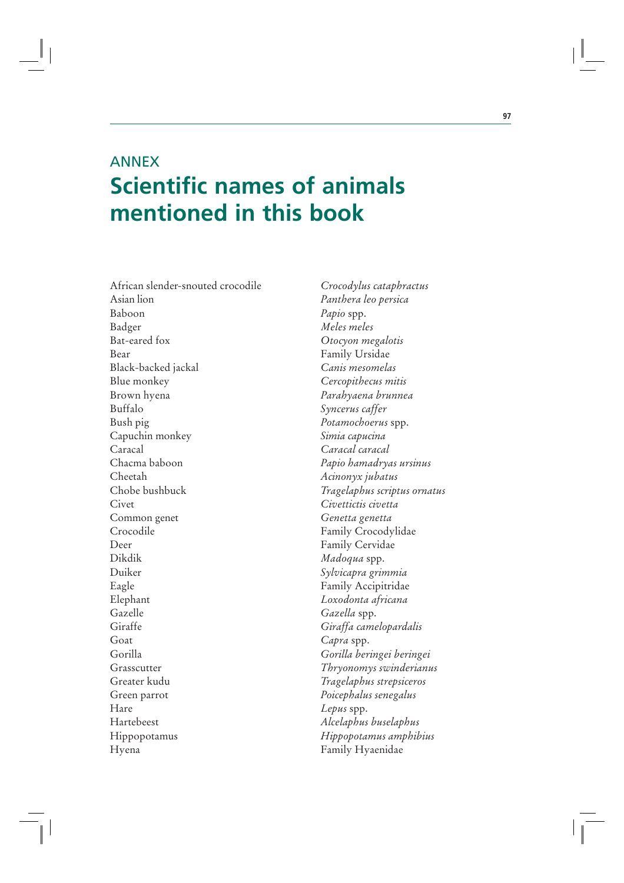## ANNEX

# Scientific names of animals mentioned in this book

| | |
|---|---|
| African slender-snouted crocodile | *Crocodylus cataphractus* |
| Asian lion | *Panthera leo persica* |
| Baboon | *Papio* spp. |
| Badger | *Meles meles* |
| Bat-eared fox | *Otocyon megalotis* |
| Bear | Family Ursidae |
| Black-backed jackal | *Canis mesomelas* |
| Blue monkey | *Cercopithecus mitis* |
| Brown hyena | *Parahyaena brunnea* |
| Buffalo | *Syncerus caffer* |
| Bush pig | *Potamochoerus* spp. |
| Capuchin monkey | *Simia capucina* |
| Caracal | *Caracal caracal* |
| Chacma baboon | *Papio hamadryas ursinus* |
| Cheetah | *Acinonyx jubatus* |
| Chobe bushbuck | *Tragelaphus scriptus ornatus* |
| Civet | *Civettictis civetta* |
| Common genet | *Genetta genetta* |
| Crocodile | Family Crocodylidae |
| Deer | Family Cervidae |
| Dikdik | *Madoqua* spp. |
| Duiker | *Sylvicapra grimmia* |
| Eagle | Family Accipitridae |
| Elephant | *Loxodonta africana* |
| Gazelle | *Gazella* spp. |
| Giraffe | *Giraffa camelopardalis* |
| Goat | *Capra* spp. |
| Gorilla | *Gorilla beringei beringei* |
| Grasscutter | *Thryonomys swinderianus* |
| Greater kudu | *Tragelaphus strepsiceros* |
| Green parrot | *Poicephalus senegalus* |
| Hare | *Lepus* spp. |
| Hartebeest | *Alcelaphus buselaphus* |
| Hippopotamus | *Hippopotamus amphibius* |
| Hyena | Family Hyaenidae |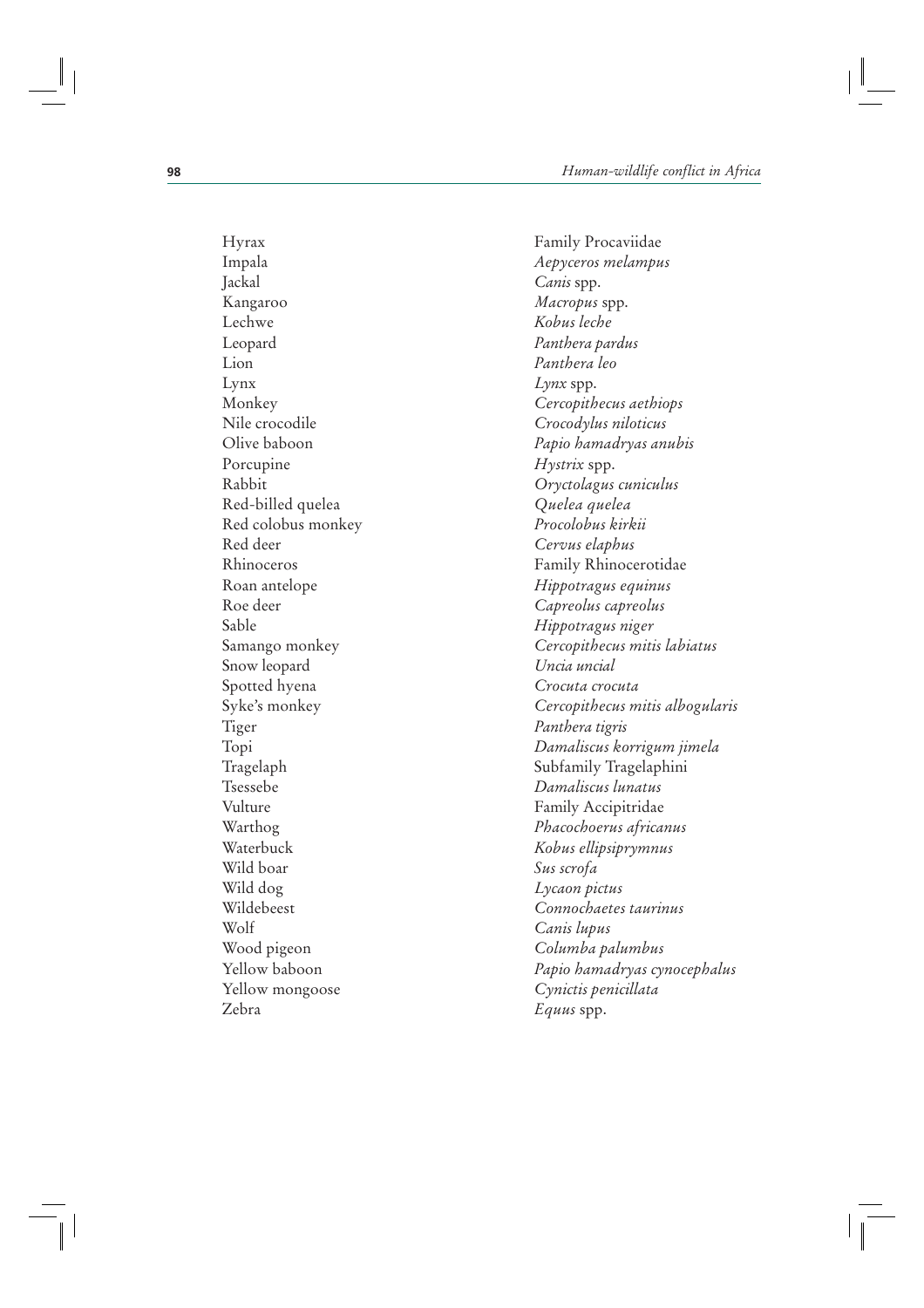| | |
|---|---|
| Hyrax | Family Procaviidae |
| Impala | *Aepyceros melampus* |
| Jackal | *Canis* spp. |
| Kangaroo | *Macropus* spp. |
| Lechwe | *Kobus leche* |
| Leopard | *Panthera pardus* |
| Lion | *Panthera leo* |
| Lynx | *Lynx* spp. |
| Monkey | *Cercopithecus aethiops* |
| Nile crocodile | *Crocodylus niloticus* |
| Olive baboon | *Papio hamadryas anubis* |
| Porcupine | *Hystrix* spp. |
| Rabbit | *Oryctolagus cuniculus* |
| Red-billed quelea | *Quelea quelea* |
| Red colobus monkey | *Procolobus kirkii* |
| Red deer | *Cervus elaphus* |
| Rhinoceros | Family Rhinocerotidae |
| Roan antelope | *Hippotragus equinus* |
| Roe deer | *Capreolus capreolus* |
| Sable | *Hippotragus niger* |
| Samango monkey | *Cercopithecus mitis labiatus* |
| Snow leopard | *Uncia uncial* |
| Spotted hyena | *Crocuta crocuta* |
| Syke's monkey | *Cercopithecus mitis albogularis* |
| Tiger | *Panthera tigris* |
| Topi | *Damaliscus korrigum jimela* |
| Tragelaph | Subfamily Tragelaphini |
| Tsessebe | *Damaliscus lunatus* |
| Vulture | Family Accipitridae |
| Warthog | *Phacochoerus africanus* |
| Waterbuck | *Kobus ellipsiprymnus* |
| Wild boar | *Sus scrofa* |
| Wild dog | *Lycaon pictus* |
| Wildebeest | *Connochaetes taurinus* |
| Wolf | *Canis lupus* |
| Wood pigeon | *Columba palumbus* |
| Yellow baboon | *Papio hamadryas cynocephalus* |
| Yellow mongoose | *Cynictis penicillata* |
| Zebra | *Equus* spp. |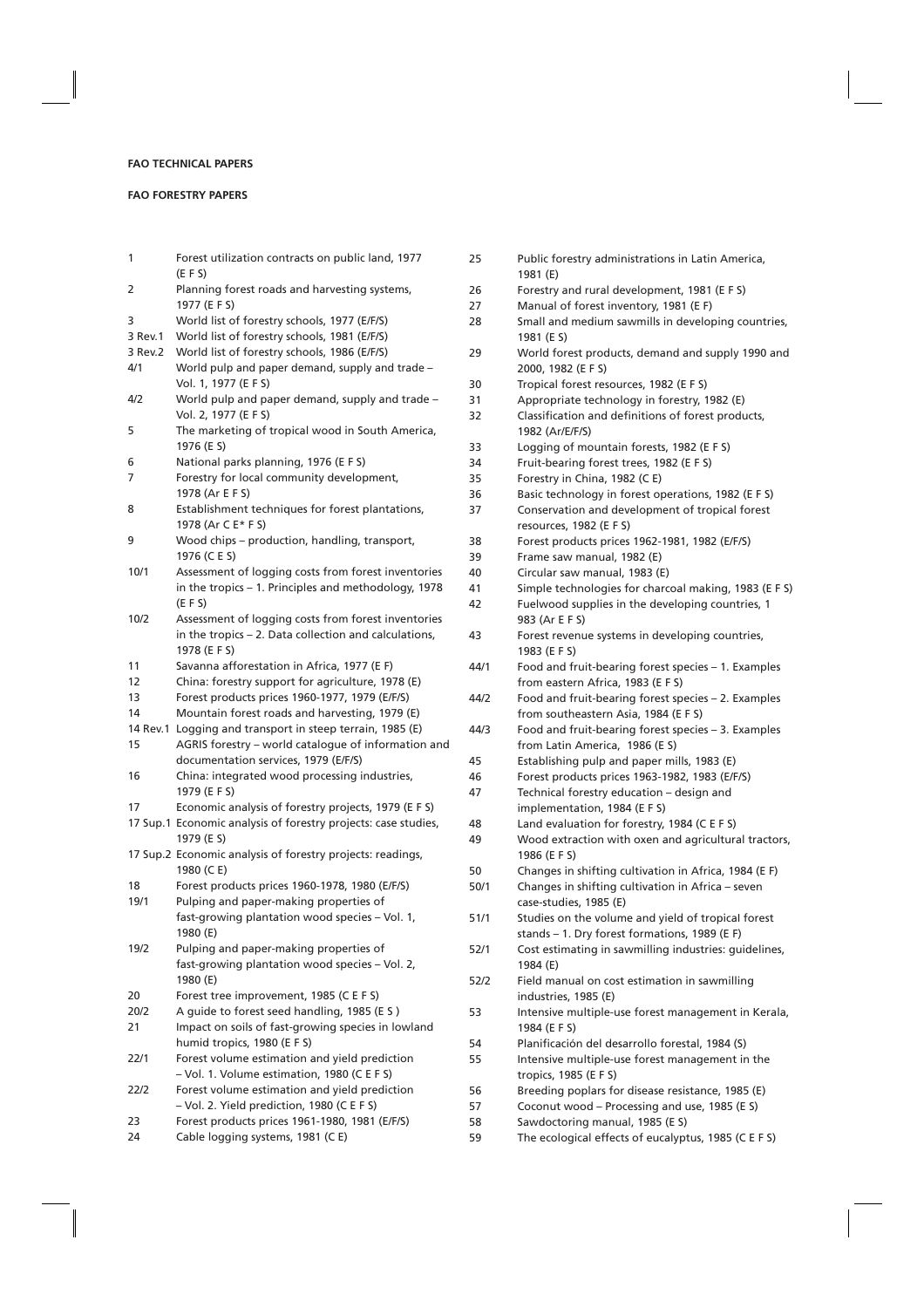**FAO TECHNICAL PAPERS**

**FAO FORESTRY PAPERS**

1 Forest utilization contracts on public land, 1977 (E F S)
2 Planning forest roads and harvesting systems, 1977 (E F S)
3 World list of forestry schools, 1977 (E/F/S)
3 Rev.1 World list of forestry schools, 1981 (E/F/S)
3 Rev.2 World list of forestry schools, 1986 (E/F/S)
4/1 World pulp and paper demand, supply and trade – Vol. 1, 1977 (E F S)
4/2 World pulp and paper demand, supply and trade – Vol. 2, 1977 (E F S)
5 The marketing of tropical wood in South America, 1976 (E S)
6 National parks planning, 1976 (E F S)
7 Forestry for local community development, 1978 (Ar E F S)
8 Establishment techniques for forest plantations, 1978 (Ar C E* F S)
9 Wood chips – production, handling, transport, 1976 (C E S)
10/1 Assessment of logging costs from forest inventories in the tropics – 1. Principles and methodology, 1978 (E F S)
10/2 Assessment of logging costs from forest inventories in the tropics – 2. Data collection and calculations, 1978 (E F S)
11 Savanna afforestation in Africa, 1977 (E F)
12 China: forestry support for agriculture, 1978 (E)
13 Forest products prices 1960-1977, 1979 (E/F/S)
14 Mountain forest roads and harvesting, 1979 (E)
14 Rev.1 Logging and transport in steep terrain, 1985 (E)
15 AGRIS forestry – world catalogue of information and documentation services, 1979 (E/F/S)
16 China: integrated wood processing industries, 1979 (E F S)
17 Economic analysis of forestry projects, 1979 (E F S)
17 Sup.1 Economic analysis of forestry projects: case studies, 1979 (E S)
17 Sup.2 Economic analysis of forestry projects: readings, 1980 (C E)
18 Forest products prices 1960-1978, 1980 (E/F/S)
19/1 Pulping and paper-making properties of fast-growing plantation wood species – Vol. 1, 1980 (E)
19/2 Pulping and paper-making properties of fast-growing plantation wood species – Vol. 2, 1980 (E)
20 Forest tree improvement, 1985 (C E F S)
20/2 A guide to forest seed handling, 1985 (E S )
21 Impact on soils of fast-growing species in lowland humid tropics, 1980 (E F S)
22/1 Forest volume estimation and yield prediction – Vol. 1. Volume estimation, 1980 (C E F S)
22/2 Forest volume estimation and yield prediction – Vol. 2. Yield prediction, 1980 (C E F S)
23 Forest products prices 1961-1980, 1981 (E/F/S)
24 Cable logging systems, 1981 (C E)
25 Public forestry administrations in Latin America, 1981 (E)
26 Forestry and rural development, 1981 (E F S)
27 Manual of forest inventory, 1981 (E F)
28 Small and medium sawmills in developing countries, 1981 (E S)
29 World forest products, demand and supply 1990 and 2000, 1982 (E F S)
30 Tropical forest resources, 1982 (E F S)
31 Appropriate technology in forestry, 1982 (E)
32 Classification and definitions of forest products, 1982 (Ar/E/F/S)
33 Logging of mountain forests, 1982 (E F S)
34 Fruit-bearing forest trees, 1982 (E F S)
35 Forestry in China, 1982 (C E)
36 Basic technology in forest operations, 1982 (E F S)
37 Conservation and development of tropical forest resources, 1982 (E F S)
38 Forest products prices 1962-1981, 1982 (E/F/S)
39 Frame saw manual, 1982 (E)
40 Circular saw manual, 1983 (E)
41 Simple technologies for charcoal making, 1983 (E F S)
42 Fuelwood supplies in the developing countries, 1 983 (Ar E F S)
43 Forest revenue systems in developing countries, 1983 (E F S)
44/1 Food and fruit-bearing forest species – 1. Examples from eastern Africa, 1983 (E F S)
44/2 Food and fruit-bearing forest species – 2. Examples from southeastern Asia, 1984 (E F S)
44/3 Food and fruit-bearing forest species – 3. Examples from Latin America, 1986 (E S)
45 Establishing pulp and paper mills, 1983 (E)
46 Forest products prices 1963-1982, 1983 (E/F/S)
47 Technical forestry education – design and implementation, 1984 (E F S)
48 Land evaluation for forestry, 1984 (C E F S)
49 Wood extraction with oxen and agricultural tractors, 1986 (E F S)
50 Changes in shifting cultivation in Africa, 1984 (E F)
50/1 Changes in shifting cultivation in Africa – seven case-studies, 1985 (E)
51/1 Studies on the volume and yield of tropical forest stands – 1. Dry forest formations, 1989 (E F)
52/1 Cost estimating in sawmilling industries: guidelines, 1984 (E)
52/2 Field manual on cost estimation in sawmilling industries, 1985 (E)
53 Intensive multiple-use forest management in Kerala, 1984 (E F S)
54 Planificación del desarrollo forestal, 1984 (S)
55 Intensive multiple-use forest management in the tropics, 1985 (E F S)
56 Breeding poplars for disease resistance, 1985 (E)
57 Coconut wood – Processing and use, 1985 (E S)
58 Sawdoctoring manual, 1985 (E S)
59 The ecological effects of eucalyptus, 1985 (C E F S)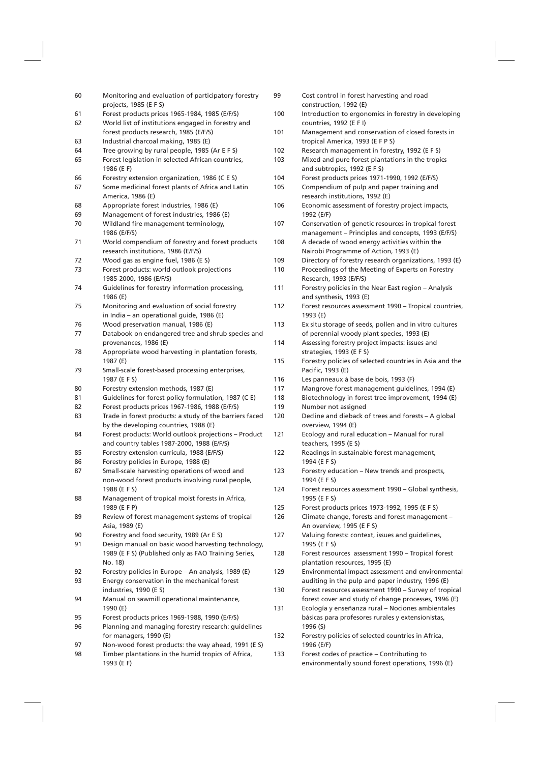60 Monitoring and evaluation of participatory forestry projects, 1985 (E F S)
61 Forest products prices 1965-1984, 1985 (E/F/S)
62 World list of institutions engaged in forestry and forest products research, 1985 (E/F/S)
63 Industrial charcoal making, 1985 (E)
64 Tree growing by rural people, 1985 (Ar E F S)
65 Forest legislation in selected African countries, 1986 (E F)
66 Forestry extension organization, 1986 (C E S)
67 Some medicinal forest plants of Africa and Latin America, 1986 (E)
68 Appropriate forest industries, 1986 (E)
69 Management of forest industries, 1986 (E)
70 Wildland fire management terminology, 1986 (E/F/S)
71 World compendium of forestry and forest products research institutions, 1986 (E/F/S)
72 Wood gas as engine fuel, 1986 (E S)
73 Forest products: world outlook projections 1985-2000, 1986 (E/F/S)
74 Guidelines for forestry information processing, 1986 (E)
75 Monitoring and evaluation of social forestry in India – an operational guide, 1986 (E)
76 Wood preservation manual, 1986 (E)
77 Databook on endangered tree and shrub species and provenances, 1986 (E)
78 Appropriate wood harvesting in plantation forests, 1987 (E)
79 Small-scale forest-based processing enterprises, 1987 (E F S)
80 Forestry extension methods, 1987 (E)
81 Guidelines for forest policy formulation, 1987 (C E)
82 Forest products prices 1967-1986, 1988 (E/F/S)
83 Trade in forest products: a study of the barriers faced by the developing countries, 1988 (E)
84 Forest products: World outlook projections – Product and country tables 1987-2000, 1988 (E/F/S)
85 Forestry extension curricula, 1988 (E/F/S)
86 Forestry policies in Europe, 1988 (E)
87 Small-scale harvesting operations of wood and non-wood forest products involving rural people, 1988 (E F S)
88 Management of tropical moist forests in Africa, 1989 (E F P)
89 Review of forest management systems of tropical Asia, 1989 (E)
90 Forestry and food security, 1989 (Ar E S)
91 Design manual on basic wood harvesting technology, 1989 (E F S) (Published only as FAO Training Series, No. 18)
92 Forestry policies in Europe – An analysis, 1989 (E)
93 Energy conservation in the mechanical forest industries, 1990 (E S)
94 Manual on sawmill operational maintenance, 1990 (E)
95 Forest products prices 1969-1988, 1990 (E/F/S)
96 Planning and managing forestry research: guidelines for managers, 1990 (E)
97 Non-wood forest products: the way ahead, 1991 (E S)
98 Timber plantations in the humid tropics of Africa, 1993 (E F)
99 Cost control in forest harvesting and road construction, 1992 (E)
100 Introduction to ergonomics in forestry in developing countries, 1992 (E F I)
101 Management and conservation of closed forests in tropical America, 1993 (E F P S)
102 Research management in forestry, 1992 (E F S)
103 Mixed and pure forest plantations in the tropics and subtropics, 1992 (E F S)
104 Forest products prices 1971-1990, 1992 (E/F/S)
105 Compendium of pulp and paper training and research institutions, 1992 (E)
106 Economic assessment of forestry project impacts, 1992 (E/F)
107 Conservation of genetic resources in tropical forest management – Principles and concepts, 1993 (E/F/S)
108 A decade of wood energy activities within the Nairobi Programme of Action, 1993 (E)
109 Directory of forestry research organizations, 1993 (E)
110 Proceedings of the Meeting of Experts on Forestry Research, 1993 (E/F/S)
111 Forestry policies in the Near East region – Analysis and synthesis, 1993 (E)
112 Forest resources assessment 1990 – Tropical countries, 1993 (E)
113 Ex situ storage of seeds, pollen and in vitro cultures of perennial woody plant species, 1993 (E)
114 Assessing forestry project impacts: issues and strategies, 1993 (E F S)
115 Forestry policies of selected countries in Asia and the Pacific, 1993 (E)
116 Les panneaux à base de bois, 1993 (F)
117 Mangrove forest management guidelines, 1994 (E)
118 Biotechnology in forest tree improvement, 1994 (E)
119 Number not assigned
120 Decline and dieback of trees and forests – A global overview, 1994 (E)
121 Ecology and rural education – Manual for rural teachers, 1995 (E S)
122 Readings in sustainable forest management, 1994 (E F S)
123 Forestry education – New trends and prospects, 1994 (E F S)
124 Forest resources assessment 1990 – Global synthesis, 1995 (E F S)
125 Forest products prices 1973-1992, 1995 (E F S)
126 Climate change, forests and forest management – An overview, 1995 (E F S)
127 Valuing forests: context, issues and guidelines, 1995 (E F S)
128 Forest resources assessment 1990 – Tropical forest plantation resources, 1995 (E)
129 Environmental impact assessment and environmental auditing in the pulp and paper industry, 1996 (E)
130 Forest resources assessment 1990 – Survey of tropical forest cover and study of change processes, 1996 (E)
131 Ecología y enseñanza rural – Nociones ambientales básicas para profesores rurales y extensionistas, 1996 (S)
132 Forestry policies of selected countries in Africa, 1996 (E/F)
133 Forest codes of practice – Contributing to environmentally sound forest operations, 1996 (E)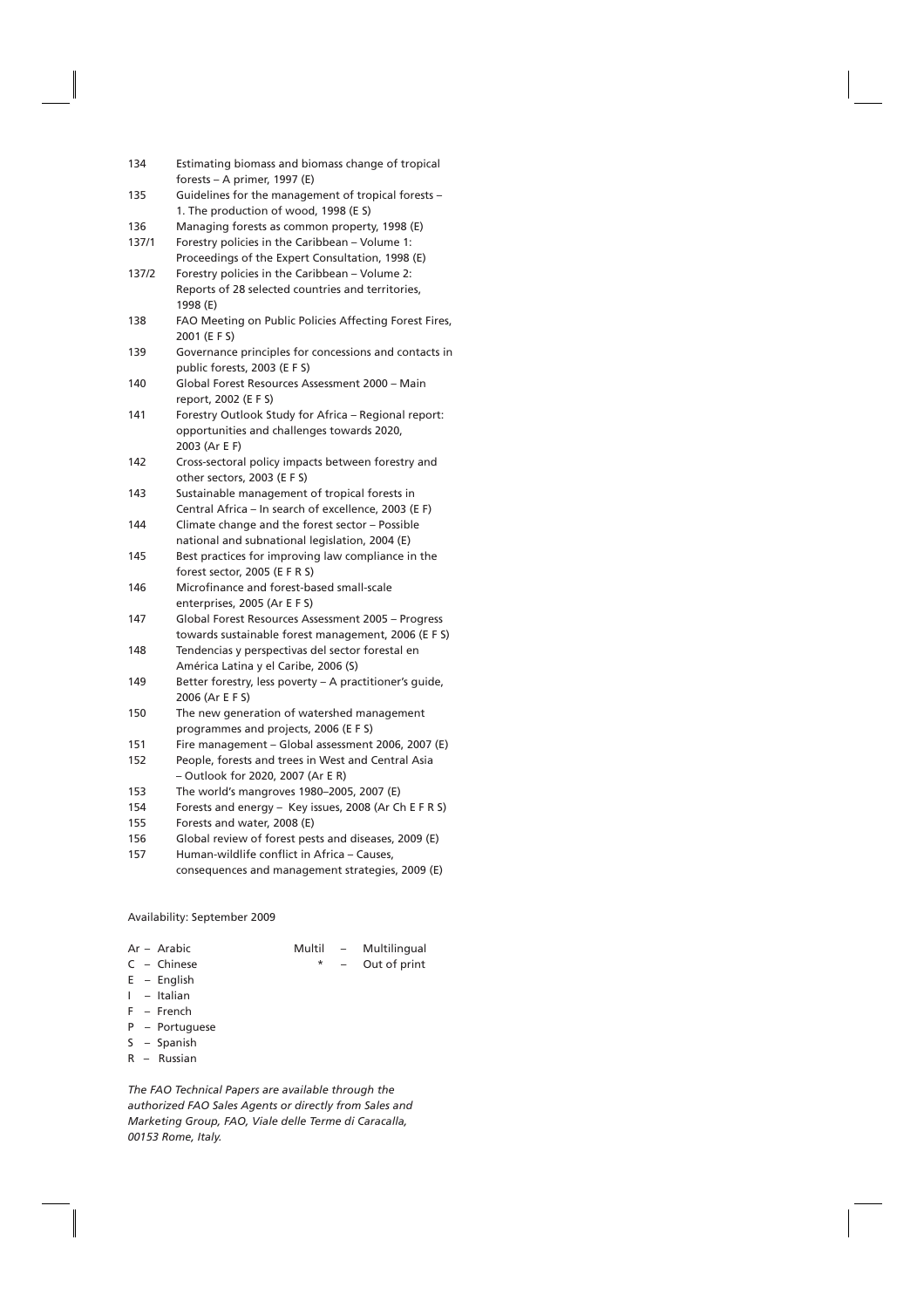| | |
|---|---|
| 134 | Estimating biomass and biomass change of tropical forests – A primer, 1997 (E) |
| 135 | Guidelines for the management of tropical forests – 1. The production of wood, 1998 (E S) |
| 136 | Managing forests as common property, 1998 (E) |
| 137/1 | Forestry policies in the Caribbean – Volume 1: Proceedings of the Expert Consultation, 1998 (E) |
| 137/2 | Forestry policies in the Caribbean – Volume 2: Reports of 28 selected countries and territories, 1998 (E) |
| 138 | FAO Meeting on Public Policies Affecting Forest Fires, 2001 (E F S) |
| 139 | Governance principles for concessions and contacts in public forests, 2003 (E F S) |
| 140 | Global Forest Resources Assessment 2000 – Main report, 2002 (E F S) |
| 141 | Forestry Outlook Study for Africa – Regional report: opportunities and challenges towards 2020, 2003 (Ar E F) |
| 142 | Cross-sectoral policy impacts between forestry and other sectors, 2003 (E F S) |
| 143 | Sustainable management of tropical forests in Central Africa – In search of excellence, 2003 (E F) |
| 144 | Climate change and the forest sector – Possible national and subnational legislation, 2004 (E) |
| 145 | Best practices for improving law compliance in the forest sector, 2005 (E F R S) |
| 146 | Microfinance and forest-based small-scale enterprises, 2005 (Ar E F S) |
| 147 | Global Forest Resources Assessment 2005 – Progress towards sustainable forest management, 2006 (E F S) |
| 148 | Tendencias y perspectivas del sector forestal en América Latina y el Caribe, 2006 (S) |
| 149 | Better forestry, less poverty – A practitioner's guide, 2006 (Ar E F S) |
| 150 | The new generation of watershed management programmes and projects, 2006 (E F S) |
| 151 | Fire management – Global assessment 2006, 2007 (E) |
| 152 | People, forests and trees in West and Central Asia – Outlook for 2020, 2007 (Ar E R) |
| 153 | The world's mangroves 1980–2005, 2007 (E) |
| 154 | Forests and energy – Key issues, 2008 (Ar Ch E F R S) |
| 155 | Forests and water, 2008 (E) |
| 156 | Global review of forest pests and diseases, 2009 (E) |
| 157 | Human-wildlife conflict in Africa – Causes, consequences and management strategies, 2009 (E) |

Availability: September 2009

| | | |
|---|---|---|
| Ar – Arabic | Multil – | Multilingual |
| C – Chinese | * – | Out of print |
| E – English | | |
| I – Italian | | |
| F – French | | |
| P – Portuguese | | |
| S – Spanish | | |
| R – Russian | | |

*The FAO Technical Papers are available through the authorized FAO Sales Agents or directly from Sales and Marketing Group, FAO, Viale delle Terme di Caracalla, 00153 Rome, Italy.*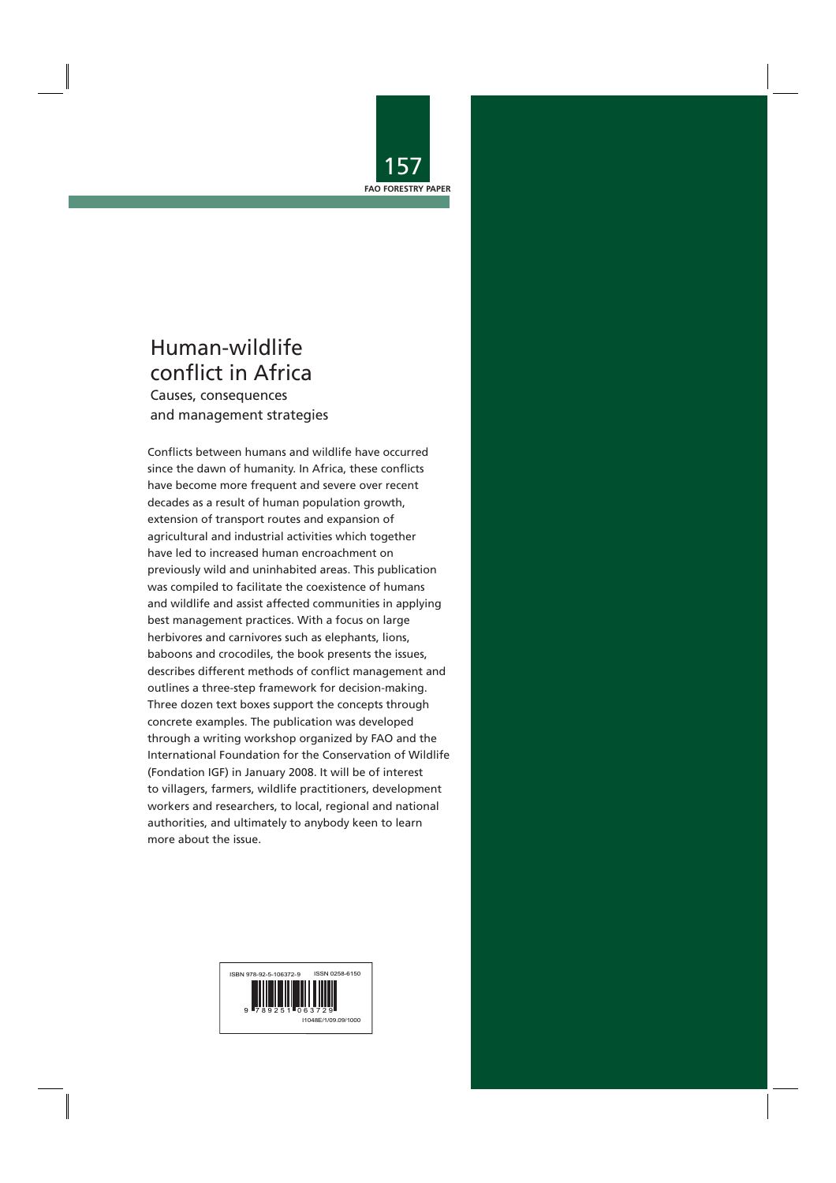157

FAO FORESTRY PAPER

# Human-wildlife conflict in Africa

## Causes, consequences and management strategies

Conflicts between humans and wildlife have occurred since the dawn of humanity. In Africa, these conflicts have become more frequent and severe over recent decades as a result of human population growth, extension of transport routes and expansion of agricultural and industrial activities which together have led to increased human encroachment on previously wild and uninhabited areas. This publication was compiled to facilitate the coexistence of humans and wildlife and assist affected communities in applying best management practices. With a focus on large herbivores and carnivores such as elephants, lions, baboons and crocodiles, the book presents the issues, describes different methods of conflict management and outlines a three-step framework for decision-making. Three dozen text boxes support the concepts through concrete examples. The publication was developed through a writing workshop organized by FAO and the International Foundation for the Conservation of Wildlife (Fondation IGF) in January 2008. It will be of interest to villagers, farmers, wildlife practitioners, development workers and researchers, to local, regional and national authorities, and ultimately to anybody keen to learn more about the issue.

ISBN 978-92-5-106372-9 ISSN 0258-6150

9 789251 063729

I1048E/1/09.09/1000